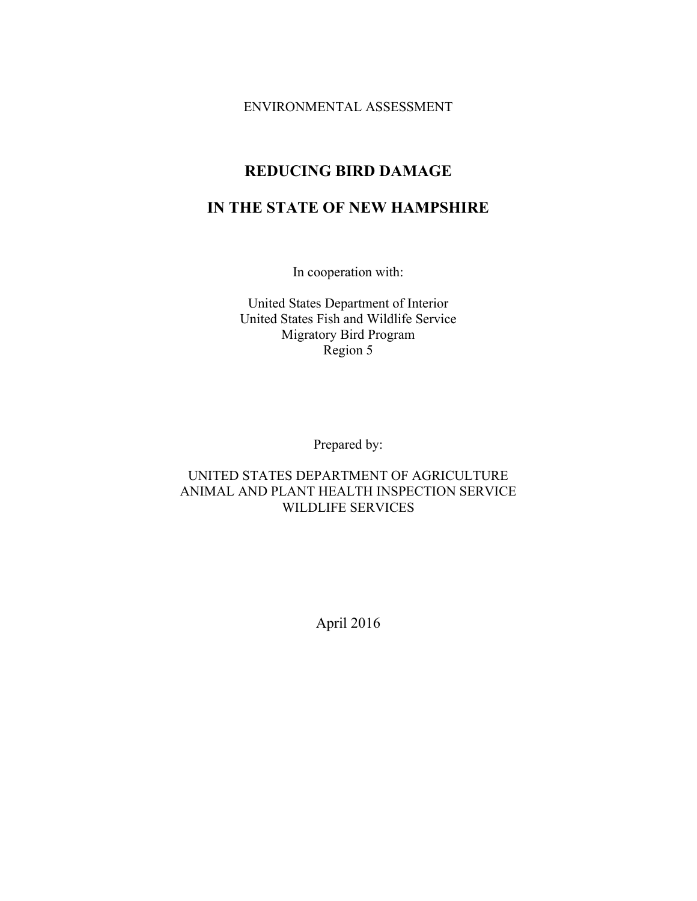ENVIRONMENTAL ASSESSMENT

# REDUCING BIRD DAMAGE

# IN THE STATE OF NEW HAMPSHIRE

In cooperation with:

United States Department of Interior
United States Fish and Wildlife Service
Migratory Bird Program
Region 5

Prepared by:

UNITED STATES DEPARTMENT OF AGRICULTURE
ANIMAL AND PLANT HEALTH INSPECTION SERVICE
WILDLIFE SERVICES

April 2016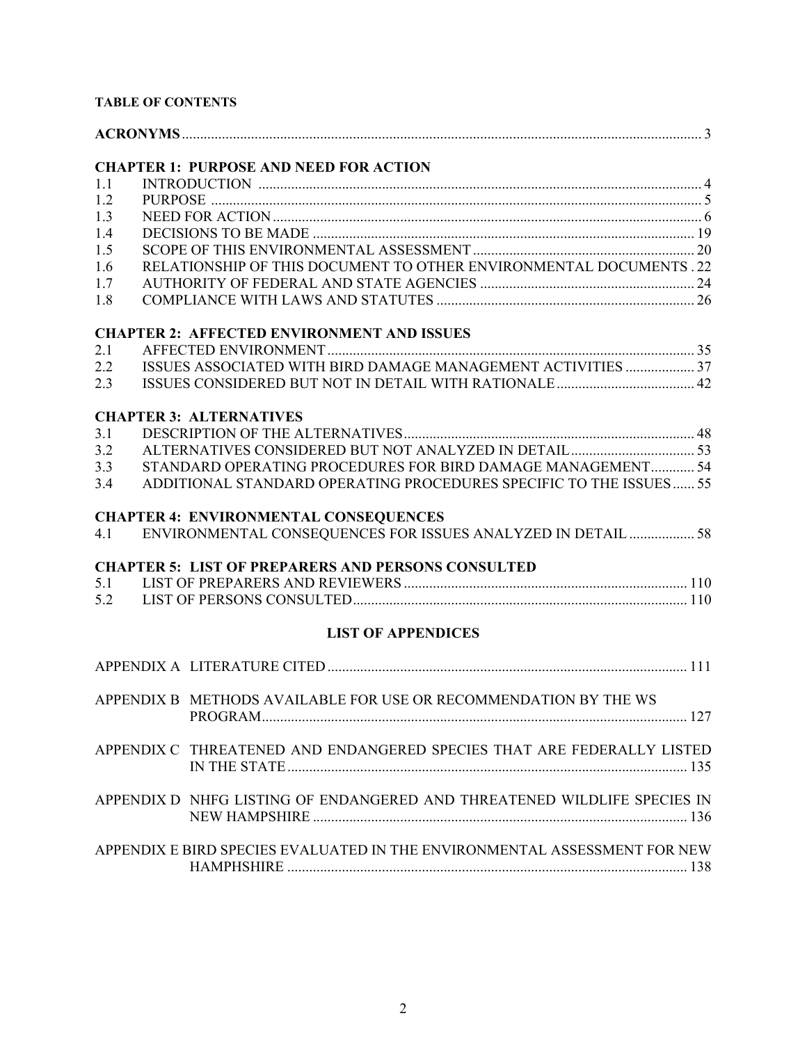**TABLE OF CONTENTS**

**ACRONYMS** ... 3

**CHAPTER 1: PURPOSE AND NEED FOR ACTION**

1.1 INTRODUCTION ... 4
1.2 PURPOSE ... 5
1.3 NEED FOR ACTION ... 6
1.4 DECISIONS TO BE MADE ... 19
1.5 SCOPE OF THIS ENVIRONMENTAL ASSESSMENT ... 20
1.6 RELATIONSHIP OF THIS DOCUMENT TO OTHER ENVIRONMENTAL DOCUMENTS ... 22
1.7 AUTHORITY OF FEDERAL AND STATE AGENCIES ... 24
1.8 COMPLIANCE WITH LAWS AND STATUTES ... 26

**CHAPTER 2: AFFECTED ENVIRONMENT AND ISSUES**

2.1 AFFECTED ENVIRONMENT ... 35
2.2 ISSUES ASSOCIATED WITH BIRD DAMAGE MANAGEMENT ACTIVITIES ... 37
2.3 ISSUES CONSIDERED BUT NOT IN DETAIL WITH RATIONALE ... 42

**CHAPTER 3: ALTERNATIVES**

3.1 DESCRIPTION OF THE ALTERNATIVES ... 48
3.2 ALTERNATIVES CONSIDERED BUT NOT ANALYZED IN DETAIL ... 53
3.3 STANDARD OPERATING PROCEDURES FOR BIRD DAMAGE MANAGEMENT ... 54
3.4 ADDITIONAL STANDARD OPERATING PROCEDURES SPECIFIC TO THE ISSUES ... 55

**CHAPTER 4: ENVIRONMENTAL CONSEQUENCES**

4.1 ENVIRONMENTAL CONSEQUENCES FOR ISSUES ANALYZED IN DETAIL ... 58

**CHAPTER 5: LIST OF PREPARERS AND PERSONS CONSULTED**

5.1 LIST OF PREPARERS AND REVIEWERS ... 110
5.2 LIST OF PERSONS CONSULTED ... 110

**LIST OF APPENDICES**

APPENDIX A LITERATURE CITED ... 111

APPENDIX B METHODS AVAILABLE FOR USE OR RECOMMENDATION BY THE WS PROGRAM ... 127

APPENDIX C THREATENED AND ENDANGERED SPECIES THAT ARE FEDERALLY LISTED IN THE STATE ... 135

APPENDIX D NHFG LISTING OF ENDANGERED AND THREATENED WILDLIFE SPECIES IN NEW HAMPSHIRE ... 136

APPENDIX E BIRD SPECIES EVALUATED IN THE ENVIRONMENTAL ASSESSMENT FOR NEW HAMPHSHIRE ... 138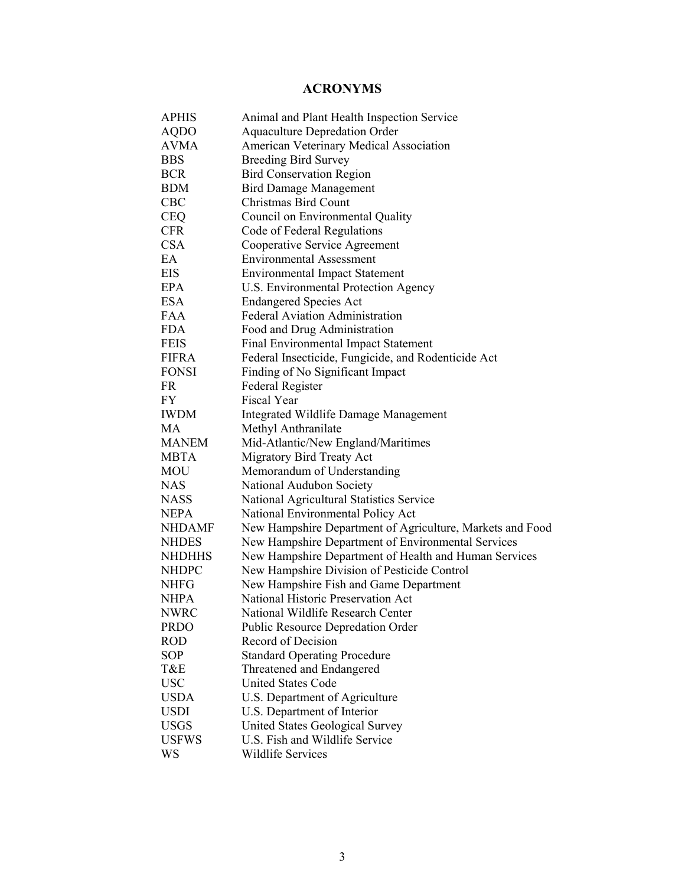# ACRONYMS

| | |
|---|---|
| APHIS | Animal and Plant Health Inspection Service |
| AQDO | Aquaculture Depredation Order |
| AVMA | American Veterinary Medical Association |
| BBS | Breeding Bird Survey |
| BCR | Bird Conservation Region |
| BDM | Bird Damage Management |
| CBC | Christmas Bird Count |
| CEQ | Council on Environmental Quality |
| CFR | Code of Federal Regulations |
| CSA | Cooperative Service Agreement |
| EA | Environmental Assessment |
| EIS | Environmental Impact Statement |
| EPA | U.S. Environmental Protection Agency |
| ESA | Endangered Species Act |
| FAA | Federal Aviation Administration |
| FDA | Food and Drug Administration |
| FEIS | Final Environmental Impact Statement |
| FIFRA | Federal Insecticide, Fungicide, and Rodenticide Act |
| FONSI | Finding of No Significant Impact |
| FR | Federal Register |
| FY | Fiscal Year |
| IWDM | Integrated Wildlife Damage Management |
| MA | Methyl Anthranilate |
| MANEM | Mid-Atlantic/New England/Maritimes |
| MBTA | Migratory Bird Treaty Act |
| MOU | Memorandum of Understanding |
| NAS | National Audubon Society |
| NASS | National Agricultural Statistics Service |
| NEPA | National Environmental Policy Act |
| NHDAMF | New Hampshire Department of Agriculture, Markets and Food |
| NHDES | New Hampshire Department of Environmental Services |
| NHDHHS | New Hampshire Department of Health and Human Services |
| NHDPC | New Hampshire Division of Pesticide Control |
| NHFG | New Hampshire Fish and Game Department |
| NHPA | National Historic Preservation Act |
| NWRC | National Wildlife Research Center |
| PRDO | Public Resource Depredation Order |
| ROD | Record of Decision |
| SOP | Standard Operating Procedure |
| T&E | Threatened and Endangered |
| USC | United States Code |
| USDA | U.S. Department of Agriculture |
| USDI | U.S. Department of Interior |
| USGS | United States Geological Survey |
| USFWS | U.S. Fish and Wildlife Service |
| WS | Wildlife Services |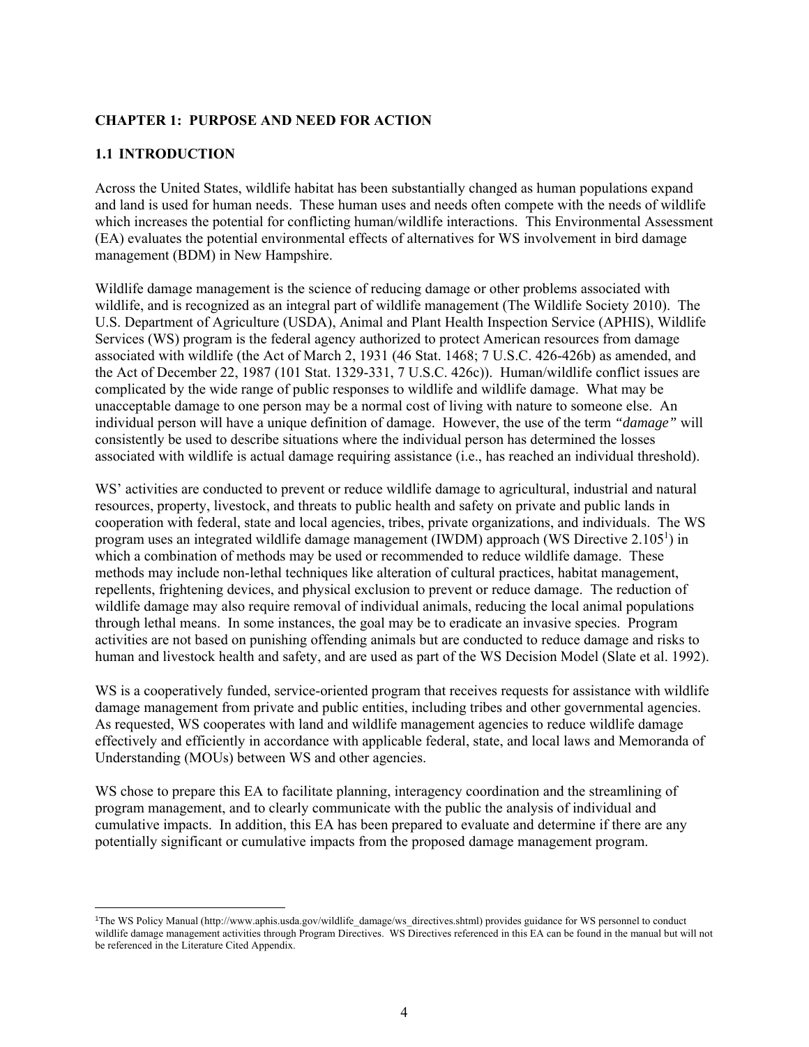# CHAPTER 1: PURPOSE AND NEED FOR ACTION

## 1.1 INTRODUCTION

Across the United States, wildlife habitat has been substantially changed as human populations expand and land is used for human needs. These human uses and needs often compete with the needs of wildlife which increases the potential for conflicting human/wildlife interactions. This Environmental Assessment (EA) evaluates the potential environmental effects of alternatives for WS involvement in bird damage management (BDM) in New Hampshire.

Wildlife damage management is the science of reducing damage or other problems associated with wildlife, and is recognized as an integral part of wildlife management (The Wildlife Society 2010). The U.S. Department of Agriculture (USDA), Animal and Plant Health Inspection Service (APHIS), Wildlife Services (WS) program is the federal agency authorized to protect American resources from damage associated with wildlife (the Act of March 2, 1931 (46 Stat. 1468; 7 U.S.C. 426-426b) as amended, and the Act of December 22, 1987 (101 Stat. 1329-331, 7 U.S.C. 426c)). Human/wildlife conflict issues are complicated by the wide range of public responses to wildlife and wildlife damage. What may be unacceptable damage to one person may be a normal cost of living with nature to someone else. An individual person will have a unique definition of damage. However, the use of the term *"damage"* will consistently be used to describe situations where the individual person has determined the losses associated with wildlife is actual damage requiring assistance (i.e., has reached an individual threshold).

WS' activities are conducted to prevent or reduce wildlife damage to agricultural, industrial and natural resources, property, livestock, and threats to public health and safety on private and public lands in cooperation with federal, state and local agencies, tribes, private organizations, and individuals. The WS program uses an integrated wildlife damage management (IWDM) approach (WS Directive 2.105[1]) in which a combination of methods may be used or recommended to reduce wildlife damage. These methods may include non-lethal techniques like alteration of cultural practices, habitat management, repellents, frightening devices, and physical exclusion to prevent or reduce damage. The reduction of wildlife damage may also require removal of individual animals, reducing the local animal populations through lethal means. In some instances, the goal may be to eradicate an invasive species. Program activities are not based on punishing offending animals but are conducted to reduce damage and risks to human and livestock health and safety, and are used as part of the WS Decision Model (Slate et al. 1992).

WS is a cooperatively funded, service-oriented program that receives requests for assistance with wildlife damage management from private and public entities, including tribes and other governmental agencies. As requested, WS cooperates with land and wildlife management agencies to reduce wildlife damage effectively and efficiently in accordance with applicable federal, state, and local laws and Memoranda of Understanding (MOUs) between WS and other agencies.

WS chose to prepare this EA to facilitate planning, interagency coordination and the streamlining of program management, and to clearly communicate with the public the analysis of individual and cumulative impacts. In addition, this EA has been prepared to evaluate and determine if there are any potentially significant or cumulative impacts from the proposed damage management program.

---

[1]The WS Policy Manual (http://www.aphis.usda.gov/wildlife_damage/ws_directives.shtml) provides guidance for WS personnel to conduct wildlife damage management activities through Program Directives. WS Directives referenced in this EA can be found in the manual but will not be referenced in the Literature Cited Appendix.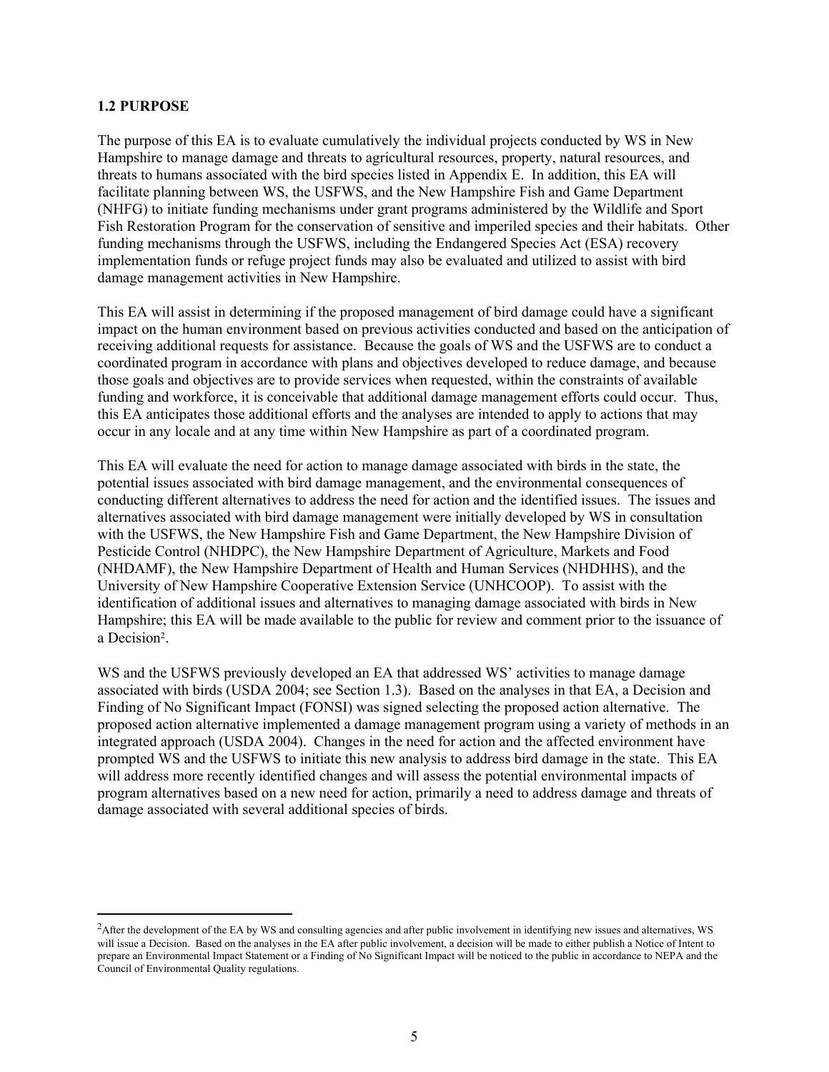## 1.2 PURPOSE

The purpose of this EA is to evaluate cumulatively the individual projects conducted by WS in New Hampshire to manage damage and threats to agricultural resources, property, natural resources, and threats to humans associated with the bird species listed in Appendix E. In addition, this EA will facilitate planning between WS, the USFWS, and the New Hampshire Fish and Game Department (NHFG) to initiate funding mechanisms under grant programs administered by the Wildlife and Sport Fish Restoration Program for the conservation of sensitive and imperiled species and their habitats. Other funding mechanisms through the USFWS, including the Endangered Species Act (ESA) recovery implementation funds or refuge project funds may also be evaluated and utilized to assist with bird damage management activities in New Hampshire.

This EA will assist in determining if the proposed management of bird damage could have a significant impact on the human environment based on previous activities conducted and based on the anticipation of receiving additional requests for assistance. Because the goals of WS and the USFWS are to conduct a coordinated program in accordance with plans and objectives developed to reduce damage, and because those goals and objectives are to provide services when requested, within the constraints of available funding and workforce, it is conceivable that additional damage management efforts could occur. Thus, this EA anticipates those additional efforts and the analyses are intended to apply to actions that may occur in any locale and at any time within New Hampshire as part of a coordinated program.

This EA will evaluate the need for action to manage damage associated with birds in the state, the potential issues associated with bird damage management, and the environmental consequences of conducting different alternatives to address the need for action and the identified issues. The issues and alternatives associated with bird damage management were initially developed by WS in consultation with the USFWS, the New Hampshire Fish and Game Department, the New Hampshire Division of Pesticide Control (NHDPC), the New Hampshire Department of Agriculture, Markets and Food (NHDAMF), the New Hampshire Department of Health and Human Services (NHDHHS), and the University of New Hampshire Cooperative Extension Service (UNHCOOP). To assist with the identification of additional issues and alternatives to managing damage associated with birds in New Hampshire; this EA will be made available to the public for review and comment prior to the issuance of a Decision[2].

WS and the USFWS previously developed an EA that addressed WS' activities to manage damage associated with birds (USDA 2004; see Section 1.3). Based on the analyses in that EA, a Decision and Finding of No Significant Impact (FONSI) was signed selecting the proposed action alternative. The proposed action alternative implemented a damage management program using a variety of methods in an integrated approach (USDA 2004). Changes in the need for action and the affected environment have prompted WS and the USFWS to initiate this new analysis to address bird damage in the state. This EA will address more recently identified changes and will assess the potential environmental impacts of program alternatives based on a new need for action, primarily a need to address damage and threats of damage associated with several additional species of birds.

---

[2]After the development of the EA by WS and consulting agencies and after public involvement in identifying new issues and alternatives, WS will issue a Decision. Based on the analyses in the EA after public involvement, a decision will be made to either publish a Notice of Intent to prepare an Environmental Impact Statement or a Finding of No Significant Impact will be noticed to the public in accordance to NEPA and the Council of Environmental Quality regulations.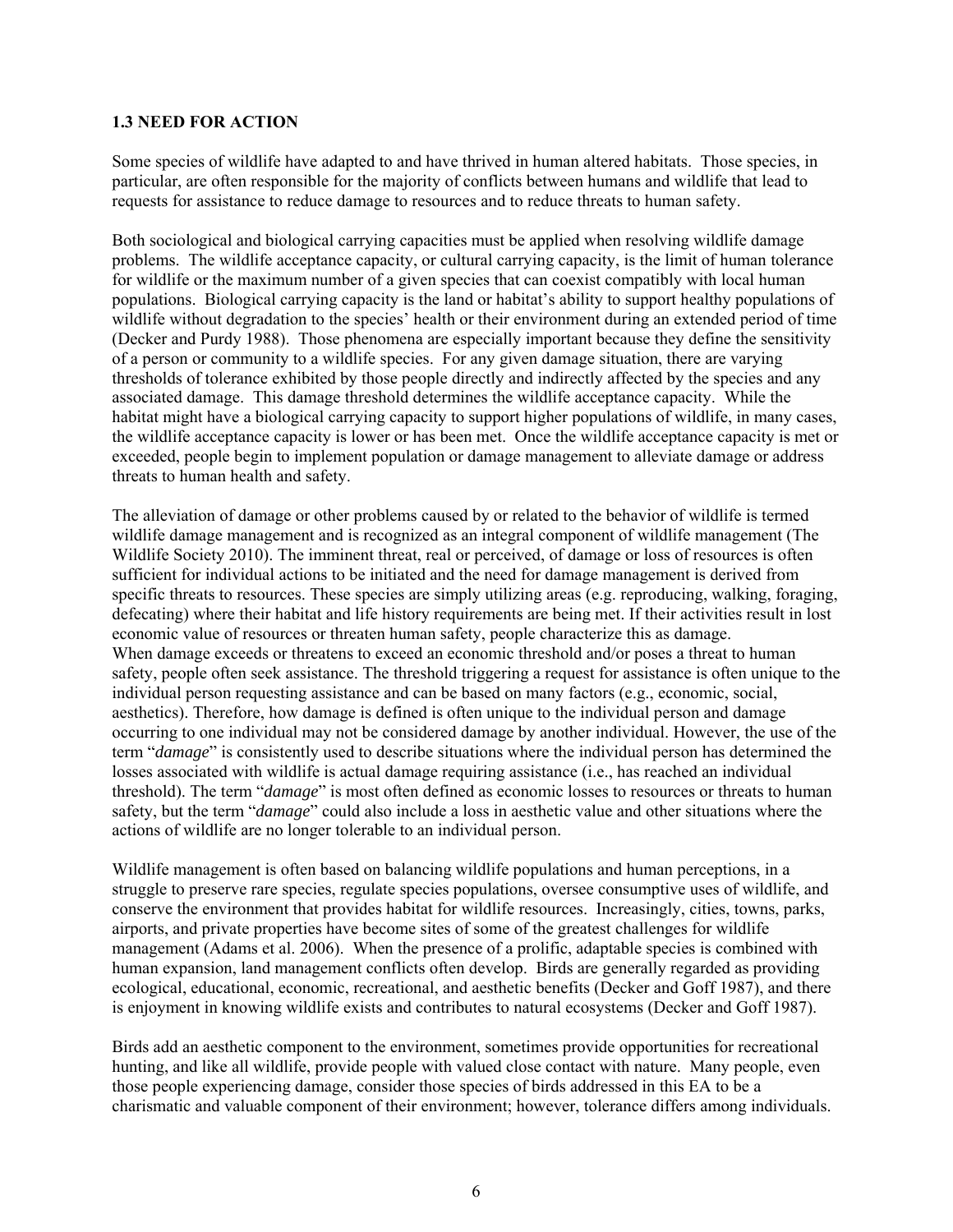### 1.3 NEED FOR ACTION

Some species of wildlife have adapted to and have thrived in human altered habitats. Those species, in particular, are often responsible for the majority of conflicts between humans and wildlife that lead to requests for assistance to reduce damage to resources and to reduce threats to human safety.

Both sociological and biological carrying capacities must be applied when resolving wildlife damage problems. The wildlife acceptance capacity, or cultural carrying capacity, is the limit of human tolerance for wildlife or the maximum number of a given species that can coexist compatibly with local human populations. Biological carrying capacity is the land or habitat's ability to support healthy populations of wildlife without degradation to the species' health or their environment during an extended period of time (Decker and Purdy 1988). Those phenomena are especially important because they define the sensitivity of a person or community to a wildlife species. For any given damage situation, there are varying thresholds of tolerance exhibited by those people directly and indirectly affected by the species and any associated damage. This damage threshold determines the wildlife acceptance capacity. While the habitat might have a biological carrying capacity to support higher populations of wildlife, in many cases, the wildlife acceptance capacity is lower or has been met. Once the wildlife acceptance capacity is met or exceeded, people begin to implement population or damage management to alleviate damage or address threats to human health and safety.

The alleviation of damage or other problems caused by or related to the behavior of wildlife is termed wildlife damage management and is recognized as an integral component of wildlife management (The Wildlife Society 2010). The imminent threat, real or perceived, of damage or loss of resources is often sufficient for individual actions to be initiated and the need for damage management is derived from specific threats to resources. These species are simply utilizing areas (e.g. reproducing, walking, foraging, defecating) where their habitat and life history requirements are being met. If their activities result in lost economic value of resources or threaten human safety, people characterize this as damage. When damage exceeds or threatens to exceed an economic threshold and/or poses a threat to human safety, people often seek assistance. The threshold triggering a request for assistance is often unique to the individual person requesting assistance and can be based on many factors (e.g., economic, social, aesthetics). Therefore, how damage is defined is often unique to the individual person and damage occurring to one individual may not be considered damage by another individual. However, the use of the term "*damage*" is consistently used to describe situations where the individual person has determined the losses associated with wildlife is actual damage requiring assistance (i.e., has reached an individual threshold). The term "*damage*" is most often defined as economic losses to resources or threats to human safety, but the term "*damage*" could also include a loss in aesthetic value and other situations where the actions of wildlife are no longer tolerable to an individual person.

Wildlife management is often based on balancing wildlife populations and human perceptions, in a struggle to preserve rare species, regulate species populations, oversee consumptive uses of wildlife, and conserve the environment that provides habitat for wildlife resources. Increasingly, cities, towns, parks, airports, and private properties have become sites of some of the greatest challenges for wildlife management (Adams et al. 2006). When the presence of a prolific, adaptable species is combined with human expansion, land management conflicts often develop. Birds are generally regarded as providing ecological, educational, economic, recreational, and aesthetic benefits (Decker and Goff 1987), and there is enjoyment in knowing wildlife exists and contributes to natural ecosystems (Decker and Goff 1987).

Birds add an aesthetic component to the environment, sometimes provide opportunities for recreational hunting, and like all wildlife, provide people with valued close contact with nature. Many people, even those people experiencing damage, consider those species of birds addressed in this EA to be a charismatic and valuable component of their environment; however, tolerance differs among individuals.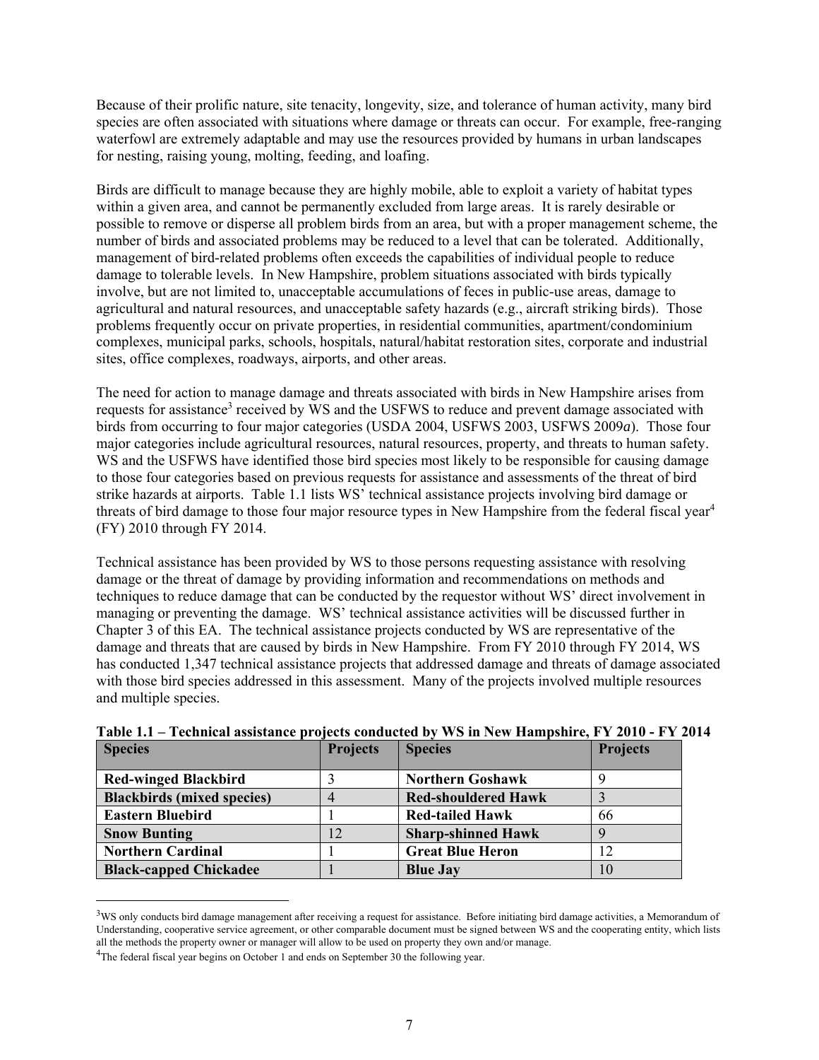Because of their prolific nature, site tenacity, longevity, size, and tolerance of human activity, many bird species are often associated with situations where damage or threats can occur. For example, free-ranging waterfowl are extremely adaptable and may use the resources provided by humans in urban landscapes for nesting, raising young, molting, feeding, and loafing.

Birds are difficult to manage because they are highly mobile, able to exploit a variety of habitat types within a given area, and cannot be permanently excluded from large areas. It is rarely desirable or possible to remove or disperse all problem birds from an area, but with a proper management scheme, the number of birds and associated problems may be reduced to a level that can be tolerated. Additionally, management of bird-related problems often exceeds the capabilities of individual people to reduce damage to tolerable levels. In New Hampshire, problem situations associated with birds typically involve, but are not limited to, unacceptable accumulations of feces in public-use areas, damage to agricultural and natural resources, and unacceptable safety hazards (e.g., aircraft striking birds). Those problems frequently occur on private properties, in residential communities, apartment/condominium complexes, municipal parks, schools, hospitals, natural/habitat restoration sites, corporate and industrial sites, office complexes, roadways, airports, and other areas.

The need for action to manage damage and threats associated with birds in New Hampshire arises from requests for assistance[3] received by WS and the USFWS to reduce and prevent damage associated with birds from occurring to four major categories (USDA 2004, USFWS 2003, USFWS 2009*a*). Those four major categories include agricultural resources, natural resources, property, and threats to human safety. WS and the USFWS have identified those bird species most likely to be responsible for causing damage to those four categories based on previous requests for assistance and assessments of the threat of bird strike hazards at airports. Table 1.1 lists WS' technical assistance projects involving bird damage or threats of bird damage to those four major resource types in New Hampshire from the federal fiscal year[4] (FY) 2010 through FY 2014.

Technical assistance has been provided by WS to those persons requesting assistance with resolving damage or the threat of damage by providing information and recommendations on methods and techniques to reduce damage that can be conducted by the requestor without WS' direct involvement in managing or preventing the damage. WS' technical assistance activities will be discussed further in Chapter 3 of this EA. The technical assistance projects conducted by WS are representative of the damage and threats that are caused by birds in New Hampshire. From FY 2010 through FY 2014, WS has conducted 1,347 technical assistance projects that addressed damage and threats of damage associated with those bird species addressed in this assessment. Many of the projects involved multiple resources and multiple species.

**Table 1.1 – Technical assistance projects conducted by WS in New Hampshire, FY 2010 - FY 2014**

| Species | Projects | Species | Projects |
|---|---|---|---|
| **Red-winged Blackbird** | 3 | **Northern Goshawk** | 9 |
| **Blackbirds (mixed species)** | 4 | **Red-shouldered Hawk** | 3 |
| **Eastern Bluebird** | 1 | **Red-tailed Hawk** | 66 |
| **Snow Bunting** | 12 | **Sharp-shinned Hawk** | 9 |
| **Northern Cardinal** | 1 | **Great Blue Heron** | 12 |
| **Black-capped Chickadee** | 1 | **Blue Jay** | 10 |

[3]WS only conducts bird damage management after receiving a request for assistance. Before initiating bird damage activities, a Memorandum of Understanding, cooperative service agreement, or other comparable document must be signed between WS and the cooperating entity, which lists all the methods the property owner or manager will allow to be used on property they own and/or manage.

[4]The federal fiscal year begins on October 1 and ends on September 30 the following year.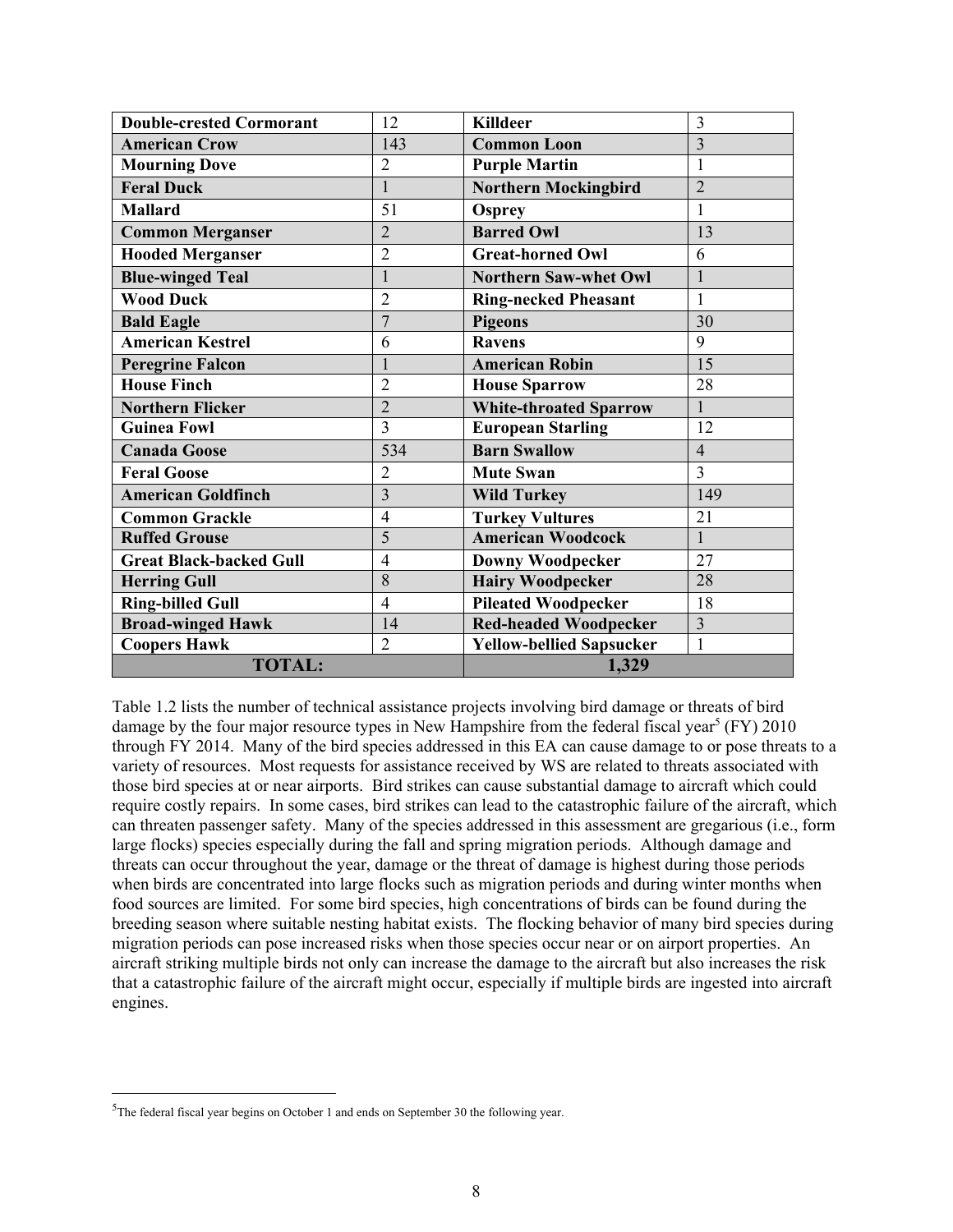| **Double-crested Cormorant** | 12 | **Killdeer** | 3 |
|---|---|---|---|
| **American Crow** | 143 | **Common Loon** | 3 |
| **Mourning Dove** | 2 | **Purple Martin** | 1 |
| **Feral Duck** | 1 | **Northern Mockingbird** | 2 |
| **Mallard** | 51 | **Osprey** | 1 |
| **Common Merganser** | 2 | **Barred Owl** | 13 |
| **Hooded Merganser** | 2 | **Great-horned Owl** | 6 |
| **Blue-winged Teal** | 1 | **Northern Saw-whet Owl** | 1 |
| **Wood Duck** | 2 | **Ring-necked Pheasant** | 1 |
| **Bald Eagle** | 7 | **Pigeons** | 30 |
| **American Kestrel** | 6 | **Ravens** | 9 |
| **Peregrine Falcon** | 1 | **American Robin** | 15 |
| **House Finch** | 2 | **House Sparrow** | 28 |
| **Northern Flicker** | 2 | **White-throated Sparrow** | 1 |
| **Guinea Fowl** | 3 | **European Starling** | 12 |
| **Canada Goose** | 534 | **Barn Swallow** | 4 |
| **Feral Goose** | 2 | **Mute Swan** | 3 |
| **American Goldfinch** | 3 | **Wild Turkey** | 149 |
| **Common Grackle** | 4 | **Turkey Vultures** | 21 |
| **Ruffed Grouse** | 5 | **American Woodcock** | 1 |
| **Great Black-backed Gull** | 4 | **Downy Woodpecker** | 27 |
| **Herring Gull** | 8 | **Hairy Woodpecker** | 28 |
| **Ring-billed Gull** | 4 | **Pileated Woodpecker** | 18 |
| **Broad-winged Hawk** | 14 | **Red-headed Woodpecker** | 3 |
| **Coopers Hawk** | 2 | **Yellow-bellied Sapsucker** | 1 |
| **TOTAL:** | | **1,329** | |

Table 1.2 lists the number of technical assistance projects involving bird damage or threats of bird damage by the four major resource types in New Hampshire from the federal fiscal year[5] (FY) 2010 through FY 2014. Many of the bird species addressed in this EA can cause damage to or pose threats to a variety of resources. Most requests for assistance received by WS are related to threats associated with those bird species at or near airports. Bird strikes can cause substantial damage to aircraft which could require costly repairs. In some cases, bird strikes can lead to the catastrophic failure of the aircraft, which can threaten passenger safety. Many of the species addressed in this assessment are gregarious (i.e., form large flocks) species especially during the fall and spring migration periods. Although damage and threats can occur throughout the year, damage or the threat of damage is highest during those periods when birds are concentrated into large flocks such as migration periods and during winter months when food sources are limited. For some bird species, high concentrations of birds can be found during the breeding season where suitable nesting habitat exists. The flocking behavior of many bird species during migration periods can pose increased risks when those species occur near or on airport properties. An aircraft striking multiple birds not only can increase the damage to the aircraft but also increases the risk that a catastrophic failure of the aircraft might occur, especially if multiple birds are ingested into aircraft engines.

[5]The federal fiscal year begins on October 1 and ends on September 30 the following year.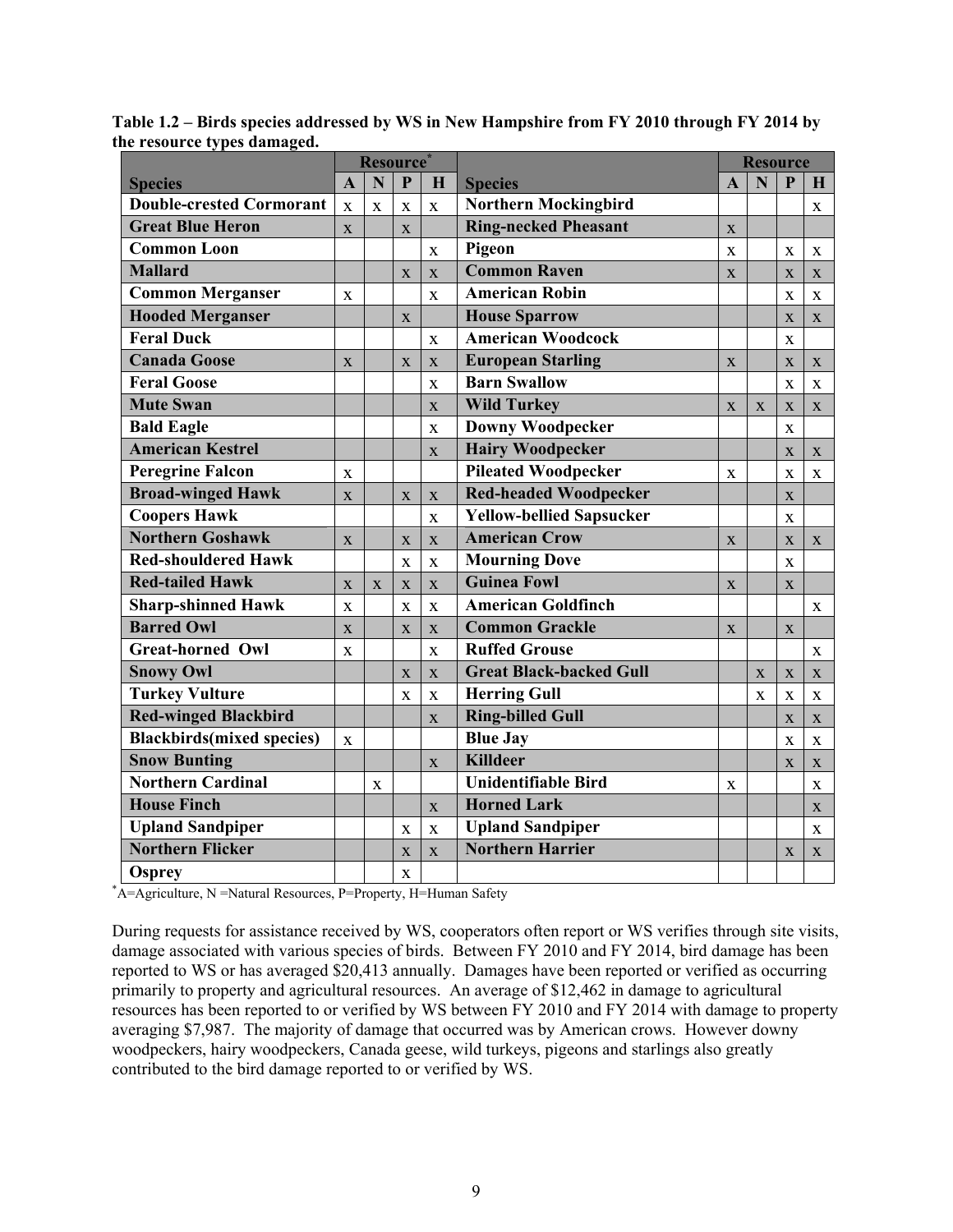**Table 1.2 – Birds species addressed by WS in New Hampshire from FY 2010 through FY 2014 by the resource types damaged.**

| | Resource* | | | | | Resource | | | |
|---|---|---|---|---|---|---|---|---|---|
| **Species** | **A** | **N** | **P** | **H** | **Species** | **A** | **N** | **P** | **H** |
| **Double-crested Cormorant** | x | x | x | x | **Northern Mockingbird** | | | | x |
| **Great Blue Heron** | x | | x | | **Ring-necked Pheasant** | x | | | |
| **Common Loon** | | | | x | **Pigeon** | x | | x | x |
| **Mallard** | | | x | x | **Common Raven** | x | | x | x |
| **Common Merganser** | x | | | x | **American Robin** | | | x | x |
| **Hooded Merganser** | | | x | | **House Sparrow** | | | x | x |
| **Feral Duck** | | | | x | **American Woodcock** | | | x | |
| **Canada Goose** | x | | x | x | **European Starling** | x | | x | x |
| **Feral Goose** | | | | x | **Barn Swallow** | | | x | x |
| **Mute Swan** | | | | x | **Wild Turkey** | x | x | x | x |
| **Bald Eagle** | | | | x | **Downy Woodpecker** | | | x | |
| **American Kestrel** | | | | x | **Hairy Woodpecker** | | | x | x |
| **Peregrine Falcon** | x | | | | **Pileated Woodpecker** | x | | x | x |
| **Broad-winged Hawk** | x | | x | x | **Red-headed Woodpecker** | | | x | |
| **Coopers Hawk** | | | | x | **Yellow-bellied Sapsucker** | | | x | |
| **Northern Goshawk** | x | | x | x | **American Crow** | x | | x | x |
| **Red-shouldered Hawk** | | | x | x | **Mourning Dove** | | | x | |
| **Red-tailed Hawk** | x | x | x | x | **Guinea Fowl** | x | | x | |
| **Sharp-shinned Hawk** | x | | x | x | **American Goldfinch** | | | | x |
| **Barred Owl** | x | | x | x | **Common Grackle** | x | | x | |
| **Great-horned Owl** | x | | | x | **Ruffed Grouse** | | | | x |
| **Snowy Owl** | | | x | x | **Great Black-backed Gull** | | x | x | x |
| **Turkey Vulture** | | | x | x | **Herring Gull** | | x | x | x |
| **Red-winged Blackbird** | | | | x | **Ring-billed Gull** | | | x | x |
| **Blackbirds(mixed species)** | x | | | | **Blue Jay** | | | x | x |
| **Snow Bunting** | | | | x | **Killdeer** | | | x | x |
| **Northern Cardinal** | | x | | | **Unidentifiable Bird** | x | | | x |
| **House Finch** | | | | x | **Horned Lark** | | | | x |
| **Upland Sandpiper** | | | x | x | **Upland Sandpiper** | | | | x |
| **Northern Flicker** | | | x | x | **Northern Harrier** | | | x | x |
| **Osprey** | | | x | | | | | | |

*A=Agriculture, N =Natural Resources, P=Property, H=Human Safety

During requests for assistance received by WS, cooperators often report or WS verifies through site visits, damage associated with various species of birds. Between FY 2010 and FY 2014, bird damage has been reported to WS or has averaged $20,413 annually. Damages have been reported or verified as occurring primarily to property and agricultural resources. An average of $12,462 in damage to agricultural resources has been reported to or verified by WS between FY 2010 and FY 2014 with damage to property averaging $7,987. The majority of damage that occurred was by American crows. However downy woodpeckers, hairy woodpeckers, Canada geese, wild turkeys, pigeons and starlings also greatly contributed to the bird damage reported to or verified by WS.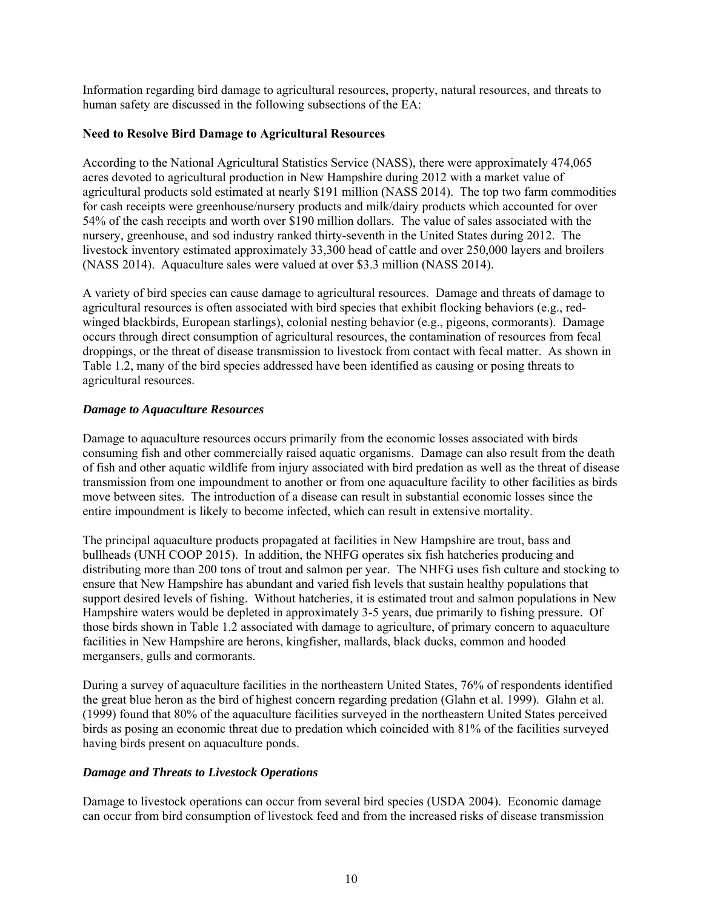Information regarding bird damage to agricultural resources, property, natural resources, and threats to human safety are discussed in the following subsections of the EA:

**Need to Resolve Bird Damage to Agricultural Resources**

According to the National Agricultural Statistics Service (NASS), there were approximately 474,065 acres devoted to agricultural production in New Hampshire during 2012 with a market value of agricultural products sold estimated at nearly $191 million (NASS 2014). The top two farm commodities for cash receipts were greenhouse/nursery products and milk/dairy products which accounted for over 54% of the cash receipts and worth over $190 million dollars. The value of sales associated with the nursery, greenhouse, and sod industry ranked thirty-seventh in the United States during 2012. The livestock inventory estimated approximately 33,300 head of cattle and over 250,000 layers and broilers (NASS 2014). Aquaculture sales were valued at over $3.3 million (NASS 2014).

A variety of bird species can cause damage to agricultural resources. Damage and threats of damage to agricultural resources is often associated with bird species that exhibit flocking behaviors (e.g., red-winged blackbirds, European starlings), colonial nesting behavior (e.g., pigeons, cormorants). Damage occurs through direct consumption of agricultural resources, the contamination of resources from fecal droppings, or the threat of disease transmission to livestock from contact with fecal matter. As shown in Table 1.2, many of the bird species addressed have been identified as causing or posing threats to agricultural resources.

***Damage to Aquaculture Resources***

Damage to aquaculture resources occurs primarily from the economic losses associated with birds consuming fish and other commercially raised aquatic organisms. Damage can also result from the death of fish and other aquatic wildlife from injury associated with bird predation as well as the threat of disease transmission from one impoundment to another or from one aquaculture facility to other facilities as birds move between sites. The introduction of a disease can result in substantial economic losses since the entire impoundment is likely to become infected, which can result in extensive mortality.

The principal aquaculture products propagated at facilities in New Hampshire are trout, bass and bullheads (UNH COOP 2015). In addition, the NHFG operates six fish hatcheries producing and distributing more than 200 tons of trout and salmon per year. The NHFG uses fish culture and stocking to ensure that New Hampshire has abundant and varied fish levels that sustain healthy populations that support desired levels of fishing. Without hatcheries, it is estimated trout and salmon populations in New Hampshire waters would be depleted in approximately 3-5 years, due primarily to fishing pressure. Of those birds shown in Table 1.2 associated with damage to agriculture, of primary concern to aquaculture facilities in New Hampshire are herons, kingfisher, mallards, black ducks, common and hooded mergansers, gulls and cormorants.

During a survey of aquaculture facilities in the northeastern United States, 76% of respondents identified the great blue heron as the bird of highest concern regarding predation (Glahn et al. 1999). Glahn et al. (1999) found that 80% of the aquaculture facilities surveyed in the northeastern United States perceived birds as posing an economic threat due to predation which coincided with 81% of the facilities surveyed having birds present on aquaculture ponds.

***Damage and Threats to Livestock Operations***

Damage to livestock operations can occur from several bird species (USDA 2004). Economic damage can occur from bird consumption of livestock feed and from the increased risks of disease transmission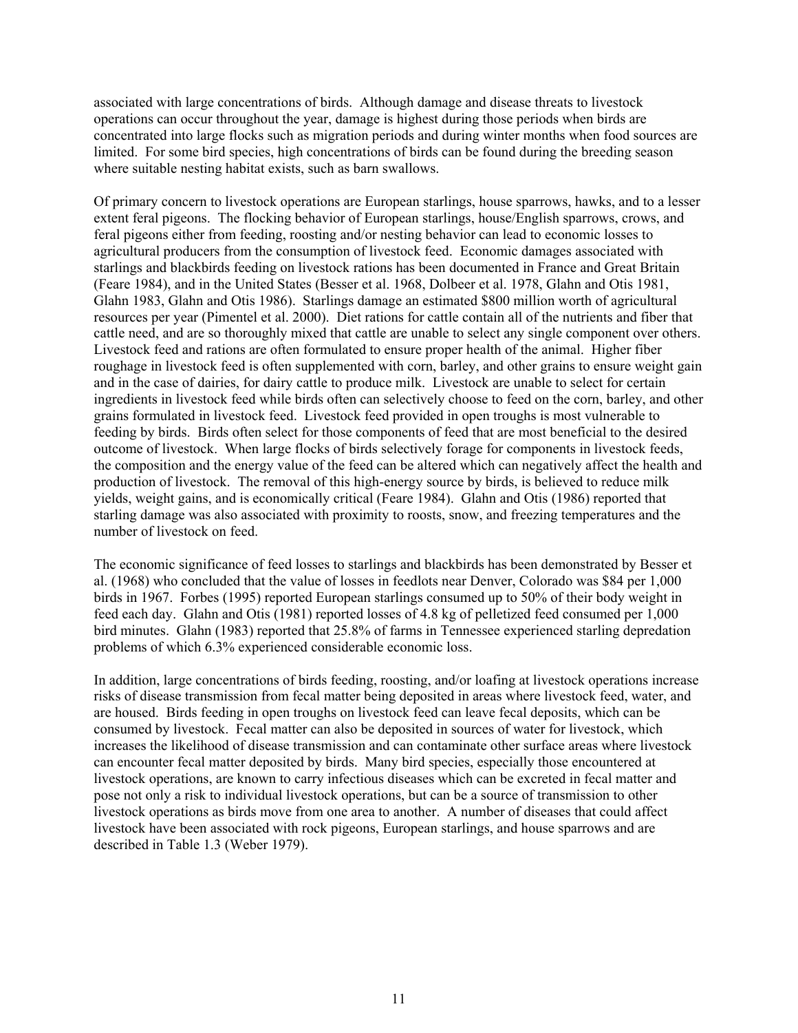associated with large concentrations of birds. Although damage and disease threats to livestock operations can occur throughout the year, damage is highest during those periods when birds are concentrated into large flocks such as migration periods and during winter months when food sources are limited. For some bird species, high concentrations of birds can be found during the breeding season where suitable nesting habitat exists, such as barn swallows.

Of primary concern to livestock operations are European starlings, house sparrows, hawks, and to a lesser extent feral pigeons. The flocking behavior of European starlings, house/English sparrows, crows, and feral pigeons either from feeding, roosting and/or nesting behavior can lead to economic losses to agricultural producers from the consumption of livestock feed. Economic damages associated with starlings and blackbirds feeding on livestock rations has been documented in France and Great Britain (Feare 1984), and in the United States (Besser et al. 1968, Dolbeer et al. 1978, Glahn and Otis 1981, Glahn 1983, Glahn and Otis 1986). Starlings damage an estimated $800 million worth of agricultural resources per year (Pimentel et al. 2000). Diet rations for cattle contain all of the nutrients and fiber that cattle need, and are so thoroughly mixed that cattle are unable to select any single component over others. Livestock feed and rations are often formulated to ensure proper health of the animal. Higher fiber roughage in livestock feed is often supplemented with corn, barley, and other grains to ensure weight gain and in the case of dairies, for dairy cattle to produce milk. Livestock are unable to select for certain ingredients in livestock feed while birds often can selectively choose to feed on the corn, barley, and other grains formulated in livestock feed. Livestock feed provided in open troughs is most vulnerable to feeding by birds. Birds often select for those components of feed that are most beneficial to the desired outcome of livestock. When large flocks of birds selectively forage for components in livestock feeds, the composition and the energy value of the feed can be altered which can negatively affect the health and production of livestock. The removal of this high-energy source by birds, is believed to reduce milk yields, weight gains, and is economically critical (Feare 1984). Glahn and Otis (1986) reported that starling damage was also associated with proximity to roosts, snow, and freezing temperatures and the number of livestock on feed.

The economic significance of feed losses to starlings and blackbirds has been demonstrated by Besser et al. (1968) who concluded that the value of losses in feedlots near Denver, Colorado was $84 per 1,000 birds in 1967. Forbes (1995) reported European starlings consumed up to 50% of their body weight in feed each day. Glahn and Otis (1981) reported losses of 4.8 kg of pelletized feed consumed per 1,000 bird minutes. Glahn (1983) reported that 25.8% of farms in Tennessee experienced starling depredation problems of which 6.3% experienced considerable economic loss.

In addition, large concentrations of birds feeding, roosting, and/or loafing at livestock operations increase risks of disease transmission from fecal matter being deposited in areas where livestock feed, water, and are housed. Birds feeding in open troughs on livestock feed can leave fecal deposits, which can be consumed by livestock. Fecal matter can also be deposited in sources of water for livestock, which increases the likelihood of disease transmission and can contaminate other surface areas where livestock can encounter fecal matter deposited by birds. Many bird species, especially those encountered at livestock operations, are known to carry infectious diseases which can be excreted in fecal matter and pose not only a risk to individual livestock operations, but can be a source of transmission to other livestock operations as birds move from one area to another. A number of diseases that could affect livestock have been associated with rock pigeons, European starlings, and house sparrows and are described in Table 1.3 (Weber 1979).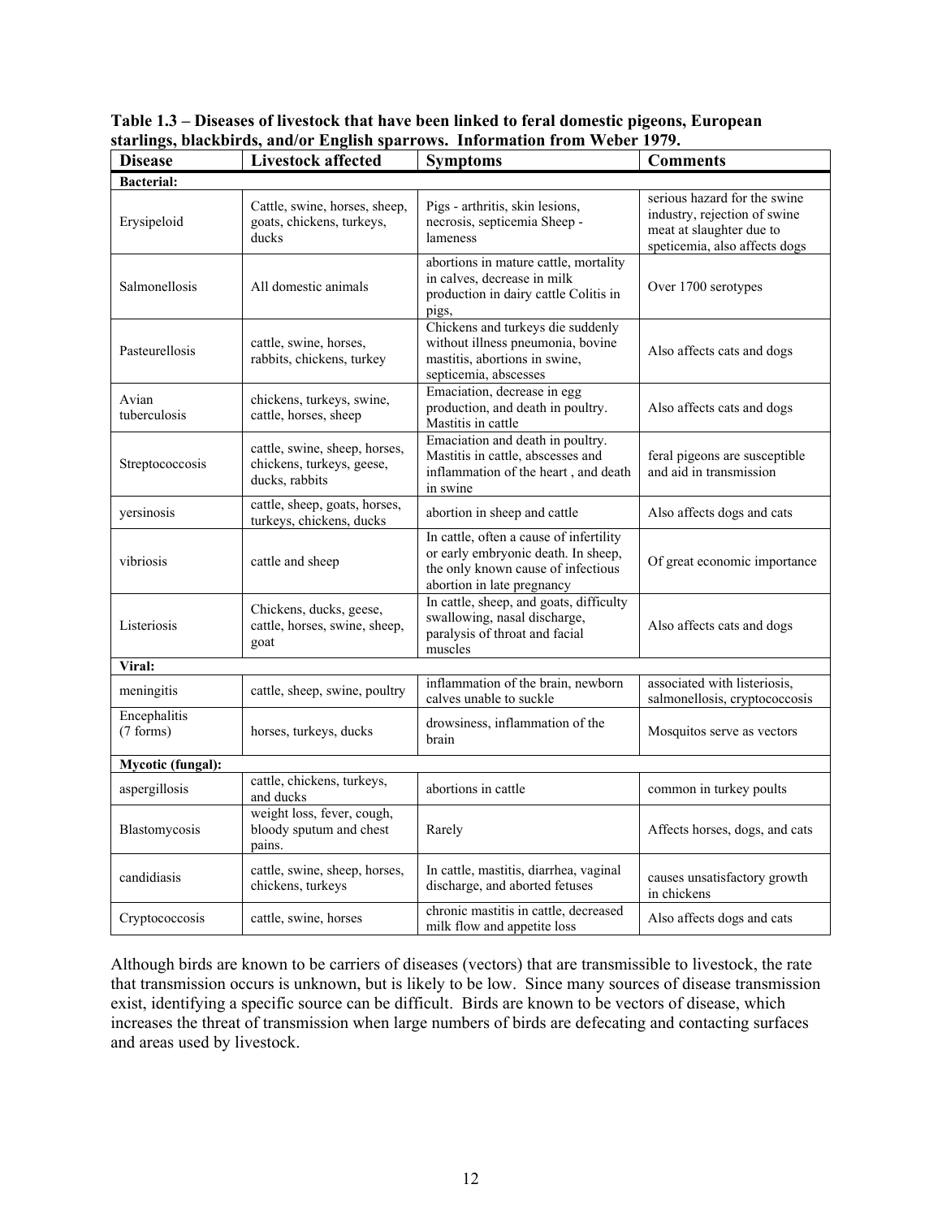**Table 1.3 – Diseases of livestock that have been linked to feral domestic pigeons, European starlings, blackbirds, and/or English sparrows. Information from Weber 1979.**

| Disease | Livestock affected | Symptoms | Comments |
|---|---|---|---|
| **Bacterial:** | | | |
| Erysipeloid | Cattle, swine, horses, sheep, goats, chickens, turkeys, ducks | Pigs - arthritis, skin lesions, necrosis, septicemia Sheep - lameness | serious hazard for the swine industry, rejection of swine meat at slaughter due to speticemia, also affects dogs |
| Salmonellosis | All domestic animals | abortions in mature cattle, mortality in calves, decrease in milk production in dairy cattle Colitis in pigs, | Over 1700 serotypes |
| Pasteurellosis | cattle, swine, horses, rabbits, chickens, turkey | Chickens and turkeys die suddenly without illness pneumonia, bovine mastitis, abortions in swine, septicemia, abscesses | Also affects cats and dogs |
| Avian tuberculosis | chickens, turkeys, swine, cattle, horses, sheep | Emaciation, decrease in egg production, and death in poultry. Mastitis in cattle | Also affects cats and dogs |
| Streptococcosis | cattle, swine, sheep, horses, chickens, turkeys, geese, ducks, rabbits | Emaciation and death in poultry. Mastitis in cattle, abscesses and inflammation of the heart , and death in swine | feral pigeons are susceptible and aid in transmission |
| yersinosis | cattle, sheep, goats, horses, turkeys, chickens, ducks | abortion in sheep and cattle | Also affects dogs and cats |
| vibriosis | cattle and sheep | In cattle, often a cause of infertility or early embryonic death. In sheep, the only known cause of infectious abortion in late pregnancy | Of great economic importance |
| Listeriosis | Chickens, ducks, geese, cattle, horses, swine, sheep, goat | In cattle, sheep, and goats, difficulty swallowing, nasal discharge, paralysis of throat and facial muscles | Also affects cats and dogs |
| **Viral:** | | | |
| meningitis | cattle, sheep, swine, poultry | inflammation of the brain, newborn calves unable to suckle | associated with listeriosis, salmonellosis, cryptococcosis |
| Encephalitis (7 forms) | horses, turkeys, ducks | drowsiness, inflammation of the brain | Mosquitos serve as vectors |
| **Mycotic (fungal):** | | | |
| aspergillosis | cattle, chickens, turkeys, and ducks | abortions in cattle | common in turkey poults |
| Blastomycosis | weight loss, fever, cough, bloody sputum and chest pains. | Rarely | Affects horses, dogs, and cats |
| candidiasis | cattle, swine, sheep, horses, chickens, turkeys | In cattle, mastitis, diarrhea, vaginal discharge, and aborted fetuses | causes unsatisfactory growth in chickens |
| Cryptococcosis | cattle, swine, horses | chronic mastitis in cattle, decreased milk flow and appetite loss | Also affects dogs and cats |

Although birds are known to be carriers of diseases (vectors) that are transmissible to livestock, the rate that transmission occurs is unknown, but is likely to be low. Since many sources of disease transmission exist, identifying a specific source can be difficult. Birds are known to be vectors of disease, which increases the threat of transmission when large numbers of birds are defecating and contacting surfaces and areas used by livestock.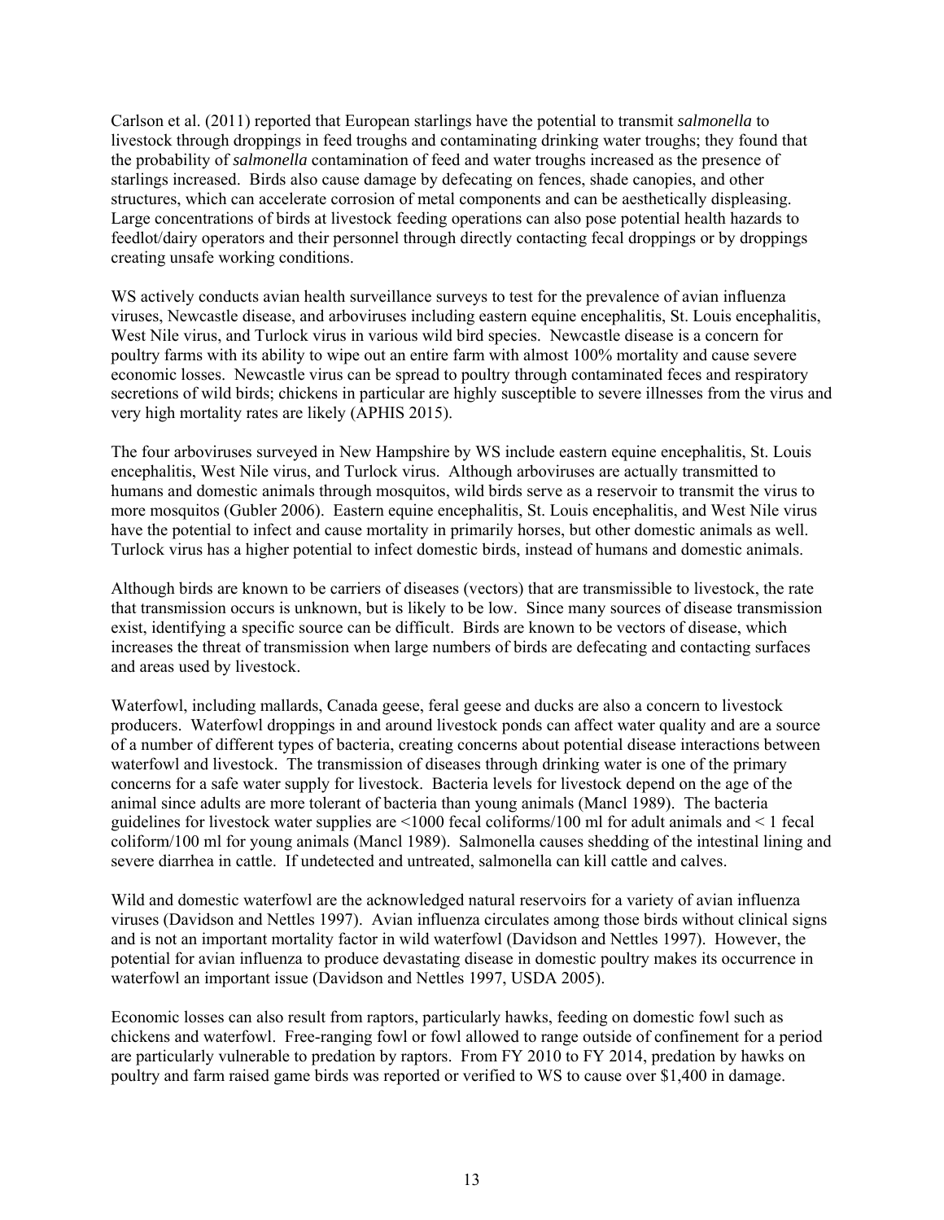Carlson et al. (2011) reported that European starlings have the potential to transmit *salmonella* to livestock through droppings in feed troughs and contaminating drinking water troughs; they found that the probability of *salmonella* contamination of feed and water troughs increased as the presence of starlings increased. Birds also cause damage by defecating on fences, shade canopies, and other structures, which can accelerate corrosion of metal components and can be aesthetically displeasing. Large concentrations of birds at livestock feeding operations can also pose potential health hazards to feedlot/dairy operators and their personnel through directly contacting fecal droppings or by droppings creating unsafe working conditions.

WS actively conducts avian health surveillance surveys to test for the prevalence of avian influenza viruses, Newcastle disease, and arboviruses including eastern equine encephalitis, St. Louis encephalitis, West Nile virus, and Turlock virus in various wild bird species. Newcastle disease is a concern for poultry farms with its ability to wipe out an entire farm with almost 100% mortality and cause severe economic losses. Newcastle virus can be spread to poultry through contaminated feces and respiratory secretions of wild birds; chickens in particular are highly susceptible to severe illnesses from the virus and very high mortality rates are likely (APHIS 2015).

The four arboviruses surveyed in New Hampshire by WS include eastern equine encephalitis, St. Louis encephalitis, West Nile virus, and Turlock virus. Although arboviruses are actually transmitted to humans and domestic animals through mosquitos, wild birds serve as a reservoir to transmit the virus to more mosquitos (Gubler 2006). Eastern equine encephalitis, St. Louis encephalitis, and West Nile virus have the potential to infect and cause mortality in primarily horses, but other domestic animals as well. Turlock virus has a higher potential to infect domestic birds, instead of humans and domestic animals.

Although birds are known to be carriers of diseases (vectors) that are transmissible to livestock, the rate that transmission occurs is unknown, but is likely to be low. Since many sources of disease transmission exist, identifying a specific source can be difficult. Birds are known to be vectors of disease, which increases the threat of transmission when large numbers of birds are defecating and contacting surfaces and areas used by livestock.

Waterfowl, including mallards, Canada geese, feral geese and ducks are also a concern to livestock producers. Waterfowl droppings in and around livestock ponds can affect water quality and are a source of a number of different types of bacteria, creating concerns about potential disease interactions between waterfowl and livestock. The transmission of diseases through drinking water is one of the primary concerns for a safe water supply for livestock. Bacteria levels for livestock depend on the age of the animal since adults are more tolerant of bacteria than young animals (Mancl 1989). The bacteria guidelines for livestock water supplies are <1000 fecal coliforms/100 ml for adult animals and < 1 fecal coliform/100 ml for young animals (Mancl 1989). Salmonella causes shedding of the intestinal lining and severe diarrhea in cattle. If undetected and untreated, salmonella can kill cattle and calves.

Wild and domestic waterfowl are the acknowledged natural reservoirs for a variety of avian influenza viruses (Davidson and Nettles 1997). Avian influenza circulates among those birds without clinical signs and is not an important mortality factor in wild waterfowl (Davidson and Nettles 1997). However, the potential for avian influenza to produce devastating disease in domestic poultry makes its occurrence in waterfowl an important issue (Davidson and Nettles 1997, USDA 2005).

Economic losses can also result from raptors, particularly hawks, feeding on domestic fowl such as chickens and waterfowl. Free-ranging fowl or fowl allowed to range outside of confinement for a period are particularly vulnerable to predation by raptors. From FY 2010 to FY 2014, predation by hawks on poultry and farm raised game birds was reported or verified to WS to cause over $1,400 in damage.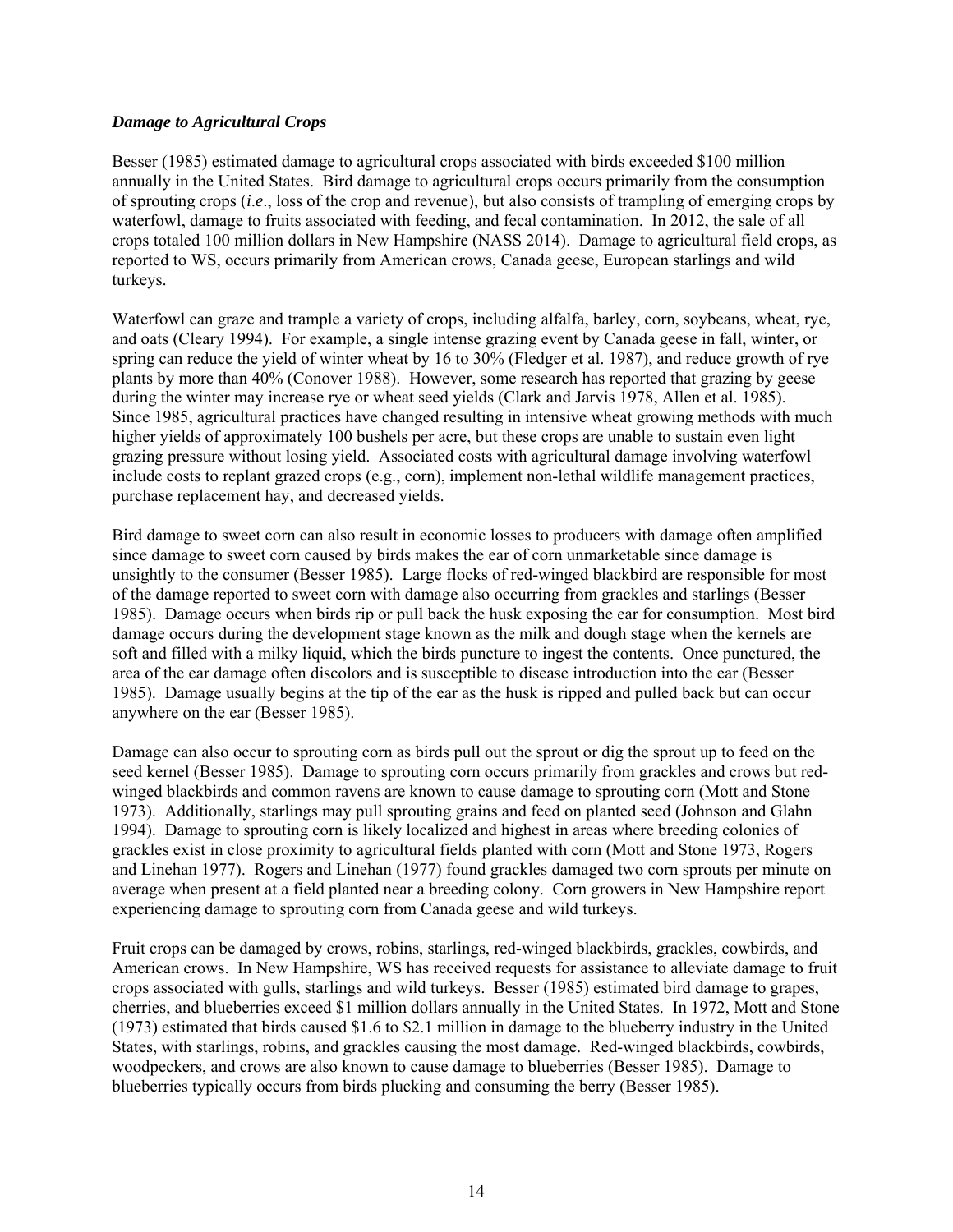***Damage to Agricultural Crops***

Besser (1985) estimated damage to agricultural crops associated with birds exceeded $100 million annually in the United States. Bird damage to agricultural crops occurs primarily from the consumption of sprouting crops (*i.e*., loss of the crop and revenue), but also consists of trampling of emerging crops by waterfowl, damage to fruits associated with feeding, and fecal contamination. In 2012, the sale of all crops totaled 100 million dollars in New Hampshire (NASS 2014). Damage to agricultural field crops, as reported to WS, occurs primarily from American crows, Canada geese, European starlings and wild turkeys.

Waterfowl can graze and trample a variety of crops, including alfalfa, barley, corn, soybeans, wheat, rye, and oats (Cleary 1994). For example, a single intense grazing event by Canada geese in fall, winter, or spring can reduce the yield of winter wheat by 16 to 30% (Fledger et al. 1987), and reduce growth of rye plants by more than 40% (Conover 1988). However, some research has reported that grazing by geese during the winter may increase rye or wheat seed yields (Clark and Jarvis 1978, Allen et al. 1985). Since 1985, agricultural practices have changed resulting in intensive wheat growing methods with much higher yields of approximately 100 bushels per acre, but these crops are unable to sustain even light grazing pressure without losing yield. Associated costs with agricultural damage involving waterfowl include costs to replant grazed crops (e.g., corn), implement non-lethal wildlife management practices, purchase replacement hay, and decreased yields.

Bird damage to sweet corn can also result in economic losses to producers with damage often amplified since damage to sweet corn caused by birds makes the ear of corn unmarketable since damage is unsightly to the consumer (Besser 1985). Large flocks of red-winged blackbird are responsible for most of the damage reported to sweet corn with damage also occurring from grackles and starlings (Besser 1985). Damage occurs when birds rip or pull back the husk exposing the ear for consumption. Most bird damage occurs during the development stage known as the milk and dough stage when the kernels are soft and filled with a milky liquid, which the birds puncture to ingest the contents. Once punctured, the area of the ear damage often discolors and is susceptible to disease introduction into the ear (Besser 1985). Damage usually begins at the tip of the ear as the husk is ripped and pulled back but can occur anywhere on the ear (Besser 1985).

Damage can also occur to sprouting corn as birds pull out the sprout or dig the sprout up to feed on the seed kernel (Besser 1985). Damage to sprouting corn occurs primarily from grackles and crows but red-winged blackbirds and common ravens are known to cause damage to sprouting corn (Mott and Stone 1973). Additionally, starlings may pull sprouting grains and feed on planted seed (Johnson and Glahn 1994). Damage to sprouting corn is likely localized and highest in areas where breeding colonies of grackles exist in close proximity to agricultural fields planted with corn (Mott and Stone 1973, Rogers and Linehan 1977). Rogers and Linehan (1977) found grackles damaged two corn sprouts per minute on average when present at a field planted near a breeding colony. Corn growers in New Hampshire report experiencing damage to sprouting corn from Canada geese and wild turkeys.

Fruit crops can be damaged by crows, robins, starlings, red-winged blackbirds, grackles, cowbirds, and American crows. In New Hampshire, WS has received requests for assistance to alleviate damage to fruit crops associated with gulls, starlings and wild turkeys. Besser (1985) estimated bird damage to grapes, cherries, and blueberries exceed $1 million dollars annually in the United States. In 1972, Mott and Stone (1973) estimated that birds caused $1.6 to $2.1 million in damage to the blueberry industry in the United States, with starlings, robins, and grackles causing the most damage. Red-winged blackbirds, cowbirds, woodpeckers, and crows are also known to cause damage to blueberries (Besser 1985). Damage to blueberries typically occurs from birds plucking and consuming the berry (Besser 1985).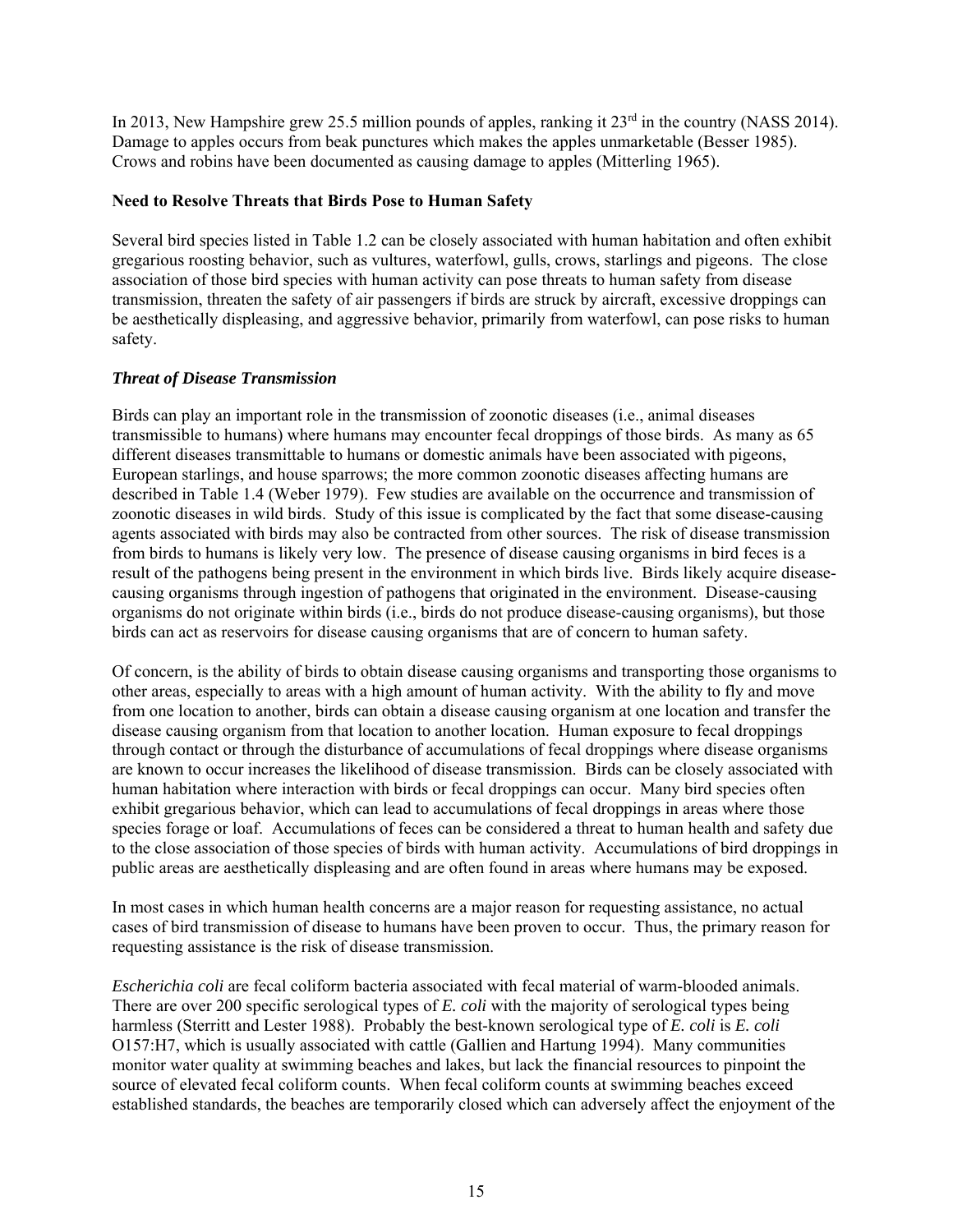In 2013, New Hampshire grew 25.5 million pounds of apples, ranking it 23rd in the country (NASS 2014). Damage to apples occurs from beak punctures which makes the apples unmarketable (Besser 1985). Crows and robins have been documented as causing damage to apples (Mitterling 1965).

**Need to Resolve Threats that Birds Pose to Human Safety**

Several bird species listed in Table 1.2 can be closely associated with human habitation and often exhibit gregarious roosting behavior, such as vultures, waterfowl, gulls, crows, starlings and pigeons. The close association of those bird species with human activity can pose threats to human safety from disease transmission, threaten the safety of air passengers if birds are struck by aircraft, excessive droppings can be aesthetically displeasing, and aggressive behavior, primarily from waterfowl, can pose risks to human safety.

***Threat of Disease Transmission***

Birds can play an important role in the transmission of zoonotic diseases (i.e., animal diseases transmissible to humans) where humans may encounter fecal droppings of those birds. As many as 65 different diseases transmittable to humans or domestic animals have been associated with pigeons, European starlings, and house sparrows; the more common zoonotic diseases affecting humans are described in Table 1.4 (Weber 1979). Few studies are available on the occurrence and transmission of zoonotic diseases in wild birds. Study of this issue is complicated by the fact that some disease-causing agents associated with birds may also be contracted from other sources. The risk of disease transmission from birds to humans is likely very low. The presence of disease causing organisms in bird feces is a result of the pathogens being present in the environment in which birds live. Birds likely acquire disease-causing organisms through ingestion of pathogens that originated in the environment. Disease-causing organisms do not originate within birds (i.e., birds do not produce disease-causing organisms), but those birds can act as reservoirs for disease causing organisms that are of concern to human safety.

Of concern, is the ability of birds to obtain disease causing organisms and transporting those organisms to other areas, especially to areas with a high amount of human activity. With the ability to fly and move from one location to another, birds can obtain a disease causing organism at one location and transfer the disease causing organism from that location to another location. Human exposure to fecal droppings through contact or through the disturbance of accumulations of fecal droppings where disease organisms are known to occur increases the likelihood of disease transmission. Birds can be closely associated with human habitation where interaction with birds or fecal droppings can occur. Many bird species often exhibit gregarious behavior, which can lead to accumulations of fecal droppings in areas where those species forage or loaf. Accumulations of feces can be considered a threat to human health and safety due to the close association of those species of birds with human activity. Accumulations of bird droppings in public areas are aesthetically displeasing and are often found in areas where humans may be exposed.

In most cases in which human health concerns are a major reason for requesting assistance, no actual cases of bird transmission of disease to humans have been proven to occur. Thus, the primary reason for requesting assistance is the risk of disease transmission.

*Escherichia coli* are fecal coliform bacteria associated with fecal material of warm-blooded animals. There are over 200 specific serological types of *E. coli* with the majority of serological types being harmless (Sterritt and Lester 1988). Probably the best-known serological type of *E. coli* is *E. coli* O157:H7, which is usually associated with cattle (Gallien and Hartung 1994). Many communities monitor water quality at swimming beaches and lakes, but lack the financial resources to pinpoint the source of elevated fecal coliform counts. When fecal coliform counts at swimming beaches exceed established standards, the beaches are temporarily closed which can adversely affect the enjoyment of the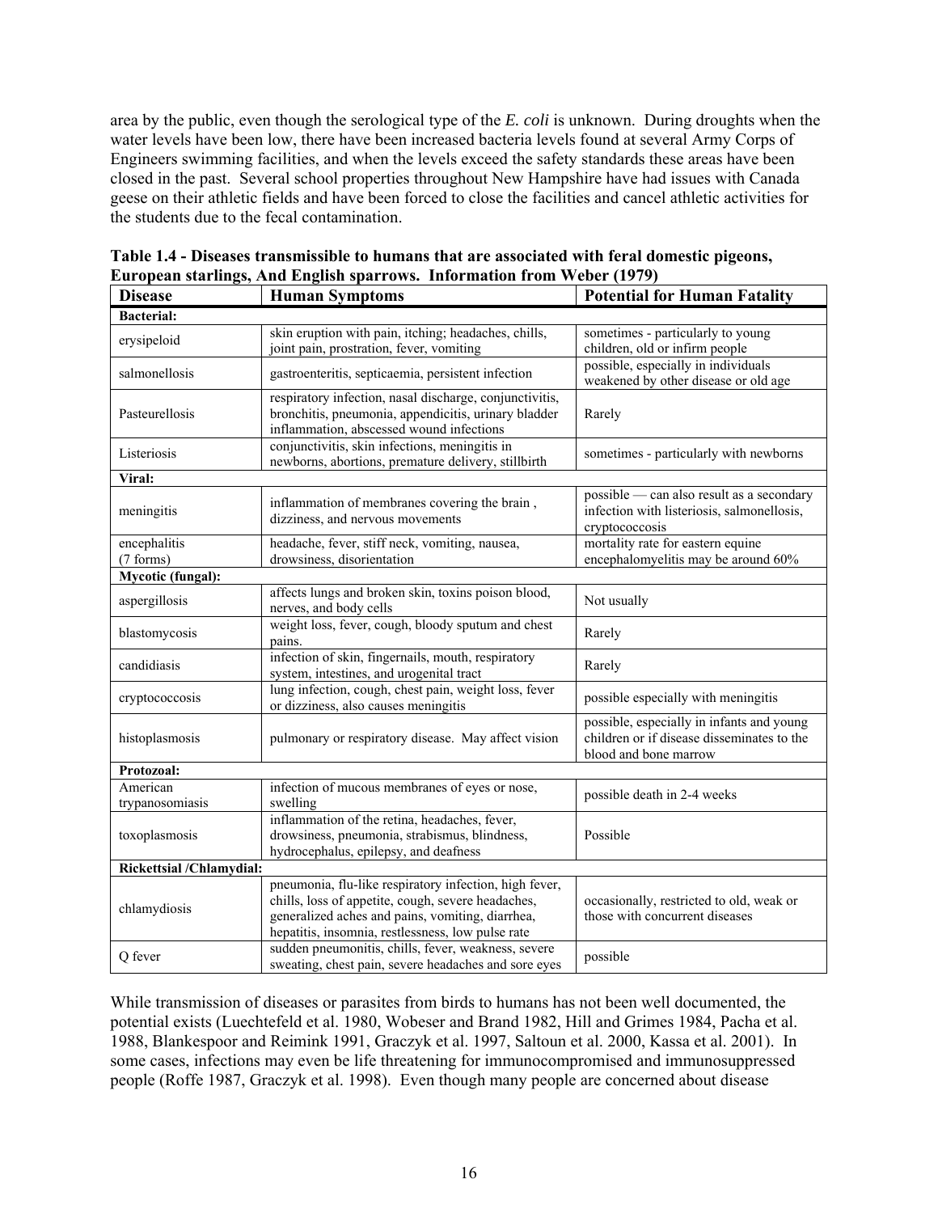area by the public, even though the serological type of the *E. coli* is unknown. During droughts when the water levels have been low, there have been increased bacteria levels found at several Army Corps of Engineers swimming facilities, and when the levels exceed the safety standards these areas have been closed in the past. Several school properties throughout New Hampshire have had issues with Canada geese on their athletic fields and have been forced to close the facilities and cancel athletic activities for the students due to the fecal contamination.

**Table 1.4 - Diseases transmissible to humans that are associated with feral domestic pigeons, European starlings, And English sparrows. Information from Weber (1979)**

| Disease | Human Symptoms | Potential for Human Fatality |
|---|---|---|
| **Bacterial:** | | |
| erysipeloid | skin eruption with pain, itching; headaches, chills, joint pain, prostration, fever, vomiting | sometimes - particularly to young children, old or infirm people |
| salmonellosis | gastroenteritis, septicaemia, persistent infection | possible, especially in individuals weakened by other disease or old age |
| Pasteurellosis | respiratory infection, nasal discharge, conjunctivitis, bronchitis, pneumonia, appendicitis, urinary bladder inflammation, abscessed wound infections | Rarely |
| Listeriosis | conjunctivitis, skin infections, meningitis in newborns, abortions, premature delivery, stillbirth | sometimes - particularly with newborns |
| **Viral:** | | |
| meningitis | inflammation of membranes covering the brain , dizziness, and nervous movements | possible — can also result as a secondary infection with listeriosis, salmonellosis, cryptococcosis |
| encephalitis (7 forms) | headache, fever, stiff neck, vomiting, nausea, drowsiness, disorientation | mortality rate for eastern equine encephalomyelitis may be around 60% |
| **Mycotic (fungal):** | | |
| aspergillosis | affects lungs and broken skin, toxins poison blood, nerves, and body cells | Not usually |
| blastomycosis | weight loss, fever, cough, bloody sputum and chest pains. | Rarely |
| candidiasis | infection of skin, fingernails, mouth, respiratory system, intestines, and urogenital tract | Rarely |
| cryptococcosis | lung infection, cough, chest pain, weight loss, fever or dizziness, also causes meningitis | possible especially with meningitis |
| histoplasmosis | pulmonary or respiratory disease. May affect vision | possible, especially in infants and young children or if disease disseminates to the blood and bone marrow |
| **Protozoal:** | | |
| American trypanosomiasis | infection of mucous membranes of eyes or nose, swelling | possible death in 2-4 weeks |
| toxoplasmosis | inflammation of the retina, headaches, fever, drowsiness, pneumonia, strabismus, blindness, hydrocephalus, epilepsy, and deafness | Possible |
| **Rickettsial /Chlamydial:** | | |
| chlamydiosis | pneumonia, flu-like respiratory infection, high fever, chills, loss of appetite, cough, severe headaches, generalized aches and pains, vomiting, diarrhea, hepatitis, insomnia, restlessness, low pulse rate | occasionally, restricted to old, weak or those with concurrent diseases |
| Q fever | sudden pneumonitis, chills, fever, weakness, severe sweating, chest pain, severe headaches and sore eyes | possible |

While transmission of diseases or parasites from birds to humans has not been well documented, the potential exists (Luechtefeld et al. 1980, Wobeser and Brand 1982, Hill and Grimes 1984, Pacha et al. 1988, Blankespoor and Reimink 1991, Graczyk et al. 1997, Saltoun et al. 2000, Kassa et al. 2001). In some cases, infections may even be life threatening for immunocompromised and immunosuppressed people (Roffe 1987, Graczyk et al. 1998). Even though many people are concerned about disease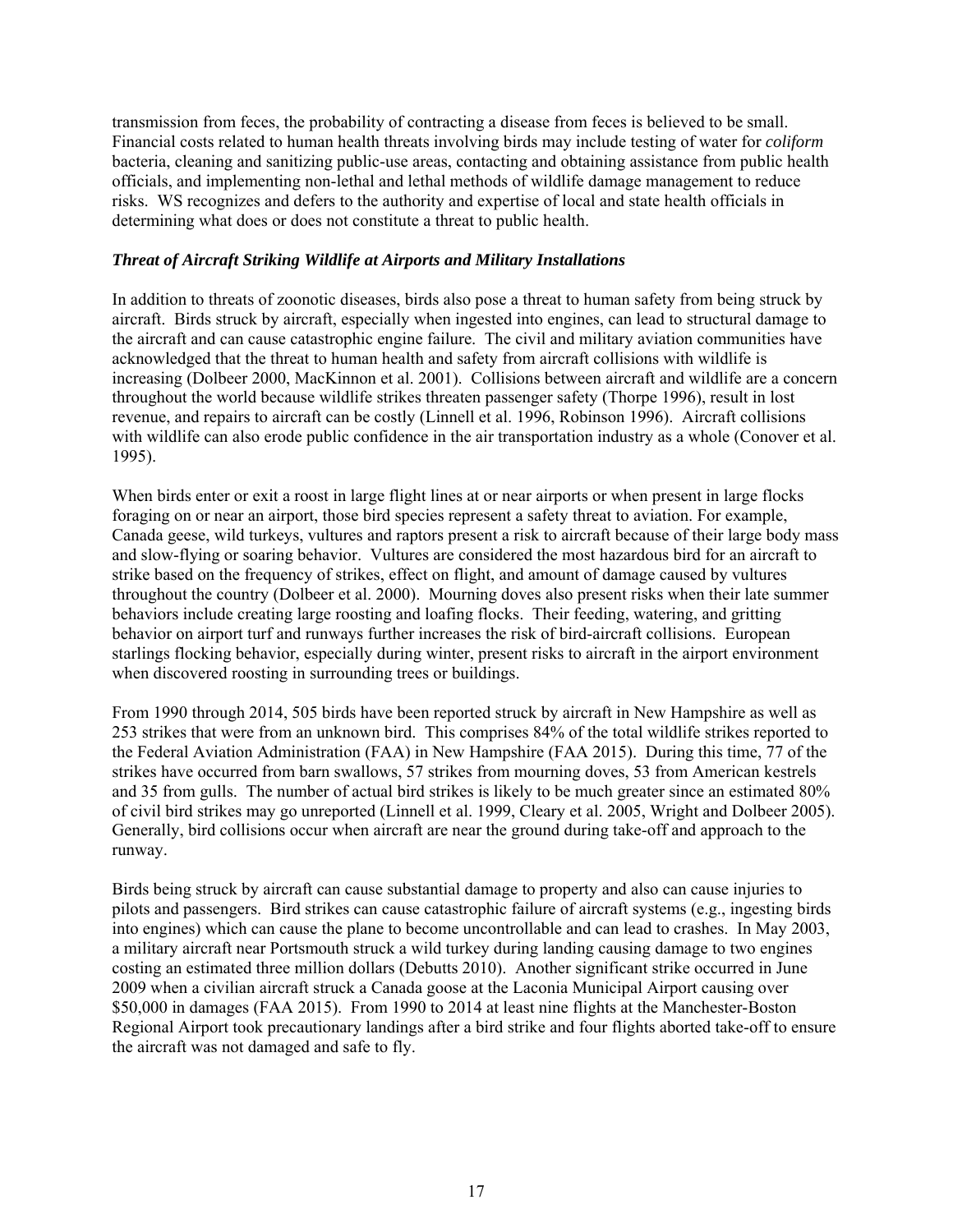transmission from feces, the probability of contracting a disease from feces is believed to be small. Financial costs related to human health threats involving birds may include testing of water for *coliform* bacteria, cleaning and sanitizing public-use areas, contacting and obtaining assistance from public health officials, and implementing non-lethal and lethal methods of wildlife damage management to reduce risks. WS recognizes and defers to the authority and expertise of local and state health officials in determining what does or does not constitute a threat to public health.

***Threat of Aircraft Striking Wildlife at Airports and Military Installations***

In addition to threats of zoonotic diseases, birds also pose a threat to human safety from being struck by aircraft. Birds struck by aircraft, especially when ingested into engines, can lead to structural damage to the aircraft and can cause catastrophic engine failure. The civil and military aviation communities have acknowledged that the threat to human health and safety from aircraft collisions with wildlife is increasing (Dolbeer 2000, MacKinnon et al. 2001). Collisions between aircraft and wildlife are a concern throughout the world because wildlife strikes threaten passenger safety (Thorpe 1996), result in lost revenue, and repairs to aircraft can be costly (Linnell et al. 1996, Robinson 1996). Aircraft collisions with wildlife can also erode public confidence in the air transportation industry as a whole (Conover et al. 1995).

When birds enter or exit a roost in large flight lines at or near airports or when present in large flocks foraging on or near an airport, those bird species represent a safety threat to aviation. For example, Canada geese, wild turkeys, vultures and raptors present a risk to aircraft because of their large body mass and slow-flying or soaring behavior. Vultures are considered the most hazardous bird for an aircraft to strike based on the frequency of strikes, effect on flight, and amount of damage caused by vultures throughout the country (Dolbeer et al. 2000). Mourning doves also present risks when their late summer behaviors include creating large roosting and loafing flocks. Their feeding, watering, and gritting behavior on airport turf and runways further increases the risk of bird-aircraft collisions. European starlings flocking behavior, especially during winter, present risks to aircraft in the airport environment when discovered roosting in surrounding trees or buildings.

From 1990 through 2014, 505 birds have been reported struck by aircraft in New Hampshire as well as 253 strikes that were from an unknown bird. This comprises 84% of the total wildlife strikes reported to the Federal Aviation Administration (FAA) in New Hampshire (FAA 2015). During this time, 77 of the strikes have occurred from barn swallows, 57 strikes from mourning doves, 53 from American kestrels and 35 from gulls. The number of actual bird strikes is likely to be much greater since an estimated 80% of civil bird strikes may go unreported (Linnell et al. 1999, Cleary et al. 2005, Wright and Dolbeer 2005). Generally, bird collisions occur when aircraft are near the ground during take-off and approach to the runway.

Birds being struck by aircraft can cause substantial damage to property and also can cause injuries to pilots and passengers. Bird strikes can cause catastrophic failure of aircraft systems (e.g., ingesting birds into engines) which can cause the plane to become uncontrollable and can lead to crashes. In May 2003, a military aircraft near Portsmouth struck a wild turkey during landing causing damage to two engines costing an estimated three million dollars (Debutts 2010). Another significant strike occurred in June 2009 when a civilian aircraft struck a Canada goose at the Laconia Municipal Airport causing over $50,000 in damages (FAA 2015). From 1990 to 2014 at least nine flights at the Manchester-Boston Regional Airport took precautionary landings after a bird strike and four flights aborted take-off to ensure the aircraft was not damaged and safe to fly.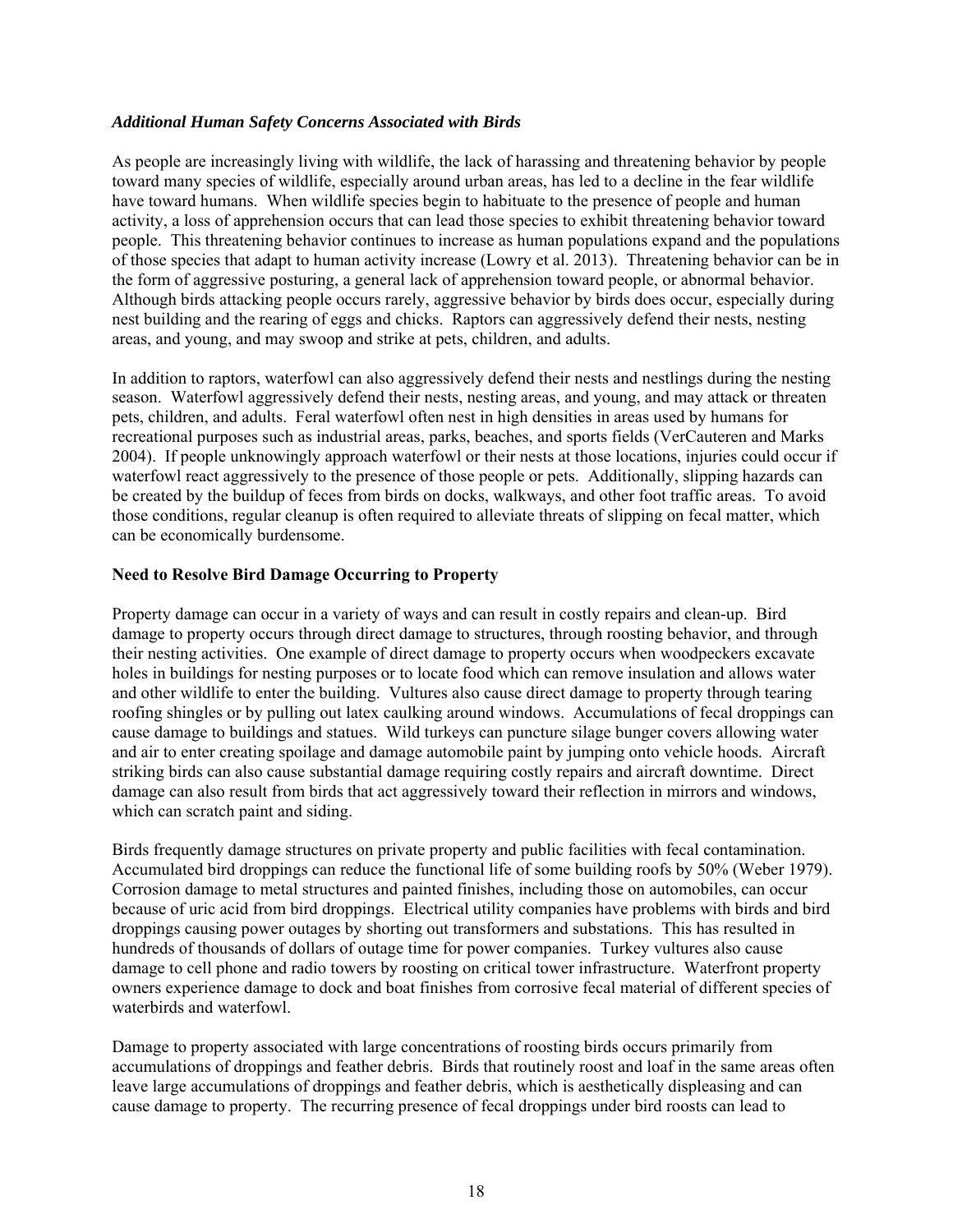***Additional Human Safety Concerns Associated with Birds***

As people are increasingly living with wildlife, the lack of harassing and threatening behavior by people toward many species of wildlife, especially around urban areas, has led to a decline in the fear wildlife have toward humans. When wildlife species begin to habituate to the presence of people and human activity, a loss of apprehension occurs that can lead those species to exhibit threatening behavior toward people. This threatening behavior continues to increase as human populations expand and the populations of those species that adapt to human activity increase (Lowry et al. 2013). Threatening behavior can be in the form of aggressive posturing, a general lack of apprehension toward people, or abnormal behavior. Although birds attacking people occurs rarely, aggressive behavior by birds does occur, especially during nest building and the rearing of eggs and chicks. Raptors can aggressively defend their nests, nesting areas, and young, and may swoop and strike at pets, children, and adults.

In addition to raptors, waterfowl can also aggressively defend their nests and nestlings during the nesting season. Waterfowl aggressively defend their nests, nesting areas, and young, and may attack or threaten pets, children, and adults. Feral waterfowl often nest in high densities in areas used by humans for recreational purposes such as industrial areas, parks, beaches, and sports fields (VerCauteren and Marks 2004). If people unknowingly approach waterfowl or their nests at those locations, injuries could occur if waterfowl react aggressively to the presence of those people or pets. Additionally, slipping hazards can be created by the buildup of feces from birds on docks, walkways, and other foot traffic areas. To avoid those conditions, regular cleanup is often required to alleviate threats of slipping on fecal matter, which can be economically burdensome.

**Need to Resolve Bird Damage Occurring to Property**

Property damage can occur in a variety of ways and can result in costly repairs and clean-up. Bird damage to property occurs through direct damage to structures, through roosting behavior, and through their nesting activities. One example of direct damage to property occurs when woodpeckers excavate holes in buildings for nesting purposes or to locate food which can remove insulation and allows water and other wildlife to enter the building. Vultures also cause direct damage to property through tearing roofing shingles or by pulling out latex caulking around windows. Accumulations of fecal droppings can cause damage to buildings and statues. Wild turkeys can puncture silage bunger covers allowing water and air to enter creating spoilage and damage automobile paint by jumping onto vehicle hoods. Aircraft striking birds can also cause substantial damage requiring costly repairs and aircraft downtime. Direct damage can also result from birds that act aggressively toward their reflection in mirrors and windows, which can scratch paint and siding.

Birds frequently damage structures on private property and public facilities with fecal contamination. Accumulated bird droppings can reduce the functional life of some building roofs by 50% (Weber 1979). Corrosion damage to metal structures and painted finishes, including those on automobiles, can occur because of uric acid from bird droppings. Electrical utility companies have problems with birds and bird droppings causing power outages by shorting out transformers and substations. This has resulted in hundreds of thousands of dollars of outage time for power companies. Turkey vultures also cause damage to cell phone and radio towers by roosting on critical tower infrastructure. Waterfront property owners experience damage to dock and boat finishes from corrosive fecal material of different species of waterbirds and waterfowl.

Damage to property associated with large concentrations of roosting birds occurs primarily from accumulations of droppings and feather debris. Birds that routinely roost and loaf in the same areas often leave large accumulations of droppings and feather debris, which is aesthetically displeasing and can cause damage to property. The recurring presence of fecal droppings under bird roosts can lead to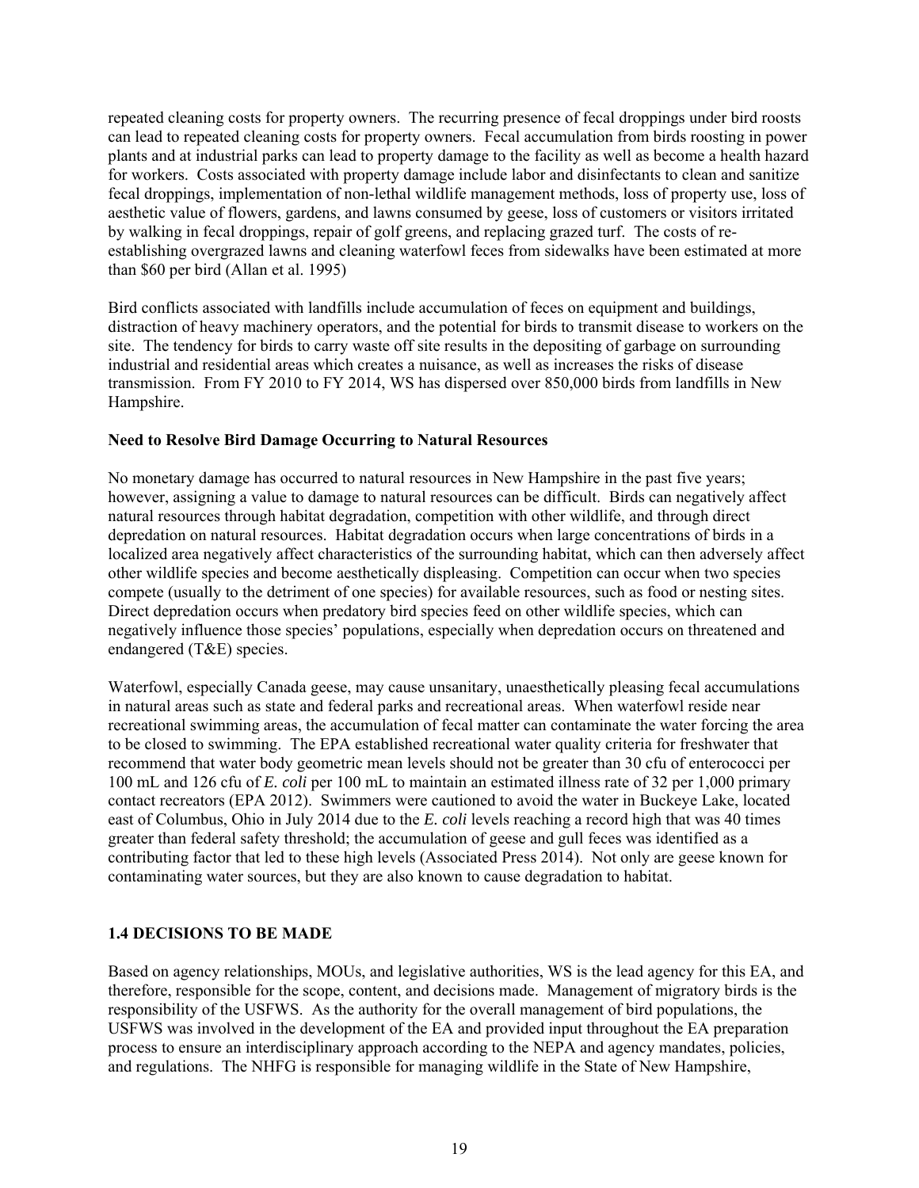repeated cleaning costs for property owners. The recurring presence of fecal droppings under bird roosts can lead to repeated cleaning costs for property owners. Fecal accumulation from birds roosting in power plants and at industrial parks can lead to property damage to the facility as well as become a health hazard for workers. Costs associated with property damage include labor and disinfectants to clean and sanitize fecal droppings, implementation of non-lethal wildlife management methods, loss of property use, loss of aesthetic value of flowers, gardens, and lawns consumed by geese, loss of customers or visitors irritated by walking in fecal droppings, repair of golf greens, and replacing grazed turf. The costs of re-establishing overgrazed lawns and cleaning waterfowl feces from sidewalks have been estimated at more than $60 per bird (Allan et al. 1995)

Bird conflicts associated with landfills include accumulation of feces on equipment and buildings, distraction of heavy machinery operators, and the potential for birds to transmit disease to workers on the site. The tendency for birds to carry waste off site results in the depositing of garbage on surrounding industrial and residential areas which creates a nuisance, as well as increases the risks of disease transmission. From FY 2010 to FY 2014, WS has dispersed over 850,000 birds from landfills in New Hampshire.

**Need to Resolve Bird Damage Occurring to Natural Resources**

No monetary damage has occurred to natural resources in New Hampshire in the past five years; however, assigning a value to damage to natural resources can be difficult. Birds can negatively affect natural resources through habitat degradation, competition with other wildlife, and through direct depredation on natural resources. Habitat degradation occurs when large concentrations of birds in a localized area negatively affect characteristics of the surrounding habitat, which can then adversely affect other wildlife species and become aesthetically displeasing. Competition can occur when two species compete (usually to the detriment of one species) for available resources, such as food or nesting sites. Direct depredation occurs when predatory bird species feed on other wildlife species, which can negatively influence those species' populations, especially when depredation occurs on threatened and endangered (T&E) species.

Waterfowl, especially Canada geese, may cause unsanitary, unaesthetically pleasing fecal accumulations in natural areas such as state and federal parks and recreational areas. When waterfowl reside near recreational swimming areas, the accumulation of fecal matter can contaminate the water forcing the area to be closed to swimming. The EPA established recreational water quality criteria for freshwater that recommend that water body geometric mean levels should not be greater than 30 cfu of enterococci per 100 mL and 126 cfu of *E. coli* per 100 mL to maintain an estimated illness rate of 32 per 1,000 primary contact recreators (EPA 2012). Swimmers were cautioned to avoid the water in Buckeye Lake, located east of Columbus, Ohio in July 2014 due to the *E. coli* levels reaching a record high that was 40 times greater than federal safety threshold; the accumulation of geese and gull feces was identified as a contributing factor that led to these high levels (Associated Press 2014). Not only are geese known for contaminating water sources, but they are also known to cause degradation to habitat.

## 1.4 DECISIONS TO BE MADE

Based on agency relationships, MOUs, and legislative authorities, WS is the lead agency for this EA, and therefore, responsible for the scope, content, and decisions made. Management of migratory birds is the responsibility of the USFWS. As the authority for the overall management of bird populations, the USFWS was involved in the development of the EA and provided input throughout the EA preparation process to ensure an interdisciplinary approach according to the NEPA and agency mandates, policies, and regulations. The NHFG is responsible for managing wildlife in the State of New Hampshire,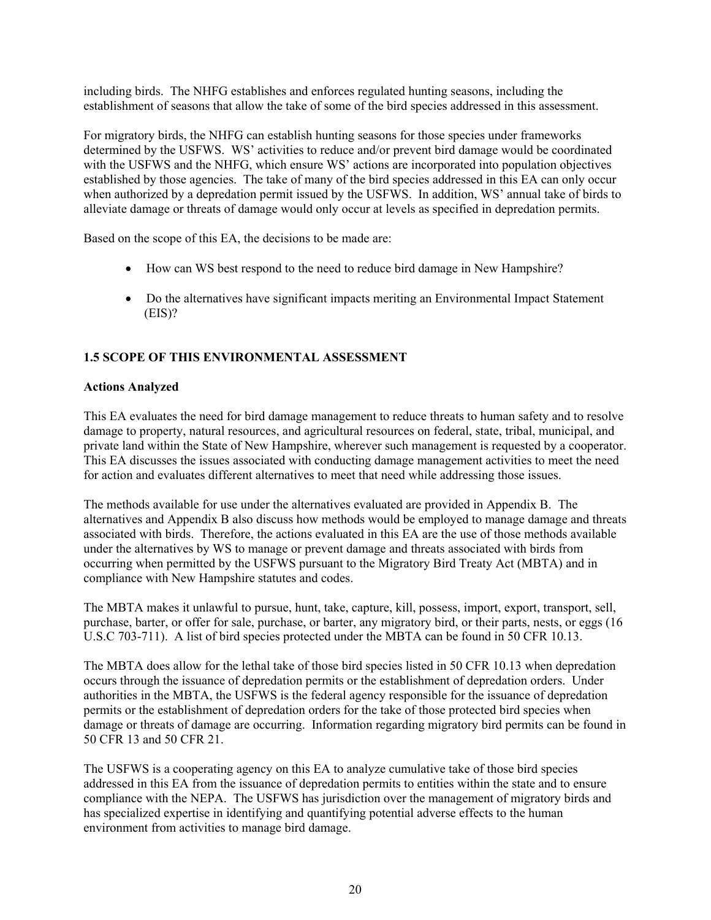including birds. The NHFG establishes and enforces regulated hunting seasons, including the establishment of seasons that allow the take of some of the bird species addressed in this assessment.

For migratory birds, the NHFG can establish hunting seasons for those species under frameworks determined by the USFWS. WS' activities to reduce and/or prevent bird damage would be coordinated with the USFWS and the NHFG, which ensure WS' actions are incorporated into population objectives established by those agencies. The take of many of the bird species addressed in this EA can only occur when authorized by a depredation permit issued by the USFWS. In addition, WS' annual take of birds to alleviate damage or threats of damage would only occur at levels as specified in depredation permits.

Based on the scope of this EA, the decisions to be made are:

- How can WS best respond to the need to reduce bird damage in New Hampshire?
- Do the alternatives have significant impacts meriting an Environmental Impact Statement (EIS)?

## 1.5 SCOPE OF THIS ENVIRONMENTAL ASSESSMENT

**Actions Analyzed**

This EA evaluates the need for bird damage management to reduce threats to human safety and to resolve damage to property, natural resources, and agricultural resources on federal, state, tribal, municipal, and private land within the State of New Hampshire, wherever such management is requested by a cooperator. This EA discusses the issues associated with conducting damage management activities to meet the need for action and evaluates different alternatives to meet that need while addressing those issues.

The methods available for use under the alternatives evaluated are provided in Appendix B. The alternatives and Appendix B also discuss how methods would be employed to manage damage and threats associated with birds. Therefore, the actions evaluated in this EA are the use of those methods available under the alternatives by WS to manage or prevent damage and threats associated with birds from occurring when permitted by the USFWS pursuant to the Migratory Bird Treaty Act (MBTA) and in compliance with New Hampshire statutes and codes.

The MBTA makes it unlawful to pursue, hunt, take, capture, kill, possess, import, export, transport, sell, purchase, barter, or offer for sale, purchase, or barter, any migratory bird, or their parts, nests, or eggs (16 U.S.C 703-711). A list of bird species protected under the MBTA can be found in 50 CFR 10.13.

The MBTA does allow for the lethal take of those bird species listed in 50 CFR 10.13 when depredation occurs through the issuance of depredation permits or the establishment of depredation orders. Under authorities in the MBTA, the USFWS is the federal agency responsible for the issuance of depredation permits or the establishment of depredation orders for the take of those protected bird species when damage or threats of damage are occurring. Information regarding migratory bird permits can be found in 50 CFR 13 and 50 CFR 21.

The USFWS is a cooperating agency on this EA to analyze cumulative take of those bird species addressed in this EA from the issuance of depredation permits to entities within the state and to ensure compliance with the NEPA. The USFWS has jurisdiction over the management of migratory birds and has specialized expertise in identifying and quantifying potential adverse effects to the human environment from activities to manage bird damage.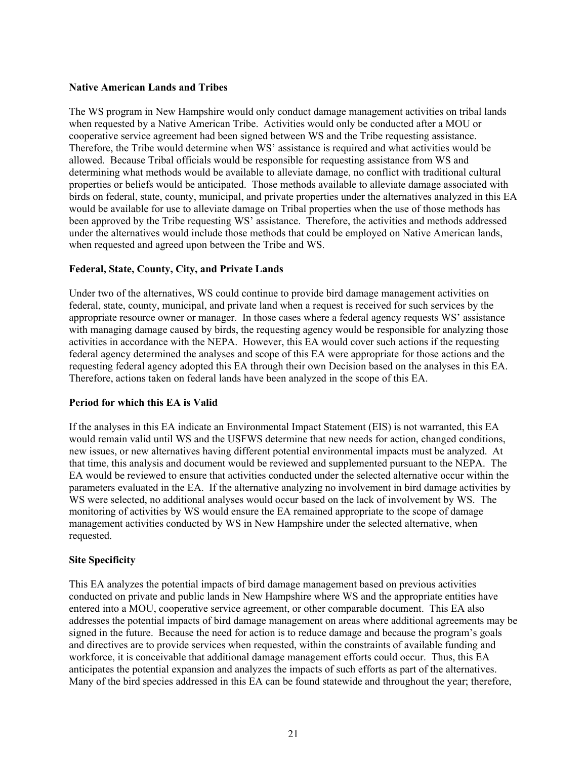**Native American Lands and Tribes**

The WS program in New Hampshire would only conduct damage management activities on tribal lands when requested by a Native American Tribe. Activities would only be conducted after a MOU or cooperative service agreement had been signed between WS and the Tribe requesting assistance. Therefore, the Tribe would determine when WS' assistance is required and what activities would be allowed. Because Tribal officials would be responsible for requesting assistance from WS and determining what methods would be available to alleviate damage, no conflict with traditional cultural properties or beliefs would be anticipated. Those methods available to alleviate damage associated with birds on federal, state, county, municipal, and private properties under the alternatives analyzed in this EA would be available for use to alleviate damage on Tribal properties when the use of those methods has been approved by the Tribe requesting WS' assistance. Therefore, the activities and methods addressed under the alternatives would include those methods that could be employed on Native American lands, when requested and agreed upon between the Tribe and WS.

**Federal, State, County, City, and Private Lands**

Under two of the alternatives, WS could continue to provide bird damage management activities on federal, state, county, municipal, and private land when a request is received for such services by the appropriate resource owner or manager. In those cases where a federal agency requests WS' assistance with managing damage caused by birds, the requesting agency would be responsible for analyzing those activities in accordance with the NEPA. However, this EA would cover such actions if the requesting federal agency determined the analyses and scope of this EA were appropriate for those actions and the requesting federal agency adopted this EA through their own Decision based on the analyses in this EA. Therefore, actions taken on federal lands have been analyzed in the scope of this EA.

**Period for which this EA is Valid**

If the analyses in this EA indicate an Environmental Impact Statement (EIS) is not warranted, this EA would remain valid until WS and the USFWS determine that new needs for action, changed conditions, new issues, or new alternatives having different potential environmental impacts must be analyzed. At that time, this analysis and document would be reviewed and supplemented pursuant to the NEPA. The EA would be reviewed to ensure that activities conducted under the selected alternative occur within the parameters evaluated in the EA. If the alternative analyzing no involvement in bird damage activities by WS were selected, no additional analyses would occur based on the lack of involvement by WS. The monitoring of activities by WS would ensure the EA remained appropriate to the scope of damage management activities conducted by WS in New Hampshire under the selected alternative, when requested.

**Site Specificity**

This EA analyzes the potential impacts of bird damage management based on previous activities conducted on private and public lands in New Hampshire where WS and the appropriate entities have entered into a MOU, cooperative service agreement, or other comparable document. This EA also addresses the potential impacts of bird damage management on areas where additional agreements may be signed in the future. Because the need for action is to reduce damage and because the program's goals and directives are to provide services when requested, within the constraints of available funding and workforce, it is conceivable that additional damage management efforts could occur. Thus, this EA anticipates the potential expansion and analyzes the impacts of such efforts as part of the alternatives. Many of the bird species addressed in this EA can be found statewide and throughout the year; therefore,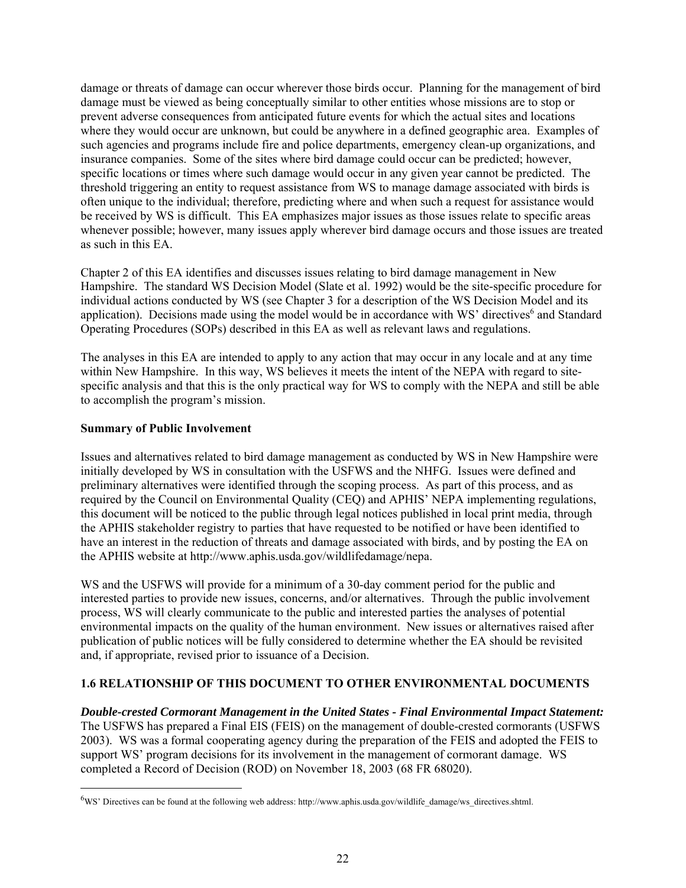damage or threats of damage can occur wherever those birds occur. Planning for the management of bird damage must be viewed as being conceptually similar to other entities whose missions are to stop or prevent adverse consequences from anticipated future events for which the actual sites and locations where they would occur are unknown, but could be anywhere in a defined geographic area. Examples of such agencies and programs include fire and police departments, emergency clean-up organizations, and insurance companies. Some of the sites where bird damage could occur can be predicted; however, specific locations or times where such damage would occur in any given year cannot be predicted. The threshold triggering an entity to request assistance from WS to manage damage associated with birds is often unique to the individual; therefore, predicting where and when such a request for assistance would be received by WS is difficult. This EA emphasizes major issues as those issues relate to specific areas whenever possible; however, many issues apply wherever bird damage occurs and those issues are treated as such in this EA.

Chapter 2 of this EA identifies and discusses issues relating to bird damage management in New Hampshire. The standard WS Decision Model (Slate et al. 1992) would be the site-specific procedure for individual actions conducted by WS (see Chapter 3 for a description of the WS Decision Model and its application). Decisions made using the model would be in accordance with WS' directives[6] and Standard Operating Procedures (SOPs) described in this EA as well as relevant laws and regulations.

The analyses in this EA are intended to apply to any action that may occur in any locale and at any time within New Hampshire. In this way, WS believes it meets the intent of the NEPA with regard to site-specific analysis and that this is the only practical way for WS to comply with the NEPA and still be able to accomplish the program's mission.

**Summary of Public Involvement**

Issues and alternatives related to bird damage management as conducted by WS in New Hampshire were initially developed by WS in consultation with the USFWS and the NHFG. Issues were defined and preliminary alternatives were identified through the scoping process. As part of this process, and as required by the Council on Environmental Quality (CEQ) and APHIS' NEPA implementing regulations, this document will be noticed to the public through legal notices published in local print media, through the APHIS stakeholder registry to parties that have requested to be notified or have been identified to have an interest in the reduction of threats and damage associated with birds, and by posting the EA on the APHIS website at http://www.aphis.usda.gov/wildlifedamage/nepa.

WS and the USFWS will provide for a minimum of a 30-day comment period for the public and interested parties to provide new issues, concerns, and/or alternatives. Through the public involvement process, WS will clearly communicate to the public and interested parties the analyses of potential environmental impacts on the quality of the human environment. New issues or alternatives raised after publication of public notices will be fully considered to determine whether the EA should be revisited and, if appropriate, revised prior to issuance of a Decision.

## 1.6 RELATIONSHIP OF THIS DOCUMENT TO OTHER ENVIRONMENTAL DOCUMENTS

***Double-crested Cormorant Management in the United States - Final Environmental Impact Statement:*** The USFWS has prepared a Final EIS (FEIS) on the management of double-crested cormorants (USFWS 2003). WS was a formal cooperating agency during the preparation of the FEIS and adopted the FEIS to support WS' program decisions for its involvement in the management of cormorant damage. WS completed a Record of Decision (ROD) on November 18, 2003 (68 FR 68020).

---

[6]WS' Directives can be found at the following web address: http://www.aphis.usda.gov/wildlife_damage/ws_directives.shtml.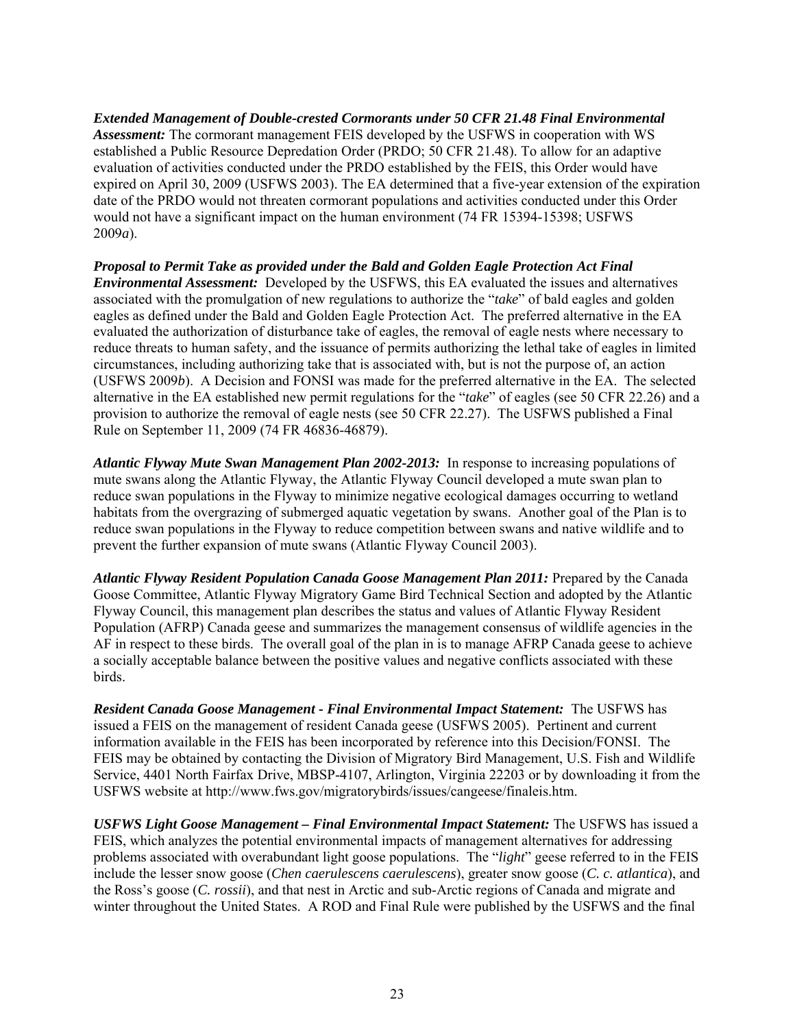***Extended Management of Double-crested Cormorants under 50 CFR 21.48 Final Environmental Assessment:*** The cormorant management FEIS developed by the USFWS in cooperation with WS established a Public Resource Depredation Order (PRDO; 50 CFR 21.48). To allow for an adaptive evaluation of activities conducted under the PRDO established by the FEIS, this Order would have expired on April 30, 2009 (USFWS 2003). The EA determined that a five-year extension of the expiration date of the PRDO would not threaten cormorant populations and activities conducted under this Order would not have a significant impact on the human environment (74 FR 15394-15398; USFWS 2009*a*).

***Proposal to Permit Take as provided under the Bald and Golden Eagle Protection Act Final Environmental Assessment:*** Developed by the USFWS, this EA evaluated the issues and alternatives associated with the promulgation of new regulations to authorize the "*take*" of bald eagles and golden eagles as defined under the Bald and Golden Eagle Protection Act. The preferred alternative in the EA evaluated the authorization of disturbance take of eagles, the removal of eagle nests where necessary to reduce threats to human safety, and the issuance of permits authorizing the lethal take of eagles in limited circumstances, including authorizing take that is associated with, but is not the purpose of, an action (USFWS 2009*b*). A Decision and FONSI was made for the preferred alternative in the EA. The selected alternative in the EA established new permit regulations for the "*take*" of eagles (see 50 CFR 22.26) and a provision to authorize the removal of eagle nests (see 50 CFR 22.27). The USFWS published a Final Rule on September 11, 2009 (74 FR 46836-46879).

***Atlantic Flyway Mute Swan Management Plan 2002-2013:*** In response to increasing populations of mute swans along the Atlantic Flyway, the Atlantic Flyway Council developed a mute swan plan to reduce swan populations in the Flyway to minimize negative ecological damages occurring to wetland habitats from the overgrazing of submerged aquatic vegetation by swans. Another goal of the Plan is to reduce swan populations in the Flyway to reduce competition between swans and native wildlife and to prevent the further expansion of mute swans (Atlantic Flyway Council 2003).

***Atlantic Flyway Resident Population Canada Goose Management Plan 2011:*** Prepared by the Canada Goose Committee, Atlantic Flyway Migratory Game Bird Technical Section and adopted by the Atlantic Flyway Council, this management plan describes the status and values of Atlantic Flyway Resident Population (AFRP) Canada geese and summarizes the management consensus of wildlife agencies in the AF in respect to these birds. The overall goal of the plan in is to manage AFRP Canada geese to achieve a socially acceptable balance between the positive values and negative conflicts associated with these birds.

***Resident Canada Goose Management - Final Environmental Impact Statement:*** The USFWS has issued a FEIS on the management of resident Canada geese (USFWS 2005). Pertinent and current information available in the FEIS has been incorporated by reference into this Decision/FONSI. The FEIS may be obtained by contacting the Division of Migratory Bird Management, U.S. Fish and Wildlife Service, 4401 North Fairfax Drive, MBSP-4107, Arlington, Virginia 22203 or by downloading it from the USFWS website at http://www.fws.gov/migratorybirds/issues/cangeese/finaleis.htm.

***USFWS Light Goose Management – Final Environmental Impact Statement:*** The USFWS has issued a FEIS, which analyzes the potential environmental impacts of management alternatives for addressing problems associated with overabundant light goose populations. The "*light*" geese referred to in the FEIS include the lesser snow goose (*Chen caerulescens caerulescens*), greater snow goose (*C. c. atlantica*), and the Ross's goose (*C. rossii*), and that nest in Arctic and sub-Arctic regions of Canada and migrate and winter throughout the United States. A ROD and Final Rule were published by the USFWS and the final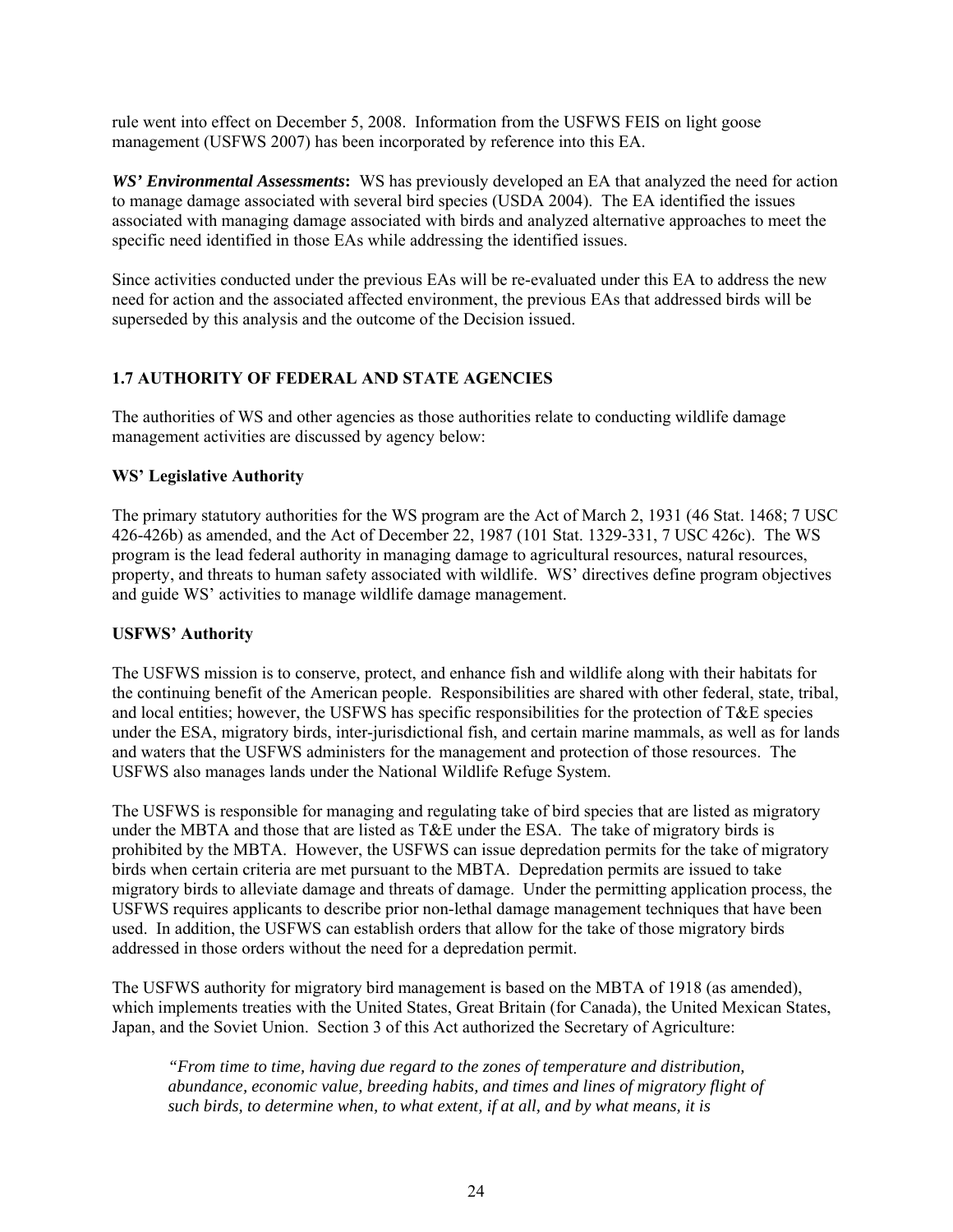rule went into effect on December 5, 2008. Information from the USFWS FEIS on light goose management (USFWS 2007) has been incorporated by reference into this EA.

***WS' Environmental Assessments*:** WS has previously developed an EA that analyzed the need for action to manage damage associated with several bird species (USDA 2004). The EA identified the issues associated with managing damage associated with birds and analyzed alternative approaches to meet the specific need identified in those EAs while addressing the identified issues.

Since activities conducted under the previous EAs will be re-evaluated under this EA to address the new need for action and the associated affected environment, the previous EAs that addressed birds will be superseded by this analysis and the outcome of the Decision issued.

## 1.7 AUTHORITY OF FEDERAL AND STATE AGENCIES

The authorities of WS and other agencies as those authorities relate to conducting wildlife damage management activities are discussed by agency below:

### WS' Legislative Authority

The primary statutory authorities for the WS program are the Act of March 2, 1931 (46 Stat. 1468; 7 USC 426-426b) as amended, and the Act of December 22, 1987 (101 Stat. 1329-331, 7 USC 426c). The WS program is the lead federal authority in managing damage to agricultural resources, natural resources, property, and threats to human safety associated with wildlife. WS' directives define program objectives and guide WS' activities to manage wildlife damage management.

### USFWS' Authority

The USFWS mission is to conserve, protect, and enhance fish and wildlife along with their habitats for the continuing benefit of the American people. Responsibilities are shared with other federal, state, tribal, and local entities; however, the USFWS has specific responsibilities for the protection of T&E species under the ESA, migratory birds, inter-jurisdictional fish, and certain marine mammals, as well as for lands and waters that the USFWS administers for the management and protection of those resources. The USFWS also manages lands under the National Wildlife Refuge System.

The USFWS is responsible for managing and regulating take of bird species that are listed as migratory under the MBTA and those that are listed as T&E under the ESA. The take of migratory birds is prohibited by the MBTA. However, the USFWS can issue depredation permits for the take of migratory birds when certain criteria are met pursuant to the MBTA. Depredation permits are issued to take migratory birds to alleviate damage and threats of damage. Under the permitting application process, the USFWS requires applicants to describe prior non-lethal damage management techniques that have been used. In addition, the USFWS can establish orders that allow for the take of those migratory birds addressed in those orders without the need for a depredation permit.

The USFWS authority for migratory bird management is based on the MBTA of 1918 (as amended), which implements treaties with the United States, Great Britain (for Canada), the United Mexican States, Japan, and the Soviet Union. Section 3 of this Act authorized the Secretary of Agriculture:

> *"From time to time, having due regard to the zones of temperature and distribution, abundance, economic value, breeding habits, and times and lines of migratory flight of such birds, to determine when, to what extent, if at all, and by what means, it is*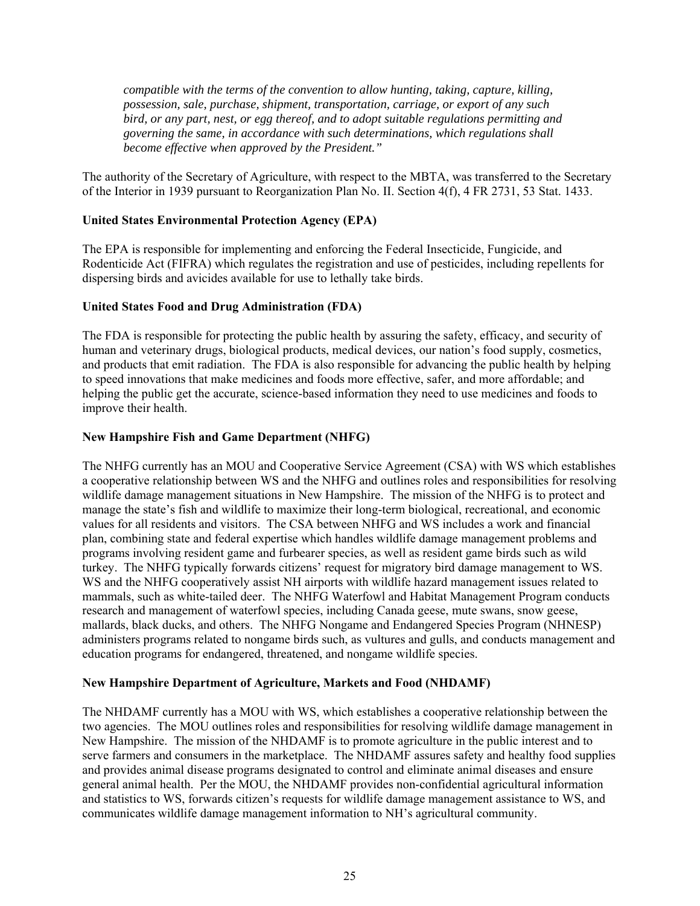*compatible with the terms of the convention to allow hunting, taking, capture, killing, possession, sale, purchase, shipment, transportation, carriage, or export of any such bird, or any part, nest, or egg thereof, and to adopt suitable regulations permitting and governing the same, in accordance with such determinations, which regulations shall become effective when approved by the President."*

The authority of the Secretary of Agriculture, with respect to the MBTA, was transferred to the Secretary of the Interior in 1939 pursuant to Reorganization Plan No. II. Section 4(f), 4 FR 2731, 53 Stat. 1433.

**United States Environmental Protection Agency (EPA)**

The EPA is responsible for implementing and enforcing the Federal Insecticide, Fungicide, and Rodenticide Act (FIFRA) which regulates the registration and use of pesticides, including repellents for dispersing birds and avicides available for use to lethally take birds.

**United States Food and Drug Administration (FDA)**

The FDA is responsible for protecting the public health by assuring the safety, efficacy, and security of human and veterinary drugs, biological products, medical devices, our nation's food supply, cosmetics, and products that emit radiation. The FDA is also responsible for advancing the public health by helping to speed innovations that make medicines and foods more effective, safer, and more affordable; and helping the public get the accurate, science-based information they need to use medicines and foods to improve their health.

**New Hampshire Fish and Game Department (NHFG)**

The NHFG currently has an MOU and Cooperative Service Agreement (CSA) with WS which establishes a cooperative relationship between WS and the NHFG and outlines roles and responsibilities for resolving wildlife damage management situations in New Hampshire. The mission of the NHFG is to protect and manage the state's fish and wildlife to maximize their long-term biological, recreational, and economic values for all residents and visitors. The CSA between NHFG and WS includes a work and financial plan, combining state and federal expertise which handles wildlife damage management problems and programs involving resident game and furbearer species, as well as resident game birds such as wild turkey. The NHFG typically forwards citizens' request for migratory bird damage management to WS. WS and the NHFG cooperatively assist NH airports with wildlife hazard management issues related to mammals, such as white-tailed deer. The NHFG Waterfowl and Habitat Management Program conducts research and management of waterfowl species, including Canada geese, mute swans, snow geese, mallards, black ducks, and others. The NHFG Nongame and Endangered Species Program (NHNESP) administers programs related to nongame birds such, as vultures and gulls, and conducts management and education programs for endangered, threatened, and nongame wildlife species.

**New Hampshire Department of Agriculture, Markets and Food (NHDAMF)**

The NHDAMF currently has a MOU with WS, which establishes a cooperative relationship between the two agencies. The MOU outlines roles and responsibilities for resolving wildlife damage management in New Hampshire. The mission of the NHDAMF is to promote agriculture in the public interest and to serve farmers and consumers in the marketplace. The NHDAMF assures safety and healthy food supplies and provides animal disease programs designated to control and eliminate animal diseases and ensure general animal health. Per the MOU, the NHDAMF provides non-confidential agricultural information and statistics to WS, forwards citizen's requests for wildlife damage management assistance to WS, and communicates wildlife damage management information to NH's agricultural community.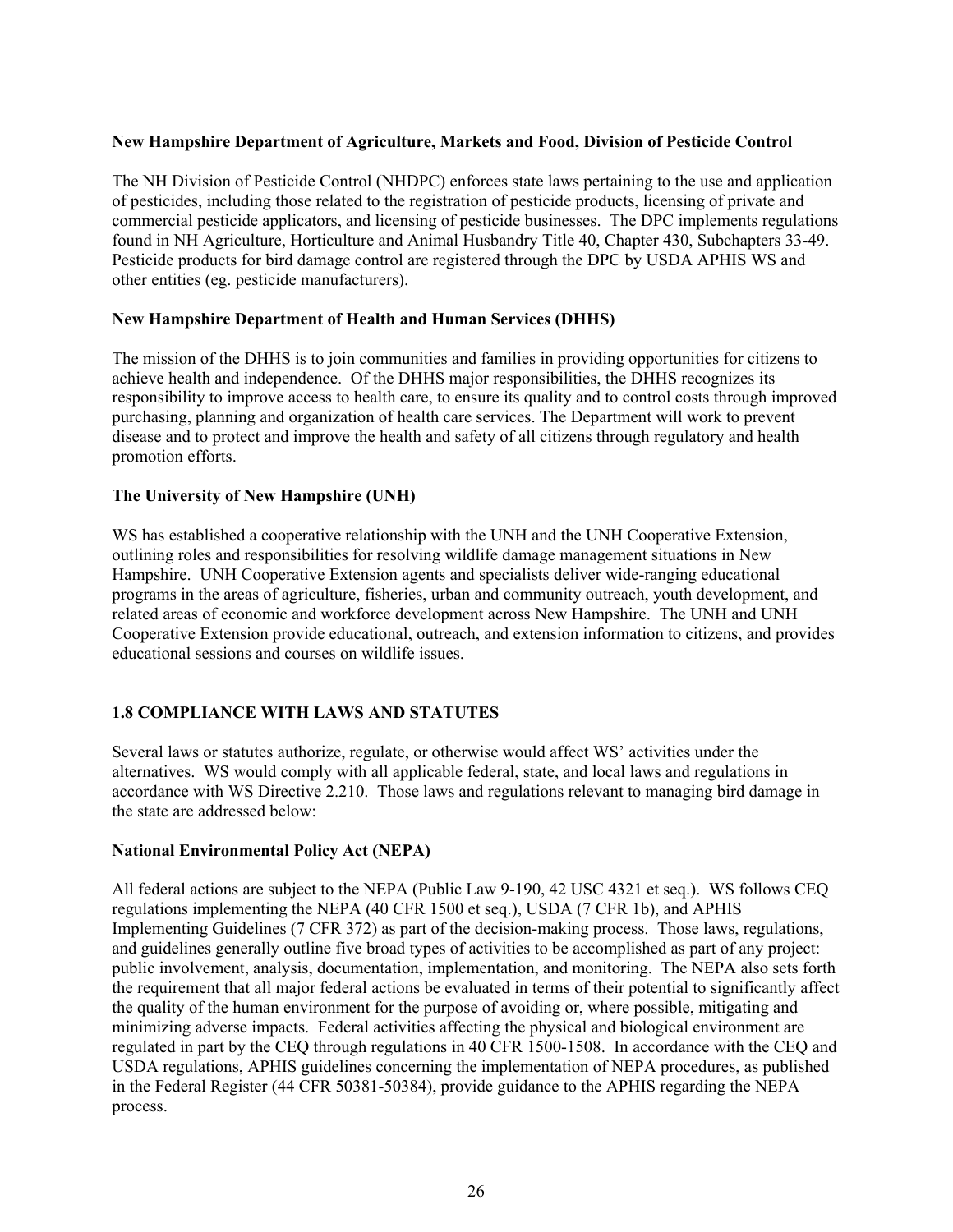**New Hampshire Department of Agriculture, Markets and Food, Division of Pesticide Control**

The NH Division of Pesticide Control (NHDPC) enforces state laws pertaining to the use and application of pesticides, including those related to the registration of pesticide products, licensing of private and commercial pesticide applicators, and licensing of pesticide businesses. The DPC implements regulations found in NH Agriculture, Horticulture and Animal Husbandry Title 40, Chapter 430, Subchapters 33-49. Pesticide products for bird damage control are registered through the DPC by USDA APHIS WS and other entities (eg. pesticide manufacturers).

**New Hampshire Department of Health and Human Services (DHHS)**

The mission of the DHHS is to join communities and families in providing opportunities for citizens to achieve health and independence. Of the DHHS major responsibilities, the DHHS recognizes its responsibility to improve access to health care, to ensure its quality and to control costs through improved purchasing, planning and organization of health care services. The Department will work to prevent disease and to protect and improve the health and safety of all citizens through regulatory and health promotion efforts.

**The University of New Hampshire (UNH)**

WS has established a cooperative relationship with the UNH and the UNH Cooperative Extension, outlining roles and responsibilities for resolving wildlife damage management situations in New Hampshire. UNH Cooperative Extension agents and specialists deliver wide-ranging educational programs in the areas of agriculture, fisheries, urban and community outreach, youth development, and related areas of economic and workforce development across New Hampshire. The UNH and UNH Cooperative Extension provide educational, outreach, and extension information to citizens, and provides educational sessions and courses on wildlife issues.

## 1.8 COMPLIANCE WITH LAWS AND STATUTES

Several laws or statutes authorize, regulate, or otherwise would affect WS' activities under the alternatives. WS would comply with all applicable federal, state, and local laws and regulations in accordance with WS Directive 2.210. Those laws and regulations relevant to managing bird damage in the state are addressed below:

**National Environmental Policy Act (NEPA)**

All federal actions are subject to the NEPA (Public Law 9-190, 42 USC 4321 et seq.). WS follows CEQ regulations implementing the NEPA (40 CFR 1500 et seq.), USDA (7 CFR 1b), and APHIS Implementing Guidelines (7 CFR 372) as part of the decision-making process. Those laws, regulations, and guidelines generally outline five broad types of activities to be accomplished as part of any project: public involvement, analysis, documentation, implementation, and monitoring. The NEPA also sets forth the requirement that all major federal actions be evaluated in terms of their potential to significantly affect the quality of the human environment for the purpose of avoiding or, where possible, mitigating and minimizing adverse impacts. Federal activities affecting the physical and biological environment are regulated in part by the CEQ through regulations in 40 CFR 1500-1508. In accordance with the CEQ and USDA regulations, APHIS guidelines concerning the implementation of NEPA procedures, as published in the Federal Register (44 CFR 50381-50384), provide guidance to the APHIS regarding the NEPA process.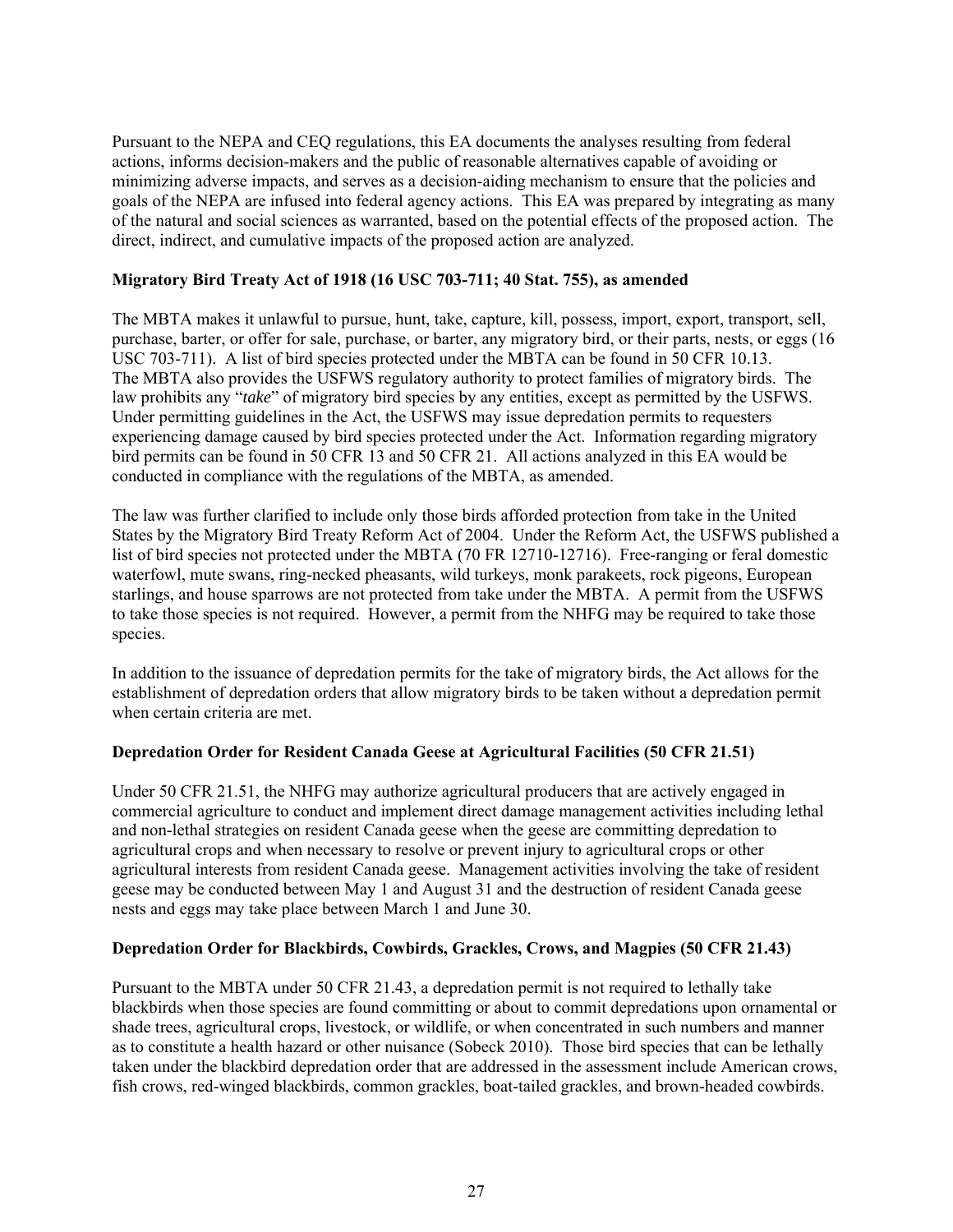Pursuant to the NEPA and CEQ regulations, this EA documents the analyses resulting from federal actions, informs decision-makers and the public of reasonable alternatives capable of avoiding or minimizing adverse impacts, and serves as a decision-aiding mechanism to ensure that the policies and goals of the NEPA are infused into federal agency actions. This EA was prepared by integrating as many of the natural and social sciences as warranted, based on the potential effects of the proposed action. The direct, indirect, and cumulative impacts of the proposed action are analyzed.

**Migratory Bird Treaty Act of 1918 (16 USC 703-711; 40 Stat. 755), as amended**

The MBTA makes it unlawful to pursue, hunt, take, capture, kill, possess, import, export, transport, sell, purchase, barter, or offer for sale, purchase, or barter, any migratory bird, or their parts, nests, or eggs (16 USC 703-711). A list of bird species protected under the MBTA can be found in 50 CFR 10.13. The MBTA also provides the USFWS regulatory authority to protect families of migratory birds. The law prohibits any "*take*" of migratory bird species by any entities, except as permitted by the USFWS. Under permitting guidelines in the Act, the USFWS may issue depredation permits to requesters experiencing damage caused by bird species protected under the Act. Information regarding migratory bird permits can be found in 50 CFR 13 and 50 CFR 21. All actions analyzed in this EA would be conducted in compliance with the regulations of the MBTA, as amended.

The law was further clarified to include only those birds afforded protection from take in the United States by the Migratory Bird Treaty Reform Act of 2004. Under the Reform Act, the USFWS published a list of bird species not protected under the MBTA (70 FR 12710-12716). Free-ranging or feral domestic waterfowl, mute swans, ring-necked pheasants, wild turkeys, monk parakeets, rock pigeons, European starlings, and house sparrows are not protected from take under the MBTA. A permit from the USFWS to take those species is not required. However, a permit from the NHFG may be required to take those species.

In addition to the issuance of depredation permits for the take of migratory birds, the Act allows for the establishment of depredation orders that allow migratory birds to be taken without a depredation permit when certain criteria are met.

**Depredation Order for Resident Canada Geese at Agricultural Facilities (50 CFR 21.51)**

Under 50 CFR 21.51, the NHFG may authorize agricultural producers that are actively engaged in commercial agriculture to conduct and implement direct damage management activities including lethal and non-lethal strategies on resident Canada geese when the geese are committing depredation to agricultural crops and when necessary to resolve or prevent injury to agricultural crops or other agricultural interests from resident Canada geese. Management activities involving the take of resident geese may be conducted between May 1 and August 31 and the destruction of resident Canada geese nests and eggs may take place between March 1 and June 30.

**Depredation Order for Blackbirds, Cowbirds, Grackles, Crows, and Magpies (50 CFR 21.43)**

Pursuant to the MBTA under 50 CFR 21.43, a depredation permit is not required to lethally take blackbirds when those species are found committing or about to commit depredations upon ornamental or shade trees, agricultural crops, livestock, or wildlife, or when concentrated in such numbers and manner as to constitute a health hazard or other nuisance (Sobeck 2010). Those bird species that can be lethally taken under the blackbird depredation order that are addressed in the assessment include American crows, fish crows, red-winged blackbirds, common grackles, boat-tailed grackles, and brown-headed cowbirds.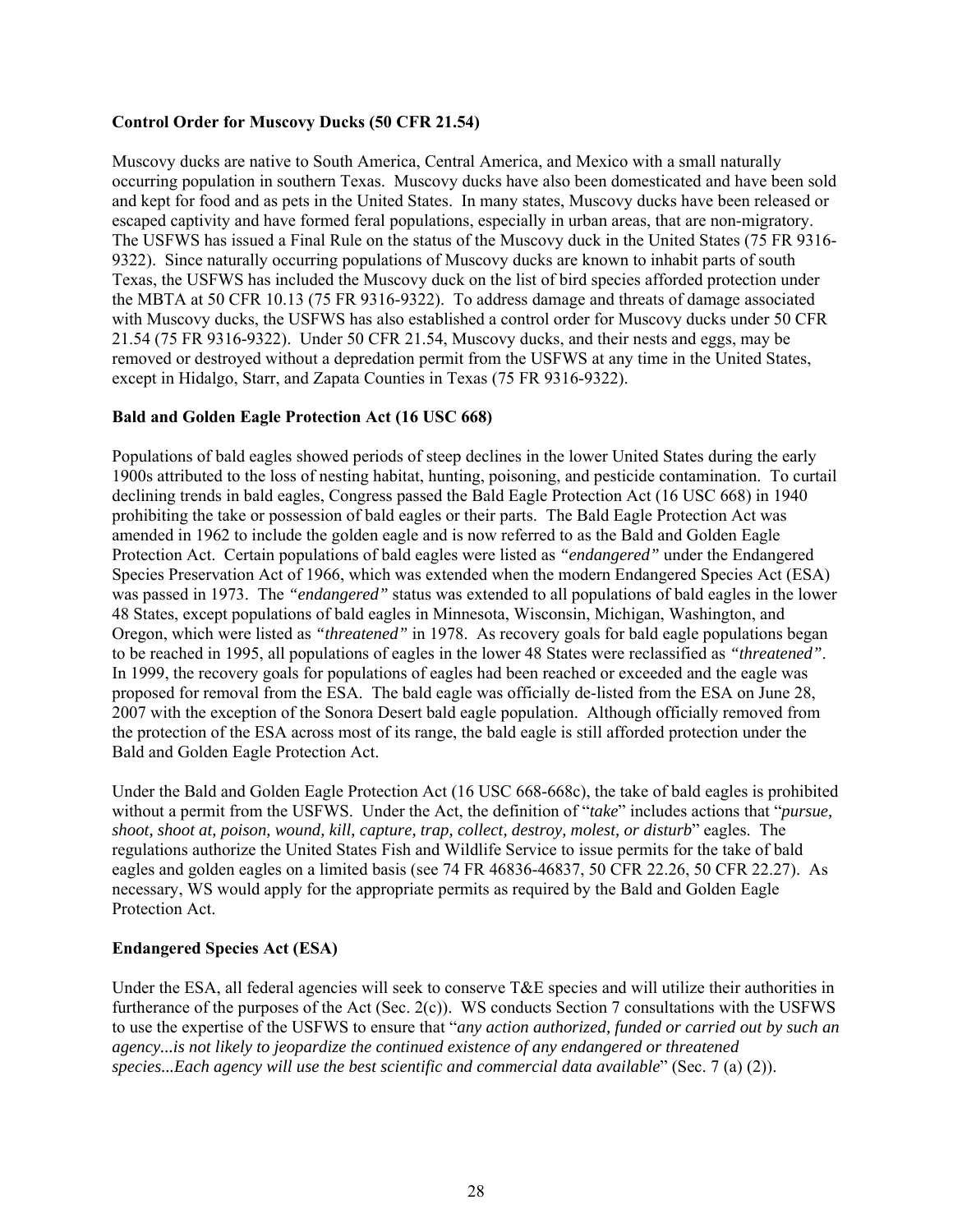**Control Order for Muscovy Ducks (50 CFR 21.54)**

Muscovy ducks are native to South America, Central America, and Mexico with a small naturally occurring population in southern Texas. Muscovy ducks have also been domesticated and have been sold and kept for food and as pets in the United States. In many states, Muscovy ducks have been released or escaped captivity and have formed feral populations, especially in urban areas, that are non-migratory. The USFWS has issued a Final Rule on the status of the Muscovy duck in the United States (75 FR 9316-9322). Since naturally occurring populations of Muscovy ducks are known to inhabit parts of south Texas, the USFWS has included the Muscovy duck on the list of bird species afforded protection under the MBTA at 50 CFR 10.13 (75 FR 9316-9322). To address damage and threats of damage associated with Muscovy ducks, the USFWS has also established a control order for Muscovy ducks under 50 CFR 21.54 (75 FR 9316-9322). Under 50 CFR 21.54, Muscovy ducks, and their nests and eggs, may be removed or destroyed without a depredation permit from the USFWS at any time in the United States, except in Hidalgo, Starr, and Zapata Counties in Texas (75 FR 9316-9322).

**Bald and Golden Eagle Protection Act (16 USC 668)**

Populations of bald eagles showed periods of steep declines in the lower United States during the early 1900s attributed to the loss of nesting habitat, hunting, poisoning, and pesticide contamination. To curtail declining trends in bald eagles, Congress passed the Bald Eagle Protection Act (16 USC 668) in 1940 prohibiting the take or possession of bald eagles or their parts. The Bald Eagle Protection Act was amended in 1962 to include the golden eagle and is now referred to as the Bald and Golden Eagle Protection Act. Certain populations of bald eagles were listed as *"endangered"* under the Endangered Species Preservation Act of 1966, which was extended when the modern Endangered Species Act (ESA) was passed in 1973. The *"endangered"* status was extended to all populations of bald eagles in the lower 48 States, except populations of bald eagles in Minnesota, Wisconsin, Michigan, Washington, and Oregon, which were listed as *"threatened"* in 1978. As recovery goals for bald eagle populations began to be reached in 1995, all populations of eagles in the lower 48 States were reclassified as *"threatened"*. In 1999, the recovery goals for populations of eagles had been reached or exceeded and the eagle was proposed for removal from the ESA. The bald eagle was officially de-listed from the ESA on June 28, 2007 with the exception of the Sonora Desert bald eagle population. Although officially removed from the protection of the ESA across most of its range, the bald eagle is still afforded protection under the Bald and Golden Eagle Protection Act.

Under the Bald and Golden Eagle Protection Act (16 USC 668-668c), the take of bald eagles is prohibited without a permit from the USFWS. Under the Act, the definition of "*take*" includes actions that "*pursue, shoot, shoot at, poison, wound, kill, capture, trap, collect, destroy, molest, or disturb*" eagles. The regulations authorize the United States Fish and Wildlife Service to issue permits for the take of bald eagles and golden eagles on a limited basis (see 74 FR 46836-46837, 50 CFR 22.26, 50 CFR 22.27). As necessary, WS would apply for the appropriate permits as required by the Bald and Golden Eagle Protection Act.

**Endangered Species Act (ESA)**

Under the ESA, all federal agencies will seek to conserve T&E species and will utilize their authorities in furtherance of the purposes of the Act (Sec. 2(c)). WS conducts Section 7 consultations with the USFWS to use the expertise of the USFWS to ensure that "*any action authorized, funded or carried out by such an agency...is not likely to jeopardize the continued existence of any endangered or threatened species...Each agency will use the best scientific and commercial data available*" (Sec. 7 (a) (2)).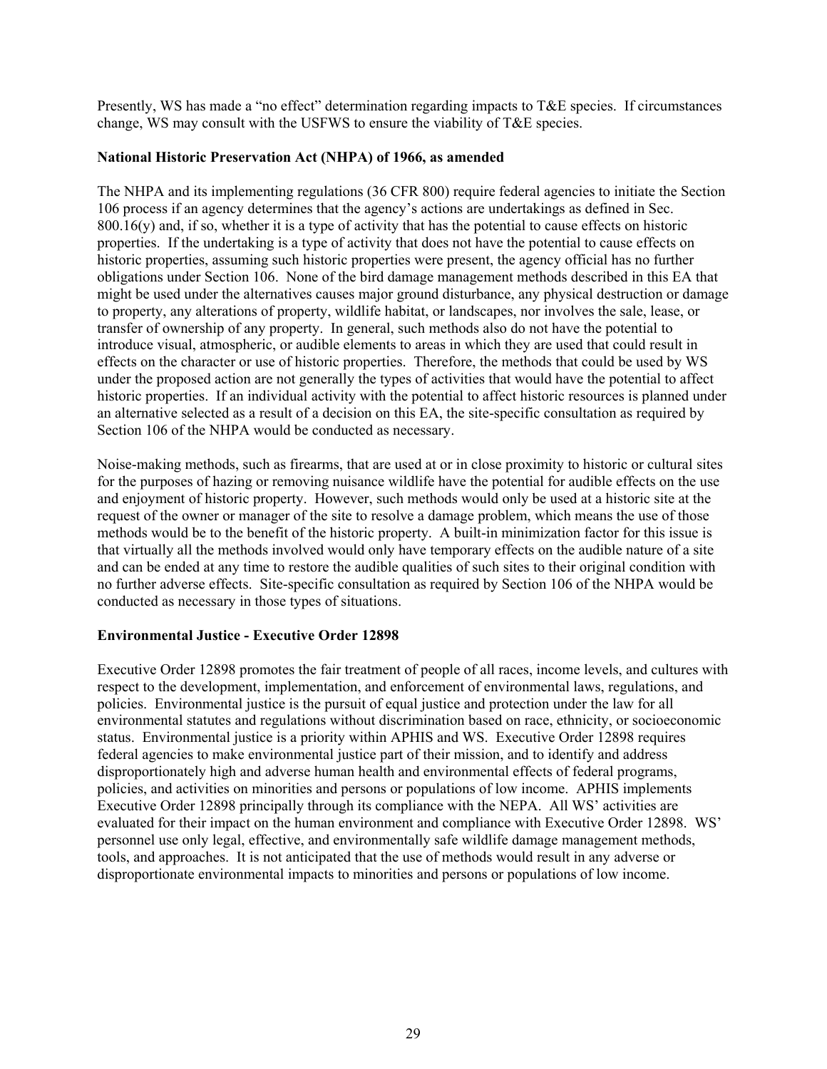Presently, WS has made a "no effect" determination regarding impacts to T&E species. If circumstances change, WS may consult with the USFWS to ensure the viability of T&E species.

**National Historic Preservation Act (NHPA) of 1966, as amended**

The NHPA and its implementing regulations (36 CFR 800) require federal agencies to initiate the Section 106 process if an agency determines that the agency's actions are undertakings as defined in Sec. 800.16(y) and, if so, whether it is a type of activity that has the potential to cause effects on historic properties. If the undertaking is a type of activity that does not have the potential to cause effects on historic properties, assuming such historic properties were present, the agency official has no further obligations under Section 106. None of the bird damage management methods described in this EA that might be used under the alternatives causes major ground disturbance, any physical destruction or damage to property, any alterations of property, wildlife habitat, or landscapes, nor involves the sale, lease, or transfer of ownership of any property. In general, such methods also do not have the potential to introduce visual, atmospheric, or audible elements to areas in which they are used that could result in effects on the character or use of historic properties. Therefore, the methods that could be used by WS under the proposed action are not generally the types of activities that would have the potential to affect historic properties. If an individual activity with the potential to affect historic resources is planned under an alternative selected as a result of a decision on this EA, the site-specific consultation as required by Section 106 of the NHPA would be conducted as necessary.

Noise-making methods, such as firearms, that are used at or in close proximity to historic or cultural sites for the purposes of hazing or removing nuisance wildlife have the potential for audible effects on the use and enjoyment of historic property. However, such methods would only be used at a historic site at the request of the owner or manager of the site to resolve a damage problem, which means the use of those methods would be to the benefit of the historic property. A built-in minimization factor for this issue is that virtually all the methods involved would only have temporary effects on the audible nature of a site and can be ended at any time to restore the audible qualities of such sites to their original condition with no further adverse effects. Site-specific consultation as required by Section 106 of the NHPA would be conducted as necessary in those types of situations.

**Environmental Justice - Executive Order 12898**

Executive Order 12898 promotes the fair treatment of people of all races, income levels, and cultures with respect to the development, implementation, and enforcement of environmental laws, regulations, and policies. Environmental justice is the pursuit of equal justice and protection under the law for all environmental statutes and regulations without discrimination based on race, ethnicity, or socioeconomic status. Environmental justice is a priority within APHIS and WS. Executive Order 12898 requires federal agencies to make environmental justice part of their mission, and to identify and address disproportionately high and adverse human health and environmental effects of federal programs, policies, and activities on minorities and persons or populations of low income. APHIS implements Executive Order 12898 principally through its compliance with the NEPA. All WS' activities are evaluated for their impact on the human environment and compliance with Executive Order 12898. WS' personnel use only legal, effective, and environmentally safe wildlife damage management methods, tools, and approaches. It is not anticipated that the use of methods would result in any adverse or disproportionate environmental impacts to minorities and persons or populations of low income.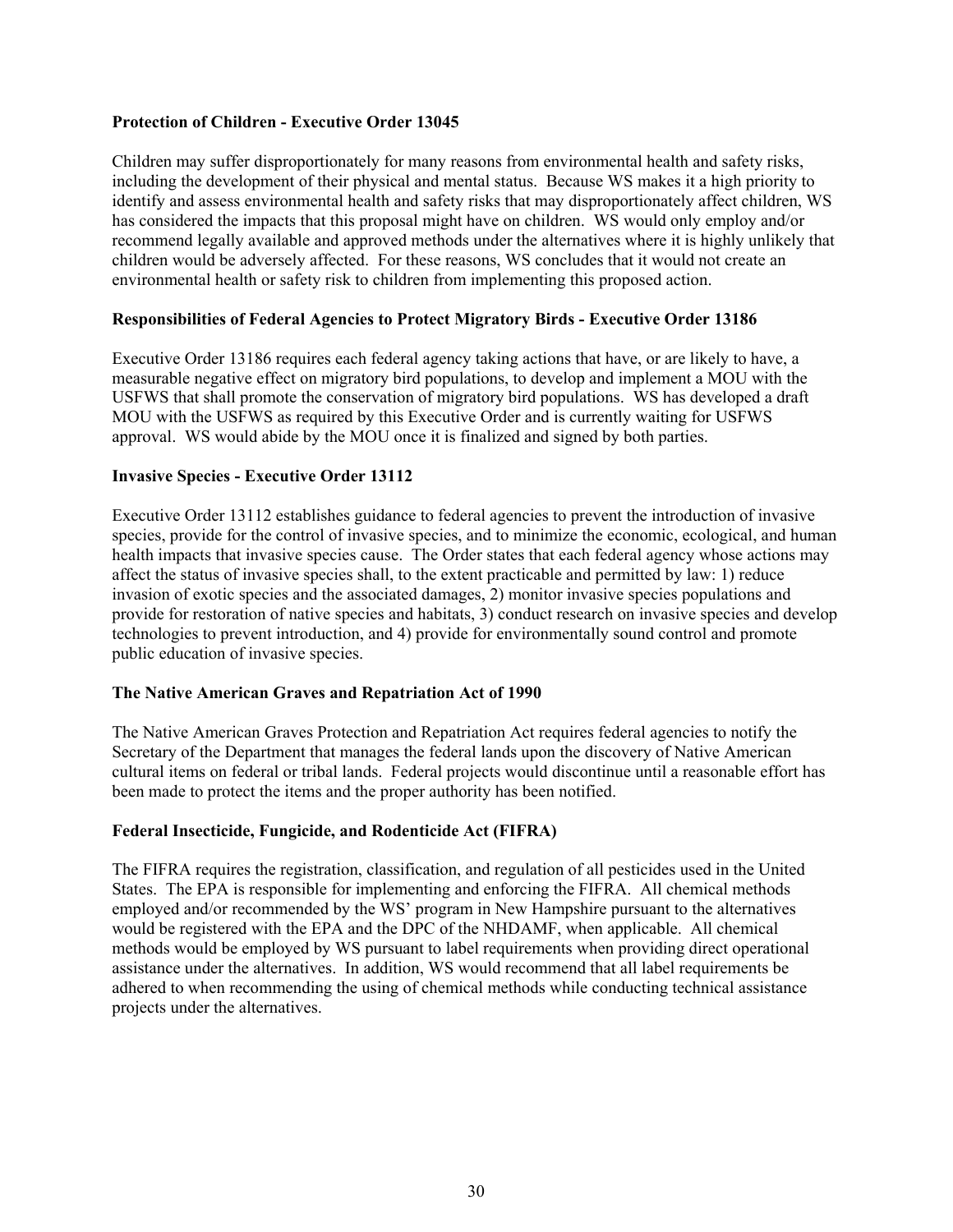**Protection of Children - Executive Order 13045**

Children may suffer disproportionately for many reasons from environmental health and safety risks, including the development of their physical and mental status. Because WS makes it a high priority to identify and assess environmental health and safety risks that may disproportionately affect children, WS has considered the impacts that this proposal might have on children. WS would only employ and/or recommend legally available and approved methods under the alternatives where it is highly unlikely that children would be adversely affected. For these reasons, WS concludes that it would not create an environmental health or safety risk to children from implementing this proposed action.

**Responsibilities of Federal Agencies to Protect Migratory Birds - Executive Order 13186**

Executive Order 13186 requires each federal agency taking actions that have, or are likely to have, a measurable negative effect on migratory bird populations, to develop and implement a MOU with the USFWS that shall promote the conservation of migratory bird populations. WS has developed a draft MOU with the USFWS as required by this Executive Order and is currently waiting for USFWS approval. WS would abide by the MOU once it is finalized and signed by both parties.

**Invasive Species - Executive Order 13112**

Executive Order 13112 establishes guidance to federal agencies to prevent the introduction of invasive species, provide for the control of invasive species, and to minimize the economic, ecological, and human health impacts that invasive species cause. The Order states that each federal agency whose actions may affect the status of invasive species shall, to the extent practicable and permitted by law: 1) reduce invasion of exotic species and the associated damages, 2) monitor invasive species populations and provide for restoration of native species and habitats, 3) conduct research on invasive species and develop technologies to prevent introduction, and 4) provide for environmentally sound control and promote public education of invasive species.

**The Native American Graves and Repatriation Act of 1990**

The Native American Graves Protection and Repatriation Act requires federal agencies to notify the Secretary of the Department that manages the federal lands upon the discovery of Native American cultural items on federal or tribal lands. Federal projects would discontinue until a reasonable effort has been made to protect the items and the proper authority has been notified.

**Federal Insecticide, Fungicide, and Rodenticide Act (FIFRA)**

The FIFRA requires the registration, classification, and regulation of all pesticides used in the United States. The EPA is responsible for implementing and enforcing the FIFRA. All chemical methods employed and/or recommended by the WS' program in New Hampshire pursuant to the alternatives would be registered with the EPA and the DPC of the NHDAMF, when applicable. All chemical methods would be employed by WS pursuant to label requirements when providing direct operational assistance under the alternatives. In addition, WS would recommend that all label requirements be adhered to when recommending the using of chemical methods while conducting technical assistance projects under the alternatives.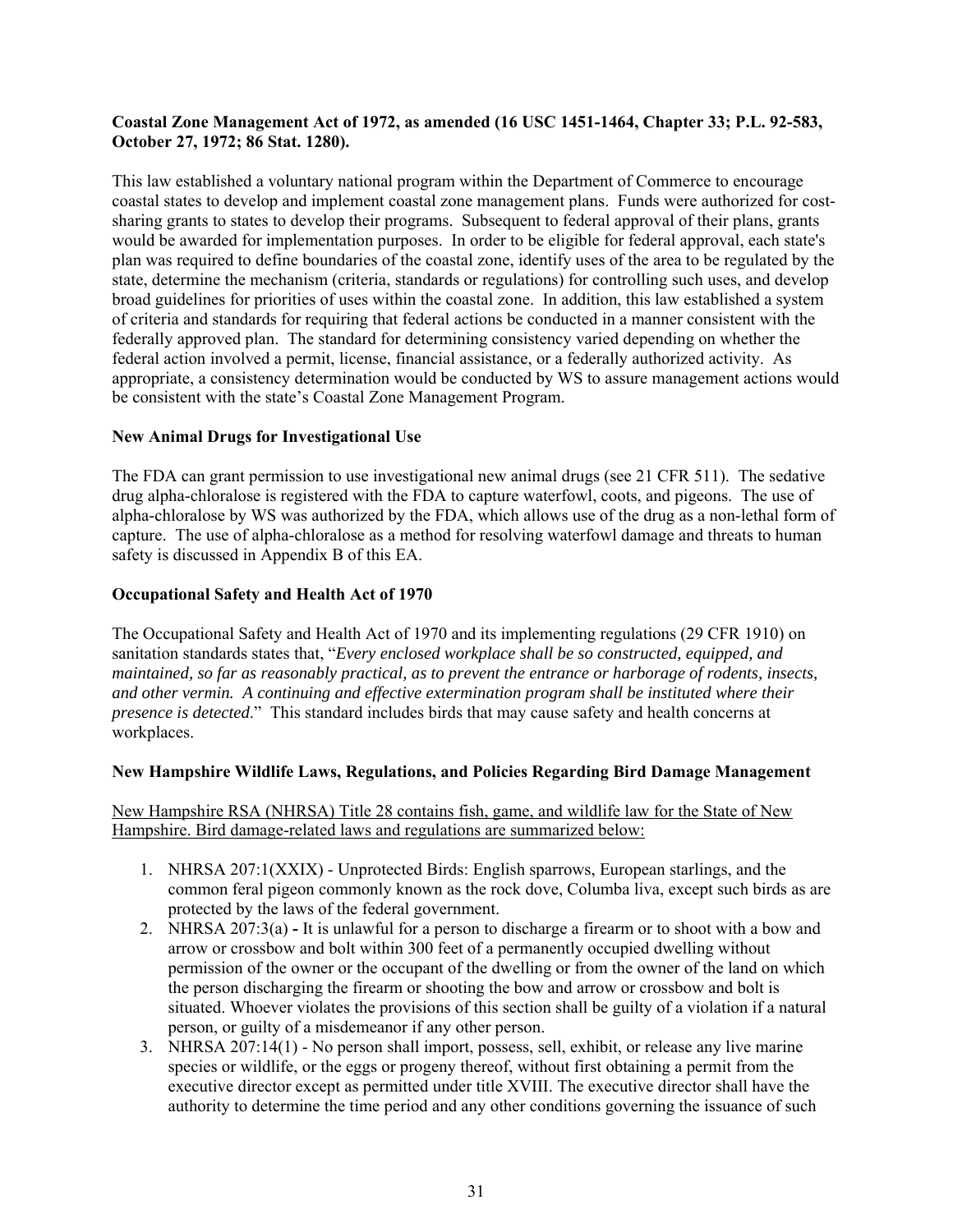**Coastal Zone Management Act of 1972, as amended (16 USC 1451-1464, Chapter 33; P.L. 92-583, October 27, 1972; 86 Stat. 1280).**

This law established a voluntary national program within the Department of Commerce to encourage coastal states to develop and implement coastal zone management plans. Funds were authorized for cost-sharing grants to states to develop their programs. Subsequent to federal approval of their plans, grants would be awarded for implementation purposes. In order to be eligible for federal approval, each state's plan was required to define boundaries of the coastal zone, identify uses of the area to be regulated by the state, determine the mechanism (criteria, standards or regulations) for controlling such uses, and develop broad guidelines for priorities of uses within the coastal zone. In addition, this law established a system of criteria and standards for requiring that federal actions be conducted in a manner consistent with the federally approved plan. The standard for determining consistency varied depending on whether the federal action involved a permit, license, financial assistance, or a federally authorized activity. As appropriate, a consistency determination would be conducted by WS to assure management actions would be consistent with the state's Coastal Zone Management Program.

**New Animal Drugs for Investigational Use**

The FDA can grant permission to use investigational new animal drugs (see 21 CFR 511). The sedative drug alpha-chloralose is registered with the FDA to capture waterfowl, coots, and pigeons. The use of alpha-chloralose by WS was authorized by the FDA, which allows use of the drug as a non-lethal form of capture. The use of alpha-chloralose as a method for resolving waterfowl damage and threats to human safety is discussed in Appendix B of this EA.

**Occupational Safety and Health Act of 1970**

The Occupational Safety and Health Act of 1970 and its implementing regulations (29 CFR 1910) on sanitation standards states that, "*Every enclosed workplace shall be so constructed, equipped, and maintained, so far as reasonably practical, as to prevent the entrance or harborage of rodents, insects, and other vermin. A continuing and effective extermination program shall be instituted where their presence is detected*." This standard includes birds that may cause safety and health concerns at workplaces.

**New Hampshire Wildlife Laws, Regulations, and Policies Regarding Bird Damage Management**

New Hampshire RSA (NHRSA) Title 28 contains fish, game, and wildlife law for the State of New Hampshire. Bird damage-related laws and regulations are summarized below:

1. NHRSA 207:1(XXIX) - Unprotected Birds: English sparrows, European starlings, and the common feral pigeon commonly known as the rock dove, Columba liva, except such birds as are protected by the laws of the federal government.
2. NHRSA 207:3(a) **-** It is unlawful for a person to discharge a firearm or to shoot with a bow and arrow or crossbow and bolt within 300 feet of a permanently occupied dwelling without permission of the owner or the occupant of the dwelling or from the owner of the land on which the person discharging the firearm or shooting the bow and arrow or crossbow and bolt is situated. Whoever violates the provisions of this section shall be guilty of a violation if a natural person, or guilty of a misdemeanor if any other person.
3. NHRSA 207:14(1) - No person shall import, possess, sell, exhibit, or release any live marine species or wildlife, or the eggs or progeny thereof, without first obtaining a permit from the executive director except as permitted under title XVIII. The executive director shall have the authority to determine the time period and any other conditions governing the issuance of such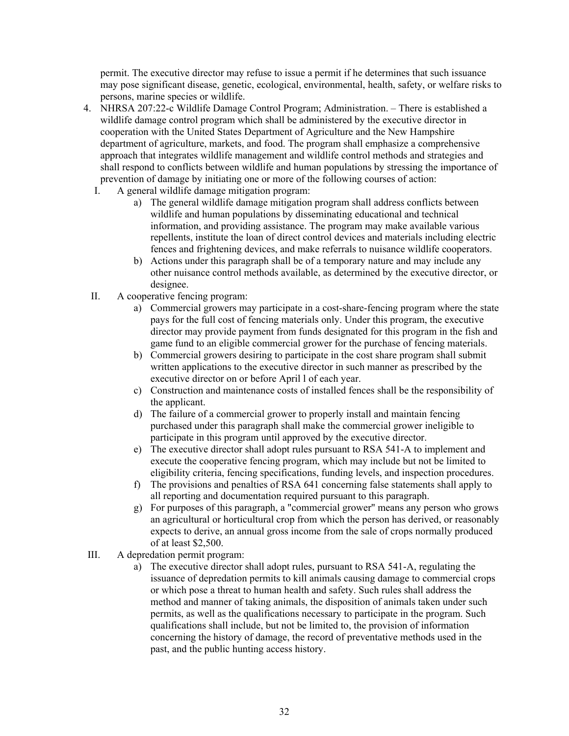permit. The executive director may refuse to issue a permit if he determines that such issuance may pose significant disease, genetic, ecological, environmental, health, safety, or welfare risks to persons, marine species or wildlife.

4. NHRSA 207:22-c Wildlife Damage Control Program; Administration. – There is established a wildlife damage control program which shall be administered by the executive director in cooperation with the United States Department of Agriculture and the New Hampshire department of agriculture, markets, and food. The program shall emphasize a comprehensive approach that integrates wildlife management and wildlife control methods and strategies and shall respond to conflicts between wildlife and human populations by stressing the importance of prevention of damage by initiating one or more of the following courses of action:
   I. A general wildlife damage mitigation program:
      a) The general wildlife damage mitigation program shall address conflicts between wildlife and human populations by disseminating educational and technical information, and providing assistance. The program may make available various repellents, institute the loan of direct control devices and materials including electric fences and frightening devices, and make referrals to nuisance wildlife cooperators.
      b) Actions under this paragraph shall be of a temporary nature and may include any other nuisance control methods available, as determined by the executive director, or designee.
   II. A cooperative fencing program:
      a) Commercial growers may participate in a cost-share-fencing program where the state pays for the full cost of fencing materials only. Under this program, the executive director may provide payment from funds designated for this program in the fish and game fund to an eligible commercial grower for the purchase of fencing materials.
      b) Commercial growers desiring to participate in the cost share program shall submit written applications to the executive director in such manner as prescribed by the executive director on or before April l of each year.
      c) Construction and maintenance costs of installed fences shall be the responsibility of the applicant.
      d) The failure of a commercial grower to properly install and maintain fencing purchased under this paragraph shall make the commercial grower ineligible to participate in this program until approved by the executive director.
      e) The executive director shall adopt rules pursuant to RSA 541-A to implement and execute the cooperative fencing program, which may include but not be limited to eligibility criteria, fencing specifications, funding levels, and inspection procedures.
      f) The provisions and penalties of RSA 641 concerning false statements shall apply to all reporting and documentation required pursuant to this paragraph.
      g) For purposes of this paragraph, a "commercial grower" means any person who grows an agricultural or horticultural crop from which the person has derived, or reasonably expects to derive, an annual gross income from the sale of crops normally produced of at least $2,500.
   III. A depredation permit program:
      a) The executive director shall adopt rules, pursuant to RSA 541-A, regulating the issuance of depredation permits to kill animals causing damage to commercial crops or which pose a threat to human health and safety. Such rules shall address the method and manner of taking animals, the disposition of animals taken under such permits, as well as the qualifications necessary to participate in the program. Such qualifications shall include, but not be limited to, the provision of information concerning the history of damage, the record of preventative methods used in the past, and the public hunting access history.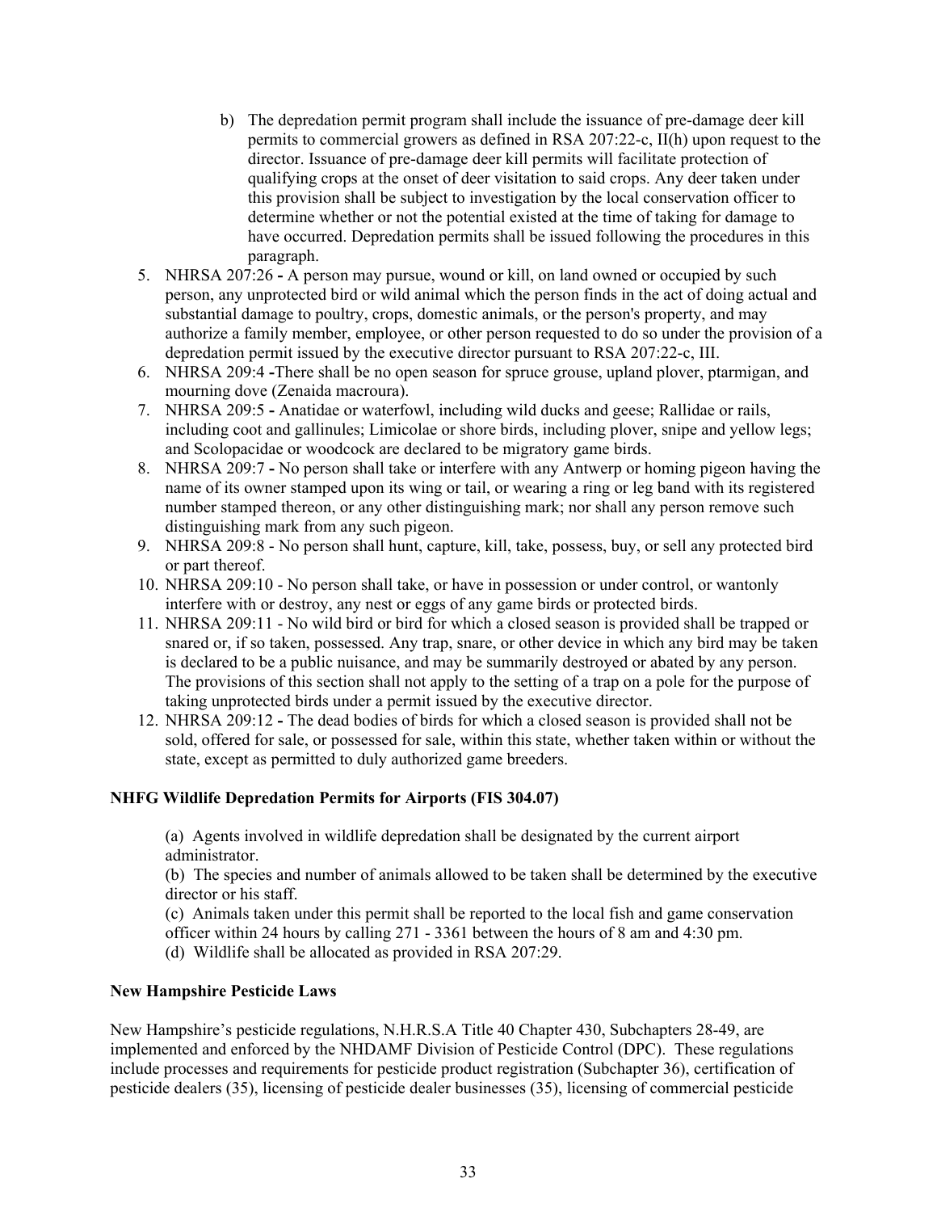b) The depredation permit program shall include the issuance of pre-damage deer kill permits to commercial growers as defined in RSA 207:22-c, II(h) upon request to the director. Issuance of pre-damage deer kill permits will facilitate protection of qualifying crops at the onset of deer visitation to said crops. Any deer taken under this provision shall be subject to investigation by the local conservation officer to determine whether or not the potential existed at the time of taking for damage to have occurred. Depredation permits shall be issued following the procedures in this paragraph.

5. NHRSA 207:26 **-** A person may pursue, wound or kill, on land owned or occupied by such person, any unprotected bird or wild animal which the person finds in the act of doing actual and substantial damage to poultry, crops, domestic animals, or the person's property, and may authorize a family member, employee, or other person requested to do so under the provision of a depredation permit issued by the executive director pursuant to RSA 207:22-c, III.
6. NHRSA 209:4 **-**There shall be no open season for spruce grouse, upland plover, ptarmigan, and mourning dove (Zenaida macroura).
7. NHRSA 209:5 **-** Anatidae or waterfowl, including wild ducks and geese; Rallidae or rails, including coot and gallinules; Limicolae or shore birds, including plover, snipe and yellow legs; and Scolopacidae or woodcock are declared to be migratory game birds.
8. NHRSA 209:7 **-** No person shall take or interfere with any Antwerp or homing pigeon having the name of its owner stamped upon its wing or tail, or wearing a ring or leg band with its registered number stamped thereon, or any other distinguishing mark; nor shall any person remove such distinguishing mark from any such pigeon.
9. NHRSA 209:8 - No person shall hunt, capture, kill, take, possess, buy, or sell any protected bird or part thereof.
10. NHRSA 209:10 - No person shall take, or have in possession or under control, or wantonly interfere with or destroy, any nest or eggs of any game birds or protected birds.
11. NHRSA 209:11 - No wild bird or bird for which a closed season is provided shall be trapped or snared or, if so taken, possessed. Any trap, snare, or other device in which any bird may be taken is declared to be a public nuisance, and may be summarily destroyed or abated by any person. The provisions of this section shall not apply to the setting of a trap on a pole for the purpose of taking unprotected birds under a permit issued by the executive director.
12. NHRSA 209:12 **-** The dead bodies of birds for which a closed season is provided shall not be sold, offered for sale, or possessed for sale, within this state, whether taken within or without the state, except as permitted to duly authorized game breeders.

**NHFG Wildlife Depredation Permits for Airports (FIS 304.07)**

(a) Agents involved in wildlife depredation shall be designated by the current airport administrator.
(b) The species and number of animals allowed to be taken shall be determined by the executive director or his staff.
(c) Animals taken under this permit shall be reported to the local fish and game conservation officer within 24 hours by calling 271 - 3361 between the hours of 8 am and 4:30 pm.
(d) Wildlife shall be allocated as provided in RSA 207:29.

**New Hampshire Pesticide Laws**

New Hampshire's pesticide regulations, N.H.R.S.A Title 40 Chapter 430, Subchapters 28-49, are implemented and enforced by the NHDAMF Division of Pesticide Control (DPC). These regulations include processes and requirements for pesticide product registration (Subchapter 36), certification of pesticide dealers (35), licensing of pesticide dealer businesses (35), licensing of commercial pesticide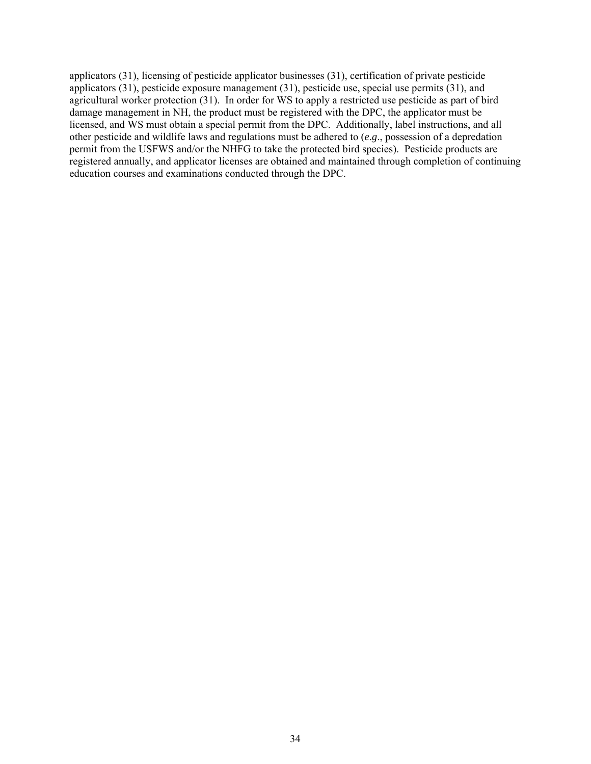applicators (31), licensing of pesticide applicator businesses (31), certification of private pesticide applicators (31), pesticide exposure management (31), pesticide use, special use permits (31), and agricultural worker protection (31). In order for WS to apply a restricted use pesticide as part of bird damage management in NH, the product must be registered with the DPC, the applicator must be licensed, and WS must obtain a special permit from the DPC. Additionally, label instructions, and all other pesticide and wildlife laws and regulations must be adhered to (*e.g.*, possession of a depredation permit from the USFWS and/or the NHFG to take the protected bird species). Pesticide products are registered annually, and applicator licenses are obtained and maintained through completion of continuing education courses and examinations conducted through the DPC.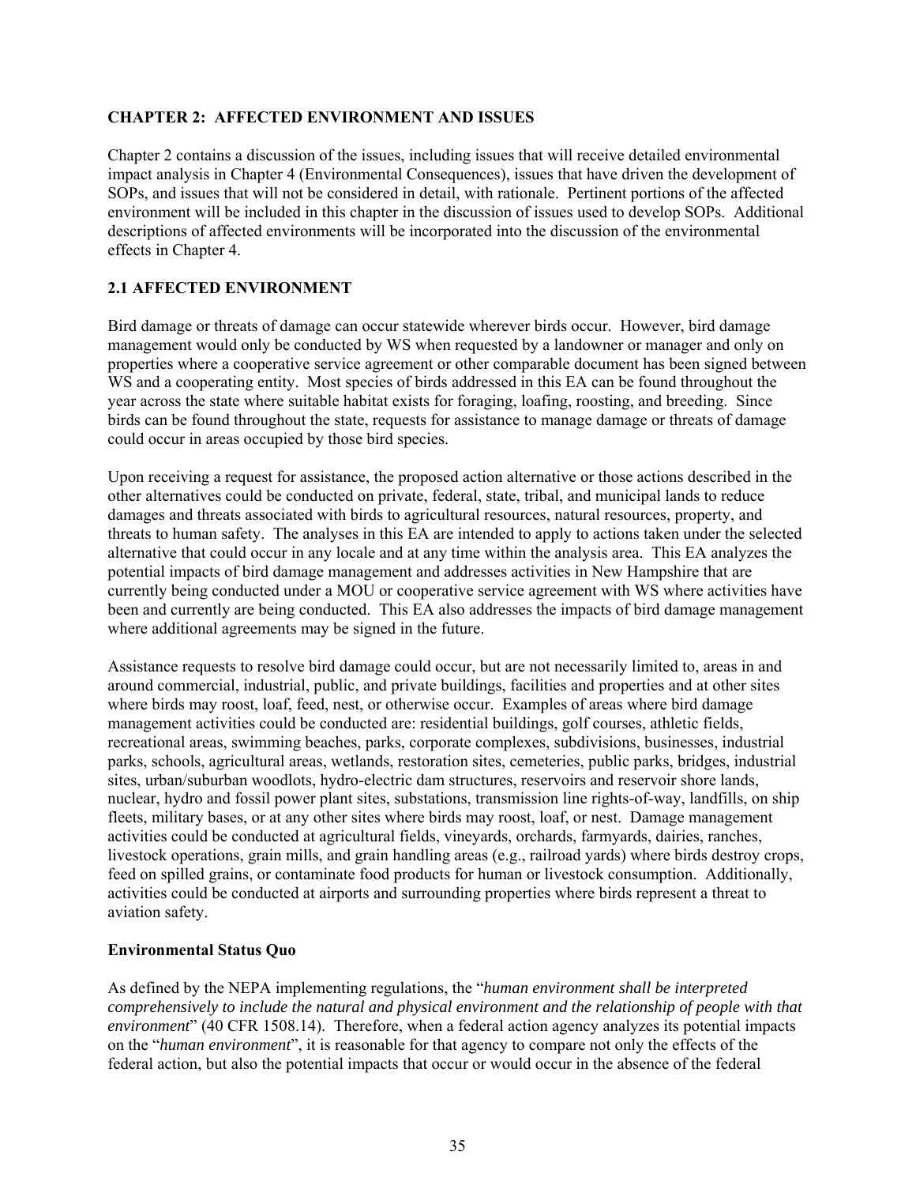## CHAPTER 2: AFFECTED ENVIRONMENT AND ISSUES

Chapter 2 contains a discussion of the issues, including issues that will receive detailed environmental impact analysis in Chapter 4 (Environmental Consequences), issues that have driven the development of SOPs, and issues that will not be considered in detail, with rationale. Pertinent portions of the affected environment will be included in this chapter in the discussion of issues used to develop SOPs. Additional descriptions of affected environments will be incorporated into the discussion of the environmental effects in Chapter 4.

### 2.1 AFFECTED ENVIRONMENT

Bird damage or threats of damage can occur statewide wherever birds occur. However, bird damage management would only be conducted by WS when requested by a landowner or manager and only on properties where a cooperative service agreement or other comparable document has been signed between WS and a cooperating entity. Most species of birds addressed in this EA can be found throughout the year across the state where suitable habitat exists for foraging, loafing, roosting, and breeding. Since birds can be found throughout the state, requests for assistance to manage damage or threats of damage could occur in areas occupied by those bird species.

Upon receiving a request for assistance, the proposed action alternative or those actions described in the other alternatives could be conducted on private, federal, state, tribal, and municipal lands to reduce damages and threats associated with birds to agricultural resources, natural resources, property, and threats to human safety. The analyses in this EA are intended to apply to actions taken under the selected alternative that could occur in any locale and at any time within the analysis area. This EA analyzes the potential impacts of bird damage management and addresses activities in New Hampshire that are currently being conducted under a MOU or cooperative service agreement with WS where activities have been and currently are being conducted. This EA also addresses the impacts of bird damage management where additional agreements may be signed in the future.

Assistance requests to resolve bird damage could occur, but are not necessarily limited to, areas in and around commercial, industrial, public, and private buildings, facilities and properties and at other sites where birds may roost, loaf, feed, nest, or otherwise occur. Examples of areas where bird damage management activities could be conducted are: residential buildings, golf courses, athletic fields, recreational areas, swimming beaches, parks, corporate complexes, subdivisions, businesses, industrial parks, schools, agricultural areas, wetlands, restoration sites, cemeteries, public parks, bridges, industrial sites, urban/suburban woodlots, hydro-electric dam structures, reservoirs and reservoir shore lands, nuclear, hydro and fossil power plant sites, substations, transmission line rights-of-way, landfills, on ship fleets, military bases, or at any other sites where birds may roost, loaf, or nest. Damage management activities could be conducted at agricultural fields, vineyards, orchards, farmyards, dairies, ranches, livestock operations, grain mills, and grain handling areas (e.g., railroad yards) where birds destroy crops, feed on spilled grains, or contaminate food products for human or livestock consumption. Additionally, activities could be conducted at airports and surrounding properties where birds represent a threat to aviation safety.

**Environmental Status Quo**

As defined by the NEPA implementing regulations, the "*human environment shall be interpreted comprehensively to include the natural and physical environment and the relationship of people with that environment*" (40 CFR 1508.14). Therefore, when a federal action agency analyzes its potential impacts on the "*human environment*", it is reasonable for that agency to compare not only the effects of the federal action, but also the potential impacts that occur or would occur in the absence of the federal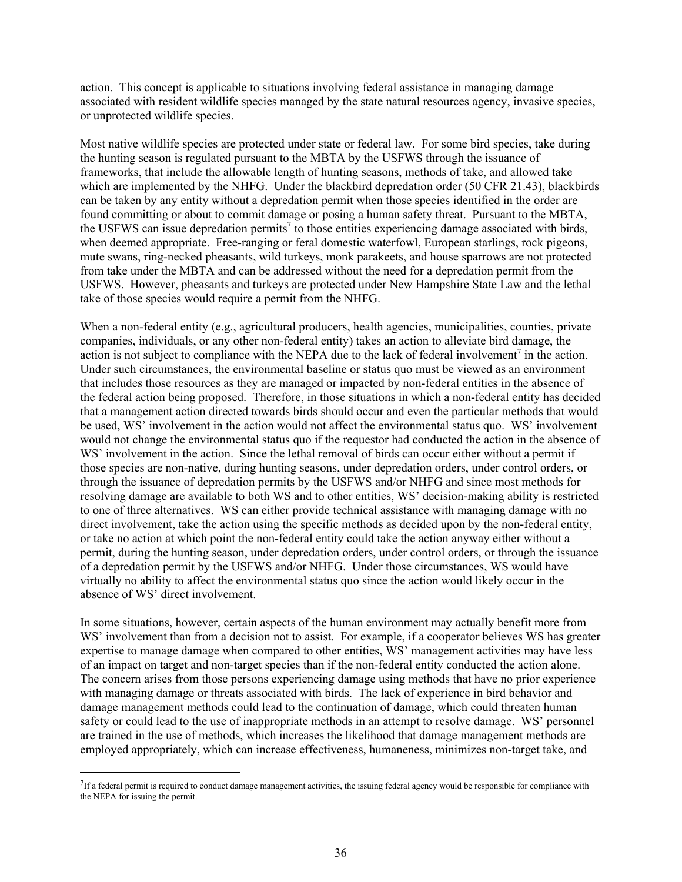action. This concept is applicable to situations involving federal assistance in managing damage associated with resident wildlife species managed by the state natural resources agency, invasive species, or unprotected wildlife species.

Most native wildlife species are protected under state or federal law. For some bird species, take during the hunting season is regulated pursuant to the MBTA by the USFWS through the issuance of frameworks, that include the allowable length of hunting seasons, methods of take, and allowed take which are implemented by the NHFG. Under the blackbird depredation order (50 CFR 21.43), blackbirds can be taken by any entity without a depredation permit when those species identified in the order are found committing or about to commit damage or posing a human safety threat. Pursuant to the MBTA, the USFWS can issue depredation permits[7] to those entities experiencing damage associated with birds, when deemed appropriate. Free-ranging or feral domestic waterfowl, European starlings, rock pigeons, mute swans, ring-necked pheasants, wild turkeys, monk parakeets, and house sparrows are not protected from take under the MBTA and can be addressed without the need for a depredation permit from the USFWS. However, pheasants and turkeys are protected under New Hampshire State Law and the lethal take of those species would require a permit from the NHFG.

When a non-federal entity (e.g., agricultural producers, health agencies, municipalities, counties, private companies, individuals, or any other non-federal entity) takes an action to alleviate bird damage, the action is not subject to compliance with the NEPA due to the lack of federal involvement[7] in the action. Under such circumstances, the environmental baseline or status quo must be viewed as an environment that includes those resources as they are managed or impacted by non-federal entities in the absence of the federal action being proposed. Therefore, in those situations in which a non-federal entity has decided that a management action directed towards birds should occur and even the particular methods that would be used, WS' involvement in the action would not affect the environmental status quo. WS' involvement would not change the environmental status quo if the requestor had conducted the action in the absence of WS' involvement in the action. Since the lethal removal of birds can occur either without a permit if those species are non-native, during hunting seasons, under depredation orders, under control orders, or through the issuance of depredation permits by the USFWS and/or NHFG and since most methods for resolving damage are available to both WS and to other entities, WS' decision-making ability is restricted to one of three alternatives. WS can either provide technical assistance with managing damage with no direct involvement, take the action using the specific methods as decided upon by the non-federal entity, or take no action at which point the non-federal entity could take the action anyway either without a permit, during the hunting season, under depredation orders, under control orders, or through the issuance of a depredation permit by the USFWS and/or NHFG. Under those circumstances, WS would have virtually no ability to affect the environmental status quo since the action would likely occur in the absence of WS' direct involvement.

In some situations, however, certain aspects of the human environment may actually benefit more from WS' involvement than from a decision not to assist. For example, if a cooperator believes WS has greater expertise to manage damage when compared to other entities, WS' management activities may have less of an impact on target and non-target species than if the non-federal entity conducted the action alone. The concern arises from those persons experiencing damage using methods that have no prior experience with managing damage or threats associated with birds. The lack of experience in bird behavior and damage management methods could lead to the continuation of damage, which could threaten human safety or could lead to the use of inappropriate methods in an attempt to resolve damage. WS' personnel are trained in the use of methods, which increases the likelihood that damage management methods are employed appropriately, which can increase effectiveness, humaneness, minimizes non-target take, and

[7]If a federal permit is required to conduct damage management activities, the issuing federal agency would be responsible for compliance with the NEPA for issuing the permit.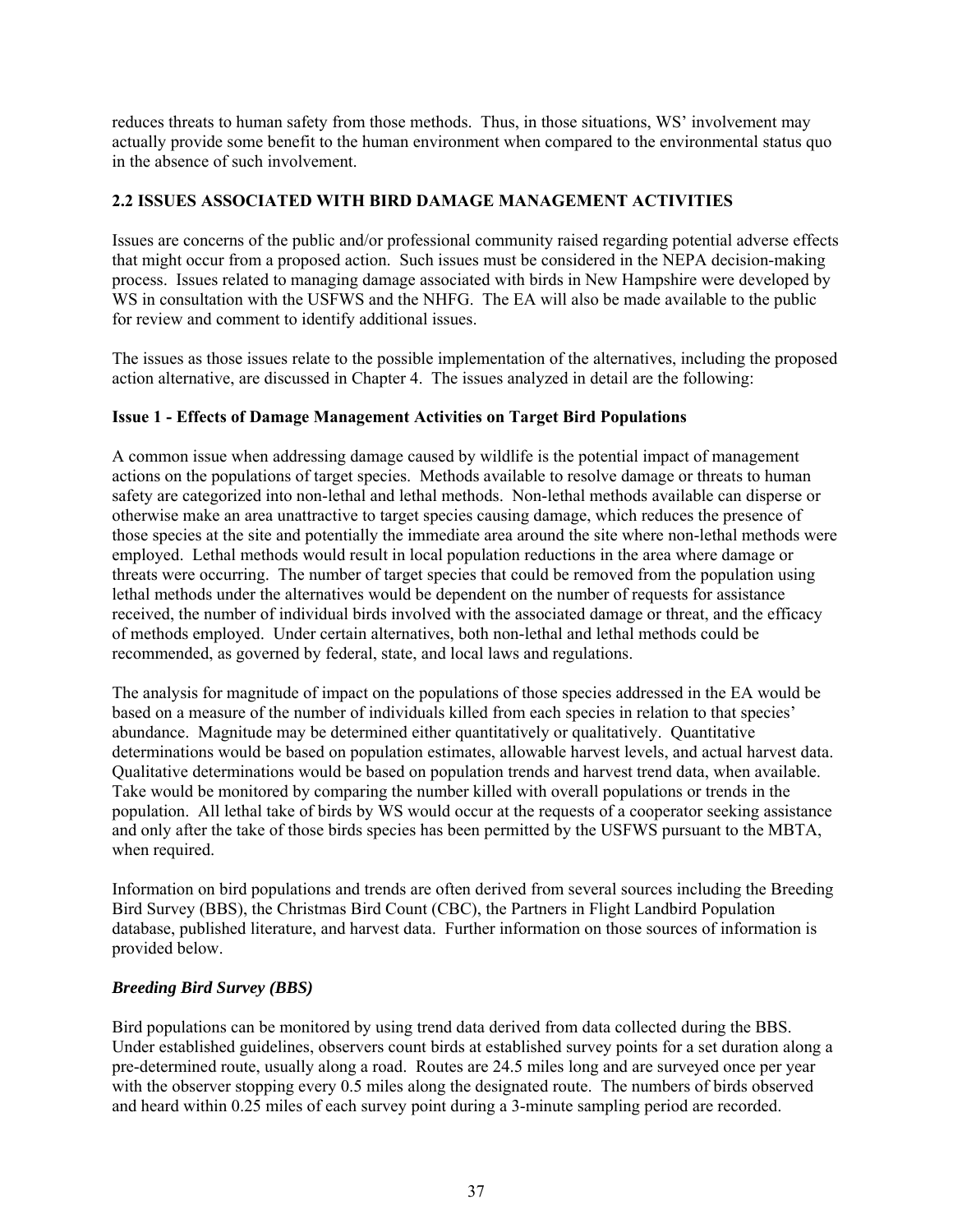reduces threats to human safety from those methods. Thus, in those situations, WS' involvement may actually provide some benefit to the human environment when compared to the environmental status quo in the absence of such involvement.

## 2.2 ISSUES ASSOCIATED WITH BIRD DAMAGE MANAGEMENT ACTIVITIES

Issues are concerns of the public and/or professional community raised regarding potential adverse effects that might occur from a proposed action. Such issues must be considered in the NEPA decision-making process. Issues related to managing damage associated with birds in New Hampshire were developed by WS in consultation with the USFWS and the NHFG. The EA will also be made available to the public for review and comment to identify additional issues.

The issues as those issues relate to the possible implementation of the alternatives, including the proposed action alternative, are discussed in Chapter 4. The issues analyzed in detail are the following:

### Issue 1 - Effects of Damage Management Activities on Target Bird Populations

A common issue when addressing damage caused by wildlife is the potential impact of management actions on the populations of target species. Methods available to resolve damage or threats to human safety are categorized into non-lethal and lethal methods. Non-lethal methods available can disperse or otherwise make an area unattractive to target species causing damage, which reduces the presence of those species at the site and potentially the immediate area around the site where non-lethal methods were employed. Lethal methods would result in local population reductions in the area where damage or threats were occurring. The number of target species that could be removed from the population using lethal methods under the alternatives would be dependent on the number of requests for assistance received, the number of individual birds involved with the associated damage or threat, and the efficacy of methods employed. Under certain alternatives, both non-lethal and lethal methods could be recommended, as governed by federal, state, and local laws and regulations.

The analysis for magnitude of impact on the populations of those species addressed in the EA would be based on a measure of the number of individuals killed from each species in relation to that species' abundance. Magnitude may be determined either quantitatively or qualitatively. Quantitative determinations would be based on population estimates, allowable harvest levels, and actual harvest data. Qualitative determinations would be based on population trends and harvest trend data, when available. Take would be monitored by comparing the number killed with overall populations or trends in the population. All lethal take of birds by WS would occur at the requests of a cooperator seeking assistance and only after the take of those birds species has been permitted by the USFWS pursuant to the MBTA, when required.

Information on bird populations and trends are often derived from several sources including the Breeding Bird Survey (BBS), the Christmas Bird Count (CBC), the Partners in Flight Landbird Population database, published literature, and harvest data. Further information on those sources of information is provided below.

#### *Breeding Bird Survey (BBS)*

Bird populations can be monitored by using trend data derived from data collected during the BBS. Under established guidelines, observers count birds at established survey points for a set duration along a pre-determined route, usually along a road. Routes are 24.5 miles long and are surveyed once per year with the observer stopping every 0.5 miles along the designated route. The numbers of birds observed and heard within 0.25 miles of each survey point during a 3-minute sampling period are recorded.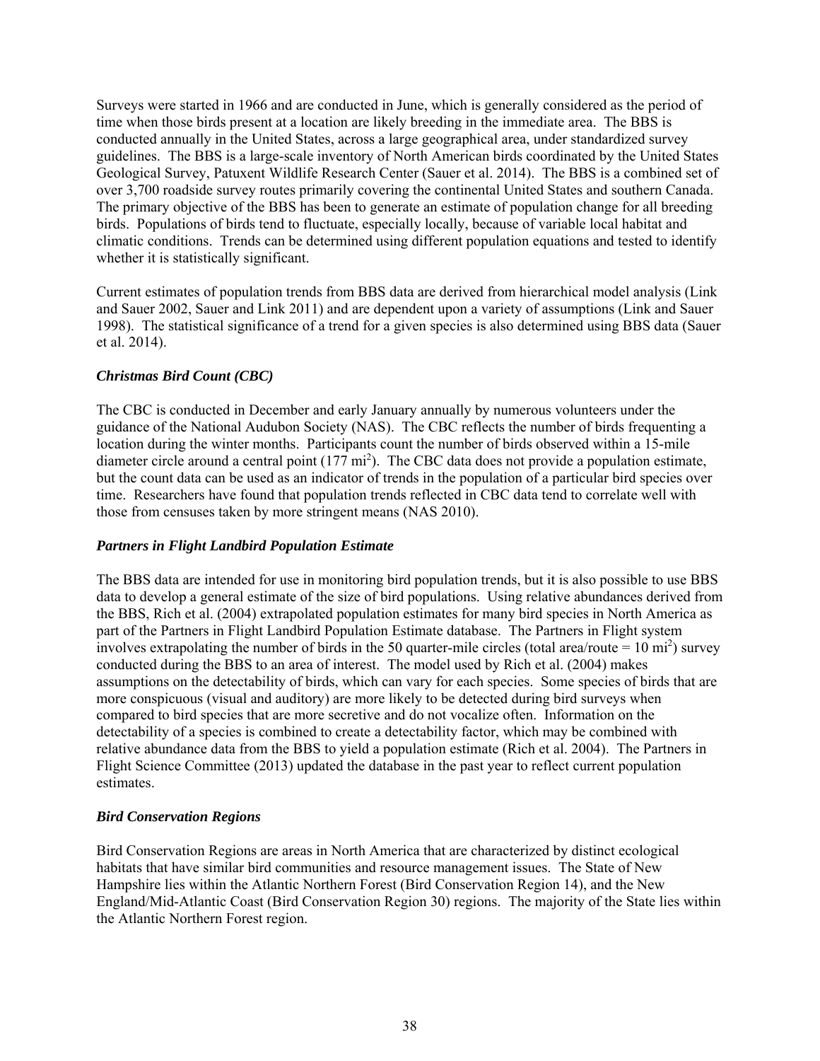Surveys were started in 1966 and are conducted in June, which is generally considered as the period of time when those birds present at a location are likely breeding in the immediate area. The BBS is conducted annually in the United States, across a large geographical area, under standardized survey guidelines. The BBS is a large-scale inventory of North American birds coordinated by the United States Geological Survey, Patuxent Wildlife Research Center (Sauer et al. 2014). The BBS is a combined set of over 3,700 roadside survey routes primarily covering the continental United States and southern Canada. The primary objective of the BBS has been to generate an estimate of population change for all breeding birds. Populations of birds tend to fluctuate, especially locally, because of variable local habitat and climatic conditions. Trends can be determined using different population equations and tested to identify whether it is statistically significant.

Current estimates of population trends from BBS data are derived from hierarchical model analysis (Link and Sauer 2002, Sauer and Link 2011) and are dependent upon a variety of assumptions (Link and Sauer 1998). The statistical significance of a trend for a given species is also determined using BBS data (Sauer et al. 2014).

### *Christmas Bird Count (CBC)*

The CBC is conducted in December and early January annually by numerous volunteers under the guidance of the National Audubon Society (NAS). The CBC reflects the number of birds frequenting a location during the winter months. Participants count the number of birds observed within a 15-mile diameter circle around a central point (177 $mi^2$). The CBC data does not provide a population estimate, but the count data can be used as an indicator of trends in the population of a particular bird species over time. Researchers have found that population trends reflected in CBC data tend to correlate well with those from censuses taken by more stringent means (NAS 2010).

### *Partners in Flight Landbird Population Estimate*

The BBS data are intended for use in monitoring bird population trends, but it is also possible to use BBS data to develop a general estimate of the size of bird populations. Using relative abundances derived from the BBS, Rich et al. (2004) extrapolated population estimates for many bird species in North America as part of the Partners in Flight Landbird Population Estimate database. The Partners in Flight system involves extrapolating the number of birds in the 50 quarter-mile circles (total area/route = 10 $mi^2$) survey conducted during the BBS to an area of interest. The model used by Rich et al. (2004) makes assumptions on the detectability of birds, which can vary for each species. Some species of birds that are more conspicuous (visual and auditory) are more likely to be detected during bird surveys when compared to bird species that are more secretive and do not vocalize often. Information on the detectability of a species is combined to create a detectability factor, which may be combined with relative abundance data from the BBS to yield a population estimate (Rich et al. 2004). The Partners in Flight Science Committee (2013) updated the database in the past year to reflect current population estimates.

### *Bird Conservation Regions*

Bird Conservation Regions are areas in North America that are characterized by distinct ecological habitats that have similar bird communities and resource management issues. The State of New Hampshire lies within the Atlantic Northern Forest (Bird Conservation Region 14), and the New England/Mid-Atlantic Coast (Bird Conservation Region 30) regions. The majority of the State lies within the Atlantic Northern Forest region.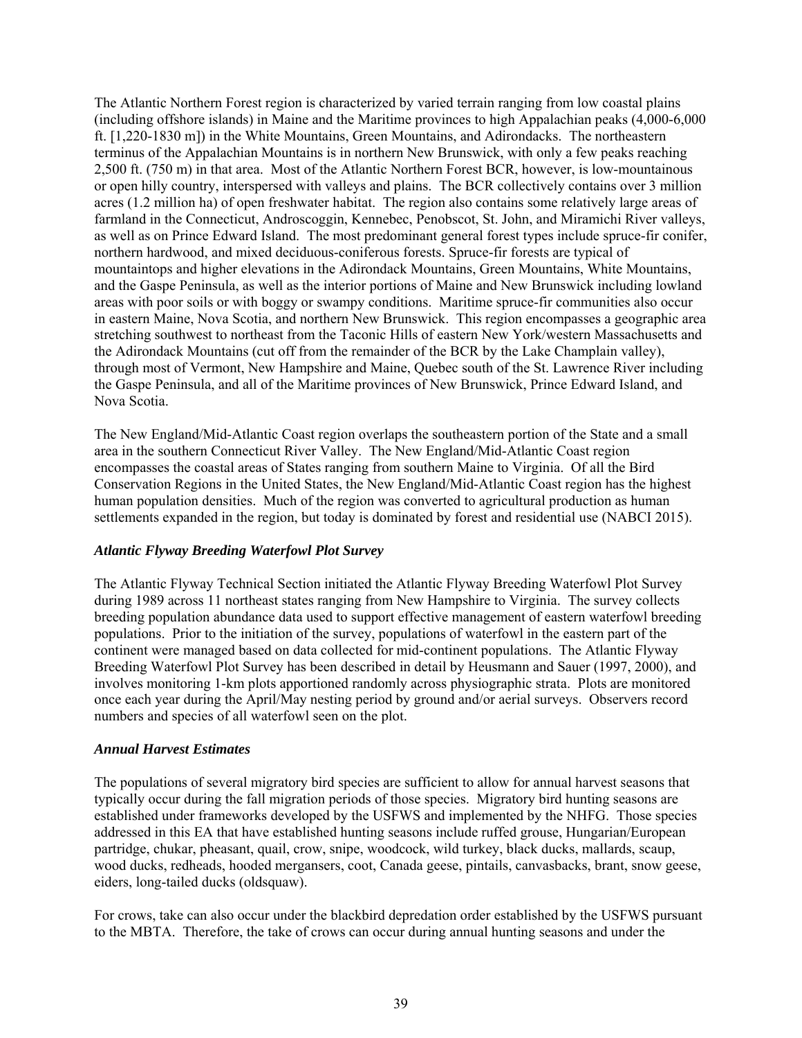The Atlantic Northern Forest region is characterized by varied terrain ranging from low coastal plains (including offshore islands) in Maine and the Maritime provinces to high Appalachian peaks (4,000-6,000 ft. [1,220-1830 m]) in the White Mountains, Green Mountains, and Adirondacks. The northeastern terminus of the Appalachian Mountains is in northern New Brunswick, with only a few peaks reaching 2,500 ft. (750 m) in that area. Most of the Atlantic Northern Forest BCR, however, is low-mountainous or open hilly country, interspersed with valleys and plains. The BCR collectively contains over 3 million acres (1.2 million ha) of open freshwater habitat. The region also contains some relatively large areas of farmland in the Connecticut, Androscoggin, Kennebec, Penobscot, St. John, and Miramichi River valleys, as well as on Prince Edward Island. The most predominant general forest types include spruce-fir conifer, northern hardwood, and mixed deciduous-coniferous forests. Spruce-fir forests are typical of mountaintops and higher elevations in the Adirondack Mountains, Green Mountains, White Mountains, and the Gaspe Peninsula, as well as the interior portions of Maine and New Brunswick including lowland areas with poor soils or with boggy or swampy conditions. Maritime spruce-fir communities also occur in eastern Maine, Nova Scotia, and northern New Brunswick. This region encompasses a geographic area stretching southwest to northeast from the Taconic Hills of eastern New York/western Massachusetts and the Adirondack Mountains (cut off from the remainder of the BCR by the Lake Champlain valley), through most of Vermont, New Hampshire and Maine, Quebec south of the St. Lawrence River including the Gaspe Peninsula, and all of the Maritime provinces of New Brunswick, Prince Edward Island, and Nova Scotia.

The New England/Mid-Atlantic Coast region overlaps the southeastern portion of the State and a small area in the southern Connecticut River Valley. The New England/Mid-Atlantic Coast region encompasses the coastal areas of States ranging from southern Maine to Virginia. Of all the Bird Conservation Regions in the United States, the New England/Mid-Atlantic Coast region has the highest human population densities. Much of the region was converted to agricultural production as human settlements expanded in the region, but today is dominated by forest and residential use (NABCI 2015).

### *Atlantic Flyway Breeding Waterfowl Plot Survey*

The Atlantic Flyway Technical Section initiated the Atlantic Flyway Breeding Waterfowl Plot Survey during 1989 across 11 northeast states ranging from New Hampshire to Virginia. The survey collects breeding population abundance data used to support effective management of eastern waterfowl breeding populations. Prior to the initiation of the survey, populations of waterfowl in the eastern part of the continent were managed based on data collected for mid-continent populations. The Atlantic Flyway Breeding Waterfowl Plot Survey has been described in detail by Heusmann and Sauer (1997, 2000), and involves monitoring 1-km plots apportioned randomly across physiographic strata. Plots are monitored once each year during the April/May nesting period by ground and/or aerial surveys. Observers record numbers and species of all waterfowl seen on the plot.

### *Annual Harvest Estimates*

The populations of several migratory bird species are sufficient to allow for annual harvest seasons that typically occur during the fall migration periods of those species. Migratory bird hunting seasons are established under frameworks developed by the USFWS and implemented by the NHFG. Those species addressed in this EA that have established hunting seasons include ruffed grouse, Hungarian/European partridge, chukar, pheasant, quail, crow, snipe, woodcock, wild turkey, black ducks, mallards, scaup, wood ducks, redheads, hooded mergansers, coot, Canada geese, pintails, canvasbacks, brant, snow geese, eiders, long-tailed ducks (oldsquaw).

For crows, take can also occur under the blackbird depredation order established by the USFWS pursuant to the MBTA. Therefore, the take of crows can occur during annual hunting seasons and under the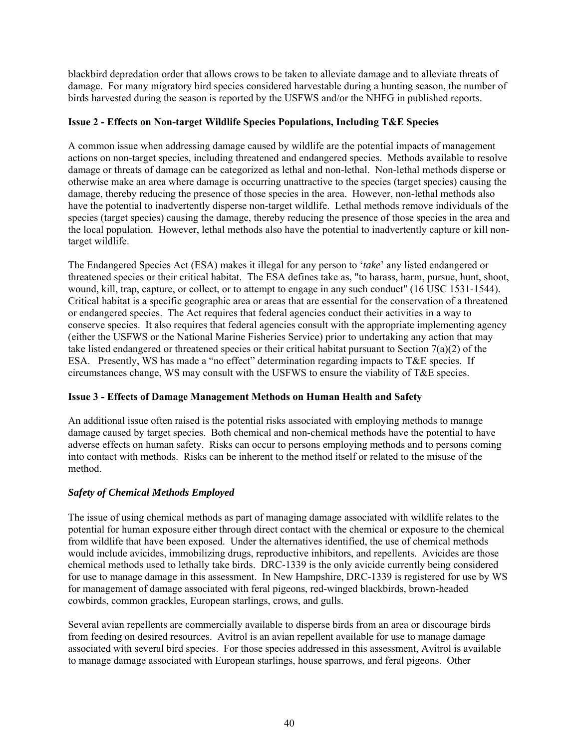blackbird depredation order that allows crows to be taken to alleviate damage and to alleviate threats of damage. For many migratory bird species considered harvestable during a hunting season, the number of birds harvested during the season is reported by the USFWS and/or the NHFG in published reports.

**Issue 2 - Effects on Non-target Wildlife Species Populations, Including T&E Species**

A common issue when addressing damage caused by wildlife are the potential impacts of management actions on non-target species, including threatened and endangered species. Methods available to resolve damage or threats of damage can be categorized as lethal and non-lethal. Non-lethal methods disperse or otherwise make an area where damage is occurring unattractive to the species (target species) causing the damage, thereby reducing the presence of those species in the area. However, non-lethal methods also have the potential to inadvertently disperse non-target wildlife. Lethal methods remove individuals of the species (target species) causing the damage, thereby reducing the presence of those species in the area and the local population. However, lethal methods also have the potential to inadvertently capture or kill non-target wildlife.

The Endangered Species Act (ESA) makes it illegal for any person to '*take*' any listed endangered or threatened species or their critical habitat. The ESA defines take as, "to harass, harm, pursue, hunt, shoot, wound, kill, trap, capture, or collect, or to attempt to engage in any such conduct" (16 USC 1531-1544). Critical habitat is a specific geographic area or areas that are essential for the conservation of a threatened or endangered species. The Act requires that federal agencies conduct their activities in a way to conserve species. It also requires that federal agencies consult with the appropriate implementing agency (either the USFWS or the National Marine Fisheries Service) prior to undertaking any action that may take listed endangered or threatened species or their critical habitat pursuant to Section 7(a)(2) of the ESA. Presently, WS has made a "no effect" determination regarding impacts to T&E species. If circumstances change, WS may consult with the USFWS to ensure the viability of T&E species.

**Issue 3 - Effects of Damage Management Methods on Human Health and Safety**

An additional issue often raised is the potential risks associated with employing methods to manage damage caused by target species. Both chemical and non-chemical methods have the potential to have adverse effects on human safety. Risks can occur to persons employing methods and to persons coming into contact with methods. Risks can be inherent to the method itself or related to the misuse of the method.

***Safety of Chemical Methods Employed***

The issue of using chemical methods as part of managing damage associated with wildlife relates to the potential for human exposure either through direct contact with the chemical or exposure to the chemical from wildlife that have been exposed. Under the alternatives identified, the use of chemical methods would include avicides, immobilizing drugs, reproductive inhibitors, and repellents. Avicides are those chemical methods used to lethally take birds. DRC-1339 is the only avicide currently being considered for use to manage damage in this assessment. In New Hampshire, DRC-1339 is registered for use by WS for management of damage associated with feral pigeons, red-winged blackbirds, brown-headed cowbirds, common grackles, European starlings, crows, and gulls.

Several avian repellents are commercially available to disperse birds from an area or discourage birds from feeding on desired resources. Avitrol is an avian repellent available for use to manage damage associated with several bird species. For those species addressed in this assessment, Avitrol is available to manage damage associated with European starlings, house sparrows, and feral pigeons. Other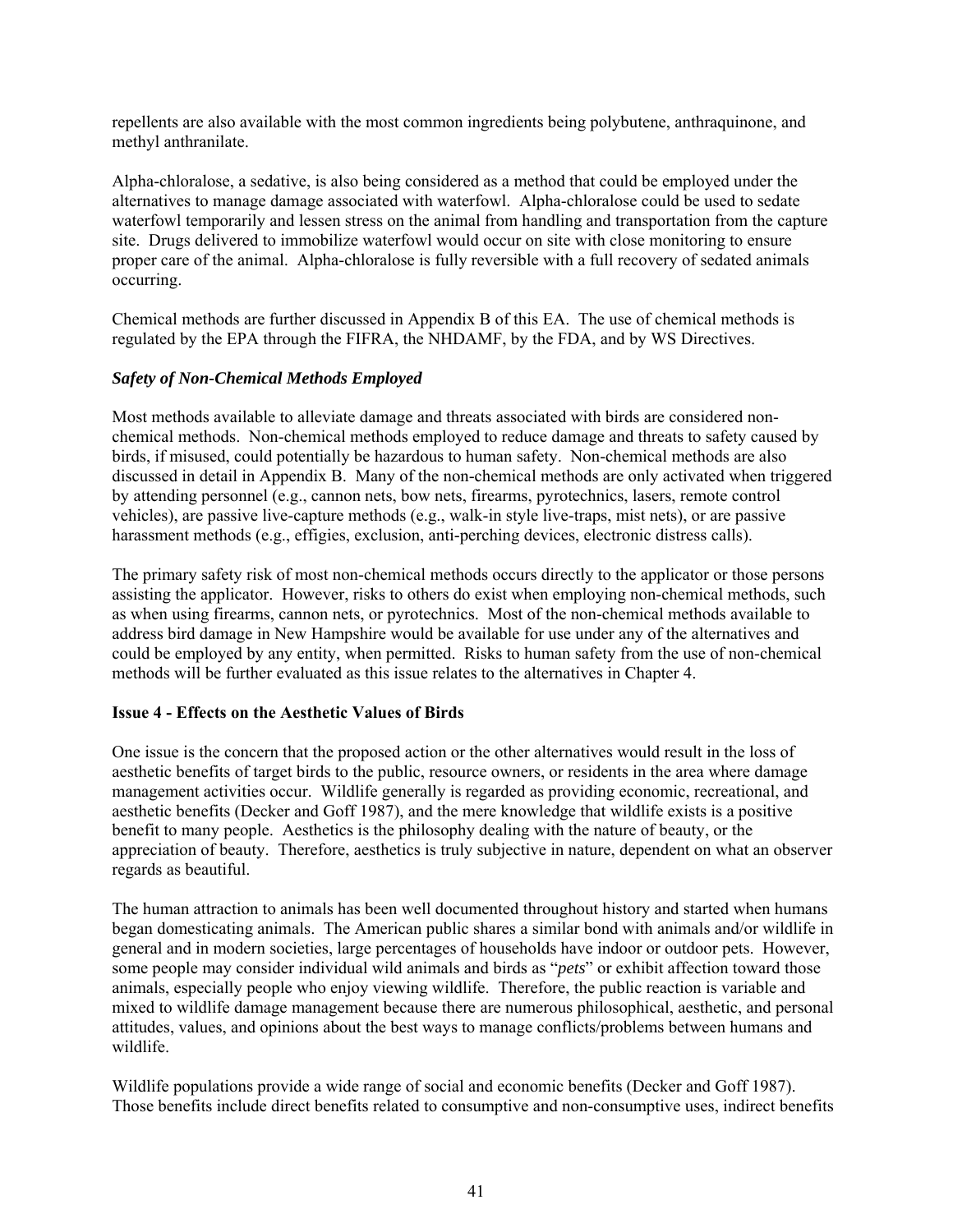repellents are also available with the most common ingredients being polybutene, anthraquinone, and methyl anthranilate.

Alpha-chloralose, a sedative, is also being considered as a method that could be employed under the alternatives to manage damage associated with waterfowl. Alpha-chloralose could be used to sedate waterfowl temporarily and lessen stress on the animal from handling and transportation from the capture site. Drugs delivered to immobilize waterfowl would occur on site with close monitoring to ensure proper care of the animal. Alpha-chloralose is fully reversible with a full recovery of sedated animals occurring.

Chemical methods are further discussed in Appendix B of this EA. The use of chemical methods is regulated by the EPA through the FIFRA, the NHDAMF, by the FDA, and by WS Directives.

***Safety of Non-Chemical Methods Employed***

Most methods available to alleviate damage and threats associated with birds are considered non-chemical methods. Non-chemical methods employed to reduce damage and threats to safety caused by birds, if misused, could potentially be hazardous to human safety. Non-chemical methods are also discussed in detail in Appendix B. Many of the non-chemical methods are only activated when triggered by attending personnel (e.g., cannon nets, bow nets, firearms, pyrotechnics, lasers, remote control vehicles), are passive live-capture methods (e.g., walk-in style live-traps, mist nets), or are passive harassment methods (e.g., effigies, exclusion, anti-perching devices, electronic distress calls).

The primary safety risk of most non-chemical methods occurs directly to the applicator or those persons assisting the applicator. However, risks to others do exist when employing non-chemical methods, such as when using firearms, cannon nets, or pyrotechnics. Most of the non-chemical methods available to address bird damage in New Hampshire would be available for use under any of the alternatives and could be employed by any entity, when permitted. Risks to human safety from the use of non-chemical methods will be further evaluated as this issue relates to the alternatives in Chapter 4.

**Issue 4 - Effects on the Aesthetic Values of Birds**

One issue is the concern that the proposed action or the other alternatives would result in the loss of aesthetic benefits of target birds to the public, resource owners, or residents in the area where damage management activities occur. Wildlife generally is regarded as providing economic, recreational, and aesthetic benefits (Decker and Goff 1987), and the mere knowledge that wildlife exists is a positive benefit to many people. Aesthetics is the philosophy dealing with the nature of beauty, or the appreciation of beauty. Therefore, aesthetics is truly subjective in nature, dependent on what an observer regards as beautiful.

The human attraction to animals has been well documented throughout history and started when humans began domesticating animals. The American public shares a similar bond with animals and/or wildlife in general and in modern societies, large percentages of households have indoor or outdoor pets. However, some people may consider individual wild animals and birds as "*pets*" or exhibit affection toward those animals, especially people who enjoy viewing wildlife. Therefore, the public reaction is variable and mixed to wildlife damage management because there are numerous philosophical, aesthetic, and personal attitudes, values, and opinions about the best ways to manage conflicts/problems between humans and wildlife.

Wildlife populations provide a wide range of social and economic benefits (Decker and Goff 1987). Those benefits include direct benefits related to consumptive and non-consumptive uses, indirect benefits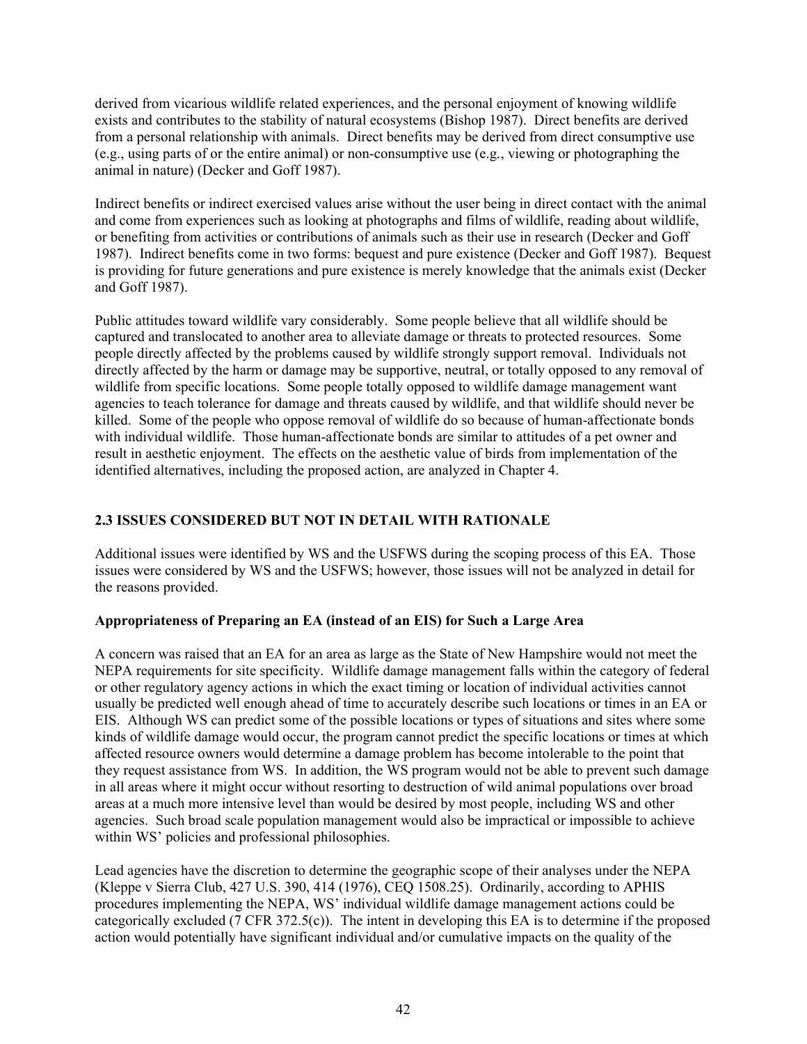derived from vicarious wildlife related experiences, and the personal enjoyment of knowing wildlife exists and contributes to the stability of natural ecosystems (Bishop 1987). Direct benefits are derived from a personal relationship with animals. Direct benefits may be derived from direct consumptive use (e.g., using parts of or the entire animal) or non-consumptive use (e.g., viewing or photographing the animal in nature) (Decker and Goff 1987).

Indirect benefits or indirect exercised values arise without the user being in direct contact with the animal and come from experiences such as looking at photographs and films of wildlife, reading about wildlife, or benefiting from activities or contributions of animals such as their use in research (Decker and Goff 1987). Indirect benefits come in two forms: bequest and pure existence (Decker and Goff 1987). Bequest is providing for future generations and pure existence is merely knowledge that the animals exist (Decker and Goff 1987).

Public attitudes toward wildlife vary considerably. Some people believe that all wildlife should be captured and translocated to another area to alleviate damage or threats to protected resources. Some people directly affected by the problems caused by wildlife strongly support removal. Individuals not directly affected by the harm or damage may be supportive, neutral, or totally opposed to any removal of wildlife from specific locations. Some people totally opposed to wildlife damage management want agencies to teach tolerance for damage and threats caused by wildlife, and that wildlife should never be killed. Some of the people who oppose removal of wildlife do so because of human-affectionate bonds with individual wildlife. Those human-affectionate bonds are similar to attitudes of a pet owner and result in aesthetic enjoyment. The effects on the aesthetic value of birds from implementation of the identified alternatives, including the proposed action, are analyzed in Chapter 4.

## 2.3 ISSUES CONSIDERED BUT NOT IN DETAIL WITH RATIONALE

Additional issues were identified by WS and the USFWS during the scoping process of this EA. Those issues were considered by WS and the USFWS; however, those issues will not be analyzed in detail for the reasons provided.

**Appropriateness of Preparing an EA (instead of an EIS) for Such a Large Area**

A concern was raised that an EA for an area as large as the State of New Hampshire would not meet the NEPA requirements for site specificity. Wildlife damage management falls within the category of federal or other regulatory agency actions in which the exact timing or location of individual activities cannot usually be predicted well enough ahead of time to accurately describe such locations or times in an EA or EIS. Although WS can predict some of the possible locations or types of situations and sites where some kinds of wildlife damage would occur, the program cannot predict the specific locations or times at which affected resource owners would determine a damage problem has become intolerable to the point that they request assistance from WS. In addition, the WS program would not be able to prevent such damage in all areas where it might occur without resorting to destruction of wild animal populations over broad areas at a much more intensive level than would be desired by most people, including WS and other agencies. Such broad scale population management would also be impractical or impossible to achieve within WS' policies and professional philosophies.

Lead agencies have the discretion to determine the geographic scope of their analyses under the NEPA (Kleppe v Sierra Club, 427 U.S. 390, 414 (1976), CEQ 1508.25). Ordinarily, according to APHIS procedures implementing the NEPA, WS' individual wildlife damage management actions could be categorically excluded (7 CFR 372.5(c)). The intent in developing this EA is to determine if the proposed action would potentially have significant individual and/or cumulative impacts on the quality of the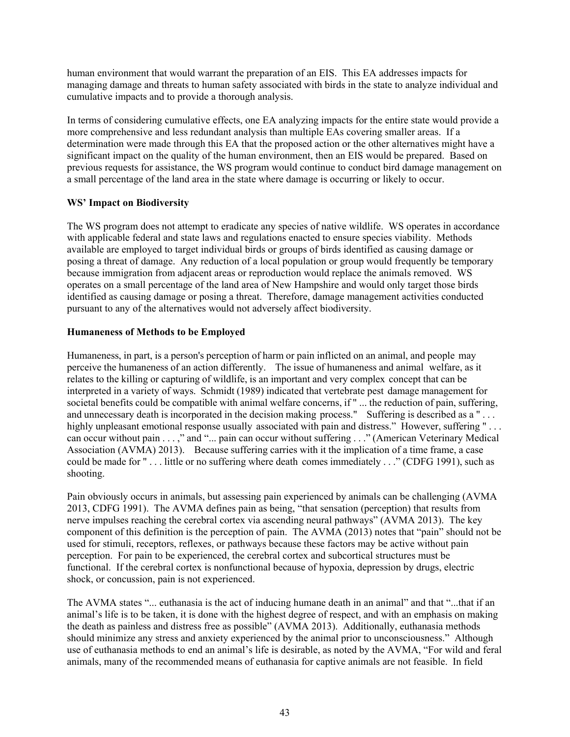human environment that would warrant the preparation of an EIS. This EA addresses impacts for managing damage and threats to human safety associated with birds in the state to analyze individual and cumulative impacts and to provide a thorough analysis.

In terms of considering cumulative effects, one EA analyzing impacts for the entire state would provide a more comprehensive and less redundant analysis than multiple EAs covering smaller areas. If a determination were made through this EA that the proposed action or the other alternatives might have a significant impact on the quality of the human environment, then an EIS would be prepared. Based on previous requests for assistance, the WS program would continue to conduct bird damage management on a small percentage of the land area in the state where damage is occurring or likely to occur.

**WS' Impact on Biodiversity**

The WS program does not attempt to eradicate any species of native wildlife. WS operates in accordance with applicable federal and state laws and regulations enacted to ensure species viability. Methods available are employed to target individual birds or groups of birds identified as causing damage or posing a threat of damage. Any reduction of a local population or group would frequently be temporary because immigration from adjacent areas or reproduction would replace the animals removed. WS operates on a small percentage of the land area of New Hampshire and would only target those birds identified as causing damage or posing a threat. Therefore, damage management activities conducted pursuant to any of the alternatives would not adversely affect biodiversity.

**Humaneness of Methods to be Employed**

Humaneness, in part, is a person's perception of harm or pain inflicted on an animal, and people may perceive the humaneness of an action differently. The issue of humaneness and animal welfare, as it relates to the killing or capturing of wildlife, is an important and very complex concept that can be interpreted in a variety of ways. Schmidt (1989) indicated that vertebrate pest damage management for societal benefits could be compatible with animal welfare concerns, if " ... the reduction of pain, suffering, and unnecessary death is incorporated in the decision making process." Suffering is described as a " . . . highly unpleasant emotional response usually associated with pain and distress." However, suffering " . . . can occur without pain . . . ," and "... pain can occur without suffering . . ." (American Veterinary Medical Association (AVMA) 2013). Because suffering carries with it the implication of a time frame, a case could be made for " . . . little or no suffering where death comes immediately . . ." (CDFG 1991), such as shooting.

Pain obviously occurs in animals, but assessing pain experienced by animals can be challenging (AVMA 2013, CDFG 1991). The AVMA defines pain as being, "that sensation (perception) that results from nerve impulses reaching the cerebral cortex via ascending neural pathways" (AVMA 2013). The key component of this definition is the perception of pain. The AVMA (2013) notes that "pain" should not be used for stimuli, receptors, reflexes, or pathways because these factors may be active without pain perception. For pain to be experienced, the cerebral cortex and subcortical structures must be functional. If the cerebral cortex is nonfunctional because of hypoxia, depression by drugs, electric shock, or concussion, pain is not experienced.

The AVMA states "... euthanasia is the act of inducing humane death in an animal" and that "...that if an animal's life is to be taken, it is done with the highest degree of respect, and with an emphasis on making the death as painless and distress free as possible" (AVMA 2013). Additionally, euthanasia methods should minimize any stress and anxiety experienced by the animal prior to unconsciousness." Although use of euthanasia methods to end an animal's life is desirable, as noted by the AVMA, "For wild and feral animals, many of the recommended means of euthanasia for captive animals are not feasible. In field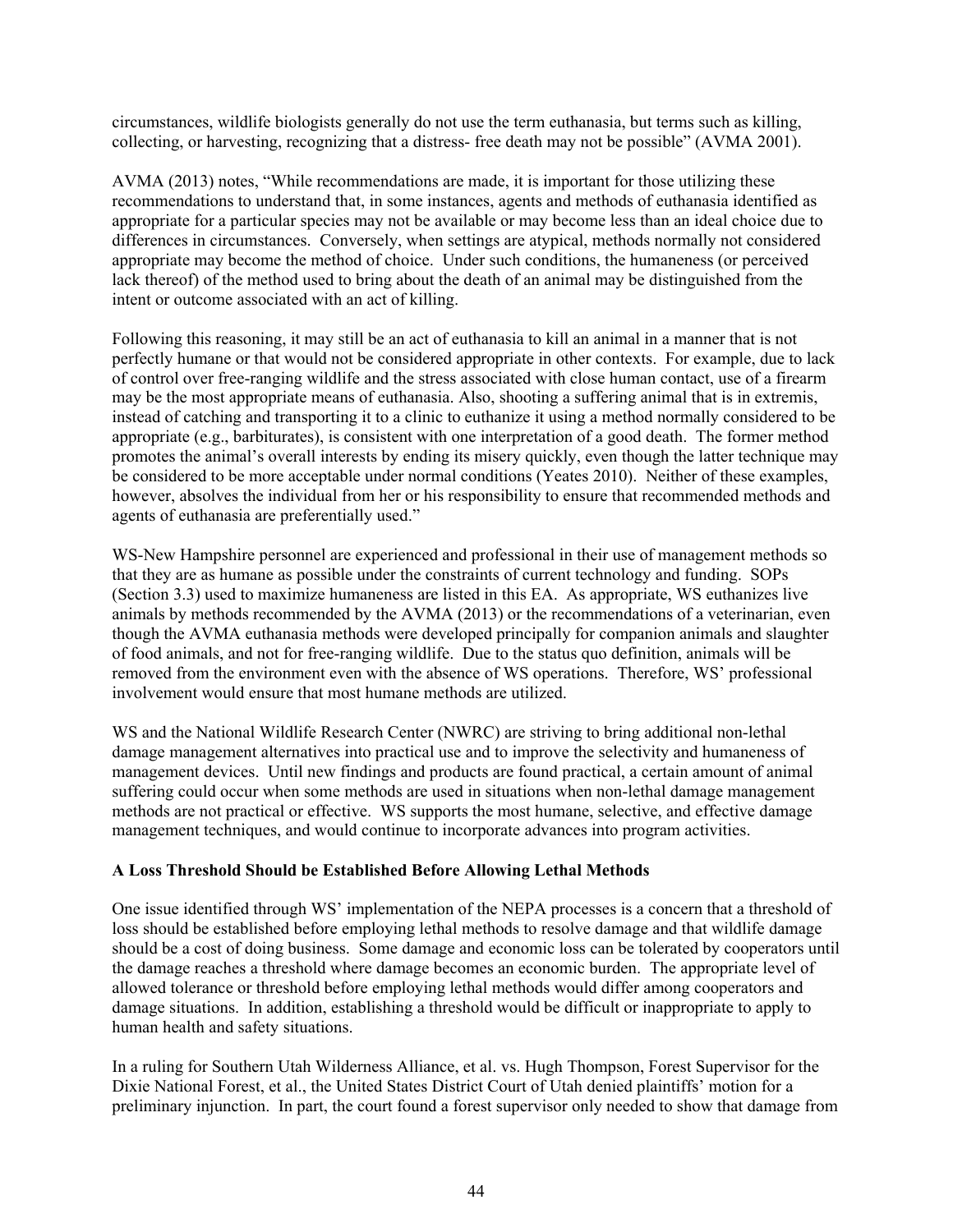circumstances, wildlife biologists generally do not use the term euthanasia, but terms such as killing, collecting, or harvesting, recognizing that a distress- free death may not be possible" (AVMA 2001).

AVMA (2013) notes, "While recommendations are made, it is important for those utilizing these recommendations to understand that, in some instances, agents and methods of euthanasia identified as appropriate for a particular species may not be available or may become less than an ideal choice due to differences in circumstances. Conversely, when settings are atypical, methods normally not considered appropriate may become the method of choice. Under such conditions, the humaneness (or perceived lack thereof) of the method used to bring about the death of an animal may be distinguished from the intent or outcome associated with an act of killing.

Following this reasoning, it may still be an act of euthanasia to kill an animal in a manner that is not perfectly humane or that would not be considered appropriate in other contexts. For example, due to lack of control over free-ranging wildlife and the stress associated with close human contact, use of a firearm may be the most appropriate means of euthanasia. Also, shooting a suffering animal that is in extremis, instead of catching and transporting it to a clinic to euthanize it using a method normally considered to be appropriate (e.g., barbiturates), is consistent with one interpretation of a good death. The former method promotes the animal's overall interests by ending its misery quickly, even though the latter technique may be considered to be more acceptable under normal conditions (Yeates 2010). Neither of these examples, however, absolves the individual from her or his responsibility to ensure that recommended methods and agents of euthanasia are preferentially used."

WS-New Hampshire personnel are experienced and professional in their use of management methods so that they are as humane as possible under the constraints of current technology and funding. SOPs (Section 3.3) used to maximize humaneness are listed in this EA. As appropriate, WS euthanizes live animals by methods recommended by the AVMA (2013) or the recommendations of a veterinarian, even though the AVMA euthanasia methods were developed principally for companion animals and slaughter of food animals, and not for free-ranging wildlife. Due to the status quo definition, animals will be removed from the environment even with the absence of WS operations. Therefore, WS' professional involvement would ensure that most humane methods are utilized.

WS and the National Wildlife Research Center (NWRC) are striving to bring additional non-lethal damage management alternatives into practical use and to improve the selectivity and humaneness of management devices. Until new findings and products are found practical, a certain amount of animal suffering could occur when some methods are used in situations when non-lethal damage management methods are not practical or effective. WS supports the most humane, selective, and effective damage management techniques, and would continue to incorporate advances into program activities.

**A Loss Threshold Should be Established Before Allowing Lethal Methods**

One issue identified through WS' implementation of the NEPA processes is a concern that a threshold of loss should be established before employing lethal methods to resolve damage and that wildlife damage should be a cost of doing business. Some damage and economic loss can be tolerated by cooperators until the damage reaches a threshold where damage becomes an economic burden. The appropriate level of allowed tolerance or threshold before employing lethal methods would differ among cooperators and damage situations. In addition, establishing a threshold would be difficult or inappropriate to apply to human health and safety situations.

In a ruling for Southern Utah Wilderness Alliance, et al. vs. Hugh Thompson, Forest Supervisor for the Dixie National Forest, et al., the United States District Court of Utah denied plaintiffs' motion for a preliminary injunction. In part, the court found a forest supervisor only needed to show that damage from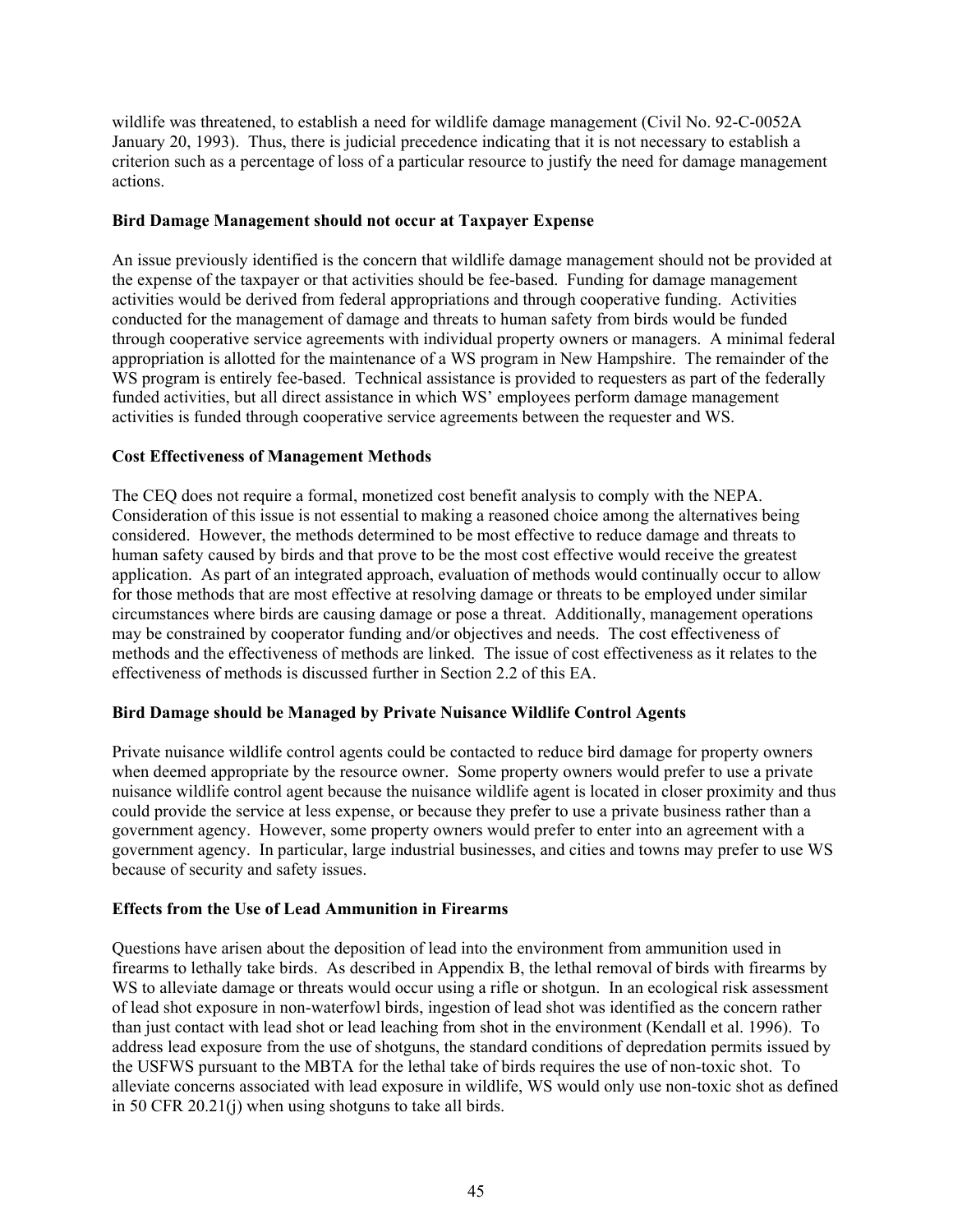wildlife was threatened, to establish a need for wildlife damage management (Civil No. 92-C-0052A January 20, 1993). Thus, there is judicial precedence indicating that it is not necessary to establish a criterion such as a percentage of loss of a particular resource to justify the need for damage management actions.

**Bird Damage Management should not occur at Taxpayer Expense**

An issue previously identified is the concern that wildlife damage management should not be provided at the expense of the taxpayer or that activities should be fee-based. Funding for damage management activities would be derived from federal appropriations and through cooperative funding. Activities conducted for the management of damage and threats to human safety from birds would be funded through cooperative service agreements with individual property owners or managers. A minimal federal appropriation is allotted for the maintenance of a WS program in New Hampshire. The remainder of the WS program is entirely fee-based. Technical assistance is provided to requesters as part of the federally funded activities, but all direct assistance in which WS' employees perform damage management activities is funded through cooperative service agreements between the requester and WS.

**Cost Effectiveness of Management Methods**

The CEQ does not require a formal, monetized cost benefit analysis to comply with the NEPA. Consideration of this issue is not essential to making a reasoned choice among the alternatives being considered. However, the methods determined to be most effective to reduce damage and threats to human safety caused by birds and that prove to be the most cost effective would receive the greatest application. As part of an integrated approach, evaluation of methods would continually occur to allow for those methods that are most effective at resolving damage or threats to be employed under similar circumstances where birds are causing damage or pose a threat. Additionally, management operations may be constrained by cooperator funding and/or objectives and needs. The cost effectiveness of methods and the effectiveness of methods are linked. The issue of cost effectiveness as it relates to the effectiveness of methods is discussed further in Section 2.2 of this EA.

**Bird Damage should be Managed by Private Nuisance Wildlife Control Agents**

Private nuisance wildlife control agents could be contacted to reduce bird damage for property owners when deemed appropriate by the resource owner. Some property owners would prefer to use a private nuisance wildlife control agent because the nuisance wildlife agent is located in closer proximity and thus could provide the service at less expense, or because they prefer to use a private business rather than a government agency. However, some property owners would prefer to enter into an agreement with a government agency. In particular, large industrial businesses, and cities and towns may prefer to use WS because of security and safety issues.

**Effects from the Use of Lead Ammunition in Firearms**

Questions have arisen about the deposition of lead into the environment from ammunition used in firearms to lethally take birds. As described in Appendix B, the lethal removal of birds with firearms by WS to alleviate damage or threats would occur using a rifle or shotgun. In an ecological risk assessment of lead shot exposure in non-waterfowl birds, ingestion of lead shot was identified as the concern rather than just contact with lead shot or lead leaching from shot in the environment (Kendall et al. 1996). To address lead exposure from the use of shotguns, the standard conditions of depredation permits issued by the USFWS pursuant to the MBTA for the lethal take of birds requires the use of non-toxic shot. To alleviate concerns associated with lead exposure in wildlife, WS would only use non-toxic shot as defined in 50 CFR 20.21(j) when using shotguns to take all birds.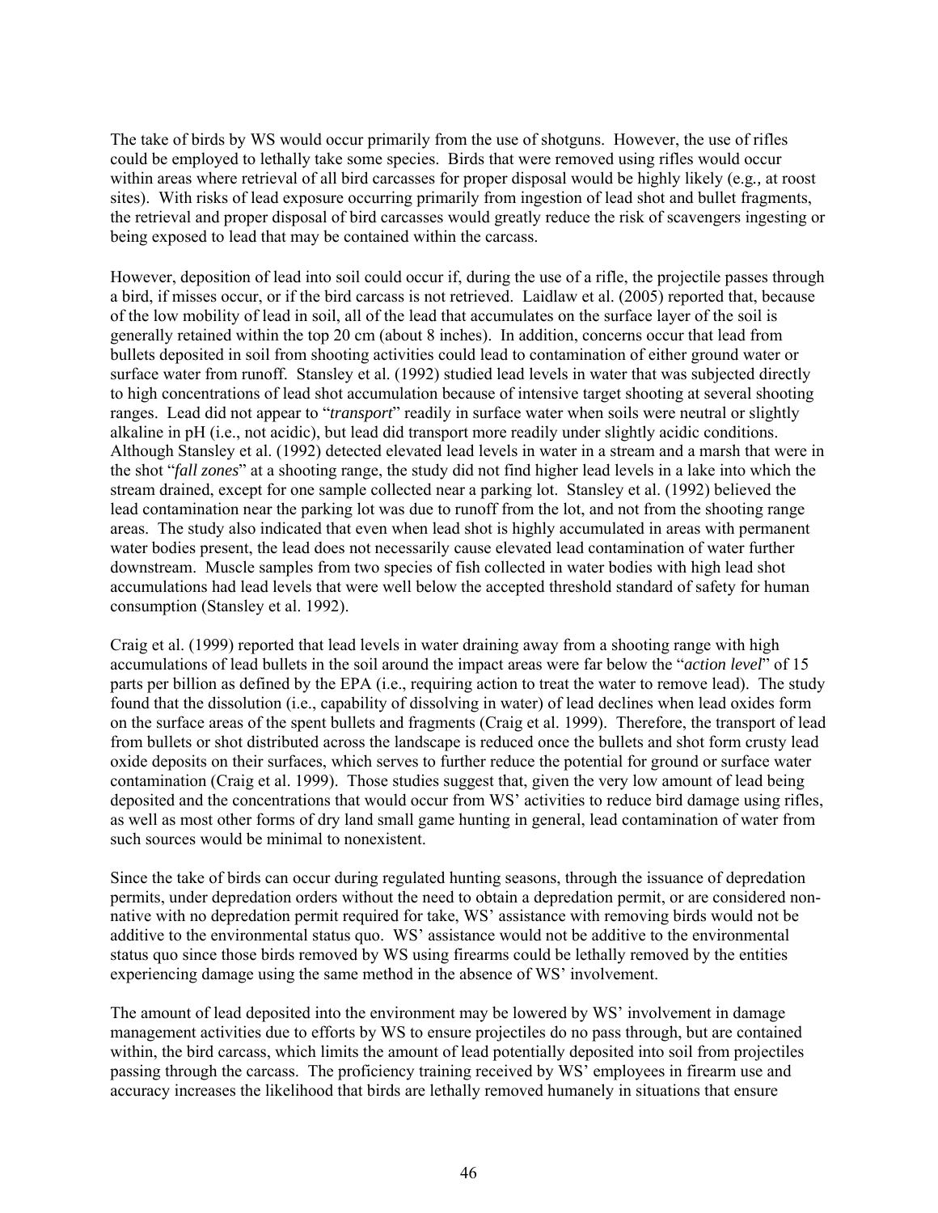The take of birds by WS would occur primarily from the use of shotguns. However, the use of rifles could be employed to lethally take some species. Birds that were removed using rifles would occur within areas where retrieval of all bird carcasses for proper disposal would be highly likely (e.g*.,* at roost sites). With risks of lead exposure occurring primarily from ingestion of lead shot and bullet fragments, the retrieval and proper disposal of bird carcasses would greatly reduce the risk of scavengers ingesting or being exposed to lead that may be contained within the carcass.

However, deposition of lead into soil could occur if, during the use of a rifle, the projectile passes through a bird, if misses occur, or if the bird carcass is not retrieved. Laidlaw et al. (2005) reported that, because of the low mobility of lead in soil, all of the lead that accumulates on the surface layer of the soil is generally retained within the top 20 cm (about 8 inches). In addition, concerns occur that lead from bullets deposited in soil from shooting activities could lead to contamination of either ground water or surface water from runoff. Stansley et al. (1992) studied lead levels in water that was subjected directly to high concentrations of lead shot accumulation because of intensive target shooting at several shooting ranges. Lead did not appear to "*transport*" readily in surface water when soils were neutral or slightly alkaline in pH (i.e., not acidic), but lead did transport more readily under slightly acidic conditions. Although Stansley et al. (1992) detected elevated lead levels in water in a stream and a marsh that were in the shot "*fall zones*" at a shooting range, the study did not find higher lead levels in a lake into which the stream drained, except for one sample collected near a parking lot. Stansley et al. (1992) believed the lead contamination near the parking lot was due to runoff from the lot, and not from the shooting range areas. The study also indicated that even when lead shot is highly accumulated in areas with permanent water bodies present, the lead does not necessarily cause elevated lead contamination of water further downstream. Muscle samples from two species of fish collected in water bodies with high lead shot accumulations had lead levels that were well below the accepted threshold standard of safety for human consumption (Stansley et al. 1992).

Craig et al. (1999) reported that lead levels in water draining away from a shooting range with high accumulations of lead bullets in the soil around the impact areas were far below the "*action level*" of 15 parts per billion as defined by the EPA (i.e., requiring action to treat the water to remove lead). The study found that the dissolution (i.e., capability of dissolving in water) of lead declines when lead oxides form on the surface areas of the spent bullets and fragments (Craig et al. 1999). Therefore, the transport of lead from bullets or shot distributed across the landscape is reduced once the bullets and shot form crusty lead oxide deposits on their surfaces, which serves to further reduce the potential for ground or surface water contamination (Craig et al. 1999). Those studies suggest that, given the very low amount of lead being deposited and the concentrations that would occur from WS' activities to reduce bird damage using rifles, as well as most other forms of dry land small game hunting in general, lead contamination of water from such sources would be minimal to nonexistent.

Since the take of birds can occur during regulated hunting seasons, through the issuance of depredation permits, under depredation orders without the need to obtain a depredation permit, or are considered non-native with no depredation permit required for take, WS' assistance with removing birds would not be additive to the environmental status quo. WS' assistance would not be additive to the environmental status quo since those birds removed by WS using firearms could be lethally removed by the entities experiencing damage using the same method in the absence of WS' involvement.

The amount of lead deposited into the environment may be lowered by WS' involvement in damage management activities due to efforts by WS to ensure projectiles do no pass through, but are contained within, the bird carcass, which limits the amount of lead potentially deposited into soil from projectiles passing through the carcass. The proficiency training received by WS' employees in firearm use and accuracy increases the likelihood that birds are lethally removed humanely in situations that ensure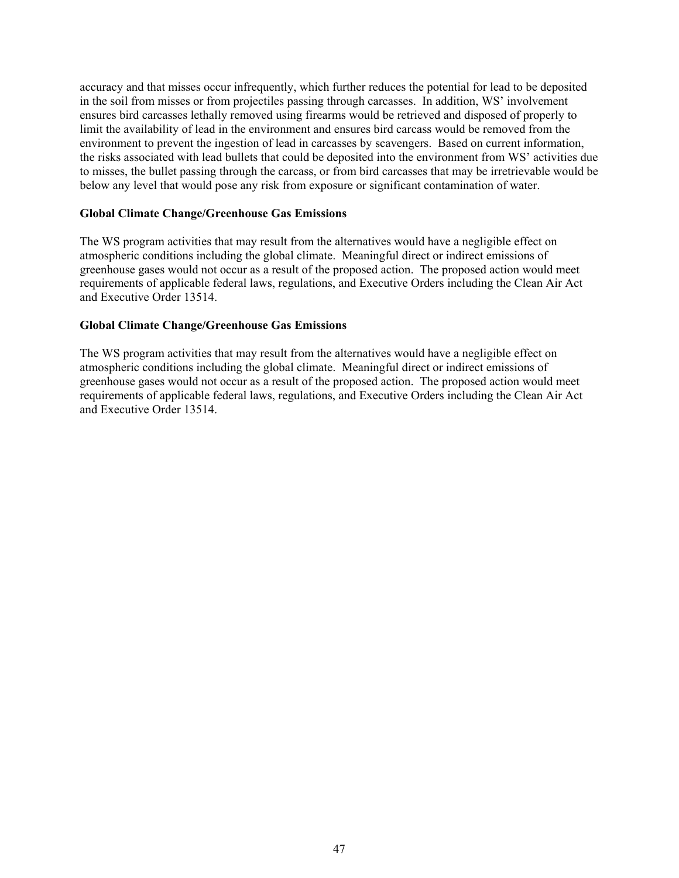accuracy and that misses occur infrequently, which further reduces the potential for lead to be deposited in the soil from misses or from projectiles passing through carcasses. In addition, WS' involvement ensures bird carcasses lethally removed using firearms would be retrieved and disposed of properly to limit the availability of lead in the environment and ensures bird carcass would be removed from the environment to prevent the ingestion of lead in carcasses by scavengers. Based on current information, the risks associated with lead bullets that could be deposited into the environment from WS' activities due to misses, the bullet passing through the carcass, or from bird carcasses that may be irretrievable would be below any level that would pose any risk from exposure or significant contamination of water.

**Global Climate Change/Greenhouse Gas Emissions**

The WS program activities that may result from the alternatives would have a negligible effect on atmospheric conditions including the global climate. Meaningful direct or indirect emissions of greenhouse gases would not occur as a result of the proposed action. The proposed action would meet requirements of applicable federal laws, regulations, and Executive Orders including the Clean Air Act and Executive Order 13514.

**Global Climate Change/Greenhouse Gas Emissions**

The WS program activities that may result from the alternatives would have a negligible effect on atmospheric conditions including the global climate. Meaningful direct or indirect emissions of greenhouse gases would not occur as a result of the proposed action. The proposed action would meet requirements of applicable federal laws, regulations, and Executive Orders including the Clean Air Act and Executive Order 13514.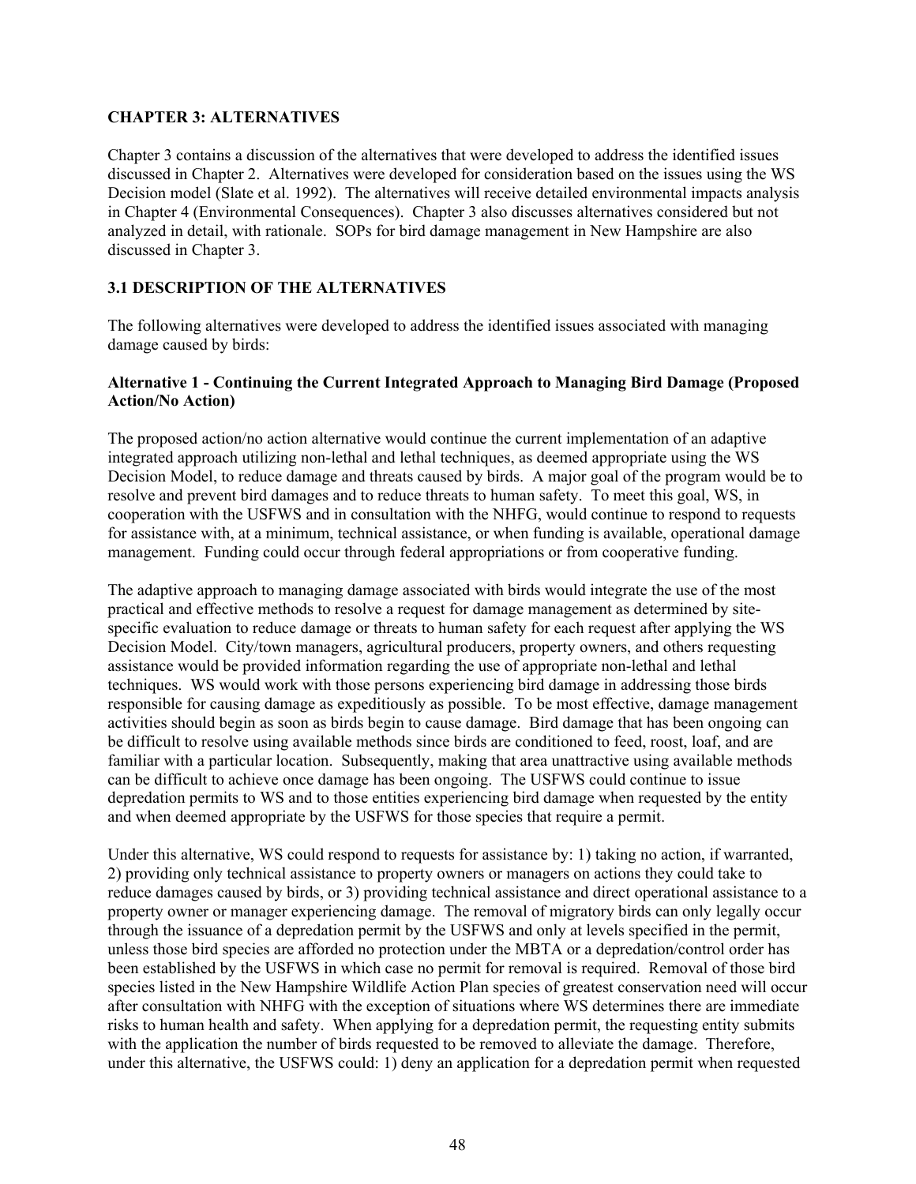## CHAPTER 3: ALTERNATIVES

Chapter 3 contains a discussion of the alternatives that were developed to address the identified issues discussed in Chapter 2. Alternatives were developed for consideration based on the issues using the WS Decision model (Slate et al. 1992). The alternatives will receive detailed environmental impacts analysis in Chapter 4 (Environmental Consequences). Chapter 3 also discusses alternatives considered but not analyzed in detail, with rationale. SOPs for bird damage management in New Hampshire are also discussed in Chapter 3.

### 3.1 DESCRIPTION OF THE ALTERNATIVES

The following alternatives were developed to address the identified issues associated with managing damage caused by birds:

**Alternative 1 - Continuing the Current Integrated Approach to Managing Bird Damage (Proposed Action/No Action)**

The proposed action/no action alternative would continue the current implementation of an adaptive integrated approach utilizing non-lethal and lethal techniques, as deemed appropriate using the WS Decision Model, to reduce damage and threats caused by birds. A major goal of the program would be to resolve and prevent bird damages and to reduce threats to human safety. To meet this goal, WS, in cooperation with the USFWS and in consultation with the NHFG, would continue to respond to requests for assistance with, at a minimum, technical assistance, or when funding is available, operational damage management. Funding could occur through federal appropriations or from cooperative funding.

The adaptive approach to managing damage associated with birds would integrate the use of the most practical and effective methods to resolve a request for damage management as determined by site-specific evaluation to reduce damage or threats to human safety for each request after applying the WS Decision Model. City/town managers, agricultural producers, property owners, and others requesting assistance would be provided information regarding the use of appropriate non-lethal and lethal techniques. WS would work with those persons experiencing bird damage in addressing those birds responsible for causing damage as expeditiously as possible. To be most effective, damage management activities should begin as soon as birds begin to cause damage. Bird damage that has been ongoing can be difficult to resolve using available methods since birds are conditioned to feed, roost, loaf, and are familiar with a particular location. Subsequently, making that area unattractive using available methods can be difficult to achieve once damage has been ongoing. The USFWS could continue to issue depredation permits to WS and to those entities experiencing bird damage when requested by the entity and when deemed appropriate by the USFWS for those species that require a permit.

Under this alternative, WS could respond to requests for assistance by: 1) taking no action, if warranted, 2) providing only technical assistance to property owners or managers on actions they could take to reduce damages caused by birds, or 3) providing technical assistance and direct operational assistance to a property owner or manager experiencing damage. The removal of migratory birds can only legally occur through the issuance of a depredation permit by the USFWS and only at levels specified in the permit, unless those bird species are afforded no protection under the MBTA or a depredation/control order has been established by the USFWS in which case no permit for removal is required. Removal of those bird species listed in the New Hampshire Wildlife Action Plan species of greatest conservation need will occur after consultation with NHFG with the exception of situations where WS determines there are immediate risks to human health and safety. When applying for a depredation permit, the requesting entity submits with the application the number of birds requested to be removed to alleviate the damage. Therefore, under this alternative, the USFWS could: 1) deny an application for a depredation permit when requested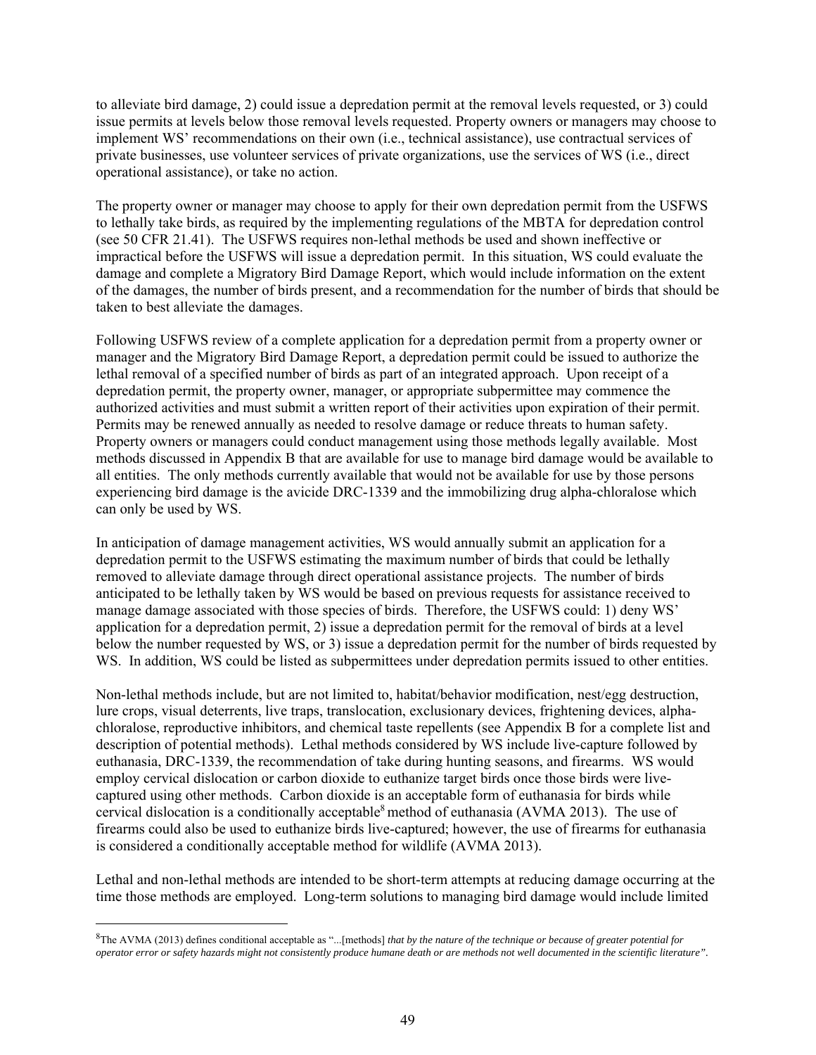to alleviate bird damage, 2) could issue a depredation permit at the removal levels requested, or 3) could issue permits at levels below those removal levels requested. Property owners or managers may choose to implement WS' recommendations on their own (i.e., technical assistance), use contractual services of private businesses, use volunteer services of private organizations, use the services of WS (i.e., direct operational assistance), or take no action.

The property owner or manager may choose to apply for their own depredation permit from the USFWS to lethally take birds, as required by the implementing regulations of the MBTA for depredation control (see 50 CFR 21.41). The USFWS requires non-lethal methods be used and shown ineffective or impractical before the USFWS will issue a depredation permit. In this situation, WS could evaluate the damage and complete a Migratory Bird Damage Report, which would include information on the extent of the damages, the number of birds present, and a recommendation for the number of birds that should be taken to best alleviate the damages.

Following USFWS review of a complete application for a depredation permit from a property owner or manager and the Migratory Bird Damage Report, a depredation permit could be issued to authorize the lethal removal of a specified number of birds as part of an integrated approach. Upon receipt of a depredation permit, the property owner, manager, or appropriate subpermittee may commence the authorized activities and must submit a written report of their activities upon expiration of their permit. Permits may be renewed annually as needed to resolve damage or reduce threats to human safety. Property owners or managers could conduct management using those methods legally available. Most methods discussed in Appendix B that are available for use to manage bird damage would be available to all entities. The only methods currently available that would not be available for use by those persons experiencing bird damage is the avicide DRC-1339 and the immobilizing drug alpha-chloralose which can only be used by WS.

In anticipation of damage management activities, WS would annually submit an application for a depredation permit to the USFWS estimating the maximum number of birds that could be lethally removed to alleviate damage through direct operational assistance projects. The number of birds anticipated to be lethally taken by WS would be based on previous requests for assistance received to manage damage associated with those species of birds. Therefore, the USFWS could: 1) deny WS' application for a depredation permit, 2) issue a depredation permit for the removal of birds at a level below the number requested by WS, or 3) issue a depredation permit for the number of birds requested by WS. In addition, WS could be listed as subpermittees under depredation permits issued to other entities.

Non-lethal methods include, but are not limited to, habitat/behavior modification, nest/egg destruction, lure crops, visual deterrents, live traps, translocation, exclusionary devices, frightening devices, alpha-chloralose, reproductive inhibitors, and chemical taste repellents (see Appendix B for a complete list and description of potential methods). Lethal methods considered by WS include live-capture followed by euthanasia, DRC-1339, the recommendation of take during hunting seasons, and firearms. WS would employ cervical dislocation or carbon dioxide to euthanize target birds once those birds were live-captured using other methods. Carbon dioxide is an acceptable form of euthanasia for birds while cervical dislocation is a conditionally acceptable[8] method of euthanasia (AVMA 2013). The use of firearms could also be used to euthanize birds live-captured; however, the use of firearms for euthanasia is considered a conditionally acceptable method for wildlife (AVMA 2013).

Lethal and non-lethal methods are intended to be short-term attempts at reducing damage occurring at the time those methods are employed. Long-term solutions to managing bird damage would include limited

[8] The AVMA (2013) defines conditional acceptable as "...[methods] *that by the nature of the technique or because of greater potential for operator error or safety hazards might not consistently produce humane death or are methods not well documented in the scientific literature"*.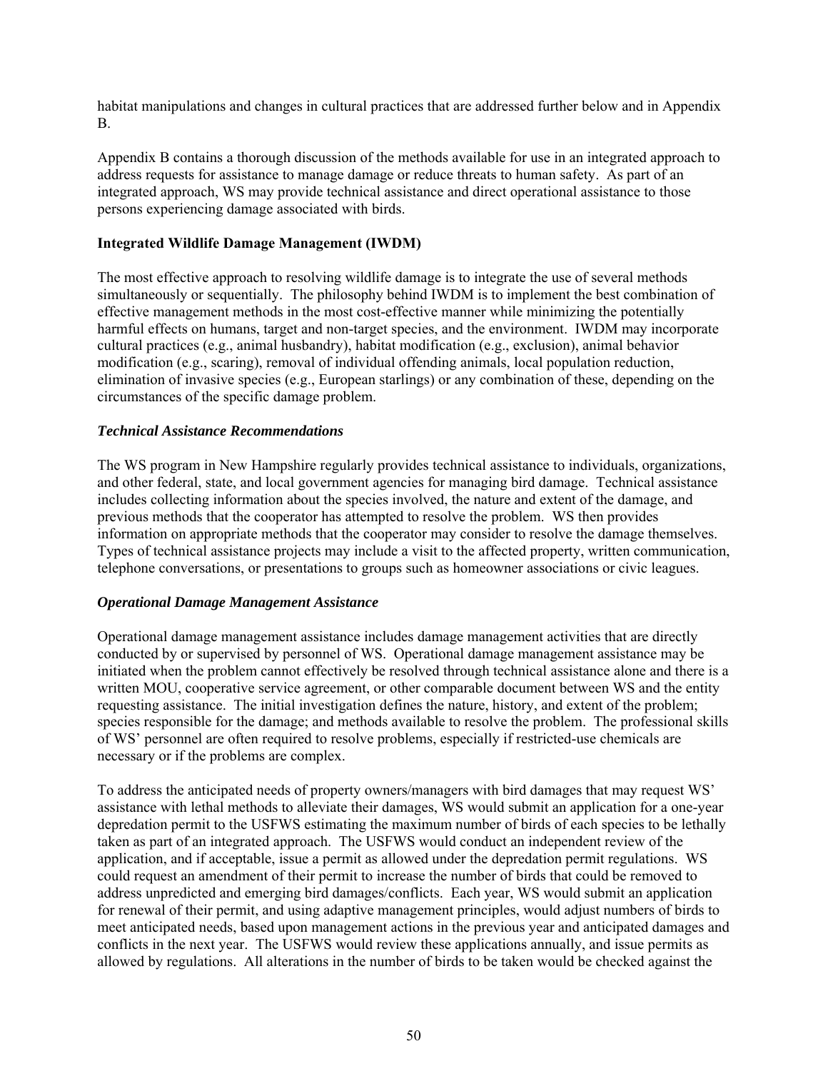habitat manipulations and changes in cultural practices that are addressed further below and in Appendix B.

Appendix B contains a thorough discussion of the methods available for use in an integrated approach to address requests for assistance to manage damage or reduce threats to human safety. As part of an integrated approach, WS may provide technical assistance and direct operational assistance to those persons experiencing damage associated with birds.

**Integrated Wildlife Damage Management (IWDM)**

The most effective approach to resolving wildlife damage is to integrate the use of several methods simultaneously or sequentially. The philosophy behind IWDM is to implement the best combination of effective management methods in the most cost-effective manner while minimizing the potentially harmful effects on humans, target and non-target species, and the environment. IWDM may incorporate cultural practices (e.g., animal husbandry), habitat modification (e.g., exclusion), animal behavior modification (e.g., scaring), removal of individual offending animals, local population reduction, elimination of invasive species (e.g., European starlings) or any combination of these, depending on the circumstances of the specific damage problem.

***Technical Assistance Recommendations***

The WS program in New Hampshire regularly provides technical assistance to individuals, organizations, and other federal, state, and local government agencies for managing bird damage. Technical assistance includes collecting information about the species involved, the nature and extent of the damage, and previous methods that the cooperator has attempted to resolve the problem. WS then provides information on appropriate methods that the cooperator may consider to resolve the damage themselves. Types of technical assistance projects may include a visit to the affected property, written communication, telephone conversations, or presentations to groups such as homeowner associations or civic leagues.

***Operational Damage Management Assistance***

Operational damage management assistance includes damage management activities that are directly conducted by or supervised by personnel of WS. Operational damage management assistance may be initiated when the problem cannot effectively be resolved through technical assistance alone and there is a written MOU, cooperative service agreement, or other comparable document between WS and the entity requesting assistance. The initial investigation defines the nature, history, and extent of the problem; species responsible for the damage; and methods available to resolve the problem. The professional skills of WS' personnel are often required to resolve problems, especially if restricted-use chemicals are necessary or if the problems are complex.

To address the anticipated needs of property owners/managers with bird damages that may request WS' assistance with lethal methods to alleviate their damages, WS would submit an application for a one-year depredation permit to the USFWS estimating the maximum number of birds of each species to be lethally taken as part of an integrated approach. The USFWS would conduct an independent review of the application, and if acceptable, issue a permit as allowed under the depredation permit regulations. WS could request an amendment of their permit to increase the number of birds that could be removed to address unpredicted and emerging bird damages/conflicts. Each year, WS would submit an application for renewal of their permit, and using adaptive management principles, would adjust numbers of birds to meet anticipated needs, based upon management actions in the previous year and anticipated damages and conflicts in the next year. The USFWS would review these applications annually, and issue permits as allowed by regulations. All alterations in the number of birds to be taken would be checked against the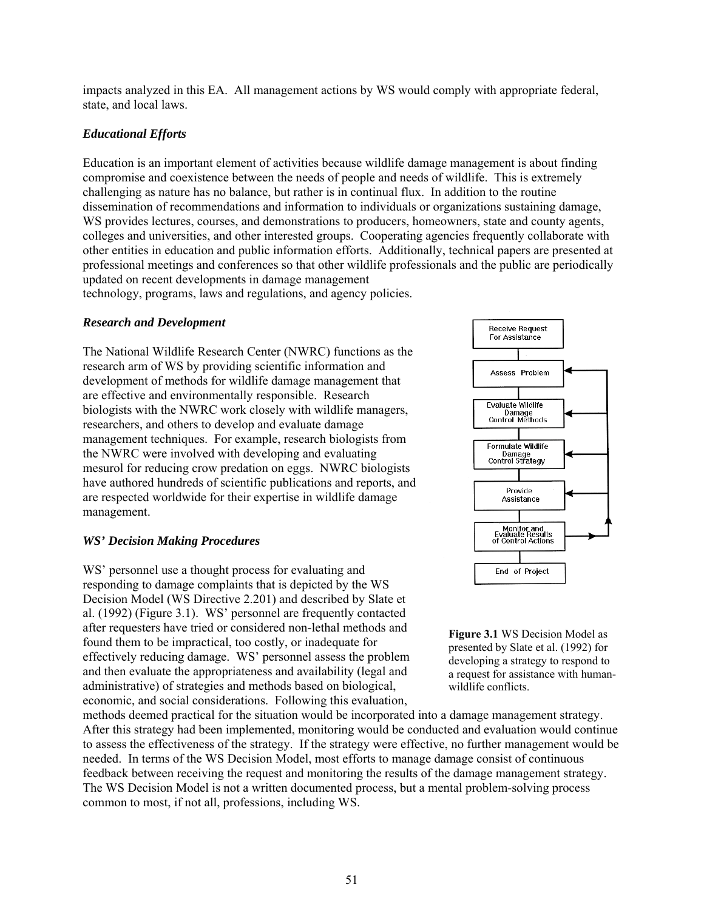impacts analyzed in this EA. All management actions by WS would comply with appropriate federal, state, and local laws.

### *Educational Efforts*

Education is an important element of activities because wildlife damage management is about finding compromise and coexistence between the needs of people and needs of wildlife. This is extremely challenging as nature has no balance, but rather is in continual flux. In addition to the routine dissemination of recommendations and information to individuals or organizations sustaining damage, WS provides lectures, courses, and demonstrations to producers, homeowners, state and county agents, colleges and universities, and other interested groups. Cooperating agencies frequently collaborate with other entities in education and public information efforts. Additionally, technical papers are presented at professional meetings and conferences so that other wildlife professionals and the public are periodically updated on recent developments in damage management technology, programs, laws and regulations, and agency policies.

### *Research and Development*

The National Wildlife Research Center (NWRC) functions as the research arm of WS by providing scientific information and development of methods for wildlife damage management that are effective and environmentally responsible. Research biologists with the NWRC work closely with wildlife managers, researchers, and others to develop and evaluate damage management techniques. For example, research biologists from the NWRC were involved with developing and evaluating mesurol for reducing crow predation on eggs. NWRC biologists have authored hundreds of scientific publications and reports, and are respected worldwide for their expertise in wildlife damage management.

### *WS' Decision Making Procedures*

WS' personnel use a thought process for evaluating and responding to damage complaints that is depicted by the WS Decision Model (WS Directive 2.201) and described by Slate et al. (1992) (Figure 3.1). WS' personnel are frequently contacted after requesters have tried or considered non-lethal methods and found them to be impractical, too costly, or inadequate for effectively reducing damage. WS' personnel assess the problem and then evaluate the appropriateness and availability (legal and administrative) of strategies and methods based on biological, economic, and social considerations. Following this evaluation, methods deemed practical for the situation would be incorporated into a damage management strategy. After this strategy had been implemented, monitoring would be conducted and evaluation would continue to assess the effectiveness of the strategy. If the strategy were effective, no further management would be needed. In terms of the WS Decision Model, most efforts to manage damage consist of continuous feedback between receiving the request and monitoring the results of the damage management strategy. The WS Decision Model is not a written documented process, but a mental problem-solving process common to most, if not all, professions, including WS.

Receive Request For Assistance → Assess Problem → Evaluate Wildlife Damage Control Methods → Formulate Wildlife Damage Control Strategy → Provide Assistance → Monitor and Evaluate Results of Control Actions → End of Project

**Figure 3.1** WS Decision Model as presented by Slate et al. (1992) for developing a strategy to respond to a request for assistance with human-wildlife conflicts.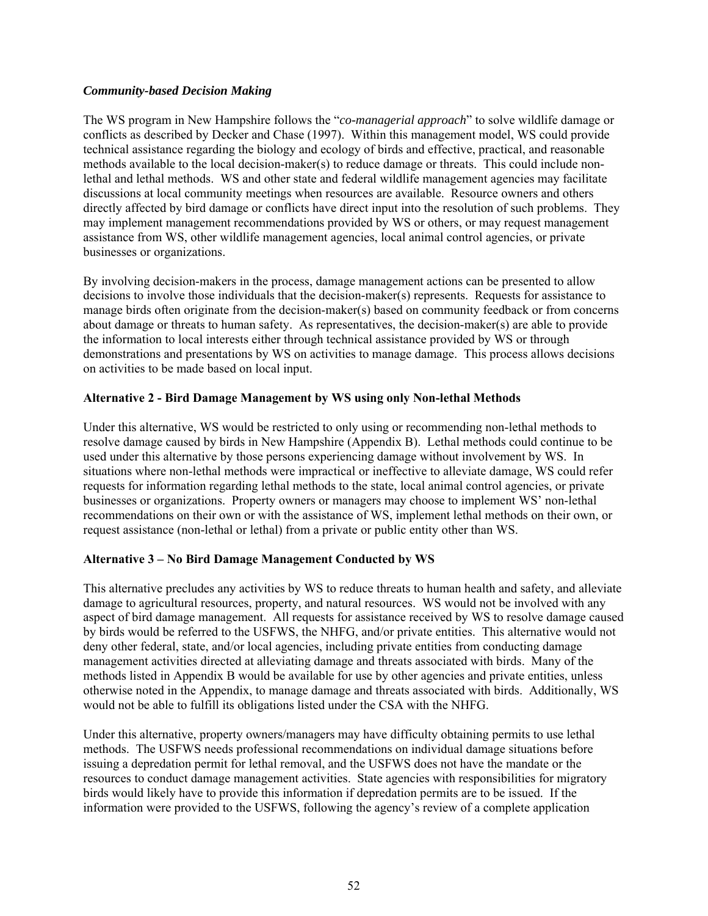***Community-based Decision Making***

The WS program in New Hampshire follows the "*co-managerial approach*" to solve wildlife damage or conflicts as described by Decker and Chase (1997). Within this management model, WS could provide technical assistance regarding the biology and ecology of birds and effective, practical, and reasonable methods available to the local decision-maker(s) to reduce damage or threats. This could include non-lethal and lethal methods. WS and other state and federal wildlife management agencies may facilitate discussions at local community meetings when resources are available. Resource owners and others directly affected by bird damage or conflicts have direct input into the resolution of such problems. They may implement management recommendations provided by WS or others, or may request management assistance from WS, other wildlife management agencies, local animal control agencies, or private businesses or organizations.

By involving decision-makers in the process, damage management actions can be presented to allow decisions to involve those individuals that the decision-maker(s) represents. Requests for assistance to manage birds often originate from the decision-maker(s) based on community feedback or from concerns about damage or threats to human safety. As representatives, the decision-maker(s) are able to provide the information to local interests either through technical assistance provided by WS or through demonstrations and presentations by WS on activities to manage damage. This process allows decisions on activities to be made based on local input.

**Alternative 2 - Bird Damage Management by WS using only Non-lethal Methods**

Under this alternative, WS would be restricted to only using or recommending non-lethal methods to resolve damage caused by birds in New Hampshire (Appendix B). Lethal methods could continue to be used under this alternative by those persons experiencing damage without involvement by WS. In situations where non-lethal methods were impractical or ineffective to alleviate damage, WS could refer requests for information regarding lethal methods to the state, local animal control agencies, or private businesses or organizations. Property owners or managers may choose to implement WS' non-lethal recommendations on their own or with the assistance of WS, implement lethal methods on their own, or request assistance (non-lethal or lethal) from a private or public entity other than WS.

**Alternative 3 – No Bird Damage Management Conducted by WS**

This alternative precludes any activities by WS to reduce threats to human health and safety, and alleviate damage to agricultural resources, property, and natural resources. WS would not be involved with any aspect of bird damage management. All requests for assistance received by WS to resolve damage caused by birds would be referred to the USFWS, the NHFG, and/or private entities. This alternative would not deny other federal, state, and/or local agencies, including private entities from conducting damage management activities directed at alleviating damage and threats associated with birds. Many of the methods listed in Appendix B would be available for use by other agencies and private entities, unless otherwise noted in the Appendix, to manage damage and threats associated with birds. Additionally, WS would not be able to fulfill its obligations listed under the CSA with the NHFG.

Under this alternative, property owners/managers may have difficulty obtaining permits to use lethal methods. The USFWS needs professional recommendations on individual damage situations before issuing a depredation permit for lethal removal, and the USFWS does not have the mandate or the resources to conduct damage management activities. State agencies with responsibilities for migratory birds would likely have to provide this information if depredation permits are to be issued. If the information were provided to the USFWS, following the agency's review of a complete application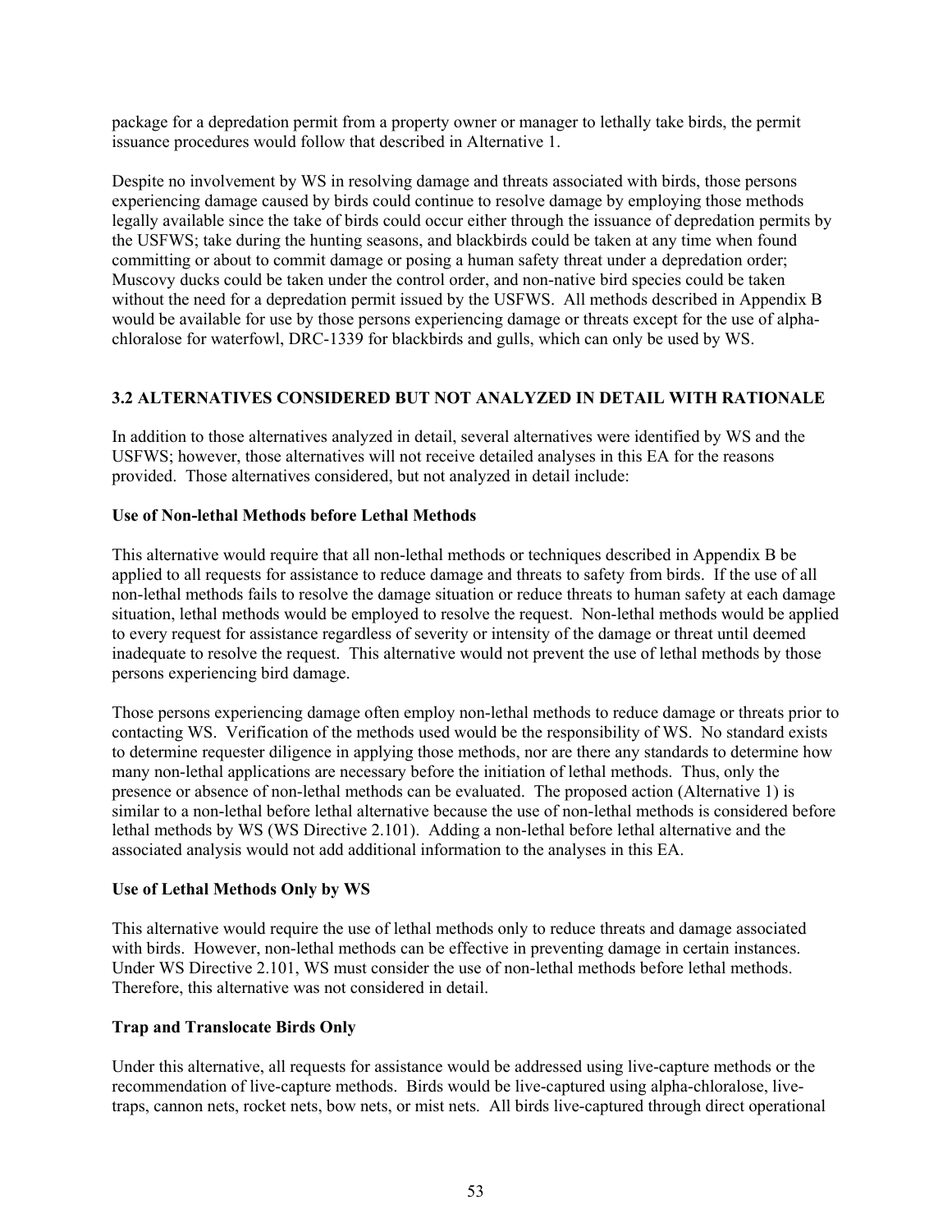package for a depredation permit from a property owner or manager to lethally take birds, the permit issuance procedures would follow that described in Alternative 1.

Despite no involvement by WS in resolving damage and threats associated with birds, those persons experiencing damage caused by birds could continue to resolve damage by employing those methods legally available since the take of birds could occur either through the issuance of depredation permits by the USFWS; take during the hunting seasons, and blackbirds could be taken at any time when found committing or about to commit damage or posing a human safety threat under a depredation order; Muscovy ducks could be taken under the control order, and non-native bird species could be taken without the need for a depredation permit issued by the USFWS. All methods described in Appendix B would be available for use by those persons experiencing damage or threats except for the use of alpha-chloralose for waterfowl, DRC-1339 for blackbirds and gulls, which can only be used by WS.

## 3.2 ALTERNATIVES CONSIDERED BUT NOT ANALYZED IN DETAIL WITH RATIONALE

In addition to those alternatives analyzed in detail, several alternatives were identified by WS and the USFWS; however, those alternatives will not receive detailed analyses in this EA for the reasons provided. Those alternatives considered, but not analyzed in detail include:

**Use of Non-lethal Methods before Lethal Methods**

This alternative would require that all non-lethal methods or techniques described in Appendix B be applied to all requests for assistance to reduce damage and threats to safety from birds. If the use of all non-lethal methods fails to resolve the damage situation or reduce threats to human safety at each damage situation, lethal methods would be employed to resolve the request. Non-lethal methods would be applied to every request for assistance regardless of severity or intensity of the damage or threat until deemed inadequate to resolve the request. This alternative would not prevent the use of lethal methods by those persons experiencing bird damage.

Those persons experiencing damage often employ non-lethal methods to reduce damage or threats prior to contacting WS. Verification of the methods used would be the responsibility of WS. No standard exists to determine requester diligence in applying those methods, nor are there any standards to determine how many non-lethal applications are necessary before the initiation of lethal methods. Thus, only the presence or absence of non-lethal methods can be evaluated. The proposed action (Alternative 1) is similar to a non-lethal before lethal alternative because the use of non-lethal methods is considered before lethal methods by WS (WS Directive 2.101). Adding a non-lethal before lethal alternative and the associated analysis would not add additional information to the analyses in this EA.

**Use of Lethal Methods Only by WS**

This alternative would require the use of lethal methods only to reduce threats and damage associated with birds. However, non-lethal methods can be effective in preventing damage in certain instances. Under WS Directive 2.101, WS must consider the use of non-lethal methods before lethal methods. Therefore, this alternative was not considered in detail.

**Trap and Translocate Birds Only**

Under this alternative, all requests for assistance would be addressed using live-capture methods or the recommendation of live-capture methods. Birds would be live-captured using alpha-chloralose, live-traps, cannon nets, rocket nets, bow nets, or mist nets. All birds live-captured through direct operational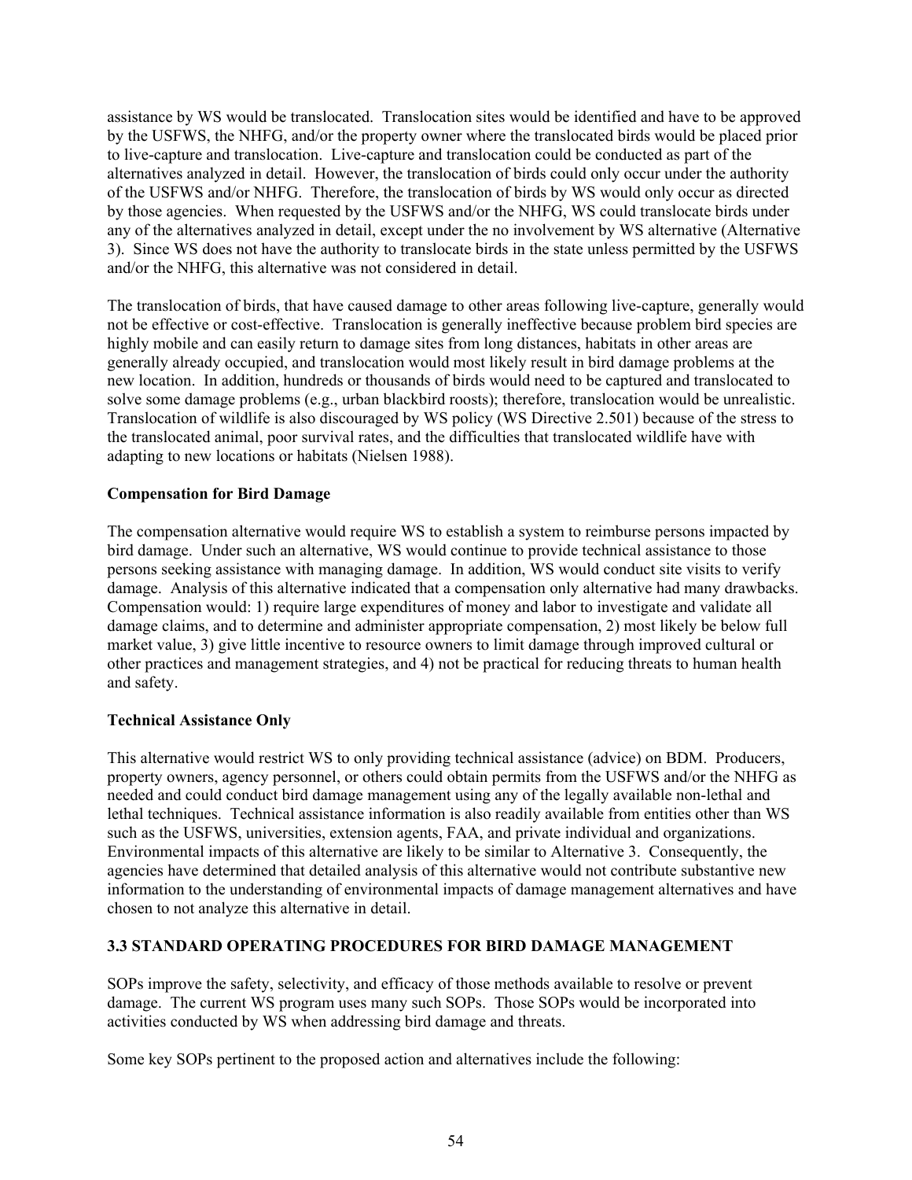assistance by WS would be translocated. Translocation sites would be identified and have to be approved by the USFWS, the NHFG, and/or the property owner where the translocated birds would be placed prior to live-capture and translocation. Live-capture and translocation could be conducted as part of the alternatives analyzed in detail. However, the translocation of birds could only occur under the authority of the USFWS and/or NHFG. Therefore, the translocation of birds by WS would only occur as directed by those agencies. When requested by the USFWS and/or the NHFG, WS could translocate birds under any of the alternatives analyzed in detail, except under the no involvement by WS alternative (Alternative 3). Since WS does not have the authority to translocate birds in the state unless permitted by the USFWS and/or the NHFG, this alternative was not considered in detail.

The translocation of birds, that have caused damage to other areas following live-capture, generally would not be effective or cost-effective. Translocation is generally ineffective because problem bird species are highly mobile and can easily return to damage sites from long distances, habitats in other areas are generally already occupied, and translocation would most likely result in bird damage problems at the new location. In addition, hundreds or thousands of birds would need to be captured and translocated to solve some damage problems (e.g., urban blackbird roosts); therefore, translocation would be unrealistic. Translocation of wildlife is also discouraged by WS policy (WS Directive 2.501) because of the stress to the translocated animal, poor survival rates, and the difficulties that translocated wildlife have with adapting to new locations or habitats (Nielsen 1988).

**Compensation for Bird Damage**

The compensation alternative would require WS to establish a system to reimburse persons impacted by bird damage. Under such an alternative, WS would continue to provide technical assistance to those persons seeking assistance with managing damage. In addition, WS would conduct site visits to verify damage. Analysis of this alternative indicated that a compensation only alternative had many drawbacks. Compensation would: 1) require large expenditures of money and labor to investigate and validate all damage claims, and to determine and administer appropriate compensation, 2) most likely be below full market value, 3) give little incentive to resource owners to limit damage through improved cultural or other practices and management strategies, and 4) not be practical for reducing threats to human health and safety.

**Technical Assistance Only**

This alternative would restrict WS to only providing technical assistance (advice) on BDM. Producers, property owners, agency personnel, or others could obtain permits from the USFWS and/or the NHFG as needed and could conduct bird damage management using any of the legally available non-lethal and lethal techniques. Technical assistance information is also readily available from entities other than WS such as the USFWS, universities, extension agents, FAA, and private individual and organizations. Environmental impacts of this alternative are likely to be similar to Alternative 3. Consequently, the agencies have determined that detailed analysis of this alternative would not contribute substantive new information to the understanding of environmental impacts of damage management alternatives and have chosen to not analyze this alternative in detail.

## 3.3 STANDARD OPERATING PROCEDURES FOR BIRD DAMAGE MANAGEMENT

SOPs improve the safety, selectivity, and efficacy of those methods available to resolve or prevent damage. The current WS program uses many such SOPs. Those SOPs would be incorporated into activities conducted by WS when addressing bird damage and threats.

Some key SOPs pertinent to the proposed action and alternatives include the following: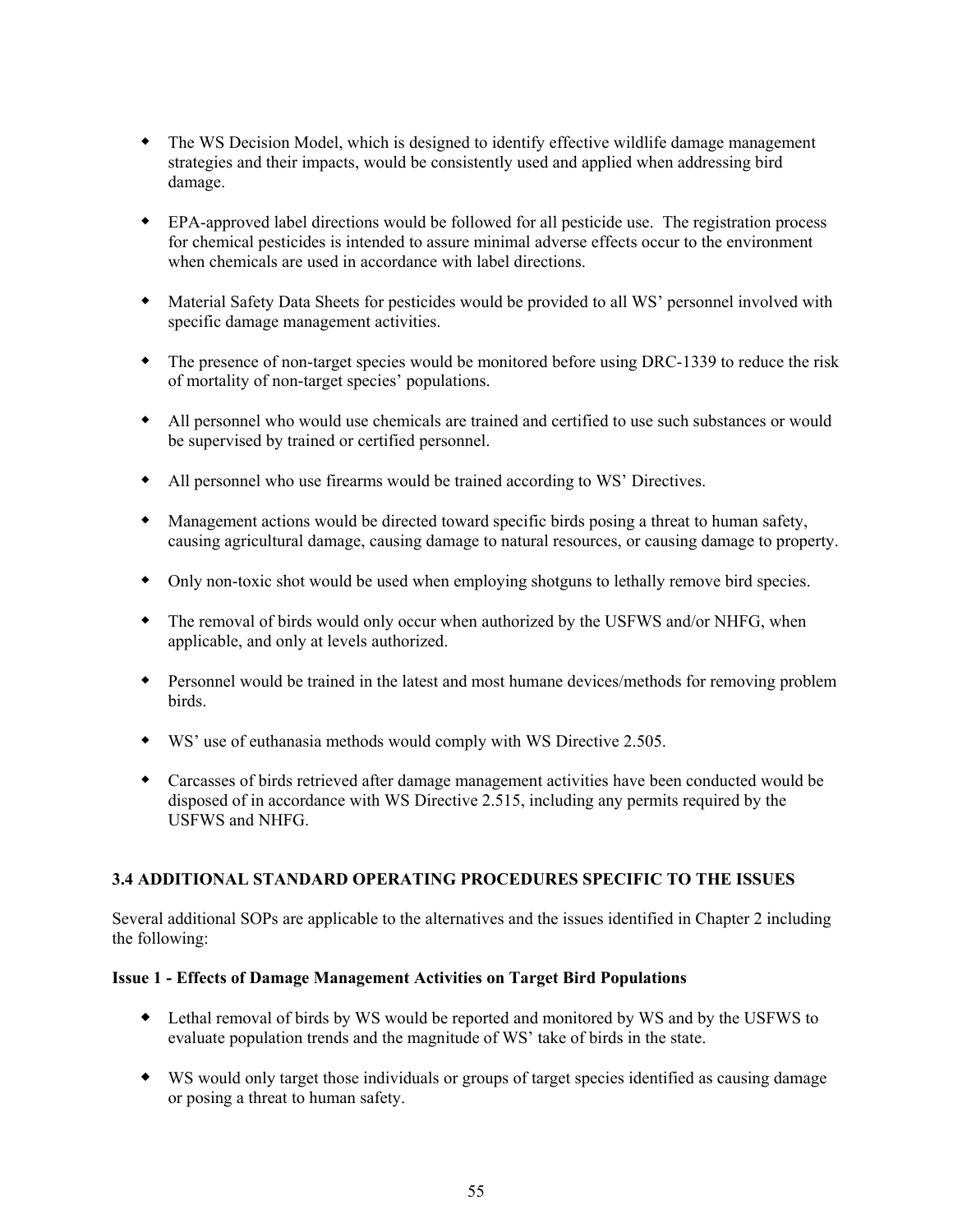- The WS Decision Model, which is designed to identify effective wildlife damage management strategies and their impacts, would be consistently used and applied when addressing bird damage.
- EPA-approved label directions would be followed for all pesticide use. The registration process for chemical pesticides is intended to assure minimal adverse effects occur to the environment when chemicals are used in accordance with label directions.
- Material Safety Data Sheets for pesticides would be provided to all WS' personnel involved with specific damage management activities.
- The presence of non-target species would be monitored before using DRC-1339 to reduce the risk of mortality of non-target species' populations.
- All personnel who would use chemicals are trained and certified to use such substances or would be supervised by trained or certified personnel.
- All personnel who use firearms would be trained according to WS' Directives.
- Management actions would be directed toward specific birds posing a threat to human safety, causing agricultural damage, causing damage to natural resources, or causing damage to property.
- Only non-toxic shot would be used when employing shotguns to lethally remove bird species.
- The removal of birds would only occur when authorized by the USFWS and/or NHFG, when applicable, and only at levels authorized.
- Personnel would be trained in the latest and most humane devices/methods for removing problem birds.
- WS' use of euthanasia methods would comply with WS Directive 2.505.
- Carcasses of birds retrieved after damage management activities have been conducted would be disposed of in accordance with WS Directive 2.515, including any permits required by the USFWS and NHFG.

### 3.4 ADDITIONAL STANDARD OPERATING PROCEDURES SPECIFIC TO THE ISSUES

Several additional SOPs are applicable to the alternatives and the issues identified in Chapter 2 including the following:

**Issue 1 - Effects of Damage Management Activities on Target Bird Populations**

- Lethal removal of birds by WS would be reported and monitored by WS and by the USFWS to evaluate population trends and the magnitude of WS' take of birds in the state.
- WS would only target those individuals or groups of target species identified as causing damage or posing a threat to human safety.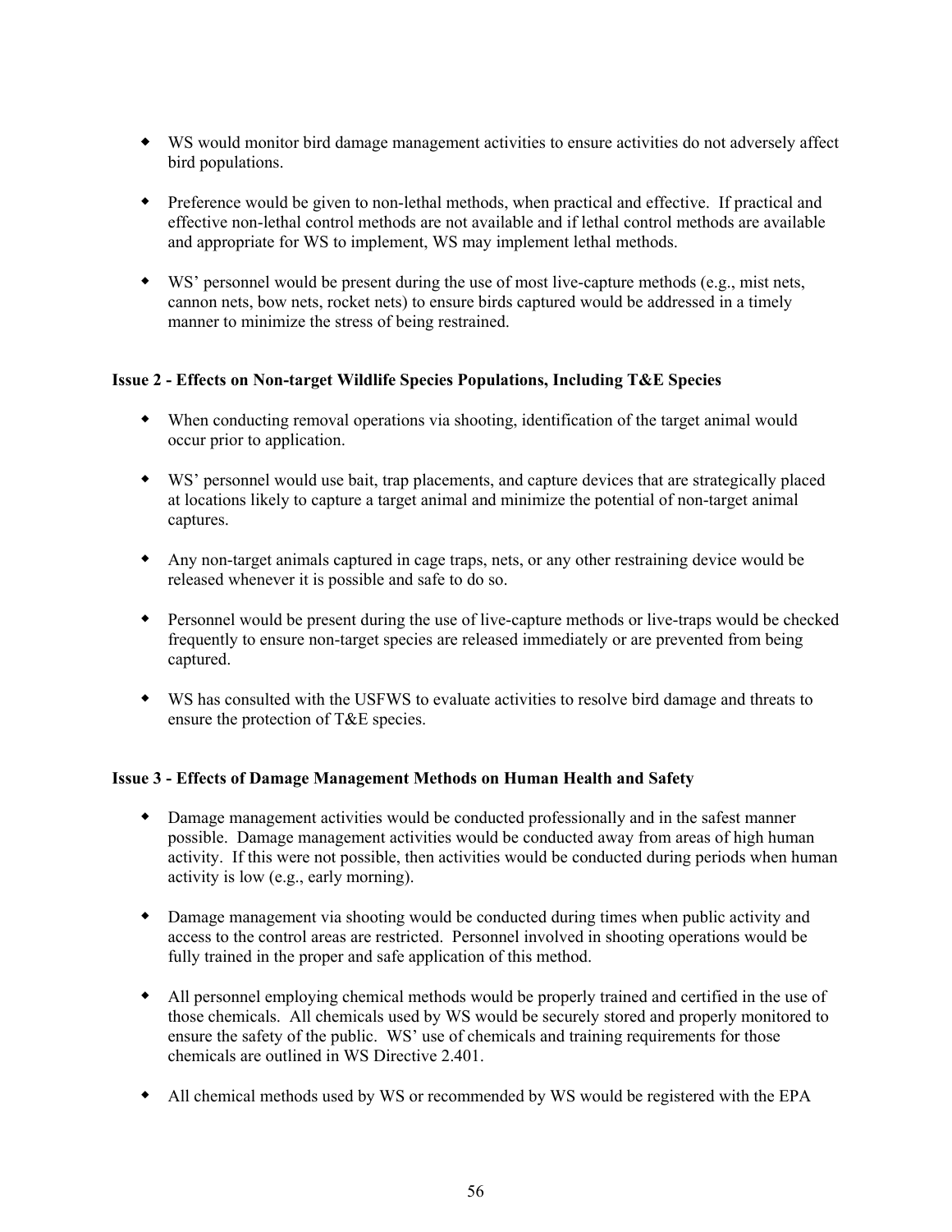- WS would monitor bird damage management activities to ensure activities do not adversely affect bird populations.

- Preference would be given to non-lethal methods, when practical and effective. If practical and effective non-lethal control methods are not available and if lethal control methods are available and appropriate for WS to implement, WS may implement lethal methods.

- WS' personnel would be present during the use of most live-capture methods (e.g., mist nets, cannon nets, bow nets, rocket nets) to ensure birds captured would be addressed in a timely manner to minimize the stress of being restrained.

**Issue 2 - Effects on Non-target Wildlife Species Populations, Including T&E Species**

- When conducting removal operations via shooting, identification of the target animal would occur prior to application.

- WS' personnel would use bait, trap placements, and capture devices that are strategically placed at locations likely to capture a target animal and minimize the potential of non-target animal captures.

- Any non-target animals captured in cage traps, nets, or any other restraining device would be released whenever it is possible and safe to do so.

- Personnel would be present during the use of live-capture methods or live-traps would be checked frequently to ensure non-target species are released immediately or are prevented from being captured.

- WS has consulted with the USFWS to evaluate activities to resolve bird damage and threats to ensure the protection of T&E species.

**Issue 3 - Effects of Damage Management Methods on Human Health and Safety**

- Damage management activities would be conducted professionally and in the safest manner possible. Damage management activities would be conducted away from areas of high human activity. If this were not possible, then activities would be conducted during periods when human activity is low (e.g., early morning).

- Damage management via shooting would be conducted during times when public activity and access to the control areas are restricted. Personnel involved in shooting operations would be fully trained in the proper and safe application of this method.

- All personnel employing chemical methods would be properly trained and certified in the use of those chemicals. All chemicals used by WS would be securely stored and properly monitored to ensure the safety of the public. WS' use of chemicals and training requirements for those chemicals are outlined in WS Directive 2.401.

- All chemical methods used by WS or recommended by WS would be registered with the EPA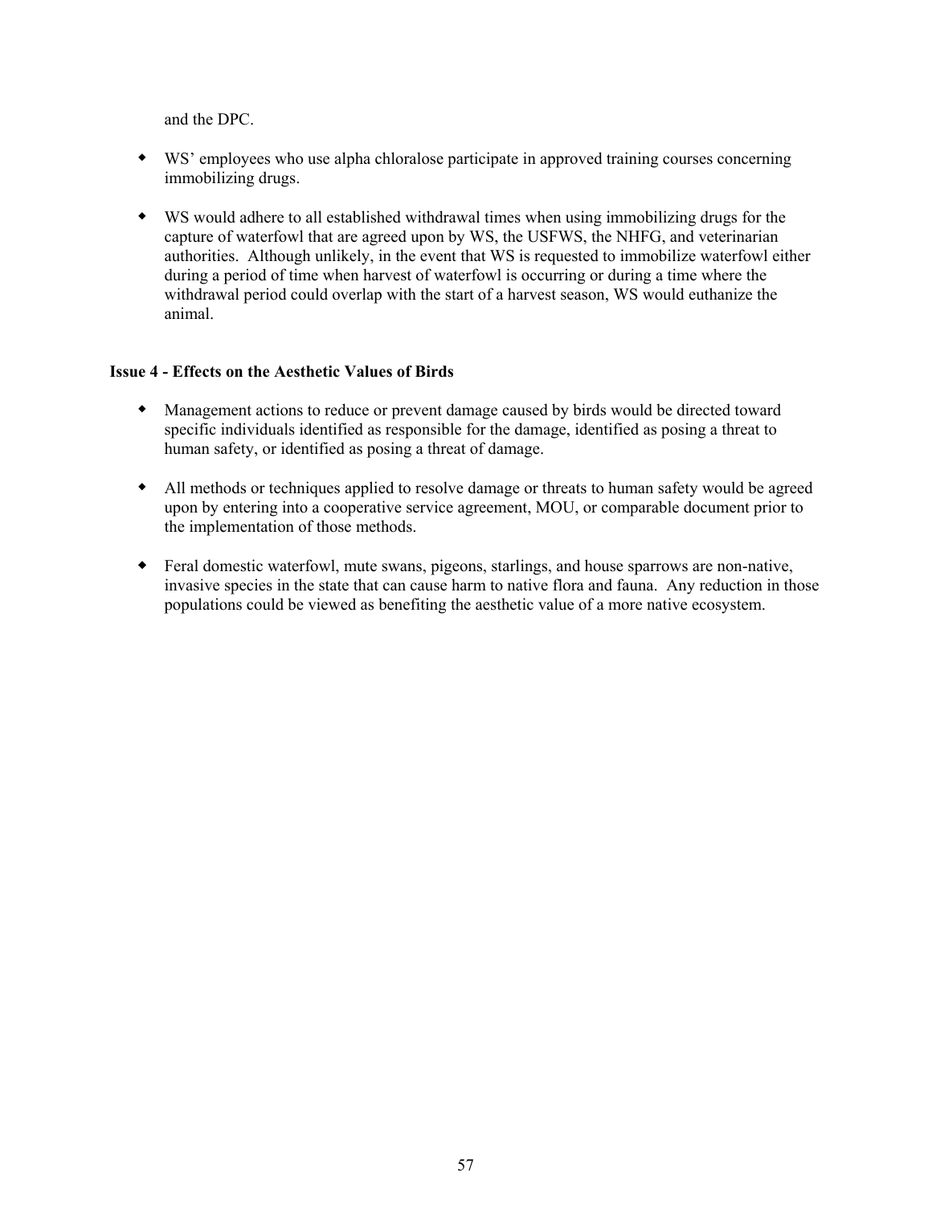and the DPC.

- WS' employees who use alpha chloralose participate in approved training courses concerning immobilizing drugs.

- WS would adhere to all established withdrawal times when using immobilizing drugs for the capture of waterfowl that are agreed upon by WS, the USFWS, the NHFG, and veterinarian authorities. Although unlikely, in the event that WS is requested to immobilize waterfowl either during a period of time when harvest of waterfowl is occurring or during a time where the withdrawal period could overlap with the start of a harvest season, WS would euthanize the animal.

**Issue 4 - Effects on the Aesthetic Values of Birds**

- Management actions to reduce or prevent damage caused by birds would be directed toward specific individuals identified as responsible for the damage, identified as posing a threat to human safety, or identified as posing a threat of damage.

- All methods or techniques applied to resolve damage or threats to human safety would be agreed upon by entering into a cooperative service agreement, MOU, or comparable document prior to the implementation of those methods.

- Feral domestic waterfowl, mute swans, pigeons, starlings, and house sparrows are non-native, invasive species in the state that can cause harm to native flora and fauna. Any reduction in those populations could be viewed as benefiting the aesthetic value of a more native ecosystem.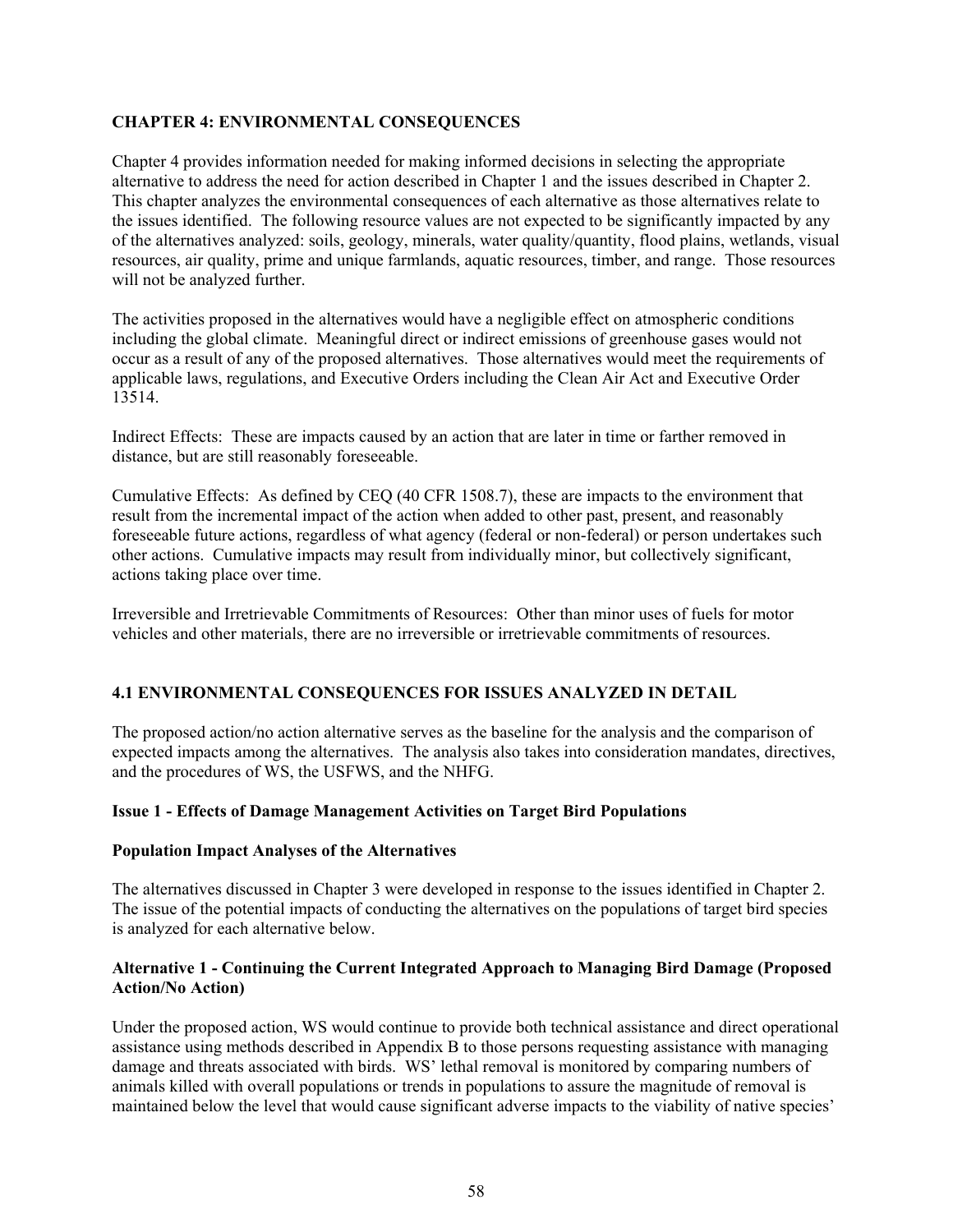## CHAPTER 4: ENVIRONMENTAL CONSEQUENCES

Chapter 4 provides information needed for making informed decisions in selecting the appropriate alternative to address the need for action described in Chapter 1 and the issues described in Chapter 2. This chapter analyzes the environmental consequences of each alternative as those alternatives relate to the issues identified. The following resource values are not expected to be significantly impacted by any of the alternatives analyzed: soils, geology, minerals, water quality/quantity, flood plains, wetlands, visual resources, air quality, prime and unique farmlands, aquatic resources, timber, and range. Those resources will not be analyzed further.

The activities proposed in the alternatives would have a negligible effect on atmospheric conditions including the global climate. Meaningful direct or indirect emissions of greenhouse gases would not occur as a result of any of the proposed alternatives. Those alternatives would meet the requirements of applicable laws, regulations, and Executive Orders including the Clean Air Act and Executive Order 13514.

Indirect Effects: These are impacts caused by an action that are later in time or farther removed in distance, but are still reasonably foreseeable.

Cumulative Effects: As defined by CEQ (40 CFR 1508.7), these are impacts to the environment that result from the incremental impact of the action when added to other past, present, and reasonably foreseeable future actions, regardless of what agency (federal or non-federal) or person undertakes such other actions. Cumulative impacts may result from individually minor, but collectively significant, actions taking place over time.

Irreversible and Irretrievable Commitments of Resources: Other than minor uses of fuels for motor vehicles and other materials, there are no irreversible or irretrievable commitments of resources.

### 4.1 ENVIRONMENTAL CONSEQUENCES FOR ISSUES ANALYZED IN DETAIL

The proposed action/no action alternative serves as the baseline for the analysis and the comparison of expected impacts among the alternatives. The analysis also takes into consideration mandates, directives, and the procedures of WS, the USFWS, and the NHFG.

#### Issue 1 - Effects of Damage Management Activities on Target Bird Populations

#### Population Impact Analyses of the Alternatives

The alternatives discussed in Chapter 3 were developed in response to the issues identified in Chapter 2. The issue of the potential impacts of conducting the alternatives on the populations of target bird species is analyzed for each alternative below.

#### Alternative 1 - Continuing the Current Integrated Approach to Managing Bird Damage (Proposed Action/No Action)

Under the proposed action, WS would continue to provide both technical assistance and direct operational assistance using methods described in Appendix B to those persons requesting assistance with managing damage and threats associated with birds. WS' lethal removal is monitored by comparing numbers of animals killed with overall populations or trends in populations to assure the magnitude of removal is maintained below the level that would cause significant adverse impacts to the viability of native species'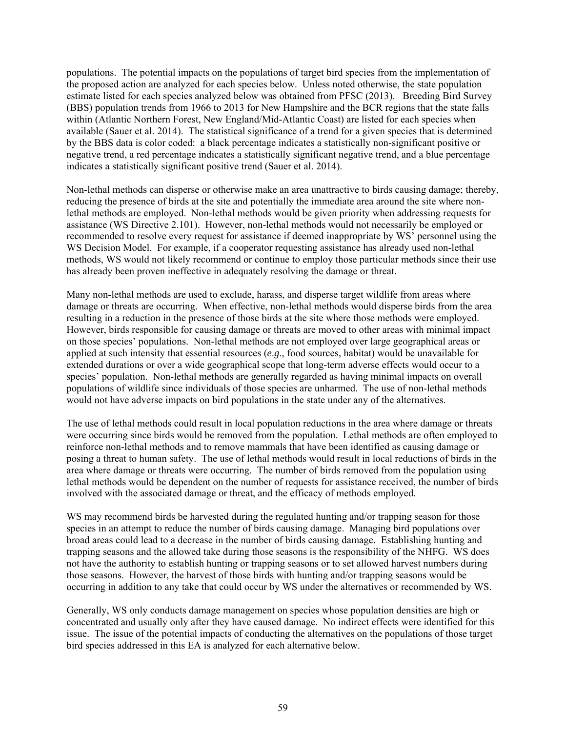populations. The potential impacts on the populations of target bird species from the implementation of the proposed action are analyzed for each species below. Unless noted otherwise, the state population estimate listed for each species analyzed below was obtained from PFSC (2013). Breeding Bird Survey (BBS) population trends from 1966 to 2013 for New Hampshire and the BCR regions that the state falls within (Atlantic Northern Forest, New England/Mid-Atlantic Coast) are listed for each species when available (Sauer et al. 2014). The statistical significance of a trend for a given species that is determined by the BBS data is color coded: a black percentage indicates a statistically non-significant positive or negative trend, a red percentage indicates a statistically significant negative trend, and a blue percentage indicates a statistically significant positive trend (Sauer et al. 2014).

Non-lethal methods can disperse or otherwise make an area unattractive to birds causing damage; thereby, reducing the presence of birds at the site and potentially the immediate area around the site where non-lethal methods are employed. Non-lethal methods would be given priority when addressing requests for assistance (WS Directive 2.101). However, non-lethal methods would not necessarily be employed or recommended to resolve every request for assistance if deemed inappropriate by WS' personnel using the WS Decision Model. For example, if a cooperator requesting assistance has already used non-lethal methods, WS would not likely recommend or continue to employ those particular methods since their use has already been proven ineffective in adequately resolving the damage or threat.

Many non-lethal methods are used to exclude, harass, and disperse target wildlife from areas where damage or threats are occurring. When effective, non-lethal methods would disperse birds from the area resulting in a reduction in the presence of those birds at the site where those methods were employed. However, birds responsible for causing damage or threats are moved to other areas with minimal impact on those species' populations. Non-lethal methods are not employed over large geographical areas or applied at such intensity that essential resources (*e.g.*, food sources, habitat) would be unavailable for extended durations or over a wide geographical scope that long-term adverse effects would occur to a species' population. Non-lethal methods are generally regarded as having minimal impacts on overall populations of wildlife since individuals of those species are unharmed. The use of non-lethal methods would not have adverse impacts on bird populations in the state under any of the alternatives.

The use of lethal methods could result in local population reductions in the area where damage or threats were occurring since birds would be removed from the population. Lethal methods are often employed to reinforce non-lethal methods and to remove mammals that have been identified as causing damage or posing a threat to human safety. The use of lethal methods would result in local reductions of birds in the area where damage or threats were occurring. The number of birds removed from the population using lethal methods would be dependent on the number of requests for assistance received, the number of birds involved with the associated damage or threat, and the efficacy of methods employed.

WS may recommend birds be harvested during the regulated hunting and/or trapping season for those species in an attempt to reduce the number of birds causing damage. Managing bird populations over broad areas could lead to a decrease in the number of birds causing damage. Establishing hunting and trapping seasons and the allowed take during those seasons is the responsibility of the NHFG. WS does not have the authority to establish hunting or trapping seasons or to set allowed harvest numbers during those seasons. However, the harvest of those birds with hunting and/or trapping seasons would be occurring in addition to any take that could occur by WS under the alternatives or recommended by WS.

Generally, WS only conducts damage management on species whose population densities are high or concentrated and usually only after they have caused damage. No indirect effects were identified for this issue. The issue of the potential impacts of conducting the alternatives on the populations of those target bird species addressed in this EA is analyzed for each alternative below.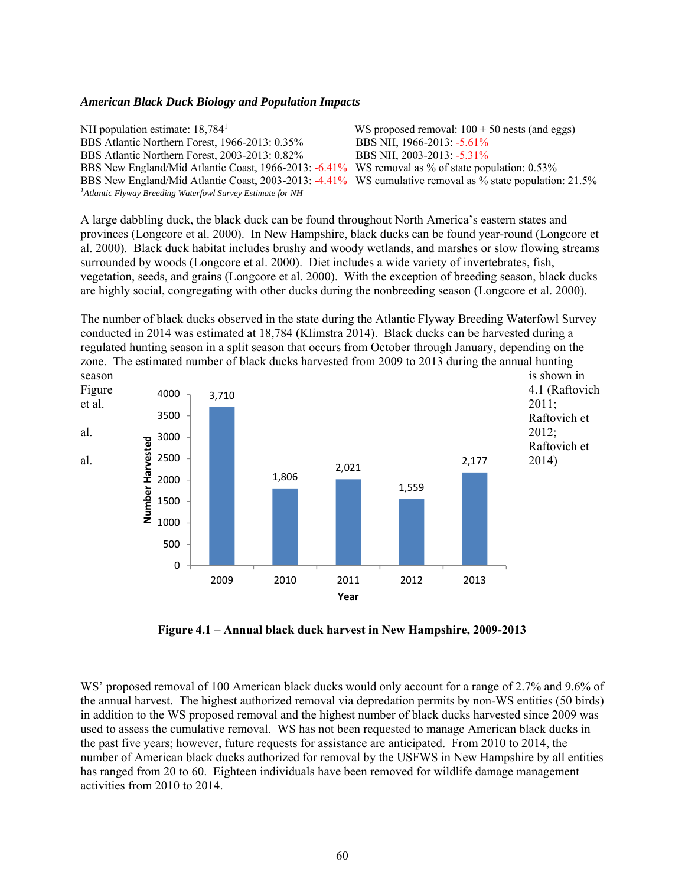***American Black Duck Biology and Population Impacts***

| | |
|---|---|
| NH population estimate: 18,784[1] | WS proposed removal: 100 + 50 nests (and eggs) |
| BBS Atlantic Northern Forest, 1966-2013: 0.35% | BBS NH, 1966-2013: -5.61% |
| BBS Atlantic Northern Forest, 2003-2013: 0.82% | BBS NH, 2003-2013: -5.31% |
| BBS New England/Mid Atlantic Coast, 1966-2013: -6.41% | WS removal as % of state population: 0.53% |
| BBS New England/Mid Atlantic Coast, 2003-2013: -4.41% | WS cumulative removal as % state population: 21.5% |

*[1]Atlantic Flyway Breeding Waterfowl Survey Estimate for NH*

A large dabbling duck, the black duck can be found throughout North America's eastern states and provinces (Longcore et al. 2000). In New Hampshire, black ducks can be found year-round (Longcore et al. 2000). Black duck habitat includes brushy and woody wetlands, and marshes or slow flowing streams surrounded by woods (Longcore et al. 2000). Diet includes a wide variety of invertebrates, fish, vegetation, seeds, and grains (Longcore et al. 2000). With the exception of breeding season, black ducks are highly social, congregating with other ducks during the nonbreeding season (Longcore et al. 2000).

The number of black ducks observed in the state during the Atlantic Flyway Breeding Waterfowl Survey conducted in 2014 was estimated at 18,784 (Klimstra 2014). Black ducks can be harvested during a regulated hunting season in a split season that occurs from October through January, depending on the zone. The estimated number of black ducks harvested from 2009 to 2013 during the annual hunting season is shown in Figure 4.1 (Raftovich et al. 2011; Raftovich et al. 2012; Raftovich et al. 2014)

| Year | Number Harvested |
|---|---|
| 2009 | 3,710 |
| 2010 | 1,806 |
| 2011 | 2,021 |
| 2012 | 1,559 |
| 2013 | 2,177 |

**Figure 4.1 – Annual black duck harvest in New Hampshire, 2009-2013**

WS' proposed removal of 100 American black ducks would only account for a range of 2.7% and 9.6% of the annual harvest. The highest authorized removal via depredation permits by non-WS entities (50 birds) in addition to the WS proposed removal and the highest number of black ducks harvested since 2009 was used to assess the cumulative removal. WS has not been requested to manage American black ducks in the past five years; however, future requests for assistance are anticipated. From 2010 to 2014, the number of American black ducks authorized for removal by the USFWS in New Hampshire by all entities has ranged from 20 to 60. Eighteen individuals have been removed for wildlife damage management activities from 2010 to 2014.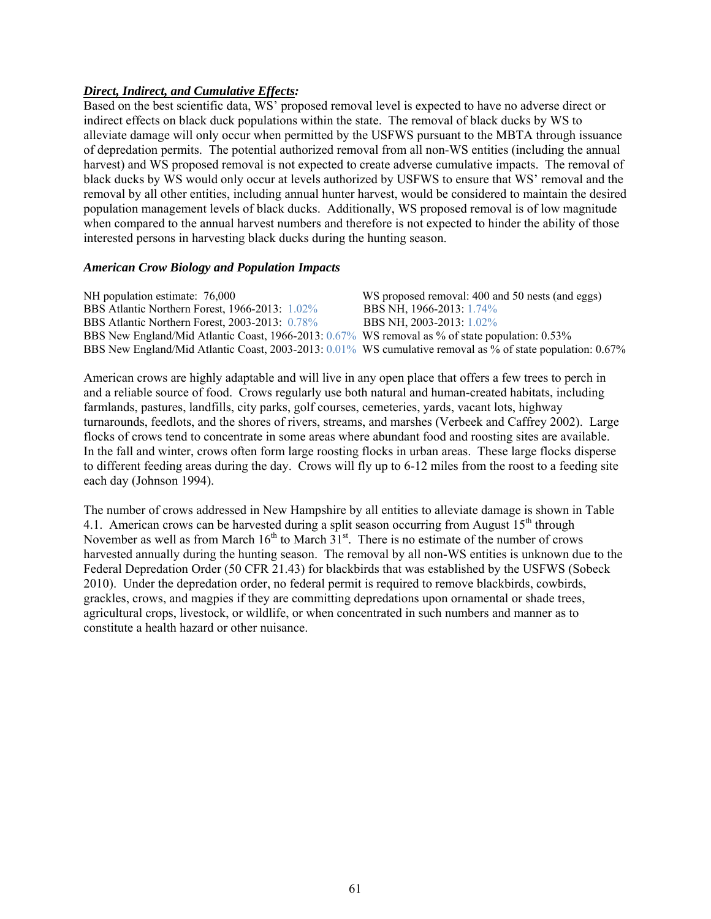***<u>Direct, Indirect, and Cumulative Effects</u>:***

Based on the best scientific data, WS' proposed removal level is expected to have no adverse direct or indirect effects on black duck populations within the state. The removal of black ducks by WS to alleviate damage will only occur when permitted by the USFWS pursuant to the MBTA through issuance of depredation permits. The potential authorized removal from all non-WS entities (including the annual harvest) and WS proposed removal is not expected to create adverse cumulative impacts. The removal of black ducks by WS would only occur at levels authorized by USFWS to ensure that WS' removal and the removal by all other entities, including annual hunter harvest, would be considered to maintain the desired population management levels of black ducks. Additionally, WS proposed removal is of low magnitude when compared to the annual harvest numbers and therefore is not expected to hinder the ability of those interested persons in harvesting black ducks during the hunting season.

***American Crow Biology and Population Impacts***

| | |
|---|---|
| NH population estimate: 76,000 | WS proposed removal: 400 and 50 nests (and eggs) |
| BBS Atlantic Northern Forest, 1966-2013: 1.02% | BBS NH, 1966-2013: 1.74% |
| BBS Atlantic Northern Forest, 2003-2013: 0.78% | BBS NH, 2003-2013: 1.02% |
| BBS New England/Mid Atlantic Coast, 1966-2013: 0.67% | WS removal as % of state population: 0.53% |
| BBS New England/Mid Atlantic Coast, 2003-2013: 0.01% | WS cumulative removal as % of state population: 0.67% |

American crows are highly adaptable and will live in any open place that offers a few trees to perch in and a reliable source of food. Crows regularly use both natural and human-created habitats, including farmlands, pastures, landfills, city parks, golf courses, cemeteries, yards, vacant lots, highway turnarounds, feedlots, and the shores of rivers, streams, and marshes (Verbeek and Caffrey 2002). Large flocks of crows tend to concentrate in some areas where abundant food and roosting sites are available. In the fall and winter, crows often form large roosting flocks in urban areas. These large flocks disperse to different feeding areas during the day. Crows will fly up to 6-12 miles from the roost to a feeding site each day (Johnson 1994).

The number of crows addressed in New Hampshire by all entities to alleviate damage is shown in Table 4.1. American crows can be harvested during a split season occurring from August 15th through November as well as from March 16th to March 31st. There is no estimate of the number of crows harvested annually during the hunting season. The removal by all non-WS entities is unknown due to the Federal Depredation Order (50 CFR 21.43) for blackbirds that was established by the USFWS (Sobeck 2010). Under the depredation order, no federal permit is required to remove blackbirds, cowbirds, grackles, crows, and magpies if they are committing depredations upon ornamental or shade trees, agricultural crops, livestock, or wildlife, or when concentrated in such numbers and manner as to constitute a health hazard or other nuisance.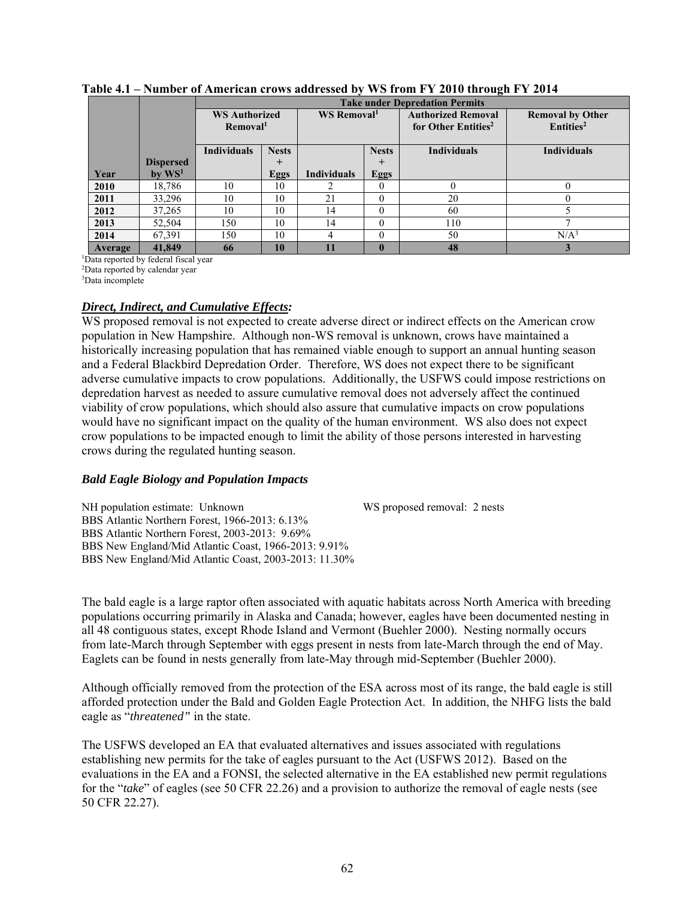**Table 4.1 – Number of American crows addressed by WS from FY 2010 through FY 2014**

| | | Take under Depredation Permits | | | | | |
|---|---|---|---|---|---|---|---|
| | | WS Authorized Removal[1] | | WS Removal[1] | | Authorized Removal for Other Entities[2] | Removal by Other Entities[2] |
| Year | Dispersed by WS[1] | Individuals | Nests + Eggs | Individuals | Nests + Eggs | Individuals | Individuals |
| 2010 | 18,786 | 10 | 10 | 2 | 0 | 0 | 0 |
| 2011 | 33,296 | 10 | 10 | 21 | 0 | 20 | 0 |
| 2012 | 37,265 | 10 | 10 | 14 | 0 | 60 | 5 |
| 2013 | 52,504 | 150 | 10 | 14 | 0 | 110 | 7 |
| 2014 | 67,391 | 150 | 10 | 4 | 0 | 50 | N/A[3] |
| **Average** | **41,849** | **66** | **10** | **11** | **0** | **48** | **3** |

[1]Data reported by federal fiscal year
[2]Data reported by calendar year
[3]Data incomplete

***Direct, Indirect, and Cumulative Effects:***

WS proposed removal is not expected to create adverse direct or indirect effects on the American crow population in New Hampshire. Although non-WS removal is unknown, crows have maintained a historically increasing population that has remained viable enough to support an annual hunting season and a Federal Blackbird Depredation Order. Therefore, WS does not expect there to be significant adverse cumulative impacts to crow populations. Additionally, the USFWS could impose restrictions on depredation harvest as needed to assure cumulative removal does not adversely affect the continued viability of crow populations, which should also assure that cumulative impacts on crow populations would have no significant impact on the quality of the human environment. WS also does not expect crow populations to be impacted enough to limit the ability of those persons interested in harvesting crows during the regulated hunting season.

***Bald Eagle Biology and Population Impacts***

NH population estimate: Unknown
WS proposed removal: 2 nests
BBS Atlantic Northern Forest, 1966-2013: 6.13%
BBS Atlantic Northern Forest, 2003-2013: 9.69%
BBS New England/Mid Atlantic Coast, 1966-2013: 9.91%
BBS New England/Mid Atlantic Coast, 2003-2013: 11.30%

The bald eagle is a large raptor often associated with aquatic habitats across North America with breeding populations occurring primarily in Alaska and Canada; however, eagles have been documented nesting in all 48 contiguous states, except Rhode Island and Vermont (Buehler 2000). Nesting normally occurs from late-March through September with eggs present in nests from late-March through the end of May. Eaglets can be found in nests generally from late-May through mid-September (Buehler 2000).

Although officially removed from the protection of the ESA across most of its range, the bald eagle is still afforded protection under the Bald and Golden Eagle Protection Act. In addition, the NHFG lists the bald eagle as "*threatened"* in the state.

The USFWS developed an EA that evaluated alternatives and issues associated with regulations establishing new permits for the take of eagles pursuant to the Act (USFWS 2012). Based on the evaluations in the EA and a FONSI, the selected alternative in the EA established new permit regulations for the "*take*" of eagles (see 50 CFR 22.26) and a provision to authorize the removal of eagle nests (see 50 CFR 22.27).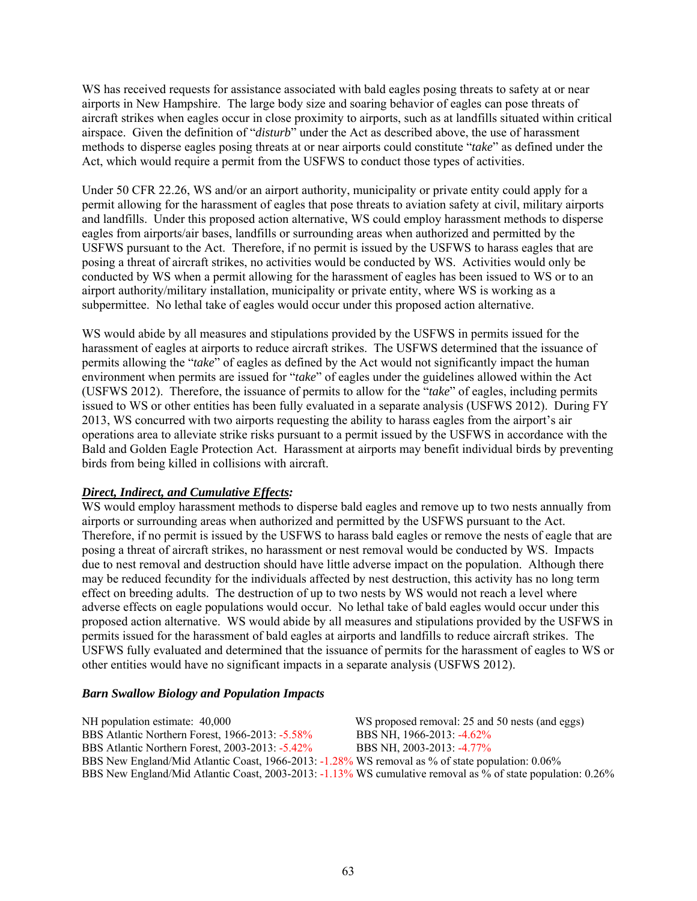WS has received requests for assistance associated with bald eagles posing threats to safety at or near airports in New Hampshire. The large body size and soaring behavior of eagles can pose threats of aircraft strikes when eagles occur in close proximity to airports, such as at landfills situated within critical airspace. Given the definition of "*disturb*" under the Act as described above, the use of harassment methods to disperse eagles posing threats at or near airports could constitute "*take*" as defined under the Act, which would require a permit from the USFWS to conduct those types of activities.

Under 50 CFR 22.26, WS and/or an airport authority, municipality or private entity could apply for a permit allowing for the harassment of eagles that pose threats to aviation safety at civil, military airports and landfills. Under this proposed action alternative, WS could employ harassment methods to disperse eagles from airports/air bases, landfills or surrounding areas when authorized and permitted by the USFWS pursuant to the Act. Therefore, if no permit is issued by the USFWS to harass eagles that are posing a threat of aircraft strikes, no activities would be conducted by WS. Activities would only be conducted by WS when a permit allowing for the harassment of eagles has been issued to WS or to an airport authority/military installation, municipality or private entity, where WS is working as a subpermittee. No lethal take of eagles would occur under this proposed action alternative.

WS would abide by all measures and stipulations provided by the USFWS in permits issued for the harassment of eagles at airports to reduce aircraft strikes. The USFWS determined that the issuance of permits allowing the "*take*" of eagles as defined by the Act would not significantly impact the human environment when permits are issued for "*take*" of eagles under the guidelines allowed within the Act (USFWS 2012). Therefore, the issuance of permits to allow for the "*take*" of eagles, including permits issued to WS or other entities has been fully evaluated in a separate analysis (USFWS 2012). During FY 2013, WS concurred with two airports requesting the ability to harass eagles from the airport's air operations area to alleviate strike risks pursuant to a permit issued by the USFWS in accordance with the Bald and Golden Eagle Protection Act. Harassment at airports may benefit individual birds by preventing birds from being killed in collisions with aircraft.

***Direct, Indirect, and Cumulative Effects:***
WS would employ harassment methods to disperse bald eagles and remove up to two nests annually from airports or surrounding areas when authorized and permitted by the USFWS pursuant to the Act. Therefore, if no permit is issued by the USFWS to harass bald eagles or remove the nests of eagle that are posing a threat of aircraft strikes, no harassment or nest removal would be conducted by WS. Impacts due to nest removal and destruction should have little adverse impact on the population. Although there may be reduced fecundity for the individuals affected by nest destruction, this activity has no long term effect on breeding adults. The destruction of up to two nests by WS would not reach a level where adverse effects on eagle populations would occur. No lethal take of bald eagles would occur under this proposed action alternative. WS would abide by all measures and stipulations provided by the USFWS in permits issued for the harassment of bald eagles at airports and landfills to reduce aircraft strikes. The USFWS fully evaluated and determined that the issuance of permits for the harassment of eagles to WS or other entities would have no significant impacts in a separate analysis (USFWS 2012).

***Barn Swallow Biology and Population Impacts***

| | |
|---|---|
| NH population estimate: 40,000 | WS proposed removal: 25 and 50 nests (and eggs) |
| BBS Atlantic Northern Forest, 1966-2013: -5.58% | BBS NH, 1966-2013: -4.62% |
| BBS Atlantic Northern Forest, 2003-2013: -5.42% | BBS NH, 2003-2013: -4.77% |
| BBS New England/Mid Atlantic Coast, 1966-2013: -1.28% | WS removal as % of state population: 0.06% |
| BBS New England/Mid Atlantic Coast, 2003-2013: -1.13% | WS cumulative removal as % of state population: 0.26% |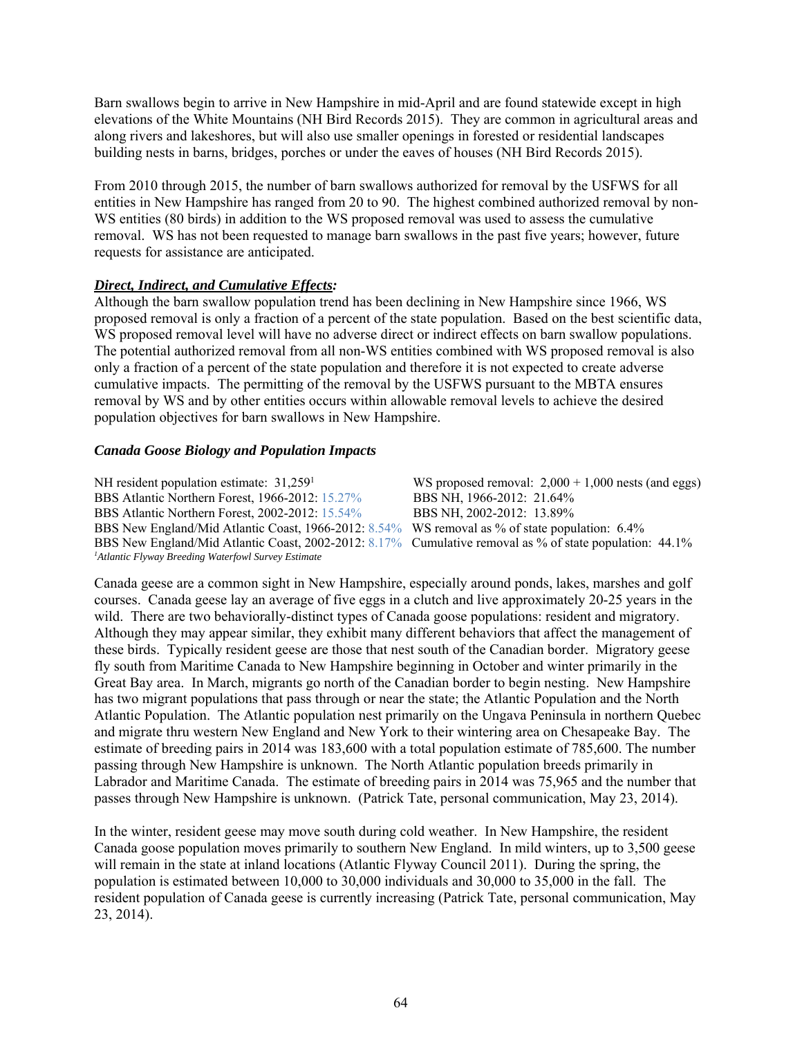Barn swallows begin to arrive in New Hampshire in mid-April and are found statewide except in high elevations of the White Mountains (NH Bird Records 2015). They are common in agricultural areas and along rivers and lakeshores, but will also use smaller openings in forested or residential landscapes building nests in barns, bridges, porches or under the eaves of houses (NH Bird Records 2015).

From 2010 through 2015, the number of barn swallows authorized for removal by the USFWS for all entities in New Hampshire has ranged from 20 to 90. The highest combined authorized removal by non-WS entities (80 birds) in addition to the WS proposed removal was used to assess the cumulative removal. WS has not been requested to manage barn swallows in the past five years; however, future requests for assistance are anticipated.

***Direct, Indirect, and Cumulative Effects:***

Although the barn swallow population trend has been declining in New Hampshire since 1966, WS proposed removal is only a fraction of a percent of the state population. Based on the best scientific data, WS proposed removal level will have no adverse direct or indirect effects on barn swallow populations. The potential authorized removal from all non-WS entities combined with WS proposed removal is also only a fraction of a percent of the state population and therefore it is not expected to create adverse cumulative impacts. The permitting of the removal by the USFWS pursuant to the MBTA ensures removal by WS and by other entities occurs within allowable removal levels to achieve the desired population objectives for barn swallows in New Hampshire.

### *Canada Goose Biology and Population Impacts*

| | |
|---|---|
| NH resident population estimate: 31,259[1] | WS proposed removal: 2,000 + 1,000 nests (and eggs) |
| BBS Atlantic Northern Forest, 1966-2012: 15.27% | BBS NH, 1966-2012: 21.64% |
| BBS Atlantic Northern Forest, 2002-2012: 15.54% | BBS NH, 2002-2012: 13.89% |
| BBS New England/Mid Atlantic Coast, 1966-2012: 8.54% | WS removal as % of state population: 6.4% |
| BBS New England/Mid Atlantic Coast, 2002-2012: 8.17% | Cumulative removal as % of state population: 44.1% |

[1]*Atlantic Flyway Breeding Waterfowl Survey Estimate*

Canada geese are a common sight in New Hampshire, especially around ponds, lakes, marshes and golf courses. Canada geese lay an average of five eggs in a clutch and live approximately 20-25 years in the wild. There are two behaviorally-distinct types of Canada goose populations: resident and migratory. Although they may appear similar, they exhibit many different behaviors that affect the management of these birds. Typically resident geese are those that nest south of the Canadian border. Migratory geese fly south from Maritime Canada to New Hampshire beginning in October and winter primarily in the Great Bay area. In March, migrants go north of the Canadian border to begin nesting. New Hampshire has two migrant populations that pass through or near the state; the Atlantic Population and the North Atlantic Population. The Atlantic population nest primarily on the Ungava Peninsula in northern Quebec and migrate thru western New England and New York to their wintering area on Chesapeake Bay. The estimate of breeding pairs in 2014 was 183,600 with a total population estimate of 785,600. The number passing through New Hampshire is unknown. The North Atlantic population breeds primarily in Labrador and Maritime Canada. The estimate of breeding pairs in 2014 was 75,965 and the number that passes through New Hampshire is unknown. (Patrick Tate, personal communication, May 23, 2014).

In the winter, resident geese may move south during cold weather. In New Hampshire, the resident Canada goose population moves primarily to southern New England. In mild winters, up to 3,500 geese will remain in the state at inland locations (Atlantic Flyway Council 2011). During the spring, the population is estimated between 10,000 to 30,000 individuals and 30,000 to 35,000 in the fall. The resident population of Canada geese is currently increasing (Patrick Tate, personal communication, May 23, 2014).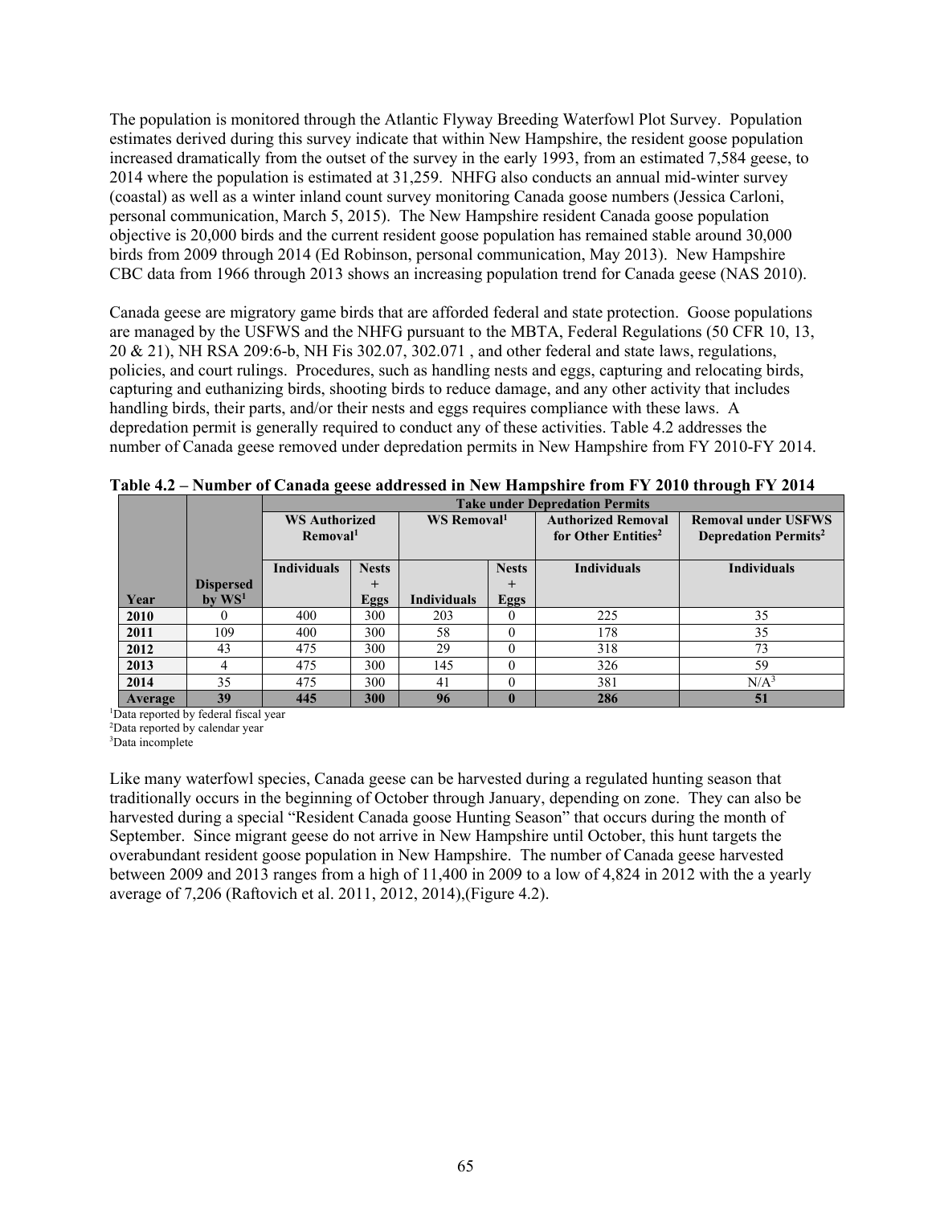The population is monitored through the Atlantic Flyway Breeding Waterfowl Plot Survey. Population estimates derived during this survey indicate that within New Hampshire, the resident goose population increased dramatically from the outset of the survey in the early 1993, from an estimated 7,584 geese, to 2014 where the population is estimated at 31,259. NHFG also conducts an annual mid-winter survey (coastal) as well as a winter inland count survey monitoring Canada goose numbers (Jessica Carloni, personal communication, March 5, 2015). The New Hampshire resident Canada goose population objective is 20,000 birds and the current resident goose population has remained stable around 30,000 birds from 2009 through 2014 (Ed Robinson, personal communication, May 2013). New Hampshire CBC data from 1966 through 2013 shows an increasing population trend for Canada geese (NAS 2010).

Canada geese are migratory game birds that are afforded federal and state protection. Goose populations are managed by the USFWS and the NHFG pursuant to the MBTA, Federal Regulations (50 CFR 10, 13, 20 & 21), NH RSA 209:6-b, NH Fis 302.07, 302.071 , and other federal and state laws, regulations, policies, and court rulings. Procedures, such as handling nests and eggs, capturing and relocating birds, capturing and euthanizing birds, shooting birds to reduce damage, and any other activity that includes handling birds, their parts, and/or their nests and eggs requires compliance with these laws. A depredation permit is generally required to conduct any of these activities. Table 4.2 addresses the number of Canada geese removed under depredation permits in New Hampshire from FY 2010-FY 2014.

**Table 4.2 – Number of Canada geese addressed in New Hampshire from FY 2010 through FY 2014**

| | | Take under Depredation Permits | | | | | |
|---|---|---|---|---|---|---|---|
| | | WS Authorized Removal[1] | | WS Removal[1] | | Authorized Removal for Other Entities[2] | Removal under USFWS Depredation Permits[2] |
| Year | Dispersed by WS[1] | Individuals | Nests + Eggs | Individuals | Nests + Eggs | Individuals | Individuals |
| 2010 | 0 | 400 | 300 | 203 | 0 | 225 | 35 |
| 2011 | 109 | 400 | 300 | 58 | 0 | 178 | 35 |
| 2012 | 43 | 475 | 300 | 29 | 0 | 318 | 73 |
| 2013 | 4 | 475 | 300 | 145 | 0 | 326 | 59 |
| 2014 | 35 | 475 | 300 | 41 | 0 | 381 | N/A[3] |
| **Average** | **39** | **445** | **300** | **96** | **0** | **286** | **51** |

[1]Data reported by federal fiscal year
[2]Data reported by calendar year
[3]Data incomplete

Like many waterfowl species, Canada geese can be harvested during a regulated hunting season that traditionally occurs in the beginning of October through January, depending on zone. They can also be harvested during a special "Resident Canada goose Hunting Season" that occurs during the month of September. Since migrant geese do not arrive in New Hampshire until October, this hunt targets the overabundant resident goose population in New Hampshire. The number of Canada geese harvested between 2009 and 2013 ranges from a high of 11,400 in 2009 to a low of 4,824 in 2012 with the a yearly average of 7,206 (Raftovich et al. 2011, 2012, 2014),(Figure 4.2).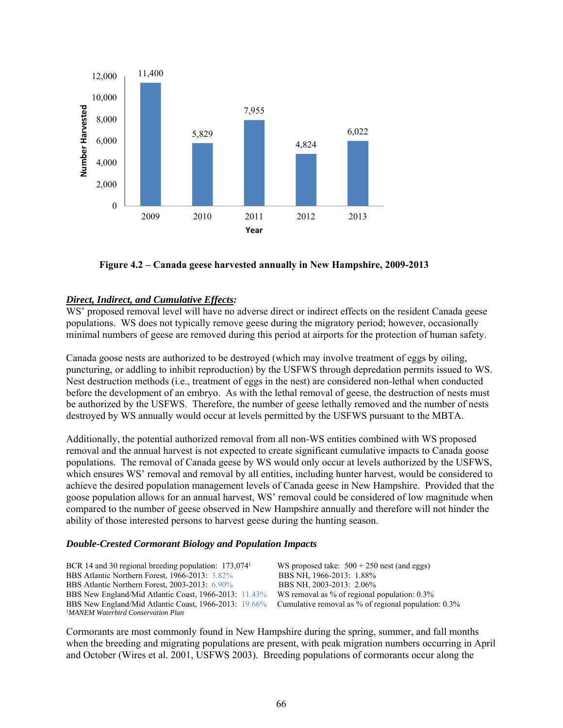| Year | Number Harvested |
|---|---|
| 2009 | 11,400 |
| 2010 | 5,829 |
| 2011 | 7,955 |
| 2012 | 4,824 |
| 2013 | 6,022 |

**Figure 4.2 – Canada geese harvested annually in New Hampshire, 2009-2013**

***Direct, Indirect, and Cumulative Effects:***

WS' proposed removal level will have no adverse direct or indirect effects on the resident Canada geese populations. WS does not typically remove geese during the migratory period; however, occasionally minimal numbers of geese are removed during this period at airports for the protection of human safety.

Canada goose nests are authorized to be destroyed (which may involve treatment of eggs by oiling, puncturing, or addling to inhibit reproduction) by the USFWS through depredation permits issued to WS. Nest destruction methods (i.e., treatment of eggs in the nest) are considered non-lethal when conducted before the development of an embryo. As with the lethal removal of geese, the destruction of nests must be authorized by the USFWS. Therefore, the number of geese lethally removed and the number of nests destroyed by WS annually would occur at levels permitted by the USFWS pursuant to the MBTA.

Additionally, the potential authorized removal from all non-WS entities combined with WS proposed removal and the annual harvest is not expected to create significant cumulative impacts to Canada goose populations. The removal of Canada geese by WS would only occur at levels authorized by the USFWS, which ensures WS' removal and removal by all entities, including hunter harvest, would be considered to achieve the desired population management levels of Canada geese in New Hampshire. Provided that the goose population allows for an annual harvest, WS' removal could be considered of low magnitude when compared to the number of geese observed in New Hampshire annually and therefore will not hinder the ability of those interested persons to harvest geese during the hunting season.

### *Double-Crested Cormorant Biology and Population Impacts*

| | |
|---|---|
| BCR 14 and 30 regional breeding population: 173,074[1] | WS proposed take: 500 + 250 nest (and eggs) |
| BBS Atlantic Northern Forest, 1966-2013: 3.82% | BBS NH, 1966-2013: 1.88% |
| BBS Atlantic Northern Forest, 2003-2013: 6.90% | BBS NH, 2003-2013: 2.06% |
| BBS New England/Mid Atlantic Coast, 1966-2013: 11.43% | WS removal as % of regional population: 0.3% |
| BBS New England/Mid Atlantic Coast, 1966-2013: 19.66% | Cumulative removal as % of regional population: 0.3% |

[1]*MANEM Waterbird Conservation Plan*

Cormorants are most commonly found in New Hampshire during the spring, summer, and fall months when the breeding and migrating populations are present, with peak migration numbers occurring in April and October (Wires et al. 2001, USFWS 2003). Breeding populations of cormorants occur along the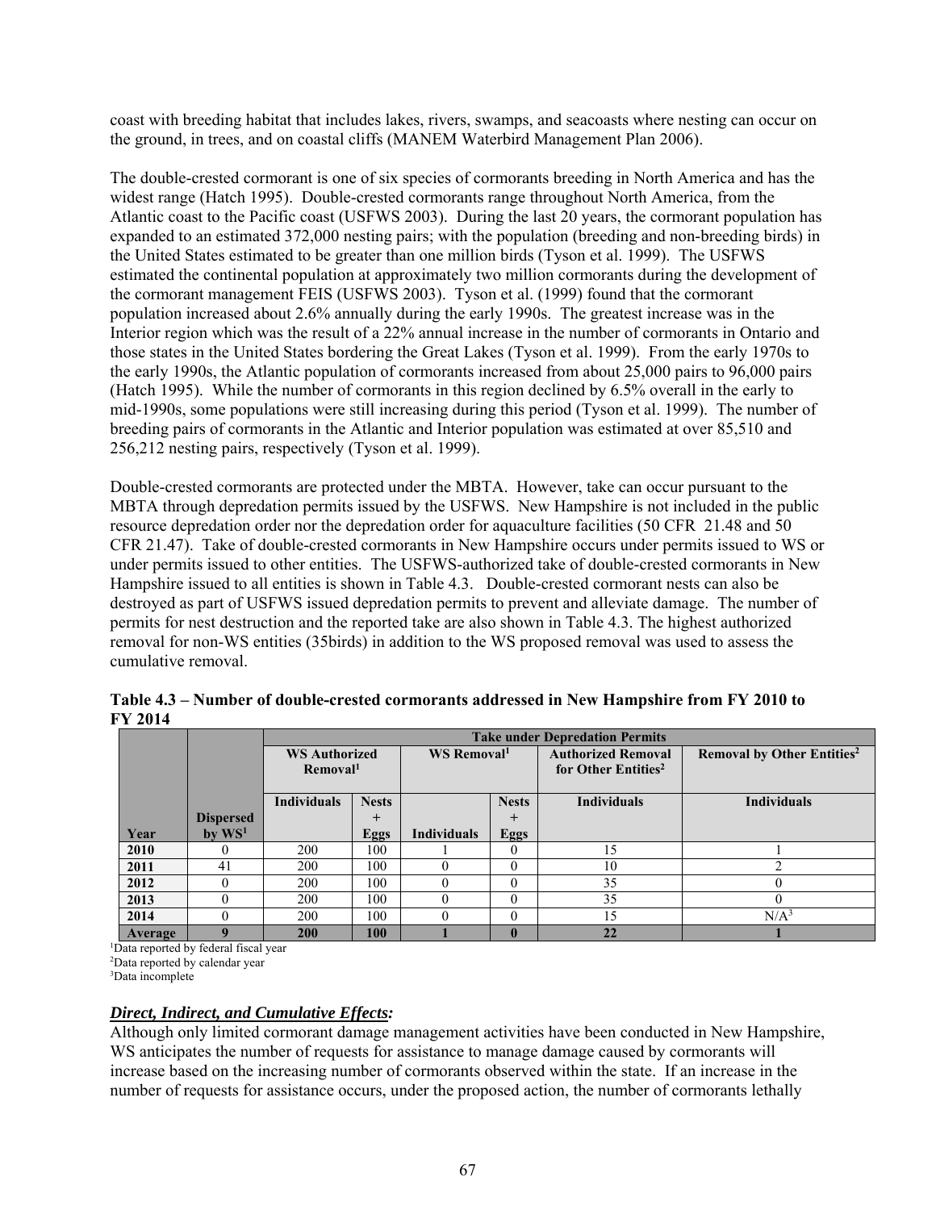coast with breeding habitat that includes lakes, rivers, swamps, and seacoasts where nesting can occur on the ground, in trees, and on coastal cliffs (MANEM Waterbird Management Plan 2006).

The double-crested cormorant is one of six species of cormorants breeding in North America and has the widest range (Hatch 1995). Double-crested cormorants range throughout North America, from the Atlantic coast to the Pacific coast (USFWS 2003). During the last 20 years, the cormorant population has expanded to an estimated 372,000 nesting pairs; with the population (breeding and non-breeding birds) in the United States estimated to be greater than one million birds (Tyson et al. 1999). The USFWS estimated the continental population at approximately two million cormorants during the development of the cormorant management FEIS (USFWS 2003). Tyson et al. (1999) found that the cormorant population increased about 2.6% annually during the early 1990s. The greatest increase was in the Interior region which was the result of a 22% annual increase in the number of cormorants in Ontario and those states in the United States bordering the Great Lakes (Tyson et al. 1999). From the early 1970s to the early 1990s, the Atlantic population of cormorants increased from about 25,000 pairs to 96,000 pairs (Hatch 1995). While the number of cormorants in this region declined by 6.5% overall in the early to mid-1990s, some populations were still increasing during this period (Tyson et al. 1999). The number of breeding pairs of cormorants in the Atlantic and Interior population was estimated at over 85,510 and 256,212 nesting pairs, respectively (Tyson et al. 1999).

Double-crested cormorants are protected under the MBTA. However, take can occur pursuant to the MBTA through depredation permits issued by the USFWS. New Hampshire is not included in the public resource depredation order nor the depredation order for aquaculture facilities (50 CFR 21.48 and 50 CFR 21.47). Take of double-crested cormorants in New Hampshire occurs under permits issued to WS or under permits issued to other entities. The USFWS-authorized take of double-crested cormorants in New Hampshire issued to all entities is shown in Table 4.3. Double-crested cormorant nests can also be destroyed as part of USFWS issued depredation permits to prevent and alleviate damage. The number of permits for nest destruction and the reported take are also shown in Table 4.3. The highest authorized removal for non-WS entities (35birds) in addition to the WS proposed removal was used to assess the cumulative removal.

**Table 4.3 – Number of double-crested cormorants addressed in New Hampshire from FY 2010 to FY 2014**

| | | Take under Depredation Permits | | | | | |
|---|---|---|---|---|---|---|---|
| | | WS Authorized Removal[1] | | WS Removal[1] | | Authorized Removal for Other Entities[2] | Removal by Other Entities[2] |
| Year | Dispersed by WS[1] | Individuals | Nests + Eggs | Individuals | Nests + Eggs | Individuals | Individuals |
| **2010** | 0 | 200 | 100 | 1 | 0 | 15 | 1 |
| **2011** | 41 | 200 | 100 | 0 | 0 | 10 | 2 |
| **2012** | 0 | 200 | 100 | 0 | 0 | 35 | 0 |
| **2013** | 0 | 200 | 100 | 0 | 0 | 35 | 0 |
| **2014** | 0 | 200 | 100 | 0 | 0 | 15 | N/A[3] |
| **Average** | **9** | **200** | **100** | **1** | **0** | **22** | **1** |

[1]Data reported by federal fiscal year
[2]Data reported by calendar year
[3]Data incomplete

***Direct, Indirect, and Cumulative Effects:***

Although only limited cormorant damage management activities have been conducted in New Hampshire, WS anticipates the number of requests for assistance to manage damage caused by cormorants will increase based on the increasing number of cormorants observed within the state. If an increase in the number of requests for assistance occurs, under the proposed action, the number of cormorants lethally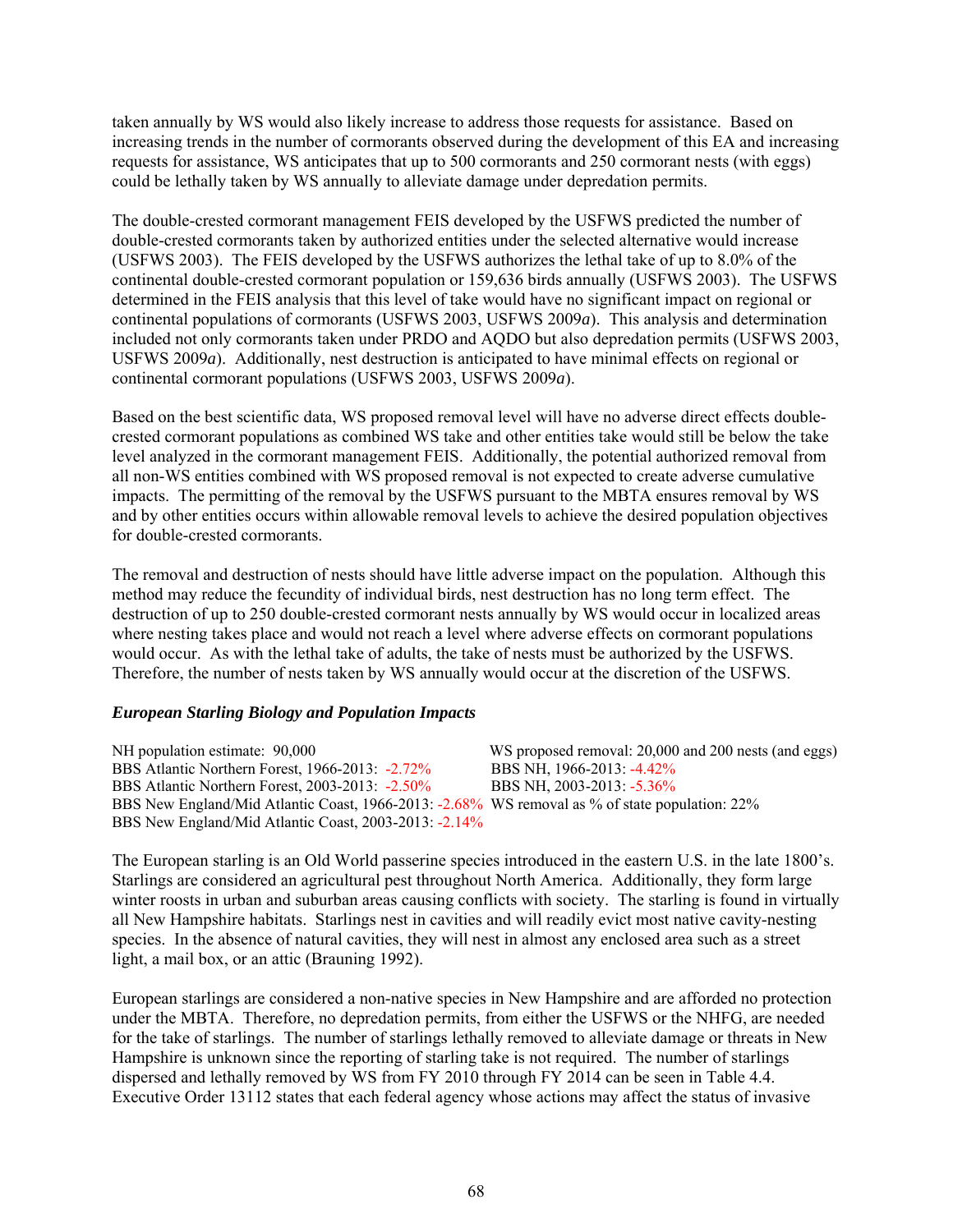taken annually by WS would also likely increase to address those requests for assistance. Based on increasing trends in the number of cormorants observed during the development of this EA and increasing requests for assistance, WS anticipates that up to 500 cormorants and 250 cormorant nests (with eggs) could be lethally taken by WS annually to alleviate damage under depredation permits.

The double-crested cormorant management FEIS developed by the USFWS predicted the number of double-crested cormorants taken by authorized entities under the selected alternative would increase (USFWS 2003). The FEIS developed by the USFWS authorizes the lethal take of up to 8.0% of the continental double-crested cormorant population or 159,636 birds annually (USFWS 2003). The USFWS determined in the FEIS analysis that this level of take would have no significant impact on regional or continental populations of cormorants (USFWS 2003, USFWS 2009*a*). This analysis and determination included not only cormorants taken under PRDO and AQDO but also depredation permits (USFWS 2003, USFWS 2009*a*). Additionally, nest destruction is anticipated to have minimal effects on regional or continental cormorant populations (USFWS 2003, USFWS 2009*a*).

Based on the best scientific data, WS proposed removal level will have no adverse direct effects double-crested cormorant populations as combined WS take and other entities take would still be below the take level analyzed in the cormorant management FEIS. Additionally, the potential authorized removal from all non-WS entities combined with WS proposed removal is not expected to create adverse cumulative impacts. The permitting of the removal by the USFWS pursuant to the MBTA ensures removal by WS and by other entities occurs within allowable removal levels to achieve the desired population objectives for double-crested cormorants.

The removal and destruction of nests should have little adverse impact on the population. Although this method may reduce the fecundity of individual birds, nest destruction has no long term effect. The destruction of up to 250 double-crested cormorant nests annually by WS would occur in localized areas where nesting takes place and would not reach a level where adverse effects on cormorant populations would occur. As with the lethal take of adults, the take of nests must be authorized by the USFWS. Therefore, the number of nests taken by WS annually would occur at the discretion of the USFWS.

***European Starling Biology and Population Impacts***

NH population estimate: 90,000
BBS Atlantic Northern Forest, 1966-2013: -2.72%
BBS Atlantic Northern Forest, 2003-2013: -2.50%
BBS New England/Mid Atlantic Coast, 1966-2013: -2.68%
BBS New England/Mid Atlantic Coast, 2003-2013: -2.14%

WS proposed removal: 20,000 and 200 nests (and eggs)
BBS NH, 1966-2013: -4.42%
BBS NH, 2003-2013: -5.36%
WS removal as % of state population: 22%

The European starling is an Old World passerine species introduced in the eastern U.S. in the late 1800's. Starlings are considered an agricultural pest throughout North America. Additionally, they form large winter roosts in urban and suburban areas causing conflicts with society. The starling is found in virtually all New Hampshire habitats. Starlings nest in cavities and will readily evict most native cavity-nesting species. In the absence of natural cavities, they will nest in almost any enclosed area such as a street light, a mail box, or an attic (Brauning 1992).

European starlings are considered a non-native species in New Hampshire and are afforded no protection under the MBTA. Therefore, no depredation permits, from either the USFWS or the NHFG, are needed for the take of starlings. The number of starlings lethally removed to alleviate damage or threats in New Hampshire is unknown since the reporting of starling take is not required. The number of starlings dispersed and lethally removed by WS from FY 2010 through FY 2014 can be seen in Table 4.4. Executive Order 13112 states that each federal agency whose actions may affect the status of invasive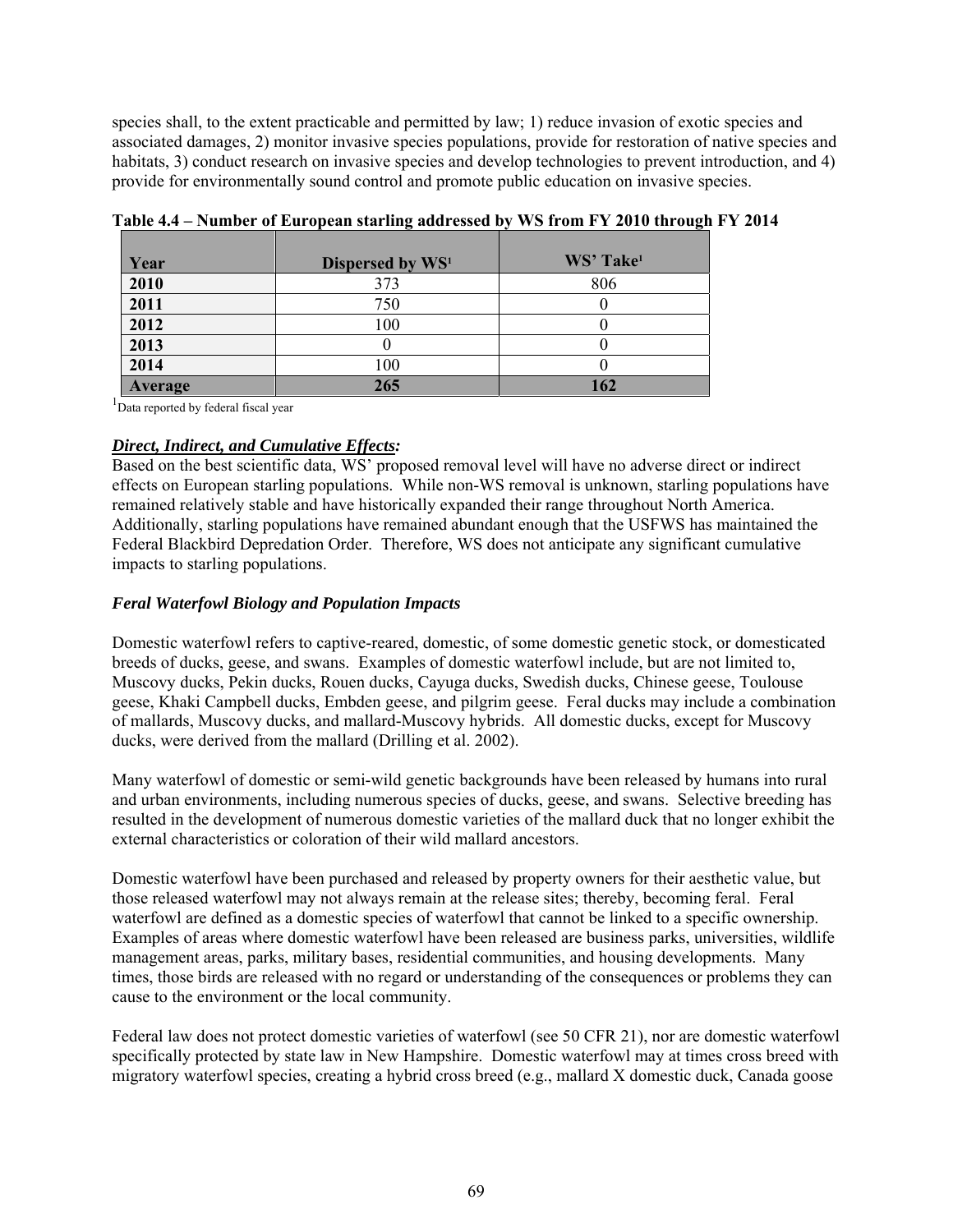species shall, to the extent practicable and permitted by law; 1) reduce invasion of exotic species and associated damages, 2) monitor invasive species populations, provide for restoration of native species and habitats, 3) conduct research on invasive species and develop technologies to prevent introduction, and 4) provide for environmentally sound control and promote public education on invasive species.

**Table 4.4 – Number of European starling addressed by WS from FY 2010 through FY 2014**

| Year | Dispersed by WS[1] | WS' Take[1] |
|---|---|---|
| **2010** | 373 | 806 |
| **2011** | 750 | 0 |
| **2012** | 100 | 0 |
| **2013** | 0 | 0 |
| **2014** | 100 | 0 |
| **Average** | **265** | **162** |

[1]Data reported by federal fiscal year

***Direct, Indirect, and Cumulative Effects:***

Based on the best scientific data, WS' proposed removal level will have no adverse direct or indirect effects on European starling populations. While non-WS removal is unknown, starling populations have remained relatively stable and have historically expanded their range throughout North America. Additionally, starling populations have remained abundant enough that the USFWS has maintained the Federal Blackbird Depredation Order. Therefore, WS does not anticipate any significant cumulative impacts to starling populations.

### *Feral Waterfowl Biology and Population Impacts*

Domestic waterfowl refers to captive-reared, domestic, of some domestic genetic stock, or domesticated breeds of ducks, geese, and swans. Examples of domestic waterfowl include, but are not limited to, Muscovy ducks, Pekin ducks, Rouen ducks, Cayuga ducks, Swedish ducks, Chinese geese, Toulouse geese, Khaki Campbell ducks, Embden geese, and pilgrim geese. Feral ducks may include a combination of mallards, Muscovy ducks, and mallard-Muscovy hybrids. All domestic ducks, except for Muscovy ducks, were derived from the mallard (Drilling et al. 2002).

Many waterfowl of domestic or semi-wild genetic backgrounds have been released by humans into rural and urban environments, including numerous species of ducks, geese, and swans. Selective breeding has resulted in the development of numerous domestic varieties of the mallard duck that no longer exhibit the external characteristics or coloration of their wild mallard ancestors.

Domestic waterfowl have been purchased and released by property owners for their aesthetic value, but those released waterfowl may not always remain at the release sites; thereby, becoming feral. Feral waterfowl are defined as a domestic species of waterfowl that cannot be linked to a specific ownership. Examples of areas where domestic waterfowl have been released are business parks, universities, wildlife management areas, parks, military bases, residential communities, and housing developments. Many times, those birds are released with no regard or understanding of the consequences or problems they can cause to the environment or the local community.

Federal law does not protect domestic varieties of waterfowl (see 50 CFR 21), nor are domestic waterfowl specifically protected by state law in New Hampshire. Domestic waterfowl may at times cross breed with migratory waterfowl species, creating a hybrid cross breed (e.g., mallard X domestic duck, Canada goose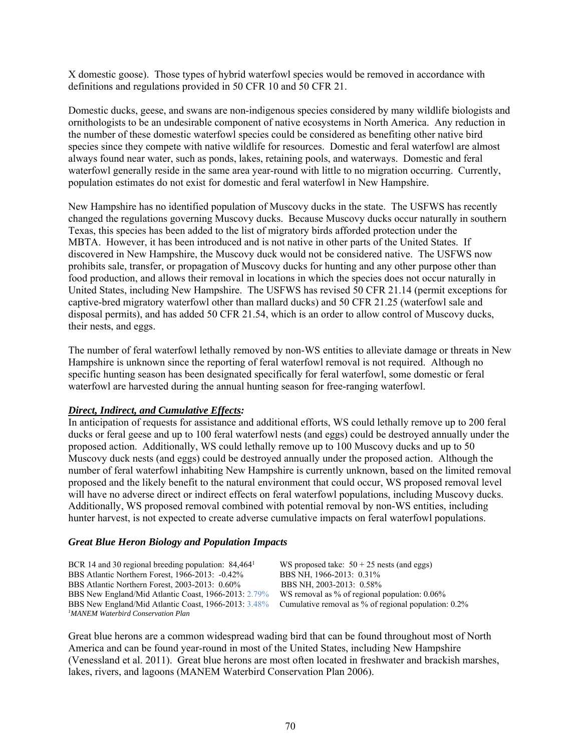X domestic goose). Those types of hybrid waterfowl species would be removed in accordance with definitions and regulations provided in 50 CFR 10 and 50 CFR 21.

Domestic ducks, geese, and swans are non-indigenous species considered by many wildlife biologists and ornithologists to be an undesirable component of native ecosystems in North America. Any reduction in the number of these domestic waterfowl species could be considered as benefiting other native bird species since they compete with native wildlife for resources. Domestic and feral waterfowl are almost always found near water, such as ponds, lakes, retaining pools, and waterways. Domestic and feral waterfowl generally reside in the same area year-round with little to no migration occurring. Currently, population estimates do not exist for domestic and feral waterfowl in New Hampshire.

New Hampshire has no identified population of Muscovy ducks in the state. The USFWS has recently changed the regulations governing Muscovy ducks. Because Muscovy ducks occur naturally in southern Texas, this species has been added to the list of migratory birds afforded protection under the MBTA. However, it has been introduced and is not native in other parts of the United States. If discovered in New Hampshire, the Muscovy duck would not be considered native. The USFWS now prohibits sale, transfer, or propagation of Muscovy ducks for hunting and any other purpose other than food production, and allows their removal in locations in which the species does not occur naturally in United States, including New Hampshire. The USFWS has revised 50 CFR 21.14 (permit exceptions for captive-bred migratory waterfowl other than mallard ducks) and 50 CFR 21.25 (waterfowl sale and disposal permits), and has added 50 CFR 21.54, which is an order to allow control of Muscovy ducks, their nests, and eggs.

The number of feral waterfowl lethally removed by non-WS entities to alleviate damage or threats in New Hampshire is unknown since the reporting of feral waterfowl removal is not required. Although no specific hunting season has been designated specifically for feral waterfowl, some domestic or feral waterfowl are harvested during the annual hunting season for free-ranging waterfowl.

***Direct, Indirect, and Cumulative Effects:***

In anticipation of requests for assistance and additional efforts, WS could lethally remove up to 200 feral ducks or feral geese and up to 100 feral waterfowl nests (and eggs) could be destroyed annually under the proposed action. Additionally, WS could lethally remove up to 100 Muscovy ducks and up to 50 Muscovy duck nests (and eggs) could be destroyed annually under the proposed action. Although the number of feral waterfowl inhabiting New Hampshire is currently unknown, based on the limited removal proposed and the likely benefit to the natural environment that could occur, WS proposed removal level will have no adverse direct or indirect effects on feral waterfowl populations, including Muscovy ducks. Additionally, WS proposed removal combined with potential removal by non-WS entities, including hunter harvest, is not expected to create adverse cumulative impacts on feral waterfowl populations.

### *Great Blue Heron Biology and Population Impacts*

BCR 14 and 30 regional breeding population: 84,464[1]
BBS Atlantic Northern Forest, 1966-2013: -0.42%
BBS Atlantic Northern Forest, 2003-2013: 0.60%
BBS New England/Mid Atlantic Coast, 1966-2013: 2.79%
BBS New England/Mid Atlantic Coast, 1966-2013: 3.48%
*[1]MANEM Waterbird Conservation Plan*

WS proposed take: 50 + 25 nests (and eggs)
BBS NH, 1966-2013: 0.31%
BBS NH, 2003-2013: 0.58%
WS removal as % of regional population: 0.06%
Cumulative removal as % of regional population: 0.2%

Great blue herons are a common widespread wading bird that can be found throughout most of North America and can be found year-round in most of the United States, including New Hampshire (Venessland et al. 2011). Great blue herons are most often located in freshwater and brackish marshes, lakes, rivers, and lagoons (MANEM Waterbird Conservation Plan 2006).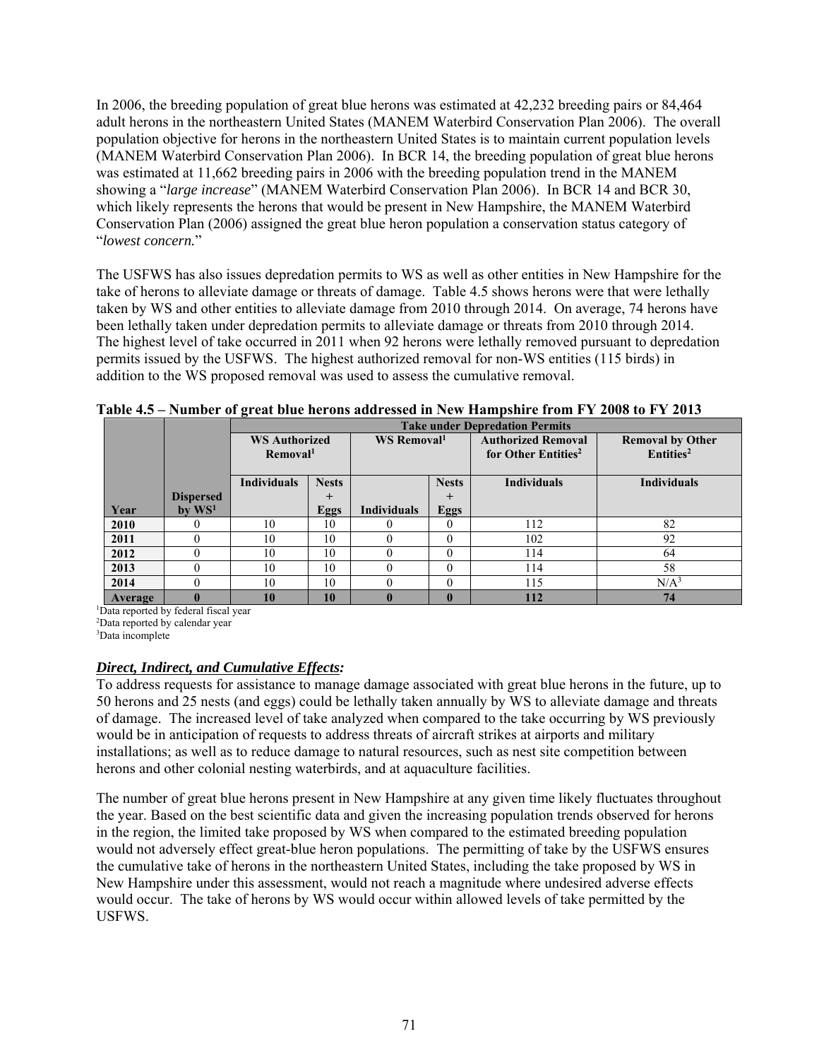In 2006, the breeding population of great blue herons was estimated at 42,232 breeding pairs or 84,464 adult herons in the northeastern United States (MANEM Waterbird Conservation Plan 2006). The overall population objective for herons in the northeastern United States is to maintain current population levels (MANEM Waterbird Conservation Plan 2006). In BCR 14, the breeding population of great blue herons was estimated at 11,662 breeding pairs in 2006 with the breeding population trend in the MANEM showing a "*large increase*" (MANEM Waterbird Conservation Plan 2006). In BCR 14 and BCR 30, which likely represents the herons that would be present in New Hampshire, the MANEM Waterbird Conservation Plan (2006) assigned the great blue heron population a conservation status category of "*lowest concern.*"

The USFWS has also issues depredation permits to WS as well as other entities in New Hampshire for the take of herons to alleviate damage or threats of damage. Table 4.5 shows herons were that were lethally taken by WS and other entities to alleviate damage from 2010 through 2014. On average, 74 herons have been lethally taken under depredation permits to alleviate damage or threats from 2010 through 2014. The highest level of take occurred in 2011 when 92 herons were lethally removed pursuant to depredation permits issued by the USFWS. The highest authorized removal for non-WS entities (115 birds) in addition to the WS proposed removal was used to assess the cumulative removal.

**Table 4.5 – Number of great blue herons addressed in New Hampshire from FY 2008 to FY 2013**

| | | Take under Depredation Permits | | | | | |
|---|---|---|---|---|---|---|---|
| | | WS Authorized Removal[1] | | WS Removal[1] | | Authorized Removal for Other Entities[2] | Removal by Other Entities[2] |
| Year | Dispersed by WS[1] | Individuals | Nests + Eggs | Individuals | Nests + Eggs | Individuals | Individuals |
| 2010 | 0 | 10 | 10 | 0 | 0 | 112 | 82 |
| 2011 | 0 | 10 | 10 | 0 | 0 | 102 | 92 |
| 2012 | 0 | 10 | 10 | 0 | 0 | 114 | 64 |
| 2013 | 0 | 10 | 10 | 0 | 0 | 114 | 58 |
| 2014 | 0 | 10 | 10 | 0 | 0 | 115 | N/A[3] |
| **Average** | **0** | **10** | **10** | **0** | **0** | **112** | **74** |

[1]Data reported by federal fiscal year
[2]Data reported by calendar year
[3]Data incomplete

***Direct, Indirect, and Cumulative Effects:***

To address requests for assistance to manage damage associated with great blue herons in the future, up to 50 herons and 25 nests (and eggs) could be lethally taken annually by WS to alleviate damage and threats of damage. The increased level of take analyzed when compared to the take occurring by WS previously would be in anticipation of requests to address threats of aircraft strikes at airports and military installations; as well as to reduce damage to natural resources, such as nest site competition between herons and other colonial nesting waterbirds, and at aquaculture facilities.

The number of great blue herons present in New Hampshire at any given time likely fluctuates throughout the year. Based on the best scientific data and given the increasing population trends observed for herons in the region, the limited take proposed by WS when compared to the estimated breeding population would not adversely effect great-blue heron populations. The permitting of take by the USFWS ensures the cumulative take of herons in the northeastern United States, including the take proposed by WS in New Hampshire under this assessment, would not reach a magnitude where undesired adverse effects would occur. The take of herons by WS would occur within allowed levels of take permitted by the USFWS.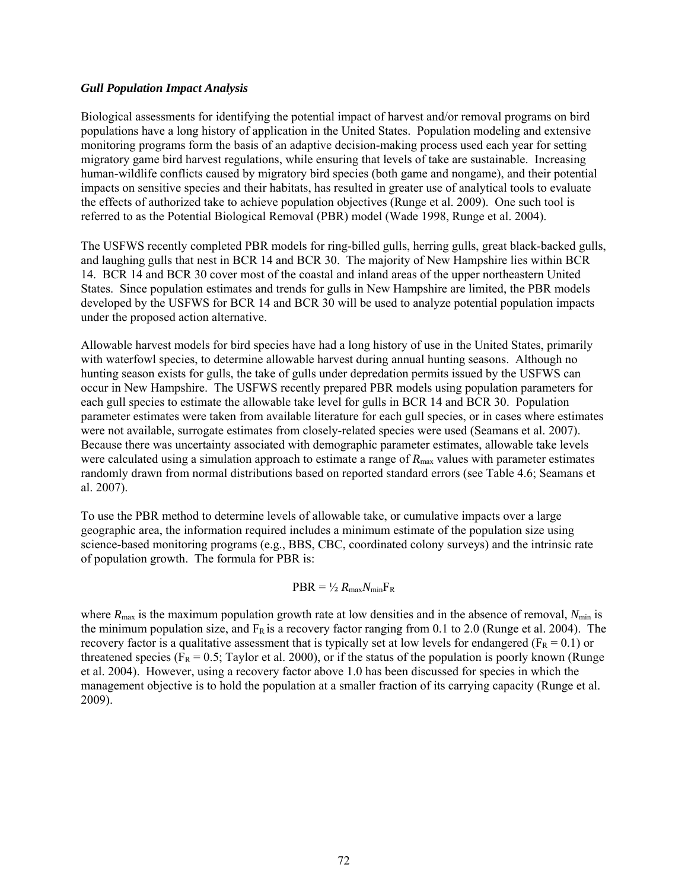***Gull Population Impact Analysis***

Biological assessments for identifying the potential impact of harvest and/or removal programs on bird populations have a long history of application in the United States. Population modeling and extensive monitoring programs form the basis of an adaptive decision-making process used each year for setting migratory game bird harvest regulations, while ensuring that levels of take are sustainable. Increasing human-wildlife conflicts caused by migratory bird species (both game and nongame), and their potential impacts on sensitive species and their habitats, has resulted in greater use of analytical tools to evaluate the effects of authorized take to achieve population objectives (Runge et al. 2009). One such tool is referred to as the Potential Biological Removal (PBR) model (Wade 1998, Runge et al. 2004).

The USFWS recently completed PBR models for ring-billed gulls, herring gulls, great black-backed gulls, and laughing gulls that nest in BCR 14 and BCR 30. The majority of New Hampshire lies within BCR 14. BCR 14 and BCR 30 cover most of the coastal and inland areas of the upper northeastern United States. Since population estimates and trends for gulls in New Hampshire are limited, the PBR models developed by the USFWS for BCR 14 and BCR 30 will be used to analyze potential population impacts under the proposed action alternative.

Allowable harvest models for bird species have had a long history of use in the United States, primarily with waterfowl species, to determine allowable harvest during annual hunting seasons. Although no hunting season exists for gulls, the take of gulls under depredation permits issued by the USFWS can occur in New Hampshire. The USFWS recently prepared PBR models using population parameters for each gull species to estimate the allowable take level for gulls in BCR 14 and BCR 30. Population parameter estimates were taken from available literature for each gull species, or in cases where estimates were not available, surrogate estimates from closely-related species were used (Seamans et al. 2007). Because there was uncertainty associated with demographic parameter estimates, allowable take levels were calculated using a simulation approach to estimate a range of $R_{max}$ values with parameter estimates randomly drawn from normal distributions based on reported standard errors (see Table 4.6; Seamans et al. 2007).

To use the PBR method to determine levels of allowable take, or cumulative impacts over a large geographic area, the information required includes a minimum estimate of the population size using science-based monitoring programs (e.g., BBS, CBC, coordinated colony surveys) and the intrinsic rate of population growth. The formula for PBR is:

$$\text{PBR} = \tfrac{1}{2}\, R_{max} N_{min} F_R$$

where $R_{max}$ is the maximum population growth rate at low densities and in the absence of removal, $N_{min}$ is the minimum population size, and $F_R$ is a recovery factor ranging from 0.1 to 2.0 (Runge et al. 2004). The recovery factor is a qualitative assessment that is typically set at low levels for endangered ($F_R = 0.1$) or threatened species ($F_R = 0.5$; Taylor et al. 2000), or if the status of the population is poorly known (Runge et al. 2004). However, using a recovery factor above 1.0 has been discussed for species in which the management objective is to hold the population at a smaller fraction of its carrying capacity (Runge et al. 2009).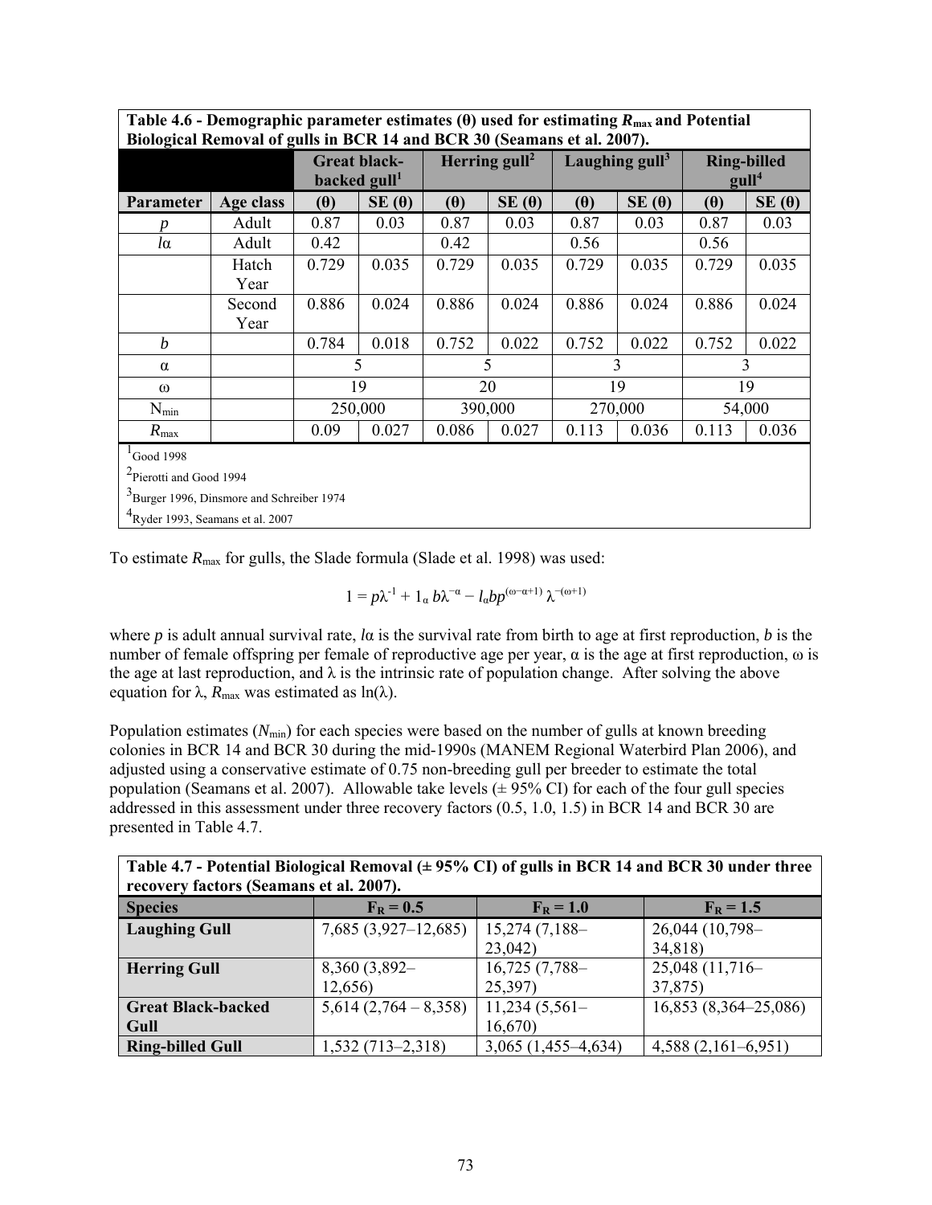| **Table 4.6 - Demographic parameter estimates (θ) used for estimating $R_{max}$ and Potential Biological Removal of gulls in BCR 14 and BCR 30 (Seamans et al. 2007).** | | | | | | | | | |
|---|---|---|---|---|---|---|---|---|---|
| | | **Great black-backed gull**[1] | | **Herring gull**[2] | | **Laughing gull**[3] | | **Ring-billed gull**[4] | |
| **Parameter** | **Age class** | **(θ)** | **SE (θ)** | **(θ)** | **SE (θ)** | **(θ)** | **SE (θ)** | **(θ)** | **SE (θ)** |
| *p* | Adult | 0.87 | 0.03 | 0.87 | 0.03 | 0.87 | 0.03 | 0.87 | 0.03 |
| *l*α | Adult | 0.42 | | 0.42 | | 0.56 | | 0.56 | |
| | Hatch Year | 0.729 | 0.035 | 0.729 | 0.035 | 0.729 | 0.035 | 0.729 | 0.035 |
| | Second Year | 0.886 | 0.024 | 0.886 | 0.024 | 0.886 | 0.024 | 0.886 | 0.024 |
| *b* | | 0.784 | 0.018 | 0.752 | 0.022 | 0.752 | 0.022 | 0.752 | 0.022 |
| α | | 5 | | 5 | | 3 | | 3 | |
| ω | | 19 | | 20 | | 19 | | 19 | |
| $N_{min}$ | | 250,000 | | 390,000 | | 270,000 | | 54,000 | |
| $R_{max}$ | | 0.09 | 0.027 | 0.086 | 0.027 | 0.113 | 0.036 | 0.113 | 0.036 |

[1]Good 1998

[2]Pierotti and Good 1994

[3]Burger 1996, Dinsmore and Schreiber 1974

[4]Ryder 1993, Seamans et al. 2007

To estimate $R_{max}$ for gulls, the Slade formula (Slade et al. 1998) was used:

$$1 = p\lambda^{-1} + 1_{\alpha}\, b\lambda^{-\alpha} - l_{\alpha} b p^{(\omega-\alpha+1)}\, \lambda^{-(\omega+1)}$$

where *p* is adult annual survival rate, *l*α is the survival rate from birth to age at first reproduction, *b* is the number of female offspring per female of reproductive age per year, α is the age at first reproduction, ω is the age at last reproduction, and λ is the intrinsic rate of population change. After solving the above equation for λ, $R_{max}$ was estimated as ln(λ).

Population estimates ($N_{min}$) for each species were based on the number of gulls at known breeding colonies in BCR 14 and BCR 30 during the mid-1990s (MANEM Regional Waterbird Plan 2006), and adjusted using a conservative estimate of 0.75 non-breeding gull per breeder to estimate the total population (Seamans et al. 2007). Allowable take levels (± 95% CI) for each of the four gull species addressed in this assessment under three recovery factors (0.5, 1.0, 1.5) in BCR 14 and BCR 30 are presented in Table 4.7.

| **Table 4.7 - Potential Biological Removal (± 95% CI) of gulls in BCR 14 and BCR 30 under three recovery factors (Seamans et al. 2007).** | | | |
|---|---|---|---|
| **Species** | **$F_R$ = 0.5** | **$F_R$ = 1.0** | **$F_R$ = 1.5** |
| **Laughing Gull** | 7,685 (3,927–12,685) | 15,274 (7,188–23,042) | 26,044 (10,798–34,818) |
| **Herring Gull** | 8,360 (3,892–12,656) | 16,725 (7,788–25,397) | 25,048 (11,716–37,875) |
| **Great Black-backed Gull** | 5,614 (2,764 – 8,358) | 11,234 (5,561–16,670) | 16,853 (8,364–25,086) |
| **Ring-billed Gull** | 1,532 (713–2,318) | 3,065 (1,455–4,634) | 4,588 (2,161–6,951) |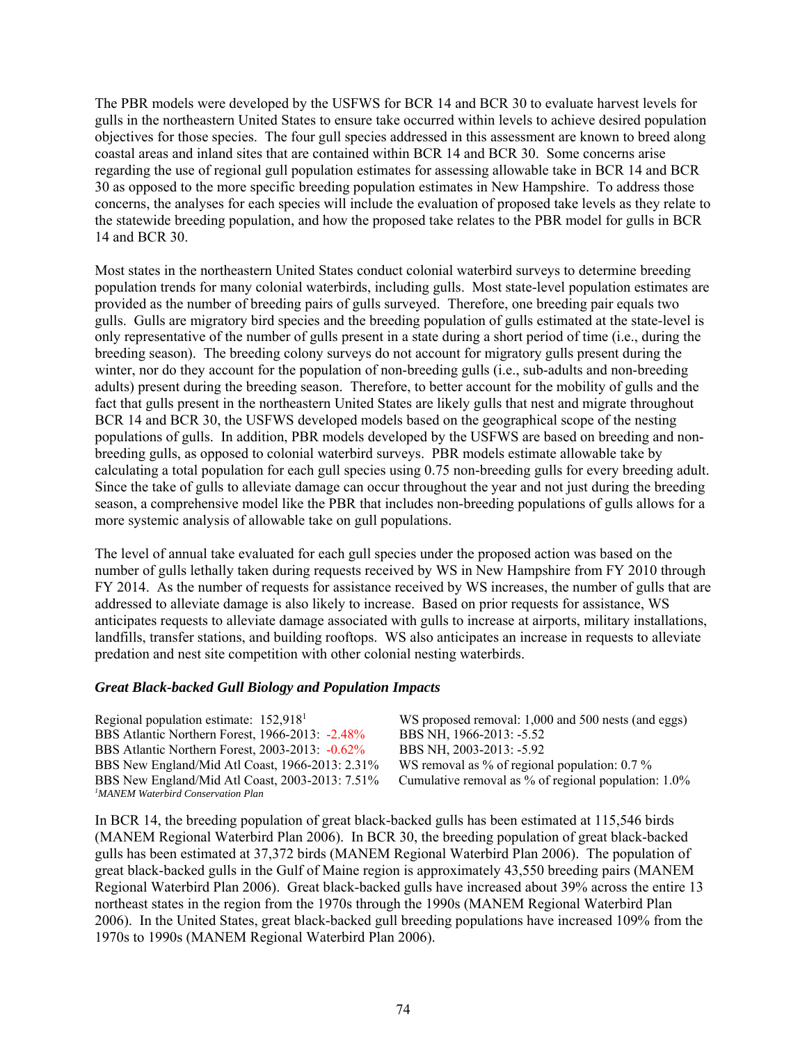The PBR models were developed by the USFWS for BCR 14 and BCR 30 to evaluate harvest levels for gulls in the northeastern United States to ensure take occurred within levels to achieve desired population objectives for those species. The four gull species addressed in this assessment are known to breed along coastal areas and inland sites that are contained within BCR 14 and BCR 30. Some concerns arise regarding the use of regional gull population estimates for assessing allowable take in BCR 14 and BCR 30 as opposed to the more specific breeding population estimates in New Hampshire. To address those concerns, the analyses for each species will include the evaluation of proposed take levels as they relate to the statewide breeding population, and how the proposed take relates to the PBR model for gulls in BCR 14 and BCR 30.

Most states in the northeastern United States conduct colonial waterbird surveys to determine breeding population trends for many colonial waterbirds, including gulls. Most state-level population estimates are provided as the number of breeding pairs of gulls surveyed. Therefore, one breeding pair equals two gulls. Gulls are migratory bird species and the breeding population of gulls estimated at the state-level is only representative of the number of gulls present in a state during a short period of time (i.e., during the breeding season). The breeding colony surveys do not account for migratory gulls present during the winter, nor do they account for the population of non-breeding gulls (i.e., sub-adults and non-breeding adults) present during the breeding season. Therefore, to better account for the mobility of gulls and the fact that gulls present in the northeastern United States are likely gulls that nest and migrate throughout BCR 14 and BCR 30, the USFWS developed models based on the geographical scope of the nesting populations of gulls. In addition, PBR models developed by the USFWS are based on breeding and non-breeding gulls, as opposed to colonial waterbird surveys. PBR models estimate allowable take by calculating a total population for each gull species using 0.75 non-breeding gulls for every breeding adult. Since the take of gulls to alleviate damage can occur throughout the year and not just during the breeding season, a comprehensive model like the PBR that includes non-breeding populations of gulls allows for a more systemic analysis of allowable take on gull populations.

The level of annual take evaluated for each gull species under the proposed action was based on the number of gulls lethally taken during requests received by WS in New Hampshire from FY 2010 through FY 2014. As the number of requests for assistance received by WS increases, the number of gulls that are addressed to alleviate damage is also likely to increase. Based on prior requests for assistance, WS anticipates requests to alleviate damage associated with gulls to increase at airports, military installations, landfills, transfer stations, and building rooftops. WS also anticipates an increase in requests to alleviate predation and nest site competition with other colonial nesting waterbirds.

### *Great Black-backed Gull Biology and Population Impacts*

| | |
|---|---|
| Regional population estimate: 152,918[1] | WS proposed removal: 1,000 and 500 nests (and eggs) |
| BBS Atlantic Northern Forest, 1966-2013: -2.48% | BBS NH, 1966-2013: -5.52 |
| BBS Atlantic Northern Forest, 2003-2013: -0.62% | BBS NH, 2003-2013: -5.92 |
| BBS New England/Mid Atl Coast, 1966-2013: 2.31% | WS removal as % of regional population: 0.7 % |
| BBS New England/Mid Atl Coast, 2003-2013: 7.51% | Cumulative removal as % of regional population: 1.0% |

[1]*MANEM Waterbird Conservation Plan*

In BCR 14, the breeding population of great black-backed gulls has been estimated at 115,546 birds (MANEM Regional Waterbird Plan 2006). In BCR 30, the breeding population of great black-backed gulls has been estimated at 37,372 birds (MANEM Regional Waterbird Plan 2006). The population of great black-backed gulls in the Gulf of Maine region is approximately 43,550 breeding pairs (MANEM Regional Waterbird Plan 2006). Great black-backed gulls have increased about 39% across the entire 13 northeast states in the region from the 1970s through the 1990s (MANEM Regional Waterbird Plan 2006). In the United States, great black-backed gull breeding populations have increased 109% from the 1970s to 1990s (MANEM Regional Waterbird Plan 2006).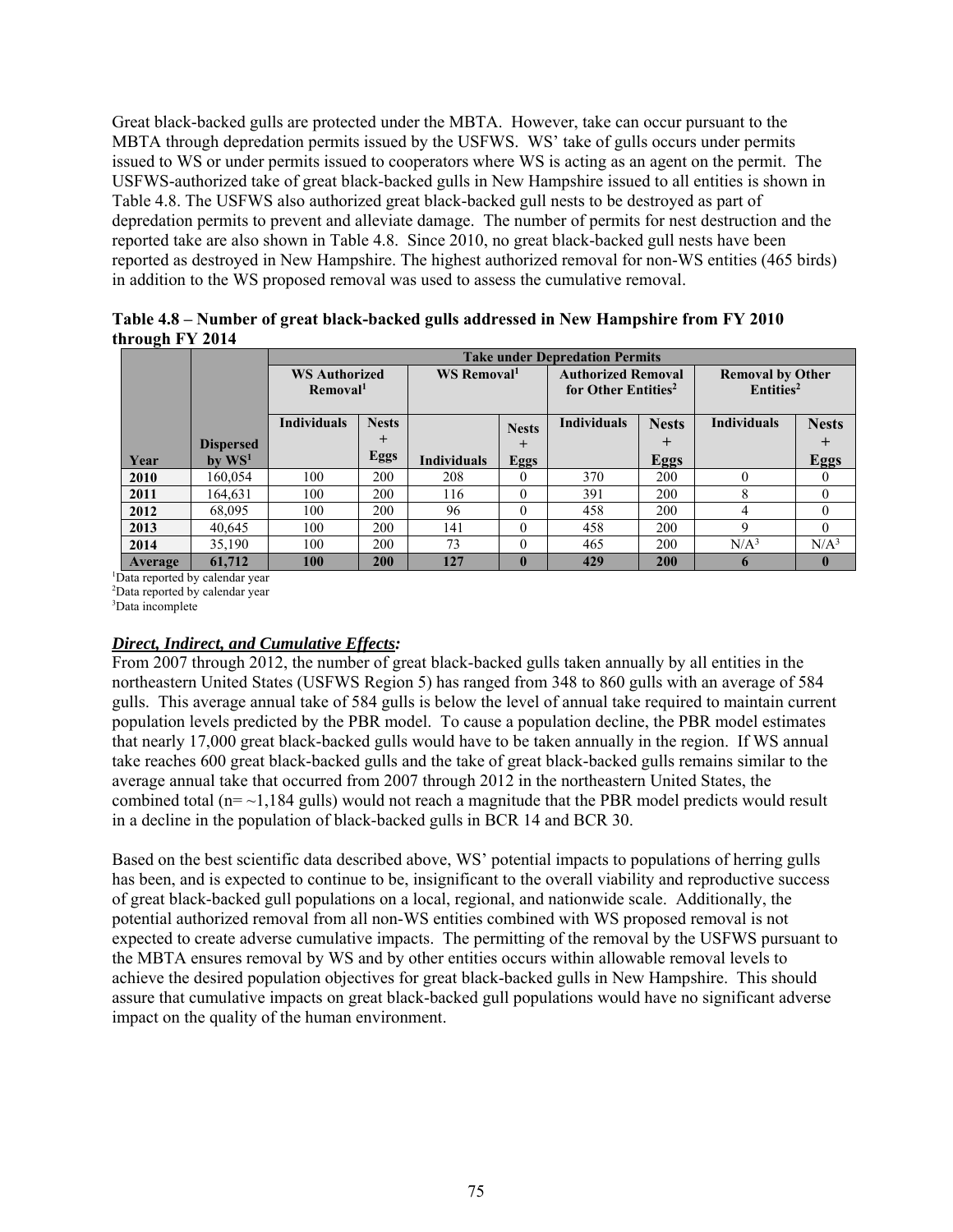Great black-backed gulls are protected under the MBTA. However, take can occur pursuant to the MBTA through depredation permits issued by the USFWS. WS' take of gulls occurs under permits issued to WS or under permits issued to cooperators where WS is acting as an agent on the permit. The USFWS-authorized take of great black-backed gulls in New Hampshire issued to all entities is shown in Table 4.8. The USFWS also authorized great black-backed gull nests to be destroyed as part of depredation permits to prevent and alleviate damage. The number of permits for nest destruction and the reported take are also shown in Table 4.8. Since 2010, no great black-backed gull nests have been reported as destroyed in New Hampshire. The highest authorized removal for non-WS entities (465 birds) in addition to the WS proposed removal was used to assess the cumulative removal.

**Table 4.8 – Number of great black-backed gulls addressed in New Hampshire from FY 2010 through FY 2014**

| | | Take under Depredation Permits | | | | | | | |
|---|---|---|---|---|---|---|---|---|---|
| | | WS Authorized Removal[1] | | WS Removal[1] | | Authorized Removal for Other Entities[2] | | Removal by Other Entities[2] | |
| Year | Dispersed by WS[1] | Individuals | Nests + Eggs | Individuals | Nests + Eggs | Individuals | Nests + Eggs | Individuals | Nests + Eggs |
| 2010 | 160,054 | 100 | 200 | 208 | 0 | 370 | 200 | 0 | 0 |
| 2011 | 164,631 | 100 | 200 | 116 | 0 | 391 | 200 | 8 | 0 |
| 2012 | 68,095 | 100 | 200 | 96 | 0 | 458 | 200 | 4 | 0 |
| 2013 | 40,645 | 100 | 200 | 141 | 0 | 458 | 200 | 9 | 0 |
| 2014 | 35,190 | 100 | 200 | 73 | 0 | 465 | 200 | N/A[3] | N/A[3] |
| **Average** | **61,712** | **100** | **200** | **127** | **0** | **429** | **200** | **6** | **0** |

[1]Data reported by calendar year
[2]Data reported by calendar year
[3]Data incomplete

***Direct, Indirect, and Cumulative Effects:***

From 2007 through 2012, the number of great black-backed gulls taken annually by all entities in the northeastern United States (USFWS Region 5) has ranged from 348 to 860 gulls with an average of 584 gulls. This average annual take of 584 gulls is below the level of annual take required to maintain current population levels predicted by the PBR model. To cause a population decline, the PBR model estimates that nearly 17,000 great black-backed gulls would have to be taken annually in the region. If WS annual take reaches 600 great black-backed gulls and the take of great black-backed gulls remains similar to the average annual take that occurred from 2007 through 2012 in the northeastern United States, the combined total (n= ~1,184 gulls) would not reach a magnitude that the PBR model predicts would result in a decline in the population of black-backed gulls in BCR 14 and BCR 30.

Based on the best scientific data described above, WS' potential impacts to populations of herring gulls has been, and is expected to continue to be, insignificant to the overall viability and reproductive success of great black-backed gull populations on a local, regional, and nationwide scale. Additionally, the potential authorized removal from all non-WS entities combined with WS proposed removal is not expected to create adverse cumulative impacts. The permitting of the removal by the USFWS pursuant to the MBTA ensures removal by WS and by other entities occurs within allowable removal levels to achieve the desired population objectives for great black-backed gulls in New Hampshire. This should assure that cumulative impacts on great black-backed gull populations would have no significant adverse impact on the quality of the human environment.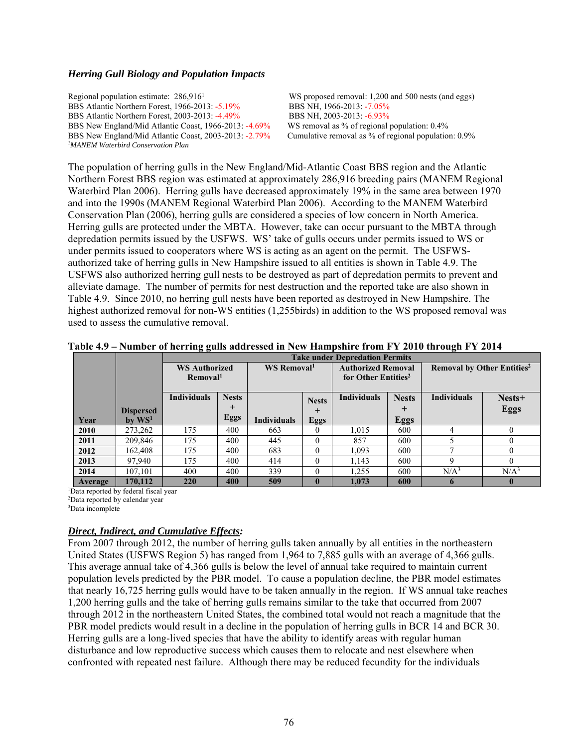### *Herring Gull Biology and Population Impacts*

Regional population estimate: 286,916[1]
BBS Atlantic Northern Forest, 1966-2013: -5.19%
BBS Atlantic Northern Forest, 2003-2013: -4.49%
BBS New England/Mid Atlantic Coast, 1966-2013: -4.69%
BBS New England/Mid Atlantic Coast, 2003-2013: -2.79%
[1]*MANEM Waterbird Conservation Plan*

WS proposed removal: 1,200 and 500 nests (and eggs)
BBS NH, 1966-2013: -7.05%
BBS NH, 2003-2013: -6.93%
WS removal as % of regional population: 0.4%
Cumulative removal as % of regional population: 0.9%

The population of herring gulls in the New England/Mid-Atlantic Coast BBS region and the Atlantic Northern Forest BBS region was estimated at approximately 286,916 breeding pairs (MANEM Regional Waterbird Plan 2006). Herring gulls have decreased approximately 19% in the same area between 1970 and into the 1990s (MANEM Regional Waterbird Plan 2006). According to the MANEM Waterbird Conservation Plan (2006), herring gulls are considered a species of low concern in North America. Herring gulls are protected under the MBTA. However, take can occur pursuant to the MBTA through depredation permits issued by the USFWS. WS' take of gulls occurs under permits issued to WS or under permits issued to cooperators where WS is acting as an agent on the permit. The USFWS-authorized take of herring gulls in New Hampshire issued to all entities is shown in Table 4.9. The USFWS also authorized herring gull nests to be destroyed as part of depredation permits to prevent and alleviate damage. The number of permits for nest destruction and the reported take are also shown in Table 4.9. Since 2010, no herring gull nests have been reported as destroyed in New Hampshire. The highest authorized removal for non-WS entities (1,255birds) in addition to the WS proposed removal was used to assess the cumulative removal.

**Table 4.9 – Number of herring gulls addressed in New Hampshire from FY 2010 through FY 2014**

| | | Take under Depredation Permits | | | | | | | |
|---|---|---|---|---|---|---|---|---|---|
| | | WS Authorized Removal[1] | | WS Removal[1] | | Authorized Removal for Other Entities[2] | | Removal by Other Entities[2] | |
| Year | Dispersed by WS[1] | Individuals | Nests + Eggs | Individuals | Nests + Eggs | Individuals | Nests + Eggs | Individuals | Nests+ Eggs |
| **2010** | 273,262 | 175 | 400 | 663 | 0 | 1,015 | 600 | 4 | 0 |
| **2011** | 209,846 | 175 | 400 | 445 | 0 | 857 | 600 | 5 | 0 |
| **2012** | 162,408 | 175 | 400 | 683 | 0 | 1,093 | 600 | 7 | 0 |
| **2013** | 97,940 | 175 | 400 | 414 | 0 | 1,143 | 600 | 9 | 0 |
| **2014** | 107,101 | 400 | 400 | 339 | 0 | 1,255 | 600 | N/A[3] | N/A[3] |
| **Average** | **170,112** | **220** | **400** | **509** | **0** | **1,073** | **600** | **6** | **0** |

[1]Data reported by federal fiscal year
[2]Data reported by calendar year
[3]Data incomplete

***Direct, Indirect, and Cumulative Effects:***

From 2007 through 2012, the number of herring gulls taken annually by all entities in the northeastern United States (USFWS Region 5) has ranged from 1,964 to 7,885 gulls with an average of 4,366 gulls. This average annual take of 4,366 gulls is below the level of annual take required to maintain current population levels predicted by the PBR model. To cause a population decline, the PBR model estimates that nearly 16,725 herring gulls would have to be taken annually in the region. If WS annual take reaches 1,200 herring gulls and the take of herring gulls remains similar to the take that occurred from 2007 through 2012 in the northeastern United States, the combined total would not reach a magnitude that the PBR model predicts would result in a decline in the population of herring gulls in BCR 14 and BCR 30. Herring gulls are a long-lived species that have the ability to identify areas with regular human disturbance and low reproductive success which causes them to relocate and nest elsewhere when confronted with repeated nest failure. Although there may be reduced fecundity for the individuals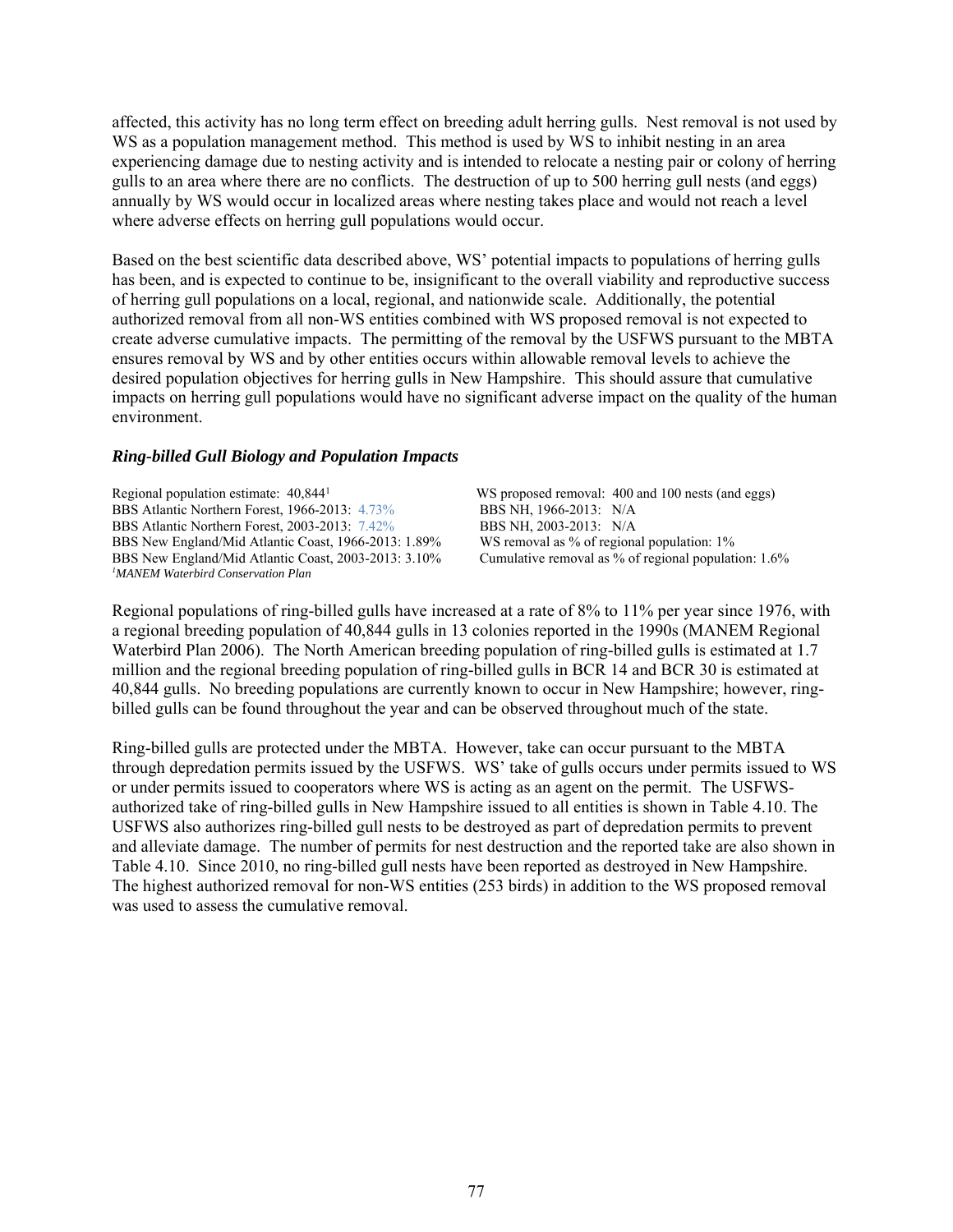affected, this activity has no long term effect on breeding adult herring gulls. Nest removal is not used by WS as a population management method. This method is used by WS to inhibit nesting in an area experiencing damage due to nesting activity and is intended to relocate a nesting pair or colony of herring gulls to an area where there are no conflicts. The destruction of up to 500 herring gull nests (and eggs) annually by WS would occur in localized areas where nesting takes place and would not reach a level where adverse effects on herring gull populations would occur.

Based on the best scientific data described above, WS' potential impacts to populations of herring gulls has been, and is expected to continue to be, insignificant to the overall viability and reproductive success of herring gull populations on a local, regional, and nationwide scale. Additionally, the potential authorized removal from all non-WS entities combined with WS proposed removal is not expected to create adverse cumulative impacts. The permitting of the removal by the USFWS pursuant to the MBTA ensures removal by WS and by other entities occurs within allowable removal levels to achieve the desired population objectives for herring gulls in New Hampshire. This should assure that cumulative impacts on herring gull populations would have no significant adverse impact on the quality of the human environment.

### *Ring-billed Gull Biology and Population Impacts*

| | |
|---|---|
| Regional population estimate: 40,844[1] | WS proposed removal: 400 and 100 nests (and eggs) |
| BBS Atlantic Northern Forest, 1966-2013: 4.73% | BBS NH, 1966-2013: N/A |
| BBS Atlantic Northern Forest, 2003-2013: 7.42% | BBS NH, 2003-2013: N/A |
| BBS New England/Mid Atlantic Coast, 1966-2013: 1.89% | WS removal as % of regional population: 1% |
| BBS New England/Mid Atlantic Coast, 2003-2013: 3.10% | Cumulative removal as % of regional population: 1.6% |

[1]*MANEM Waterbird Conservation Plan*

Regional populations of ring-billed gulls have increased at a rate of 8% to 11% per year since 1976, with a regional breeding population of 40,844 gulls in 13 colonies reported in the 1990s (MANEM Regional Waterbird Plan 2006). The North American breeding population of ring-billed gulls is estimated at 1.7 million and the regional breeding population of ring-billed gulls in BCR 14 and BCR 30 is estimated at 40,844 gulls. No breeding populations are currently known to occur in New Hampshire; however, ring-billed gulls can be found throughout the year and can be observed throughout much of the state.

Ring-billed gulls are protected under the MBTA. However, take can occur pursuant to the MBTA through depredation permits issued by the USFWS. WS' take of gulls occurs under permits issued to WS or under permits issued to cooperators where WS is acting as an agent on the permit. The USFWS-authorized take of ring-billed gulls in New Hampshire issued to all entities is shown in Table 4.10. The USFWS also authorizes ring-billed gull nests to be destroyed as part of depredation permits to prevent and alleviate damage. The number of permits for nest destruction and the reported take are also shown in Table 4.10. Since 2010, no ring-billed gull nests have been reported as destroyed in New Hampshire. The highest authorized removal for non-WS entities (253 birds) in addition to the WS proposed removal was used to assess the cumulative removal.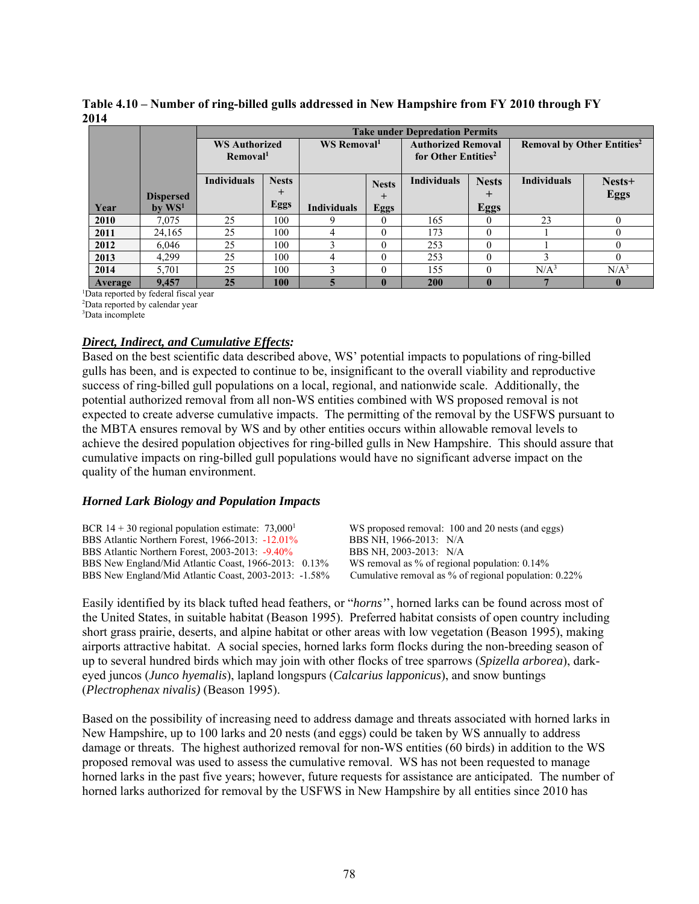**Table 4.10 – Number of ring-billed gulls addressed in New Hampshire from FY 2010 through FY 2014**

| Year | Dispersed by WS[1] | Take under Depredation Permits | | | | | | | |
|---|---|---|---|---|---|---|---|---|---|
| | | WS Authorized Removal[1] | | WS Removal[1] | | Authorized Removal for Other Entities[2] | | Removal by Other Entities[2] | |
| | | Individuals | Nests + Eggs | Individuals | Nests + Eggs | Individuals | Nests + Eggs | Individuals | Nests+ Eggs |
| **2010** | 7,075 | 25 | 100 | 9 | 0 | 165 | 0 | 23 | 0 |
| **2011** | 24,165 | 25 | 100 | 4 | 0 | 173 | 0 | 1 | 0 |
| **2012** | 6,046 | 25 | 100 | 3 | 0 | 253 | 0 | 1 | 0 |
| **2013** | 4,299 | 25 | 100 | 4 | 0 | 253 | 0 | 3 | 0 |
| **2014** | 5,701 | 25 | 100 | 3 | 0 | 155 | 0 | N/A[3] | N/A[3] |
| **Average** | **9,457** | **25** | **100** | **5** | **0** | **200** | **0** | **7** | **0** |

[1]Data reported by federal fiscal year
[2]Data reported by calendar year
[3]Data incomplete

***Direct, Indirect, and Cumulative Effects:***

Based on the best scientific data described above, WS' potential impacts to populations of ring-billed gulls has been, and is expected to continue to be, insignificant to the overall viability and reproductive success of ring-billed gull populations on a local, regional, and nationwide scale. Additionally, the potential authorized removal from all non-WS entities combined with WS proposed removal is not expected to create adverse cumulative impacts. The permitting of the removal by the USFWS pursuant to the MBTA ensures removal by WS and by other entities occurs within allowable removal levels to achieve the desired population objectives for ring-billed gulls in New Hampshire. This should assure that cumulative impacts on ring-billed gull populations would have no significant adverse impact on the quality of the human environment.

### *Horned Lark Biology and Population Impacts*

BCR 14 + 30 regional population estimate: 73,000[1]
BBS Atlantic Northern Forest, 1966-2013: -12.01%
BBS Atlantic Northern Forest, 2003-2013: -9.40%
BBS New England/Mid Atlantic Coast, 1966-2013: 0.13%
BBS New England/Mid Atlantic Coast, 2003-2013: -1.58%

WS proposed removal: 100 and 20 nests (and eggs)
BBS NH, 1966-2013: N/A
BBS NH, 2003-2013: N/A
WS removal as % of regional population: 0.14%
Cumulative removal as % of regional population: 0.22%

Easily identified by its black tufted head feathers, or "*horns*'', horned larks can be found across most of the United States, in suitable habitat (Beason 1995). Preferred habitat consists of open country including short grass prairie, deserts, and alpine habitat or other areas with low vegetation (Beason 1995), making airports attractive habitat. A social species, horned larks form flocks during the non-breeding season of up to several hundred birds which may join with other flocks of tree sparrows (*Spizella arborea*), dark-eyed juncos (*Junco hyemalis*), lapland longspurs (*Calcarius lapponicus*), and snow buntings (*Plectrophenax nivalis)* (Beason 1995).

Based on the possibility of increasing need to address damage and threats associated with horned larks in New Hampshire, up to 100 larks and 20 nests (and eggs) could be taken by WS annually to address damage or threats. The highest authorized removal for non-WS entities (60 birds) in addition to the WS proposed removal was used to assess the cumulative removal. WS has not been requested to manage horned larks in the past five years; however, future requests for assistance are anticipated. The number of horned larks authorized for removal by the USFWS in New Hampshire by all entities since 2010 has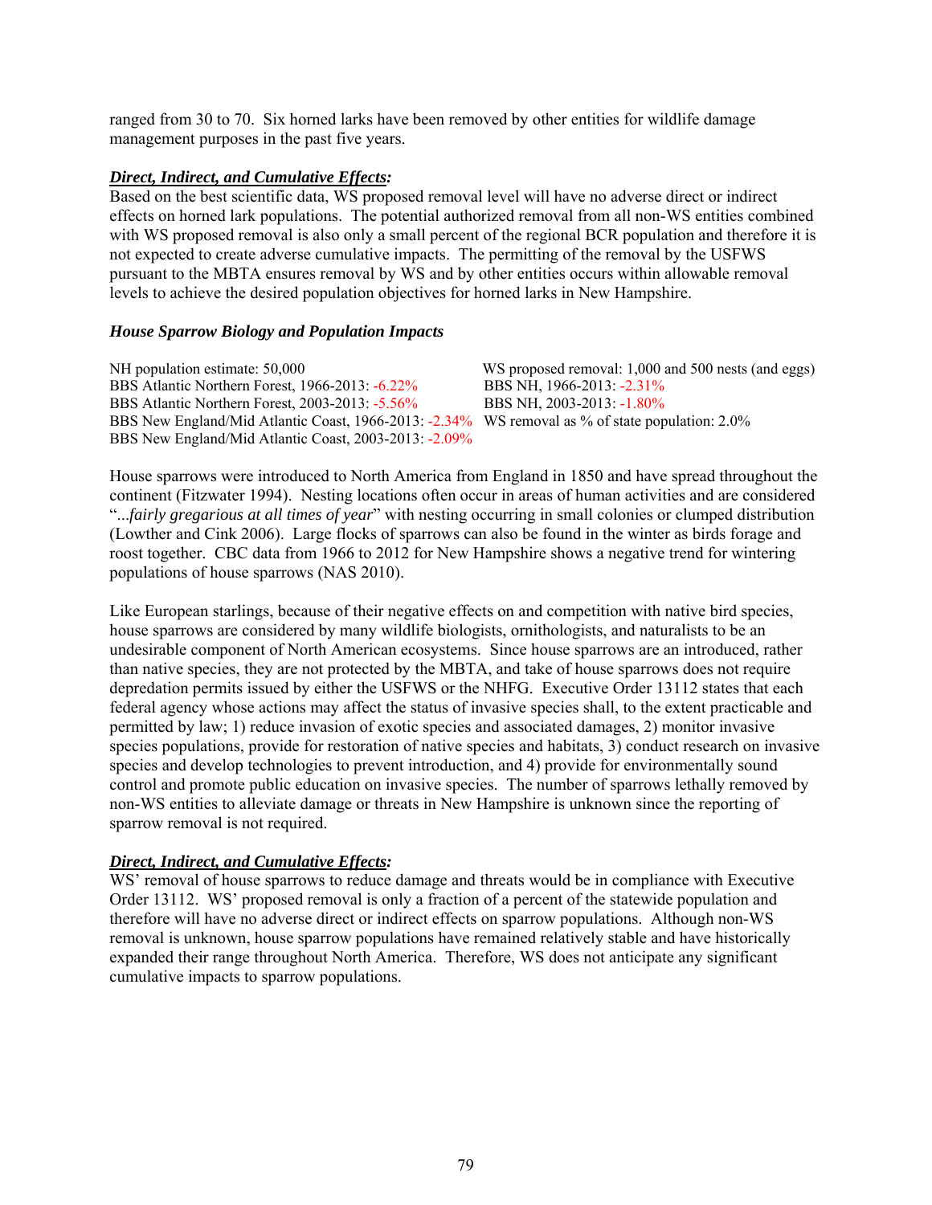ranged from 30 to 70. Six horned larks have been removed by other entities for wildlife damage management purposes in the past five years.

***Direct, Indirect, and Cumulative Effects:***
Based on the best scientific data, WS proposed removal level will have no adverse direct or indirect effects on horned lark populations. The potential authorized removal from all non-WS entities combined with WS proposed removal is also only a small percent of the regional BCR population and therefore it is not expected to create adverse cumulative impacts. The permitting of the removal by the USFWS pursuant to the MBTA ensures removal by WS and by other entities occurs within allowable removal levels to achieve the desired population objectives for horned larks in New Hampshire.

***House Sparrow Biology and Population Impacts***

NH population estimate: 50,000
BBS Atlantic Northern Forest, 1966-2013: -6.22%
BBS Atlantic Northern Forest, 2003-2013: -5.56%
BBS New England/Mid Atlantic Coast, 1966-2013: -2.34%
BBS New England/Mid Atlantic Coast, 2003-2013: -2.09%
WS proposed removal: 1,000 and 500 nests (and eggs)
BBS NH, 1966-2013: -2.31%
BBS NH, 2003-2013: -1.80%
WS removal as % of state population: 2.0%

House sparrows were introduced to North America from England in 1850 and have spread throughout the continent (Fitzwater 1994). Nesting locations often occur in areas of human activities and are considered "*...fairly gregarious at all times of year*" with nesting occurring in small colonies or clumped distribution (Lowther and Cink 2006). Large flocks of sparrows can also be found in the winter as birds forage and roost together. CBC data from 1966 to 2012 for New Hampshire shows a negative trend for wintering populations of house sparrows (NAS 2010).

Like European starlings, because of their negative effects on and competition with native bird species, house sparrows are considered by many wildlife biologists, ornithologists, and naturalists to be an undesirable component of North American ecosystems. Since house sparrows are an introduced, rather than native species, they are not protected by the MBTA, and take of house sparrows does not require depredation permits issued by either the USFWS or the NHFG. Executive Order 13112 states that each federal agency whose actions may affect the status of invasive species shall, to the extent practicable and permitted by law; 1) reduce invasion of exotic species and associated damages, 2) monitor invasive species populations, provide for restoration of native species and habitats, 3) conduct research on invasive species and develop technologies to prevent introduction, and 4) provide for environmentally sound control and promote public education on invasive species. The number of sparrows lethally removed by non-WS entities to alleviate damage or threats in New Hampshire is unknown since the reporting of sparrow removal is not required.

***Direct, Indirect, and Cumulative Effects:***
WS' removal of house sparrows to reduce damage and threats would be in compliance with Executive Order 13112. WS' proposed removal is only a fraction of a percent of the statewide population and therefore will have no adverse direct or indirect effects on sparrow populations. Although non-WS removal is unknown, house sparrow populations have remained relatively stable and have historically expanded their range throughout North America. Therefore, WS does not anticipate any significant cumulative impacts to sparrow populations.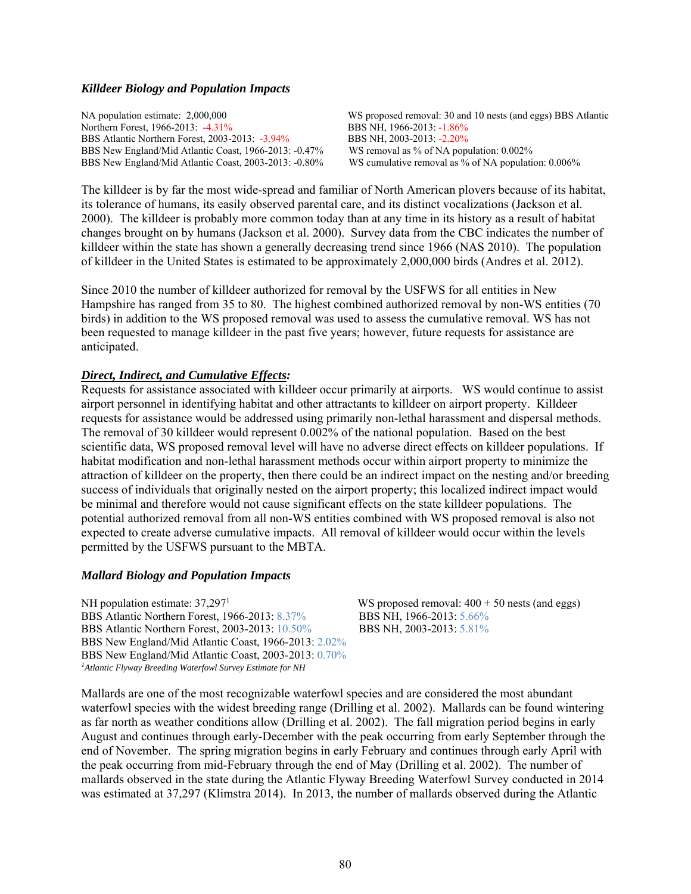### *Killdeer Biology and Population Impacts*

NA population estimate: 2,000,000
WS proposed removal: 30 and 10 nests (and eggs) BBS Atlantic Northern Forest, 1966-2013: -4.31%
BBS NH, 1966-2013: -1.86%
BBS Atlantic Northern Forest, 2003-2013: -3.94%
BBS NH, 2003-2013: -2.20%
BBS New England/Mid Atlantic Coast, 1966-2013: -0.47%
WS removal as % of NA population: 0.002%
BBS New England/Mid Atlantic Coast, 2003-2013: -0.80%
WS cumulative removal as % of NA population: 0.006%

The killdeer is by far the most wide-spread and familiar of North American plovers because of its habitat, its tolerance of humans, its easily observed parental care, and its distinct vocalizations (Jackson et al. 2000). The killdeer is probably more common today than at any time in its history as a result of habitat changes brought on by humans (Jackson et al. 2000). Survey data from the CBC indicates the number of killdeer within the state has shown a generally decreasing trend since 1966 (NAS 2010). The population of killdeer in the United States is estimated to be approximately 2,000,000 birds (Andres et al. 2012).

Since 2010 the number of killdeer authorized for removal by the USFWS for all entities in New Hampshire has ranged from 35 to 80. The highest combined authorized removal by non-WS entities (70 birds) in addition to the WS proposed removal was used to assess the cumulative removal. WS has not been requested to manage killdeer in the past five years; however, future requests for assistance are anticipated.

***Direct, Indirect, and Cumulative Effects:***
Requests for assistance associated with killdeer occur primarily at airports. WS would continue to assist airport personnel in identifying habitat and other attractants to killdeer on airport property. Killdeer requests for assistance would be addressed using primarily non-lethal harassment and dispersal methods. The removal of 30 killdeer would represent 0.002% of the national population. Based on the best scientific data, WS proposed removal level will have no adverse direct effects on killdeer populations. If habitat modification and non-lethal harassment methods occur within airport property to minimize the attraction of killdeer on the property, then there could be an indirect impact on the nesting and/or breeding success of individuals that originally nested on the airport property; this localized indirect impact would be minimal and therefore would not cause significant effects on the state killdeer populations. The potential authorized removal from all non-WS entities combined with WS proposed removal is also not expected to create adverse cumulative impacts. All removal of killdeer would occur within the levels permitted by the USFWS pursuant to the MBTA.

### *Mallard Biology and Population Impacts*

NH population estimate: 37,297[1]
WS proposed removal: 400 + 50 nests (and eggs)
BBS Atlantic Northern Forest, 1966-2013: 8.37%
BBS NH, 1966-2013: 5.66%
BBS Atlantic Northern Forest, 2003-2013: 10.50%
BBS NH, 2003-2013: 5.81%
BBS New England/Mid Atlantic Coast, 1966-2013: 2.02%
BBS New England/Mid Atlantic Coast, 2003-2013: 0.70%

[1]*Atlantic Flyway Breeding Waterfowl Survey Estimate for NH*

Mallards are one of the most recognizable waterfowl species and are considered the most abundant waterfowl species with the widest breeding range (Drilling et al. 2002). Mallards can be found wintering as far north as weather conditions allow (Drilling et al. 2002). The fall migration period begins in early August and continues through early-December with the peak occurring from early September through the end of November. The spring migration begins in early February and continues through early April with the peak occurring from mid-February through the end of May (Drilling et al. 2002). The number of mallards observed in the state during the Atlantic Flyway Breeding Waterfowl Survey conducted in 2014 was estimated at 37,297 (Klimstra 2014). In 2013, the number of mallards observed during the Atlantic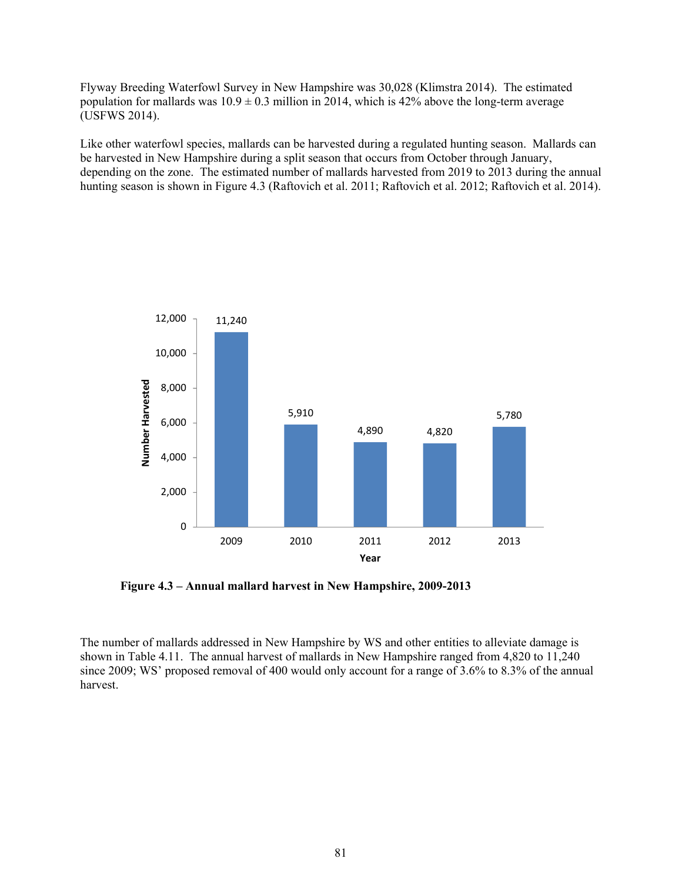Flyway Breeding Waterfowl Survey in New Hampshire was 30,028 (Klimstra 2014). The estimated population for mallards was $10.9 \pm 0.3$ million in 2014, which is 42% above the long-term average (USFWS 2014).

Like other waterfowl species, mallards can be harvested during a regulated hunting season. Mallards can be harvested in New Hampshire during a split season that occurs from October through January, depending on the zone. The estimated number of mallards harvested from 2019 to 2013 during the annual hunting season is shown in Figure 4.3 (Raftovich et al. 2011; Raftovich et al. 2012; Raftovich et al. 2014).

| Year | Number Harvested |
|---|---|
| 2009 | 11,240 |
| 2010 | 5,910 |
| 2011 | 4,890 |
| 2012 | 4,820 |
| 2013 | 5,780 |

**Figure 4.3 – Annual mallard harvest in New Hampshire, 2009-2013**

The number of mallards addressed in New Hampshire by WS and other entities to alleviate damage is shown in Table 4.11. The annual harvest of mallards in New Hampshire ranged from 4,820 to 11,240 since 2009; WS' proposed removal of 400 would only account for a range of 3.6% to 8.3% of the annual harvest.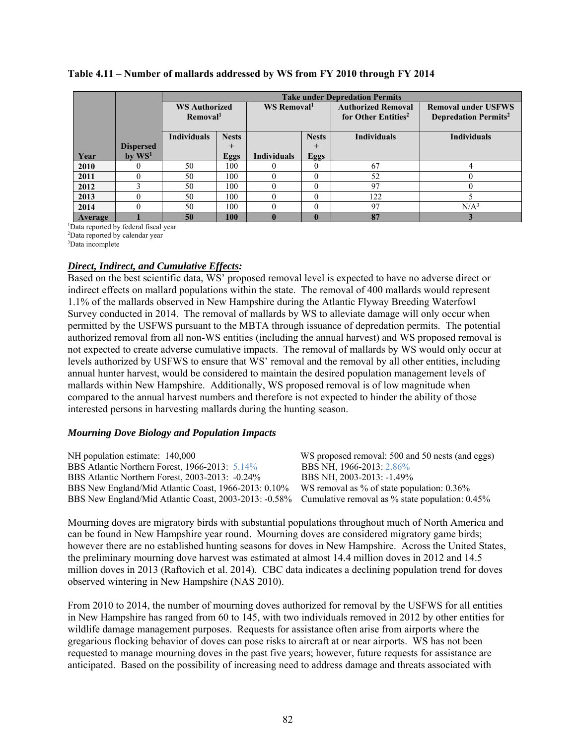**Table 4.11 – Number of mallards addressed by WS from FY 2010 through FY 2014**

| | | Take under Depredation Permits | | | | | |
|---|---|---|---|---|---|---|---|
| | | WS Authorized Removal[1] | | WS Removal[1] | | Authorized Removal for Other Entities[2] | Removal under USFWS Depredation Permits[2] |
| Year | Dispersed by WS[1] | Individuals | Nests + Eggs | Individuals | Nests + Eggs | Individuals | Individuals |
| 2010 | 0 | 50 | 100 | 0 | 0 | 67 | 4 |
| 2011 | 0 | 50 | 100 | 0 | 0 | 52 | 0 |
| 2012 | 3 | 50 | 100 | 0 | 0 | 97 | 0 |
| 2013 | 0 | 50 | 100 | 0 | 0 | 122 | 5 |
| 2014 | 0 | 50 | 100 | 0 | 0 | 97 | N/A[3] |
| **Average** | **1** | **50** | **100** | **0** | **0** | **87** | **3** |

[1]Data reported by federal fiscal year
[2]Data reported by calendar year
[3]Data incomplete

***Direct, Indirect, and Cumulative Effects:***

Based on the best scientific data, WS' proposed removal level is expected to have no adverse direct or indirect effects on mallard populations within the state. The removal of 400 mallards would represent 1.1% of the mallards observed in New Hampshire during the Atlantic Flyway Breeding Waterfowl Survey conducted in 2014. The removal of mallards by WS to alleviate damage will only occur when permitted by the USFWS pursuant to the MBTA through issuance of depredation permits. The potential authorized removal from all non-WS entities (including the annual harvest) and WS proposed removal is not expected to create adverse cumulative impacts. The removal of mallards by WS would only occur at levels authorized by USFWS to ensure that WS' removal and the removal by all other entities, including annual hunter harvest, would be considered to maintain the desired population management levels of mallards within New Hampshire. Additionally, WS proposed removal is of low magnitude when compared to the annual harvest numbers and therefore is not expected to hinder the ability of those interested persons in harvesting mallards during the hunting season.

### *Mourning Dove Biology and Population Impacts*

NH population estimate: 140,000
BBS Atlantic Northern Forest, 1966-2013: 5.14%
BBS Atlantic Northern Forest, 2003-2013: -0.24%
BBS New England/Mid Atlantic Coast, 1966-2013: 0.10%
BBS New England/Mid Atlantic Coast, 2003-2013: -0.58%

WS proposed removal: 500 and 50 nests (and eggs)
BBS NH, 1966-2013: 2.86%
BBS NH, 2003-2013: -1.49%
WS removal as % of state population: 0.36%
Cumulative removal as % state population: 0.45%

Mourning doves are migratory birds with substantial populations throughout much of North America and can be found in New Hampshire year round. Mourning doves are considered migratory game birds; however there are no established hunting seasons for doves in New Hampshire. Across the United States, the preliminary mourning dove harvest was estimated at almost 14.4 million doves in 2012 and 14.5 million doves in 2013 (Raftovich et al. 2014). CBC data indicates a declining population trend for doves observed wintering in New Hampshire (NAS 2010).

From 2010 to 2014, the number of mourning doves authorized for removal by the USFWS for all entities in New Hampshire has ranged from 60 to 145, with two individuals removed in 2012 by other entities for wildlife damage management purposes. Requests for assistance often arise from airports where the gregarious flocking behavior of doves can pose risks to aircraft at or near airports. WS has not been requested to manage mourning doves in the past five years; however, future requests for assistance are anticipated. Based on the possibility of increasing need to address damage and threats associated with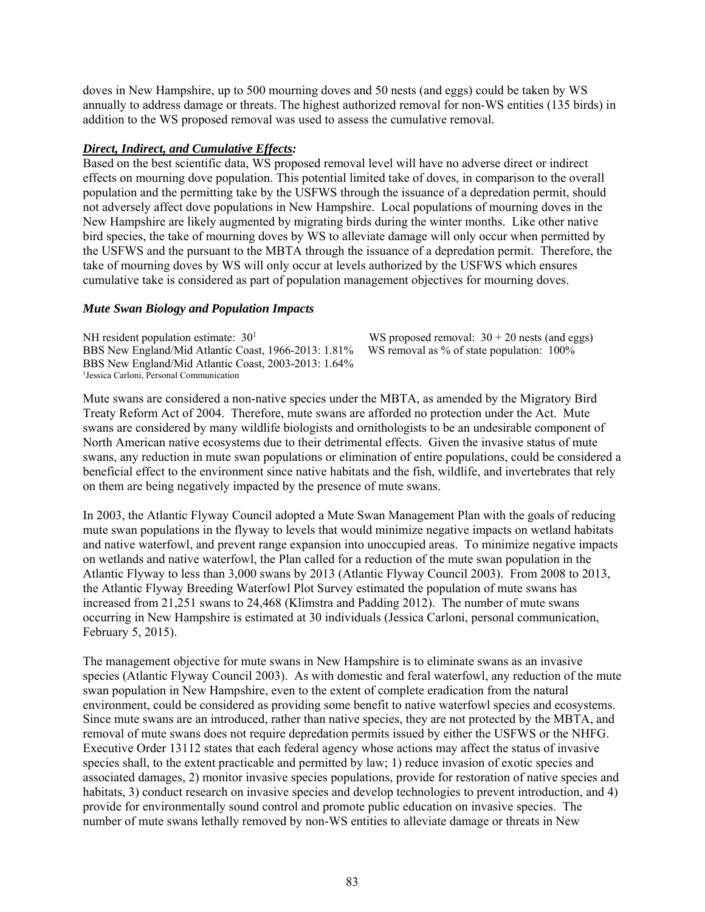doves in New Hampshire, up to 500 mourning doves and 50 nests (and eggs) could be taken by WS annually to address damage or threats. The highest authorized removal for non-WS entities (135 birds) in addition to the WS proposed removal was used to assess the cumulative removal.

***Direct, Indirect, and Cumulative Effects:***

Based on the best scientific data, WS proposed removal level will have no adverse direct or indirect effects on mourning dove population. This potential limited take of doves, in comparison to the overall population and the permitting take by the USFWS through the issuance of a depredation permit, should not adversely affect dove populations in New Hampshire. Local populations of mourning doves in the New Hampshire are likely augmented by migrating birds during the winter months. Like other native bird species, the take of mourning doves by WS to alleviate damage will only occur when permitted by the USFWS and the pursuant to the MBTA through the issuance of a depredation permit. Therefore, the take of mourning doves by WS will only occur at levels authorized by the USFWS which ensures cumulative take is considered as part of population management objectives for mourning doves.

### *Mute Swan Biology and Population Impacts*

NH resident population estimate: 30[1]
BBS New England/Mid Atlantic Coast, 1966-2013: 1.81%
BBS New England/Mid Atlantic Coast, 2003-2013: 1.64%

WS proposed removal: 30 + 20 nests (and eggs)
WS removal as % of state population: 100%

[1]Jessica Carloni, Personal Communication

Mute swans are considered a non-native species under the MBTA, as amended by the Migratory Bird Treaty Reform Act of 2004. Therefore, mute swans are afforded no protection under the Act. Mute swans are considered by many wildlife biologists and ornithologists to be an undesirable component of North American native ecosystems due to their detrimental effects. Given the invasive status of mute swans, any reduction in mute swan populations or elimination of entire populations, could be considered a beneficial effect to the environment since native habitats and the fish, wildlife, and invertebrates that rely on them are being negatively impacted by the presence of mute swans.

In 2003, the Atlantic Flyway Council adopted a Mute Swan Management Plan with the goals of reducing mute swan populations in the flyway to levels that would minimize negative impacts on wetland habitats and native waterfowl, and prevent range expansion into unoccupied areas. To minimize negative impacts on wetlands and native waterfowl, the Plan called for a reduction of the mute swan population in the Atlantic Flyway to less than 3,000 swans by 2013 (Atlantic Flyway Council 2003). From 2008 to 2013, the Atlantic Flyway Breeding Waterfowl Plot Survey estimated the population of mute swans has increased from 21,251 swans to 24,468 (Klimstra and Padding 2012). The number of mute swans occurring in New Hampshire is estimated at 30 individuals (Jessica Carloni, personal communication, February 5, 2015).

The management objective for mute swans in New Hampshire is to eliminate swans as an invasive species (Atlantic Flyway Council 2003). As with domestic and feral waterfowl, any reduction of the mute swan population in New Hampshire, even to the extent of complete eradication from the natural environment, could be considered as providing some benefit to native waterfowl species and ecosystems. Since mute swans are an introduced, rather than native species, they are not protected by the MBTA, and removal of mute swans does not require depredation permits issued by either the USFWS or the NHFG. Executive Order 13112 states that each federal agency whose actions may affect the status of invasive species shall, to the extent practicable and permitted by law; 1) reduce invasion of exotic species and associated damages, 2) monitor invasive species populations, provide for restoration of native species and habitats, 3) conduct research on invasive species and develop technologies to prevent introduction, and 4) provide for environmentally sound control and promote public education on invasive species. The number of mute swans lethally removed by non-WS entities to alleviate damage or threats in New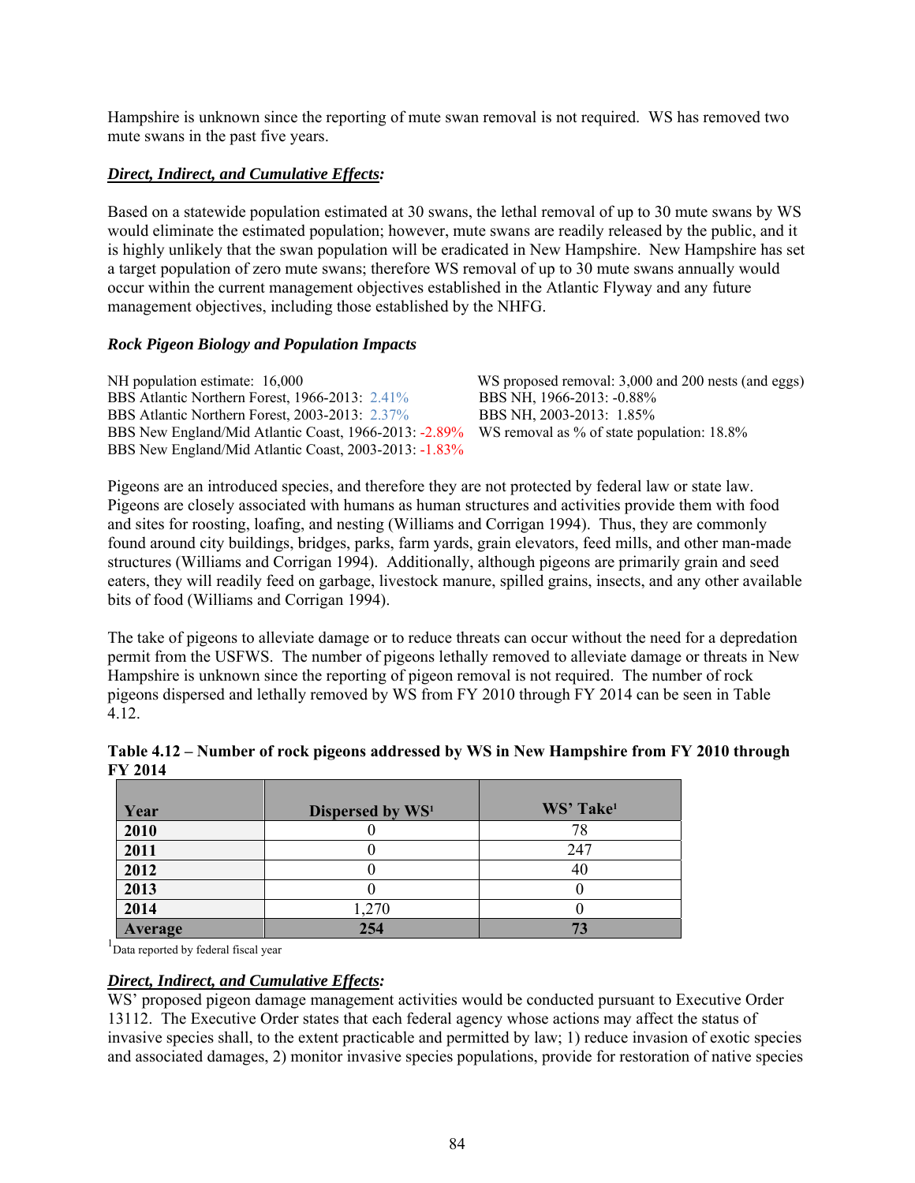Hampshire is unknown since the reporting of mute swan removal is not required. WS has removed two mute swans in the past five years.

***Direct, Indirect, and Cumulative Effects:***

Based on a statewide population estimated at 30 swans, the lethal removal of up to 30 mute swans by WS would eliminate the estimated population; however, mute swans are readily released by the public, and it is highly unlikely that the swan population will be eradicated in New Hampshire. New Hampshire has set a target population of zero mute swans; therefore WS removal of up to 30 mute swans annually would occur within the current management objectives established in the Atlantic Flyway and any future management objectives, including those established by the NHFG.

***Rock Pigeon Biology and Population Impacts***

NH population estimate: 16,000
BBS Atlantic Northern Forest, 1966-2013: 2.41%
BBS Atlantic Northern Forest, 2003-2013: 2.37%
BBS New England/Mid Atlantic Coast, 1966-2013: -2.89%
BBS New England/Mid Atlantic Coast, 2003-2013: -1.83%

WS proposed removal: 3,000 and 200 nests (and eggs)
BBS NH, 1966-2013: -0.88%
BBS NH, 2003-2013: 1.85%
WS removal as % of state population: 18.8%

Pigeons are an introduced species, and therefore they are not protected by federal law or state law. Pigeons are closely associated with humans as human structures and activities provide them with food and sites for roosting, loafing, and nesting (Williams and Corrigan 1994). Thus, they are commonly found around city buildings, bridges, parks, farm yards, grain elevators, feed mills, and other man-made structures (Williams and Corrigan 1994). Additionally, although pigeons are primarily grain and seed eaters, they will readily feed on garbage, livestock manure, spilled grains, insects, and any other available bits of food (Williams and Corrigan 1994).

The take of pigeons to alleviate damage or to reduce threats can occur without the need for a depredation permit from the USFWS. The number of pigeons lethally removed to alleviate damage or threats in New Hampshire is unknown since the reporting of pigeon removal is not required. The number of rock pigeons dispersed and lethally removed by WS from FY 2010 through FY 2014 can be seen in Table 4.12.

**Table 4.12 – Number of rock pigeons addressed by WS in New Hampshire from FY 2010 through FY 2014**

| Year | Dispersed by WS[1] | WS' Take[1] |
|---|---|---|
| **2010** | 0 | 78 |
| **2011** | 0 | 247 |
| **2012** | 0 | 40 |
| **2013** | 0 | 0 |
| **2014** | 1,270 | 0 |
| **Average** | **254** | **73** |

[1]Data reported by federal fiscal year

***Direct, Indirect, and Cumulative Effects:***

WS' proposed pigeon damage management activities would be conducted pursuant to Executive Order 13112. The Executive Order states that each federal agency whose actions may affect the status of invasive species shall, to the extent practicable and permitted by law; 1) reduce invasion of exotic species and associated damages, 2) monitor invasive species populations, provide for restoration of native species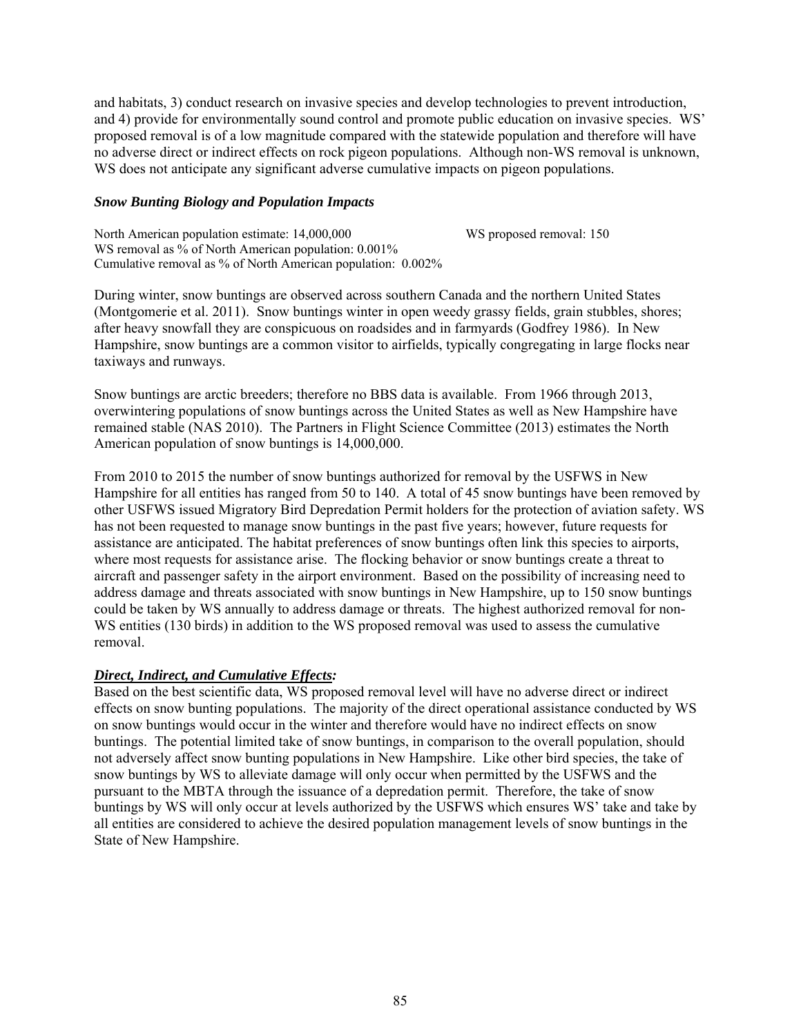and habitats, 3) conduct research on invasive species and develop technologies to prevent introduction, and 4) provide for environmentally sound control and promote public education on invasive species. WS' proposed removal is of a low magnitude compared with the statewide population and therefore will have no adverse direct or indirect effects on rock pigeon populations. Although non-WS removal is unknown, WS does not anticipate any significant adverse cumulative impacts on pigeon populations.

### *Snow Bunting Biology and Population Impacts*

North American population estimate: 14,000,000 WS proposed removal: 150
WS removal as % of North American population: 0.001%
Cumulative removal as % of North American population: 0.002%

During winter, snow buntings are observed across southern Canada and the northern United States (Montgomerie et al. 2011). Snow buntings winter in open weedy grassy fields, grain stubbles, shores; after heavy snowfall they are conspicuous on roadsides and in farmyards (Godfrey 1986). In New Hampshire, snow buntings are a common visitor to airfields, typically congregating in large flocks near taxiways and runways.

Snow buntings are arctic breeders; therefore no BBS data is available. From 1966 through 2013, overwintering populations of snow buntings across the United States as well as New Hampshire have remained stable (NAS 2010). The Partners in Flight Science Committee (2013) estimates the North American population of snow buntings is 14,000,000.

From 2010 to 2015 the number of snow buntings authorized for removal by the USFWS in New Hampshire for all entities has ranged from 50 to 140. A total of 45 snow buntings have been removed by other USFWS issued Migratory Bird Depredation Permit holders for the protection of aviation safety. WS has not been requested to manage snow buntings in the past five years; however, future requests for assistance are anticipated. The habitat preferences of snow buntings often link this species to airports, where most requests for assistance arise. The flocking behavior or snow buntings create a threat to aircraft and passenger safety in the airport environment. Based on the possibility of increasing need to address damage and threats associated with snow buntings in New Hampshire, up to 150 snow buntings could be taken by WS annually to address damage or threats. The highest authorized removal for non-WS entities (130 birds) in addition to the WS proposed removal was used to assess the cumulative removal.

***Direct, Indirect, and Cumulative Effects:***
Based on the best scientific data, WS proposed removal level will have no adverse direct or indirect effects on snow bunting populations. The majority of the direct operational assistance conducted by WS on snow buntings would occur in the winter and therefore would have no indirect effects on snow buntings. The potential limited take of snow buntings, in comparison to the overall population, should not adversely affect snow bunting populations in New Hampshire. Like other bird species, the take of snow buntings by WS to alleviate damage will only occur when permitted by the USFWS and the pursuant to the MBTA through the issuance of a depredation permit. Therefore, the take of snow buntings by WS will only occur at levels authorized by the USFWS which ensures WS' take and take by all entities are considered to achieve the desired population management levels of snow buntings in the State of New Hampshire.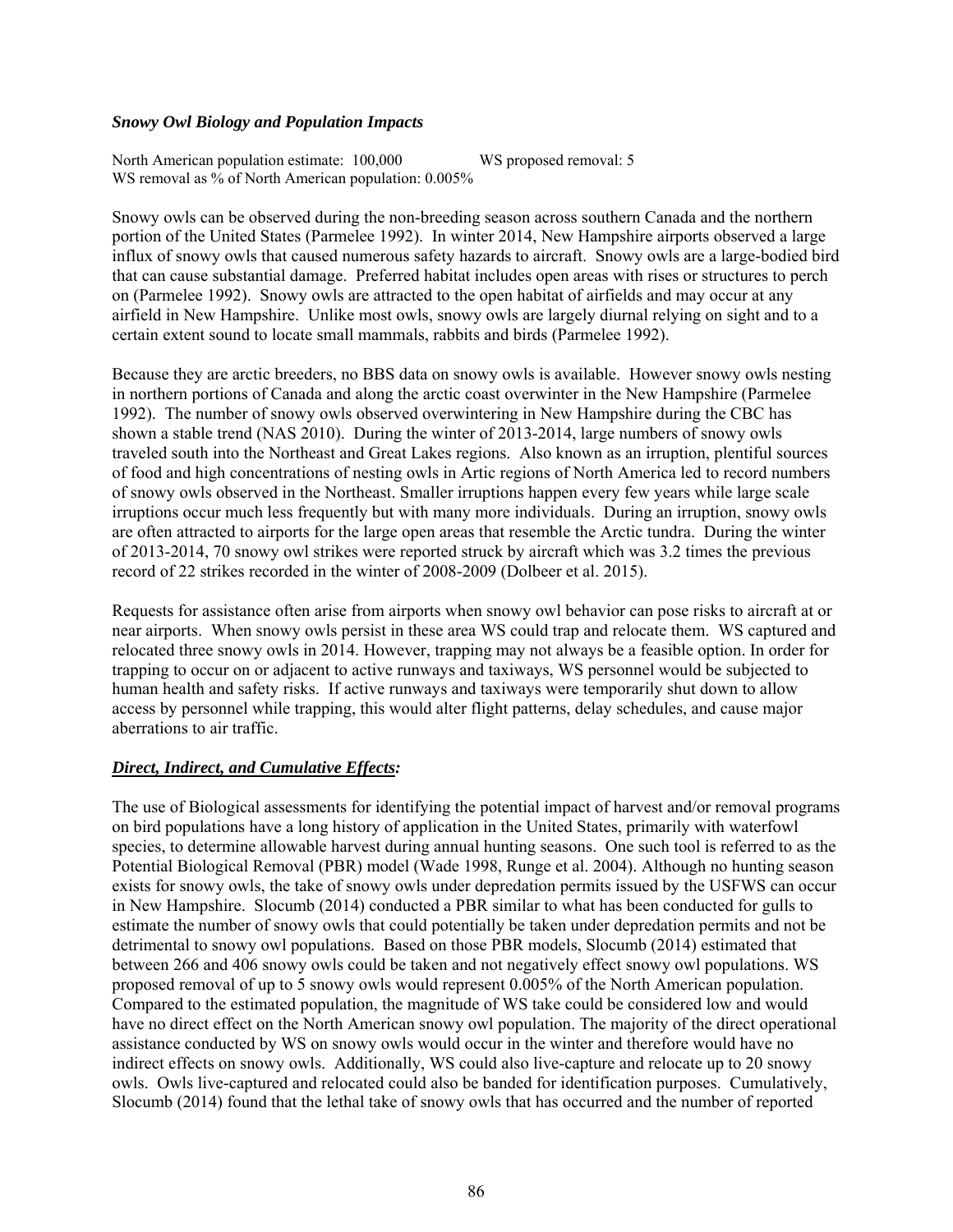### *Snowy Owl Biology and Population Impacts*

North American population estimate: 100,000 WS proposed removal: 5
WS removal as % of North American population: 0.005%

Snowy owls can be observed during the non-breeding season across southern Canada and the northern portion of the United States (Parmelee 1992). In winter 2014, New Hampshire airports observed a large influx of snowy owls that caused numerous safety hazards to aircraft. Snowy owls are a large-bodied bird that can cause substantial damage. Preferred habitat includes open areas with rises or structures to perch on (Parmelee 1992). Snowy owls are attracted to the open habitat of airfields and may occur at any airfield in New Hampshire. Unlike most owls, snowy owls are largely diurnal relying on sight and to a certain extent sound to locate small mammals, rabbits and birds (Parmelee 1992).

Because they are arctic breeders, no BBS data on snowy owls is available. However snowy owls nesting in northern portions of Canada and along the arctic coast overwinter in the New Hampshire (Parmelee 1992). The number of snowy owls observed overwintering in New Hampshire during the CBC has shown a stable trend (NAS 2010). During the winter of 2013-2014, large numbers of snowy owls traveled south into the Northeast and Great Lakes regions. Also known as an irruption, plentiful sources of food and high concentrations of nesting owls in Artic regions of North America led to record numbers of snowy owls observed in the Northeast. Smaller irruptions happen every few years while large scale irruptions occur much less frequently but with many more individuals. During an irruption, snowy owls are often attracted to airports for the large open areas that resemble the Arctic tundra. During the winter of 2013-2014, 70 snowy owl strikes were reported struck by aircraft which was 3.2 times the previous record of 22 strikes recorded in the winter of 2008-2009 (Dolbeer et al. 2015).

Requests for assistance often arise from airports when snowy owl behavior can pose risks to aircraft at or near airports. When snowy owls persist in these area WS could trap and relocate them. WS captured and relocated three snowy owls in 2014. However, trapping may not always be a feasible option. In order for trapping to occur on or adjacent to active runways and taxiways, WS personnel would be subjected to human health and safety risks. If active runways and taxiways were temporarily shut down to allow access by personnel while trapping, this would alter flight patterns, delay schedules, and cause major aberrations to air traffic.

***Direct, Indirect, and Cumulative Effects:***

The use of Biological assessments for identifying the potential impact of harvest and/or removal programs on bird populations have a long history of application in the United States, primarily with waterfowl species, to determine allowable harvest during annual hunting seasons. One such tool is referred to as the Potential Biological Removal (PBR) model (Wade 1998, Runge et al. 2004). Although no hunting season exists for snowy owls, the take of snowy owls under depredation permits issued by the USFWS can occur in New Hampshire. Slocumb (2014) conducted a PBR similar to what has been conducted for gulls to estimate the number of snowy owls that could potentially be taken under depredation permits and not be detrimental to snowy owl populations. Based on those PBR models, Slocumb (2014) estimated that between 266 and 406 snowy owls could be taken and not negatively effect snowy owl populations. WS proposed removal of up to 5 snowy owls would represent 0.005% of the North American population. Compared to the estimated population, the magnitude of WS take could be considered low and would have no direct effect on the North American snowy owl population. The majority of the direct operational assistance conducted by WS on snowy owls would occur in the winter and therefore would have no indirect effects on snowy owls. Additionally, WS could also live-capture and relocate up to 20 snowy owls. Owls live-captured and relocated could also be banded for identification purposes. Cumulatively, Slocumb (2014) found that the lethal take of snowy owls that has occurred and the number of reported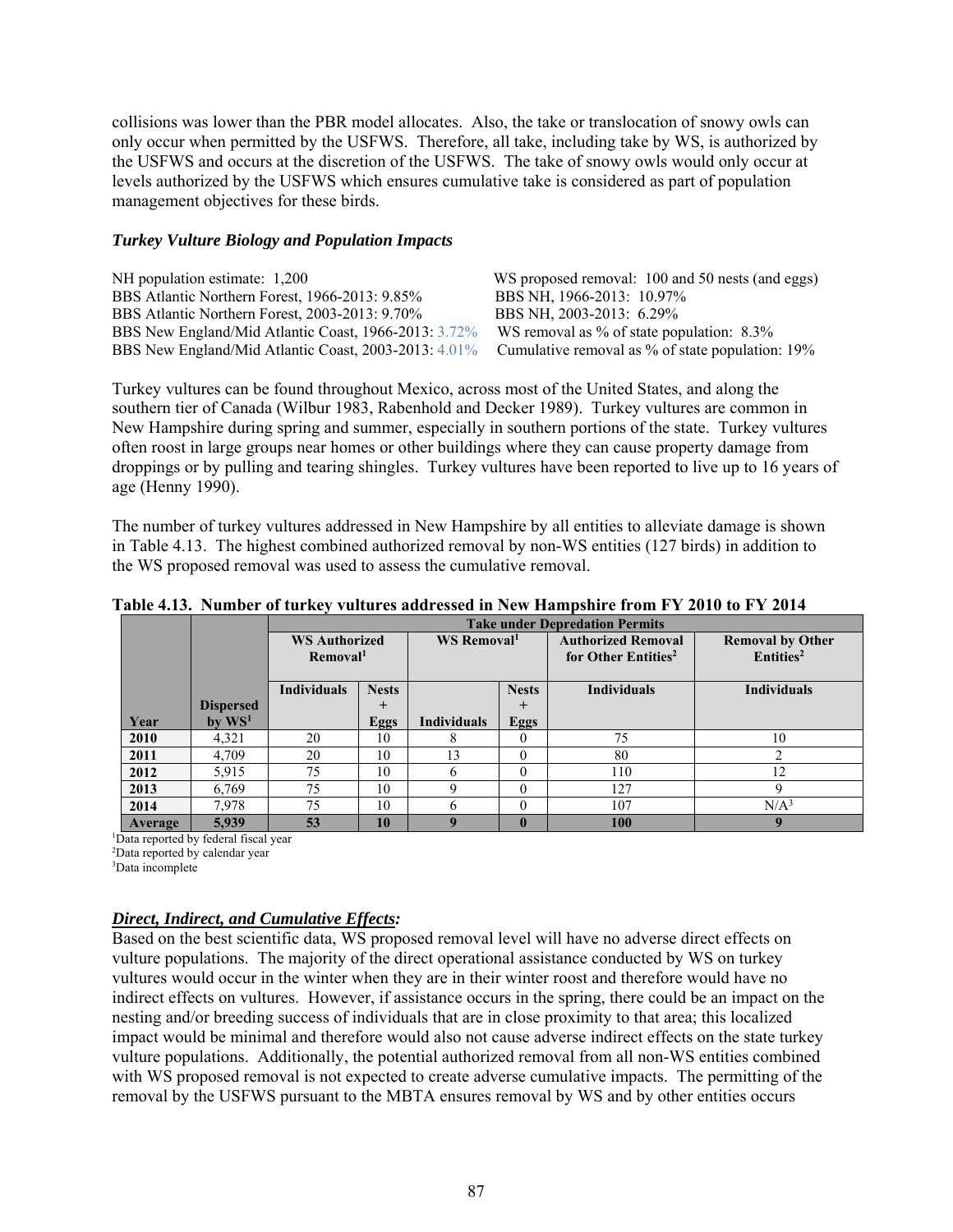collisions was lower than the PBR model allocates. Also, the take or translocation of snowy owls can only occur when permitted by the USFWS. Therefore, all take, including take by WS, is authorized by the USFWS and occurs at the discretion of the USFWS. The take of snowy owls would only occur at levels authorized by the USFWS which ensures cumulative take is considered as part of population management objectives for these birds.

### *Turkey Vulture Biology and Population Impacts*

NH population estimate: 1,200
BBS Atlantic Northern Forest, 1966-2013: 9.85%
BBS Atlantic Northern Forest, 2003-2013: 9.70%
BBS New England/Mid Atlantic Coast, 1966-2013: 3.72%
BBS New England/Mid Atlantic Coast, 2003-2013: 4.01%

WS proposed removal: 100 and 50 nests (and eggs)
BBS NH, 1966-2013: 10.97%
BBS NH, 2003-2013: 6.29%
WS removal as % of state population: 8.3%
Cumulative removal as % of state population: 19%

Turkey vultures can be found throughout Mexico, across most of the United States, and along the southern tier of Canada (Wilbur 1983, Rabenhold and Decker 1989). Turkey vultures are common in New Hampshire during spring and summer, especially in southern portions of the state. Turkey vultures often roost in large groups near homes or other buildings where they can cause property damage from droppings or by pulling and tearing shingles. Turkey vultures have been reported to live up to 16 years of age (Henny 1990).

The number of turkey vultures addressed in New Hampshire by all entities to alleviate damage is shown in Table 4.13. The highest combined authorized removal by non-WS entities (127 birds) in addition to the WS proposed removal was used to assess the cumulative removal.

**Table 4.13. Number of turkey vultures addressed in New Hampshire from FY 2010 to FY 2014**

| | | Take under Depredation Permits | | | | | |
|---|---|---|---|---|---|---|---|
| | | WS Authorized Removal[1] | | WS Removal[1] | | Authorized Removal for Other Entities[2] | Removal by Other Entities[2] |
| Year | Dispersed by WS[1] | Individuals | Nests + Eggs | Individuals | Nests + Eggs | Individuals | Individuals |
| 2010 | 4,321 | 20 | 10 | 8 | 0 | 75 | 10 |
| 2011 | 4,709 | 20 | 10 | 13 | 0 | 80 | 2 |
| 2012 | 5,915 | 75 | 10 | 6 | 0 | 110 | 12 |
| 2013 | 6,769 | 75 | 10 | 9 | 0 | 127 | 9 |
| 2014 | 7,978 | 75 | 10 | 6 | 0 | 107 | N/A[3] |
| **Average** | **5,939** | **53** | **10** | **9** | **0** | **100** | **9** |

[1]Data reported by federal fiscal year
[2]Data reported by calendar year
[3]Data incomplete

### ***Direct, Indirect, and Cumulative Effects:***

Based on the best scientific data, WS proposed removal level will have no adverse direct effects on vulture populations. The majority of the direct operational assistance conducted by WS on turkey vultures would occur in the winter when they are in their winter roost and therefore would have no indirect effects on vultures. However, if assistance occurs in the spring, there could be an impact on the nesting and/or breeding success of individuals that are in close proximity to that area; this localized impact would be minimal and therefore would also not cause adverse indirect effects on the state turkey vulture populations. Additionally, the potential authorized removal from all non-WS entities combined with WS proposed removal is not expected to create adverse cumulative impacts. The permitting of the removal by the USFWS pursuant to the MBTA ensures removal by WS and by other entities occurs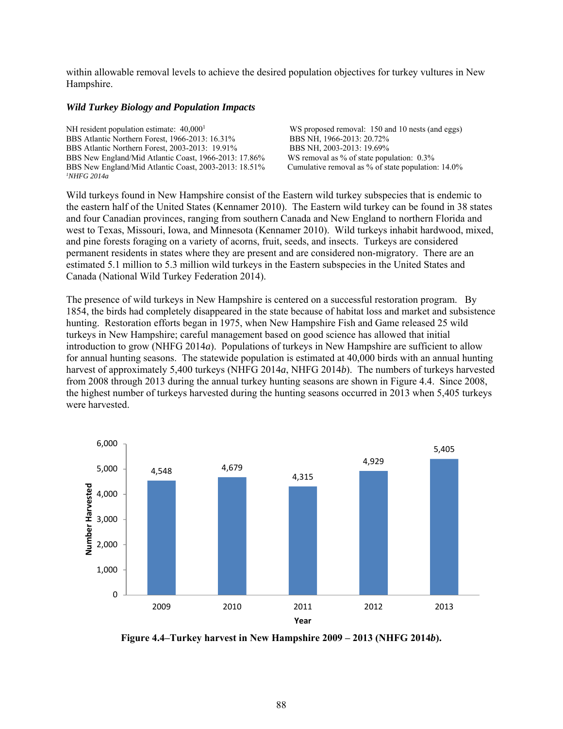within allowable removal levels to achieve the desired population objectives for turkey vultures in New Hampshire.

### *Wild Turkey Biology and Population Impacts*

NH resident population estimate: 40,000[1]
BBS Atlantic Northern Forest, 1966-2013: 16.31%
BBS Atlantic Northern Forest, 2003-2013: 19.91%
BBS New England/Mid Atlantic Coast, 1966-2013: 17.86%
BBS New England/Mid Atlantic Coast, 2003-2013: 18.51%
[1]*NHFG 2014a*

WS proposed removal: 150 and 10 nests (and eggs)
BBS NH, 1966-2013: 20.72%
BBS NH, 2003-2013: 19.69%
WS removal as % of state population: 0.3%
Cumulative removal as % of state population: 14.0%

Wild turkeys found in New Hampshire consist of the Eastern wild turkey subspecies that is endemic to the eastern half of the United States (Kennamer 2010). The Eastern wild turkey can be found in 38 states and four Canadian provinces, ranging from southern Canada and New England to northern Florida and west to Texas, Missouri, Iowa, and Minnesota (Kennamer 2010). Wild turkeys inhabit hardwood, mixed, and pine forests foraging on a variety of acorns, fruit, seeds, and insects. Turkeys are considered permanent residents in states where they are present and are considered non-migratory. There are an estimated 5.1 million to 5.3 million wild turkeys in the Eastern subspecies in the United States and Canada (National Wild Turkey Federation 2014).

The presence of wild turkeys in New Hampshire is centered on a successful restoration program. By 1854, the birds had completely disappeared in the state because of habitat loss and market and subsistence hunting. Restoration efforts began in 1975, when New Hampshire Fish and Game released 25 wild turkeys in New Hampshire; careful management based on good science has allowed that initial introduction to grow (NHFG 2014*a*). Populations of turkeys in New Hampshire are sufficient to allow for annual hunting seasons. The statewide population is estimated at 40,000 birds with an annual hunting harvest of approximately 5,400 turkeys (NHFG 2014*a*, NHFG 2014*b*). The numbers of turkeys harvested from 2008 through 2013 during the annual turkey hunting seasons are shown in Figure 4.4. Since 2008, the highest number of turkeys harvested during the hunting seasons occurred in 2013 when 5,405 turkeys were harvested.

| Year | Number Harvested |
|---|---|
| 2009 | 4,548 |
| 2010 | 4,679 |
| 2011 | 4,315 |
| 2012 | 4,929 |
| 2013 | 5,405 |

**Figure 4.4–Turkey harvest in New Hampshire 2009 – 2013 (NHFG 2014*b*).**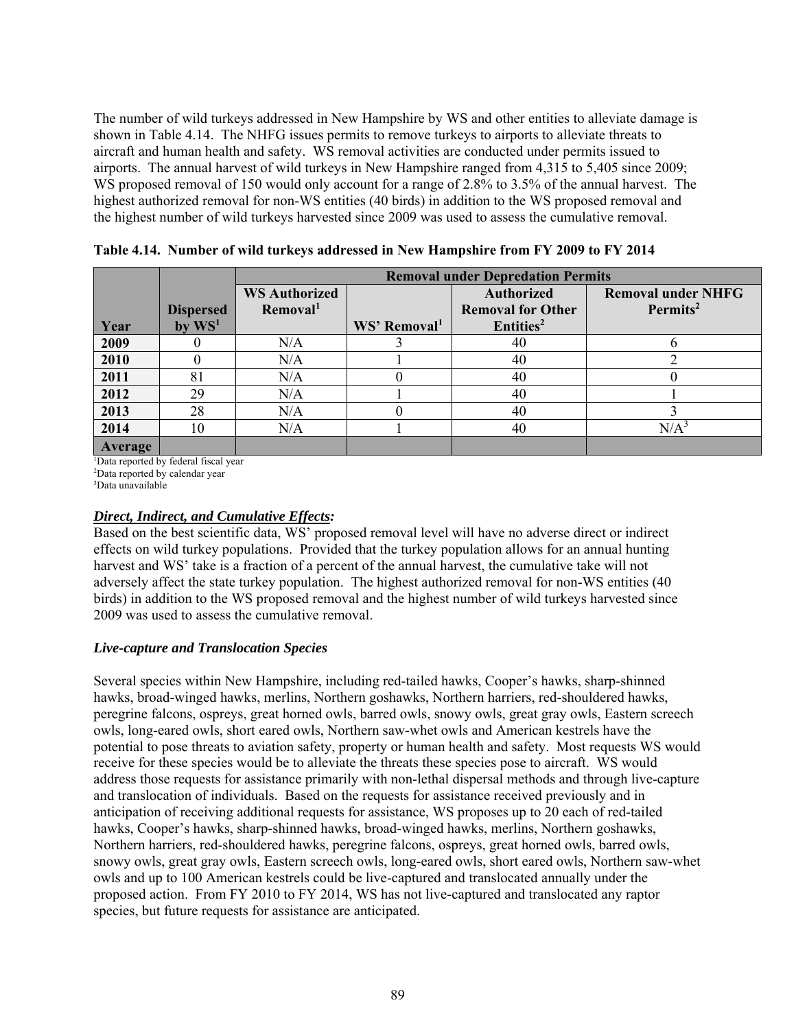The number of wild turkeys addressed in New Hampshire by WS and other entities to alleviate damage is shown in Table 4.14. The NHFG issues permits to remove turkeys to airports to alleviate threats to aircraft and human health and safety. WS removal activities are conducted under permits issued to airports. The annual harvest of wild turkeys in New Hampshire ranged from 4,315 to 5,405 since 2009; WS proposed removal of 150 would only account for a range of 2.8% to 3.5% of the annual harvest. The highest authorized removal for non-WS entities (40 birds) in addition to the WS proposed removal and the highest number of wild turkeys harvested since 2009 was used to assess the cumulative removal.

**Table 4.14. Number of wild turkeys addressed in New Hampshire from FY 2009 to FY 2014**

| | | Removal under Depredation Permits | | | |
|---|---|---|---|---|---|
| Year | Dispersed by WS[1] | WS Authorized Removal[1] | WS' Removal[1] | Authorized Removal for Other Entities[2] | Removal under NHFG Permits[2] |
| 2009 | 0 | N/A | 3 | 40 | 6 |
| 2010 | 0 | N/A | 1 | 40 | 2 |
| 2011 | 81 | N/A | 0 | 40 | 0 |
| 2012 | 29 | N/A | 1 | 40 | 1 |
| 2013 | 28 | N/A | 0 | 40 | 3 |
| 2014 | 10 | N/A | 1 | 40 | N/A[3] |
| Average | | | | | |

[1]Data reported by federal fiscal year
[2]Data reported by calendar year
[3]Data unavailable

***Direct, Indirect, and Cumulative Effects:***

Based on the best scientific data, WS' proposed removal level will have no adverse direct or indirect effects on wild turkey populations. Provided that the turkey population allows for an annual hunting harvest and WS' take is a fraction of a percent of the annual harvest, the cumulative take will not adversely affect the state turkey population. The highest authorized removal for non-WS entities (40 birds) in addition to the WS proposed removal and the highest number of wild turkeys harvested since 2009 was used to assess the cumulative removal.

***Live-capture and Translocation Species***

Several species within New Hampshire, including red-tailed hawks, Cooper's hawks, sharp-shinned hawks, broad-winged hawks, merlins, Northern goshawks, Northern harriers, red-shouldered hawks, peregrine falcons, ospreys, great horned owls, barred owls, snowy owls, great gray owls, Eastern screech owls, long-eared owls, short eared owls, Northern saw-whet owls and American kestrels have the potential to pose threats to aviation safety, property or human health and safety. Most requests WS would receive for these species would be to alleviate the threats these species pose to aircraft. WS would address those requests for assistance primarily with non-lethal dispersal methods and through live-capture and translocation of individuals. Based on the requests for assistance received previously and in anticipation of receiving additional requests for assistance, WS proposes up to 20 each of red-tailed hawks, Cooper's hawks, sharp-shinned hawks, broad-winged hawks, merlins, Northern goshawks, Northern harriers, red-shouldered hawks, peregrine falcons, ospreys, great horned owls, barred owls, snowy owls, great gray owls, Eastern screech owls, long-eared owls, short eared owls, Northern saw-whet owls and up to 100 American kestrels could be live-captured and translocated annually under the proposed action. From FY 2010 to FY 2014, WS has not live-captured and translocated any raptor species, but future requests for assistance are anticipated.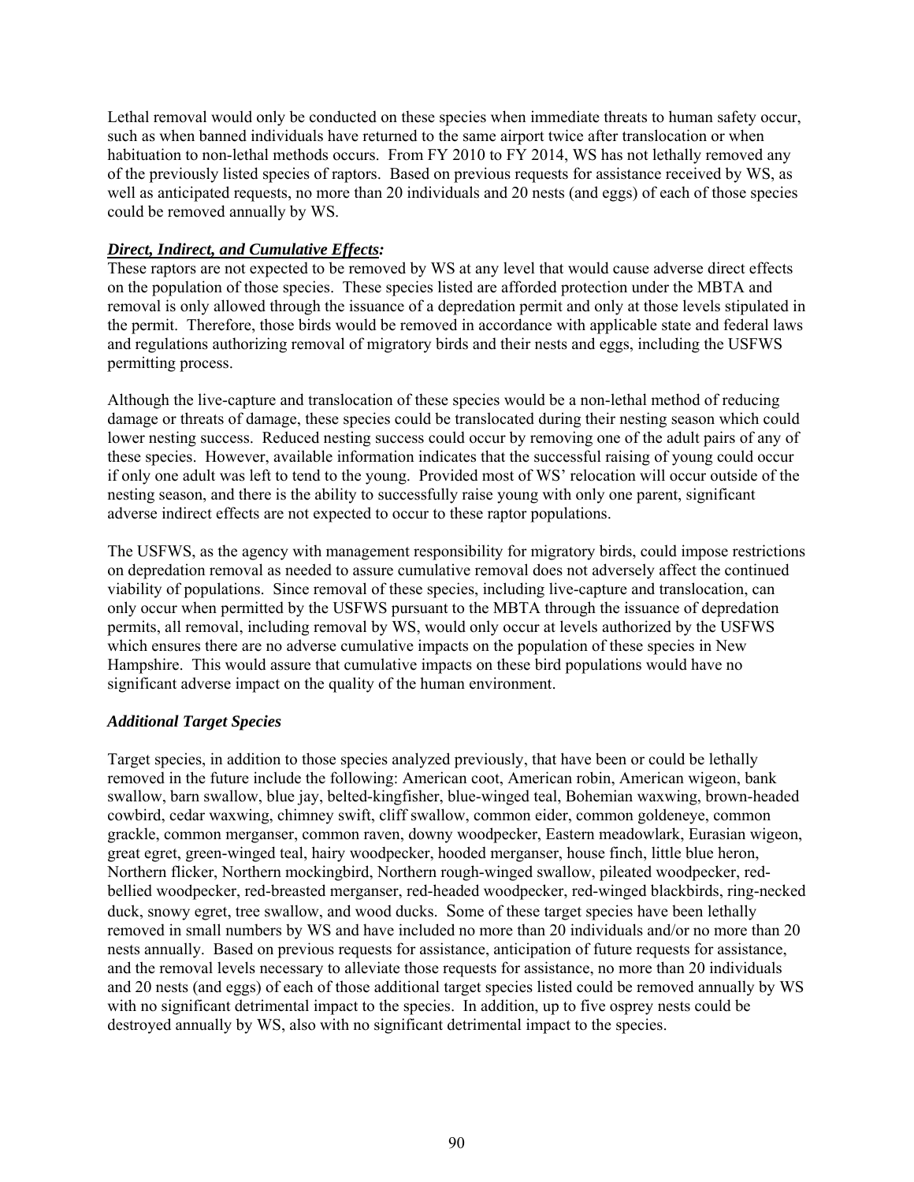Lethal removal would only be conducted on these species when immediate threats to human safety occur, such as when banned individuals have returned to the same airport twice after translocation or when habituation to non-lethal methods occurs. From FY 2010 to FY 2014, WS has not lethally removed any of the previously listed species of raptors. Based on previous requests for assistance received by WS, as well as anticipated requests, no more than 20 individuals and 20 nests (and eggs) of each of those species could be removed annually by WS.

***Direct, Indirect, and Cumulative Effects:***

These raptors are not expected to be removed by WS at any level that would cause adverse direct effects on the population of those species. These species listed are afforded protection under the MBTA and removal is only allowed through the issuance of a depredation permit and only at those levels stipulated in the permit. Therefore, those birds would be removed in accordance with applicable state and federal laws and regulations authorizing removal of migratory birds and their nests and eggs, including the USFWS permitting process.

Although the live-capture and translocation of these species would be a non-lethal method of reducing damage or threats of damage, these species could be translocated during their nesting season which could lower nesting success. Reduced nesting success could occur by removing one of the adult pairs of any of these species. However, available information indicates that the successful raising of young could occur if only one adult was left to tend to the young. Provided most of WS' relocation will occur outside of the nesting season, and there is the ability to successfully raise young with only one parent, significant adverse indirect effects are not expected to occur to these raptor populations.

The USFWS, as the agency with management responsibility for migratory birds, could impose restrictions on depredation removal as needed to assure cumulative removal does not adversely affect the continued viability of populations. Since removal of these species, including live-capture and translocation, can only occur when permitted by the USFWS pursuant to the MBTA through the issuance of depredation permits, all removal, including removal by WS, would only occur at levels authorized by the USFWS which ensures there are no adverse cumulative impacts on the population of these species in New Hampshire. This would assure that cumulative impacts on these bird populations would have no significant adverse impact on the quality of the human environment.

***Additional Target Species***

Target species, in addition to those species analyzed previously, that have been or could be lethally removed in the future include the following: American coot, American robin, American wigeon, bank swallow, barn swallow, blue jay, belted-kingfisher, blue-winged teal, Bohemian waxwing, brown-headed cowbird, cedar waxwing, chimney swift, cliff swallow, common eider, common goldeneye, common grackle, common merganser, common raven, downy woodpecker, Eastern meadowlark, Eurasian wigeon, great egret, green-winged teal, hairy woodpecker, hooded merganser, house finch, little blue heron, Northern flicker, Northern mockingbird, Northern rough-winged swallow, pileated woodpecker, red-bellied woodpecker, red-breasted merganser, red-headed woodpecker, red-winged blackbirds, ring-necked duck, snowy egret, tree swallow, and wood ducks. Some of these target species have been lethally removed in small numbers by WS and have included no more than 20 individuals and/or no more than 20 nests annually. Based on previous requests for assistance, anticipation of future requests for assistance, and the removal levels necessary to alleviate those requests for assistance, no more than 20 individuals and 20 nests (and eggs) of each of those additional target species listed could be removed annually by WS with no significant detrimental impact to the species. In addition, up to five osprey nests could be destroyed annually by WS, also with no significant detrimental impact to the species.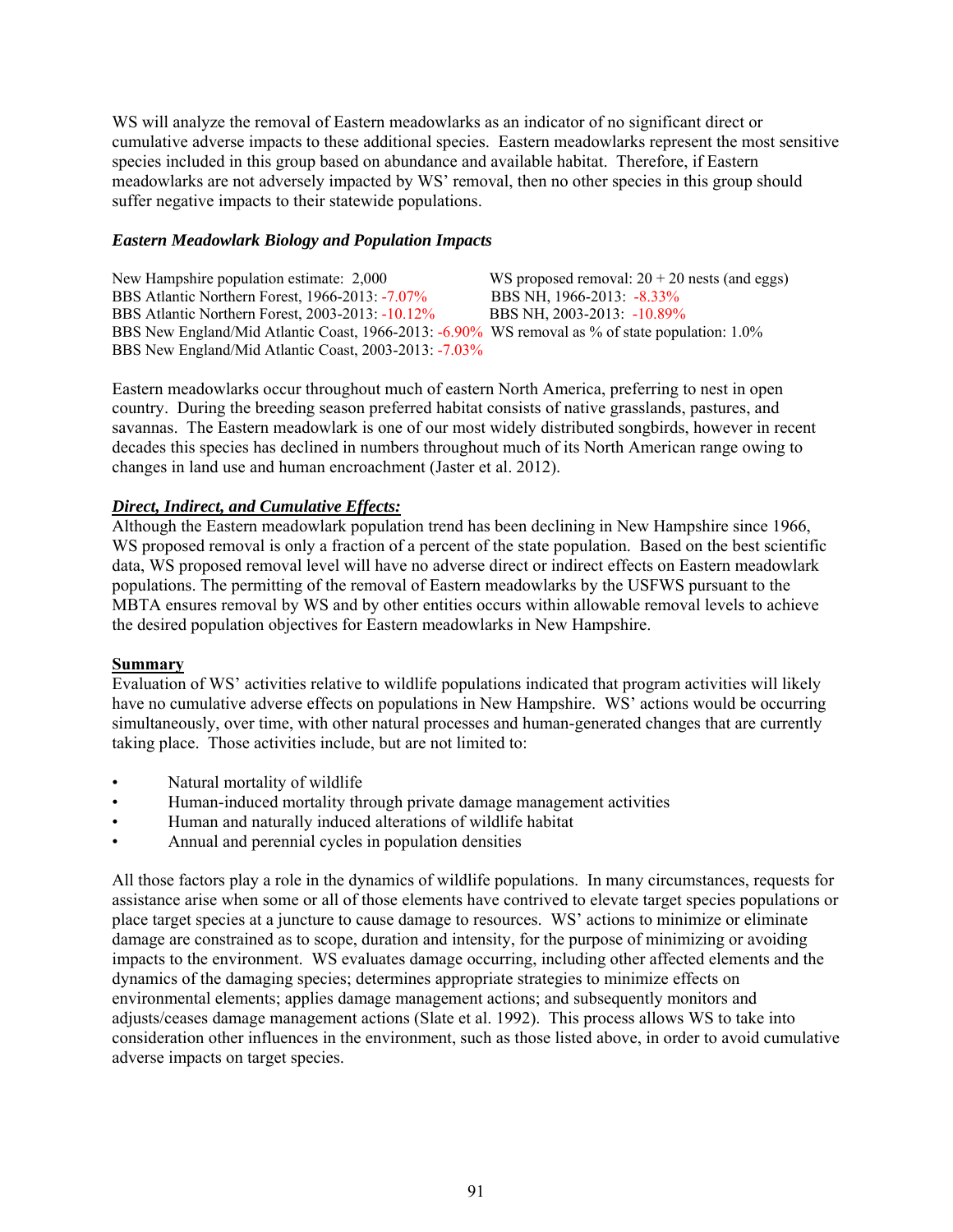WS will analyze the removal of Eastern meadowlarks as an indicator of no significant direct or cumulative adverse impacts to these additional species. Eastern meadowlarks represent the most sensitive species included in this group based on abundance and available habitat. Therefore, if Eastern meadowlarks are not adversely impacted by WS' removal, then no other species in this group should suffer negative impacts to their statewide populations.

### *Eastern Meadowlark Biology and Population Impacts*

| | |
|---|---|
| New Hampshire population estimate: 2,000 | WS proposed removal: 20 + 20 nests (and eggs) |
| BBS Atlantic Northern Forest, 1966-2013: -7.07% | BBS NH, 1966-2013: -8.33% |
| BBS Atlantic Northern Forest, 2003-2013: -10.12% | BBS NH, 2003-2013: -10.89% |
| BBS New England/Mid Atlantic Coast, 1966-2013: -6.90% | WS removal as % of state population: 1.0% |
| BBS New England/Mid Atlantic Coast, 2003-2013: -7.03% | |

Eastern meadowlarks occur throughout much of eastern North America, preferring to nest in open country. During the breeding season preferred habitat consists of native grasslands, pastures, and savannas. The Eastern meadowlark is one of our most widely distributed songbirds, however in recent decades this species has declined in numbers throughout much of its North American range owing to changes in land use and human encroachment (Jaster et al. 2012).

***Direct, Indirect, and Cumulative Effects:***

Although the Eastern meadowlark population trend has been declining in New Hampshire since 1966, WS proposed removal is only a fraction of a percent of the state population. Based on the best scientific data, WS proposed removal level will have no adverse direct or indirect effects on Eastern meadowlark populations. The permitting of the removal of Eastern meadowlarks by the USFWS pursuant to the MBTA ensures removal by WS and by other entities occurs within allowable removal levels to achieve the desired population objectives for Eastern meadowlarks in New Hampshire.

**Summary**

Evaluation of WS' activities relative to wildlife populations indicated that program activities will likely have no cumulative adverse effects on populations in New Hampshire. WS' actions would be occurring simultaneously, over time, with other natural processes and human-generated changes that are currently taking place. Those activities include, but are not limited to:

- Natural mortality of wildlife
- Human-induced mortality through private damage management activities
- Human and naturally induced alterations of wildlife habitat
- Annual and perennial cycles in population densities

All those factors play a role in the dynamics of wildlife populations. In many circumstances, requests for assistance arise when some or all of those elements have contrived to elevate target species populations or place target species at a juncture to cause damage to resources. WS' actions to minimize or eliminate damage are constrained as to scope, duration and intensity, for the purpose of minimizing or avoiding impacts to the environment. WS evaluates damage occurring, including other affected elements and the dynamics of the damaging species; determines appropriate strategies to minimize effects on environmental elements; applies damage management actions; and subsequently monitors and adjusts/ceases damage management actions (Slate et al. 1992). This process allows WS to take into consideration other influences in the environment, such as those listed above, in order to avoid cumulative adverse impacts on target species.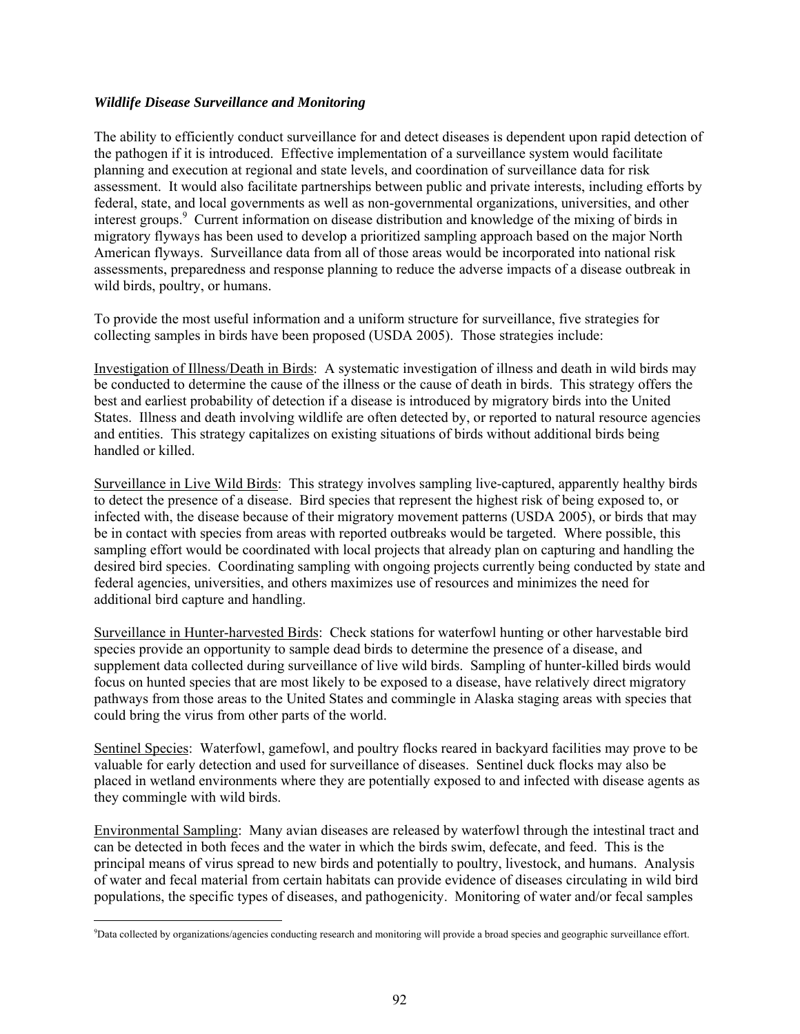***Wildlife Disease Surveillance and Monitoring***

The ability to efficiently conduct surveillance for and detect diseases is dependent upon rapid detection of the pathogen if it is introduced. Effective implementation of a surveillance system would facilitate planning and execution at regional and state levels, and coordination of surveillance data for risk assessment. It would also facilitate partnerships between public and private interests, including efforts by federal, state, and local governments as well as non-governmental organizations, universities, and other interest groups.[9] Current information on disease distribution and knowledge of the mixing of birds in migratory flyways has been used to develop a prioritized sampling approach based on the major North American flyways. Surveillance data from all of those areas would be incorporated into national risk assessments, preparedness and response planning to reduce the adverse impacts of a disease outbreak in wild birds, poultry, or humans.

To provide the most useful information and a uniform structure for surveillance, five strategies for collecting samples in birds have been proposed (USDA 2005). Those strategies include:

<u>Investigation of Illness/Death in Birds</u>: A systematic investigation of illness and death in wild birds may be conducted to determine the cause of the illness or the cause of death in birds. This strategy offers the best and earliest probability of detection if a disease is introduced by migratory birds into the United States. Illness and death involving wildlife are often detected by, or reported to natural resource agencies and entities. This strategy capitalizes on existing situations of birds without additional birds being handled or killed.

<u>Surveillance in Live Wild Birds</u>: This strategy involves sampling live-captured, apparently healthy birds to detect the presence of a disease. Bird species that represent the highest risk of being exposed to, or infected with, the disease because of their migratory movement patterns (USDA 2005), or birds that may be in contact with species from areas with reported outbreaks would be targeted. Where possible, this sampling effort would be coordinated with local projects that already plan on capturing and handling the desired bird species. Coordinating sampling with ongoing projects currently being conducted by state and federal agencies, universities, and others maximizes use of resources and minimizes the need for additional bird capture and handling.

<u>Surveillance in Hunter-harvested Birds</u>: Check stations for waterfowl hunting or other harvestable bird species provide an opportunity to sample dead birds to determine the presence of a disease, and supplement data collected during surveillance of live wild birds. Sampling of hunter-killed birds would focus on hunted species that are most likely to be exposed to a disease, have relatively direct migratory pathways from those areas to the United States and commingle in Alaska staging areas with species that could bring the virus from other parts of the world.

<u>Sentinel Species</u>: Waterfowl, gamefowl, and poultry flocks reared in backyard facilities may prove to be valuable for early detection and used for surveillance of diseases. Sentinel duck flocks may also be placed in wetland environments where they are potentially exposed to and infected with disease agents as they commingle with wild birds.

<u>Environmental Sampling</u>: Many avian diseases are released by waterfowl through the intestinal tract and can be detected in both feces and the water in which the birds swim, defecate, and feed. This is the principal means of virus spread to new birds and potentially to poultry, livestock, and humans. Analysis of water and fecal material from certain habitats can provide evidence of diseases circulating in wild bird populations, the specific types of diseases, and pathogenicity. Monitoring of water and/or fecal samples

[9]Data collected by organizations/agencies conducting research and monitoring will provide a broad species and geographic surveillance effort.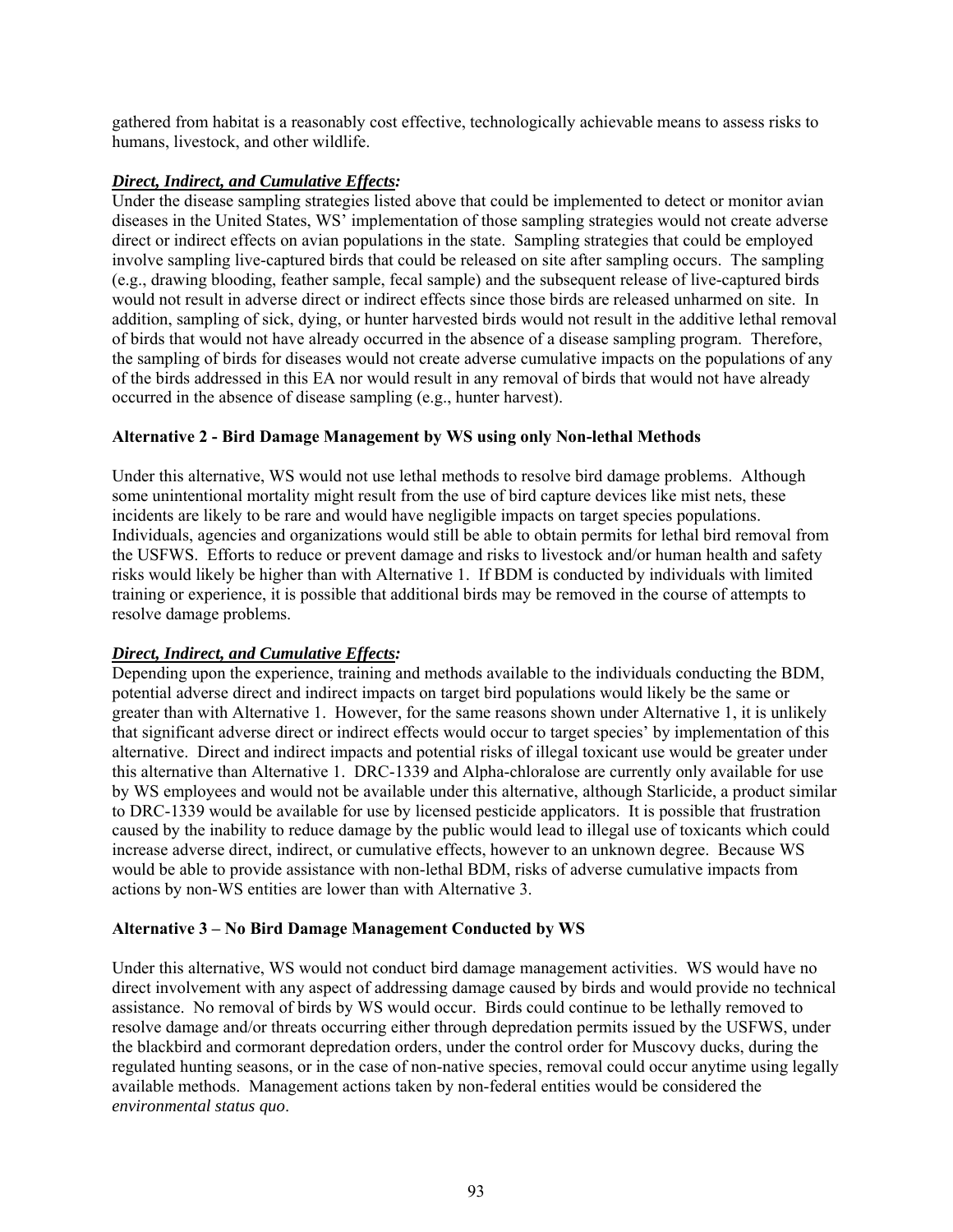gathered from habitat is a reasonably cost effective, technologically achievable means to assess risks to humans, livestock, and other wildlife.

***Direct, Indirect, and Cumulative Effects:***
Under the disease sampling strategies listed above that could be implemented to detect or monitor avian diseases in the United States, WS' implementation of those sampling strategies would not create adverse direct or indirect effects on avian populations in the state. Sampling strategies that could be employed involve sampling live-captured birds that could be released on site after sampling occurs. The sampling (e.g., drawing blooding, feather sample, fecal sample) and the subsequent release of live-captured birds would not result in adverse direct or indirect effects since those birds are released unharmed on site. In addition, sampling of sick, dying, or hunter harvested birds would not result in the additive lethal removal of birds that would not have already occurred in the absence of a disease sampling program. Therefore, the sampling of birds for diseases would not create adverse cumulative impacts on the populations of any of the birds addressed in this EA nor would result in any removal of birds that would not have already occurred in the absence of disease sampling (e.g., hunter harvest).

**Alternative 2 - Bird Damage Management by WS using only Non-lethal Methods**

Under this alternative, WS would not use lethal methods to resolve bird damage problems. Although some unintentional mortality might result from the use of bird capture devices like mist nets, these incidents are likely to be rare and would have negligible impacts on target species populations. Individuals, agencies and organizations would still be able to obtain permits for lethal bird removal from the USFWS. Efforts to reduce or prevent damage and risks to livestock and/or human health and safety risks would likely be higher than with Alternative 1. If BDM is conducted by individuals with limited training or experience, it is possible that additional birds may be removed in the course of attempts to resolve damage problems.

***Direct, Indirect, and Cumulative Effects:***
Depending upon the experience, training and methods available to the individuals conducting the BDM, potential adverse direct and indirect impacts on target bird populations would likely be the same or greater than with Alternative 1. However, for the same reasons shown under Alternative 1, it is unlikely that significant adverse direct or indirect effects would occur to target species' by implementation of this alternative. Direct and indirect impacts and potential risks of illegal toxicant use would be greater under this alternative than Alternative 1. DRC-1339 and Alpha-chloralose are currently only available for use by WS employees and would not be available under this alternative, although Starlicide, a product similar to DRC-1339 would be available for use by licensed pesticide applicators. It is possible that frustration caused by the inability to reduce damage by the public would lead to illegal use of toxicants which could increase adverse direct, indirect, or cumulative effects, however to an unknown degree. Because WS would be able to provide assistance with non-lethal BDM, risks of adverse cumulative impacts from actions by non-WS entities are lower than with Alternative 3.

**Alternative 3 – No Bird Damage Management Conducted by WS**

Under this alternative, WS would not conduct bird damage management activities. WS would have no direct involvement with any aspect of addressing damage caused by birds and would provide no technical assistance. No removal of birds by WS would occur. Birds could continue to be lethally removed to resolve damage and/or threats occurring either through depredation permits issued by the USFWS, under the blackbird and cormorant depredation orders, under the control order for Muscovy ducks, during the regulated hunting seasons, or in the case of non-native species, removal could occur anytime using legally available methods. Management actions taken by non-federal entities would be considered the *environmental status quo*.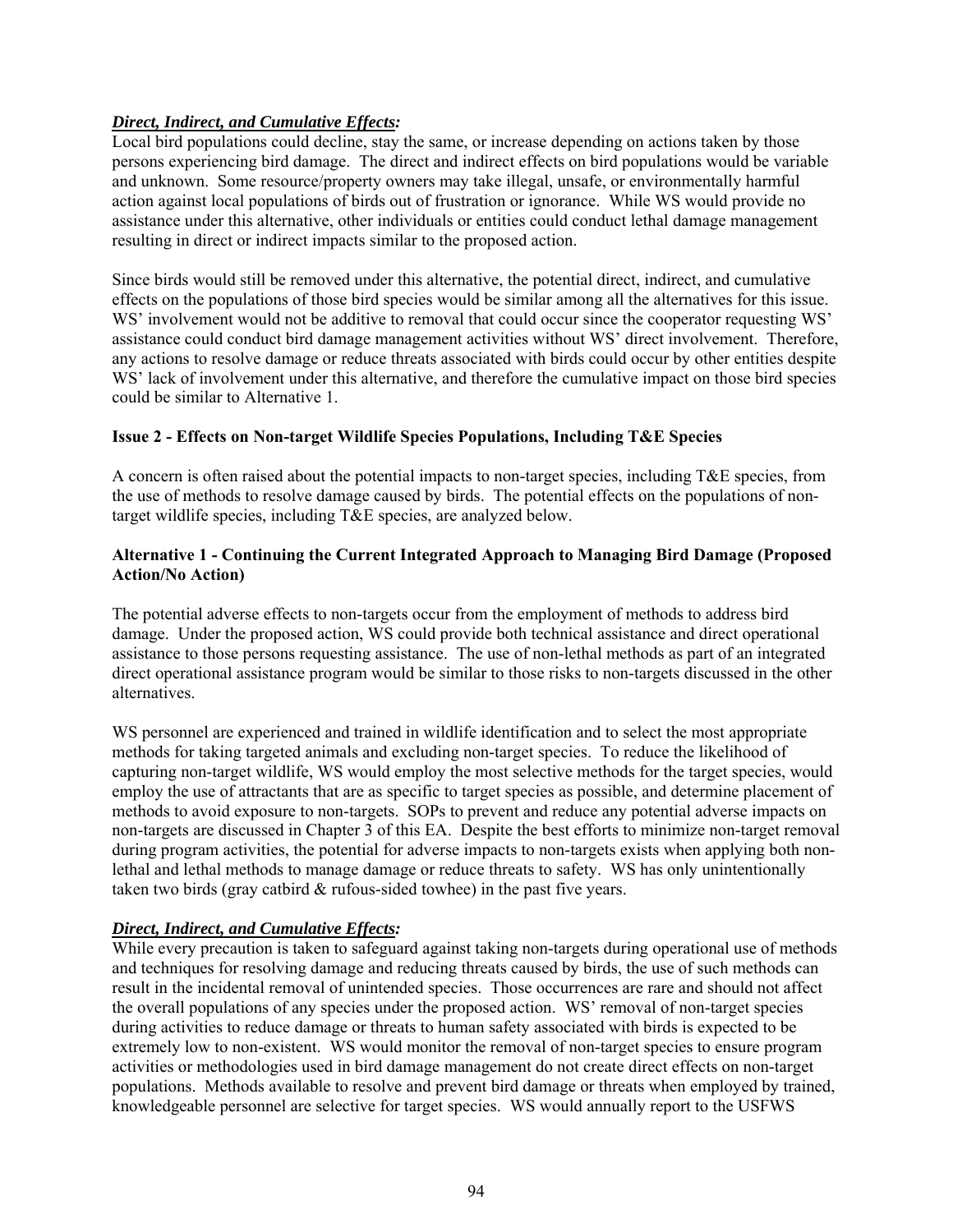***Direct, Indirect, and Cumulative Effects:***

Local bird populations could decline, stay the same, or increase depending on actions taken by those persons experiencing bird damage. The direct and indirect effects on bird populations would be variable and unknown. Some resource/property owners may take illegal, unsafe, or environmentally harmful action against local populations of birds out of frustration or ignorance. While WS would provide no assistance under this alternative, other individuals or entities could conduct lethal damage management resulting in direct or indirect impacts similar to the proposed action.

Since birds would still be removed under this alternative, the potential direct, indirect, and cumulative effects on the populations of those bird species would be similar among all the alternatives for this issue. WS' involvement would not be additive to removal that could occur since the cooperator requesting WS' assistance could conduct bird damage management activities without WS' direct involvement. Therefore, any actions to resolve damage or reduce threats associated with birds could occur by other entities despite WS' lack of involvement under this alternative, and therefore the cumulative impact on those bird species could be similar to Alternative 1.

**Issue 2 - Effects on Non-target Wildlife Species Populations, Including T&E Species**

A concern is often raised about the potential impacts to non-target species, including T&E species, from the use of methods to resolve damage caused by birds. The potential effects on the populations of non-target wildlife species, including T&E species, are analyzed below.

**Alternative 1 - Continuing the Current Integrated Approach to Managing Bird Damage (Proposed Action/No Action)**

The potential adverse effects to non-targets occur from the employment of methods to address bird damage. Under the proposed action, WS could provide both technical assistance and direct operational assistance to those persons requesting assistance. The use of non-lethal methods as part of an integrated direct operational assistance program would be similar to those risks to non-targets discussed in the other alternatives.

WS personnel are experienced and trained in wildlife identification and to select the most appropriate methods for taking targeted animals and excluding non-target species. To reduce the likelihood of capturing non-target wildlife, WS would employ the most selective methods for the target species, would employ the use of attractants that are as specific to target species as possible, and determine placement of methods to avoid exposure to non-targets. SOPs to prevent and reduce any potential adverse impacts on non-targets are discussed in Chapter 3 of this EA. Despite the best efforts to minimize non-target removal during program activities, the potential for adverse impacts to non-targets exists when applying both non-lethal and lethal methods to manage damage or reduce threats to safety. WS has only unintentionally taken two birds (gray catbird & rufous-sided towhee) in the past five years.

***Direct, Indirect, and Cumulative Effects:***

While every precaution is taken to safeguard against taking non-targets during operational use of methods and techniques for resolving damage and reducing threats caused by birds, the use of such methods can result in the incidental removal of unintended species. Those occurrences are rare and should not affect the overall populations of any species under the proposed action. WS' removal of non-target species during activities to reduce damage or threats to human safety associated with birds is expected to be extremely low to non-existent. WS would monitor the removal of non-target species to ensure program activities or methodologies used in bird damage management do not create direct effects on non-target populations. Methods available to resolve and prevent bird damage or threats when employed by trained, knowledgeable personnel are selective for target species. WS would annually report to the USFWS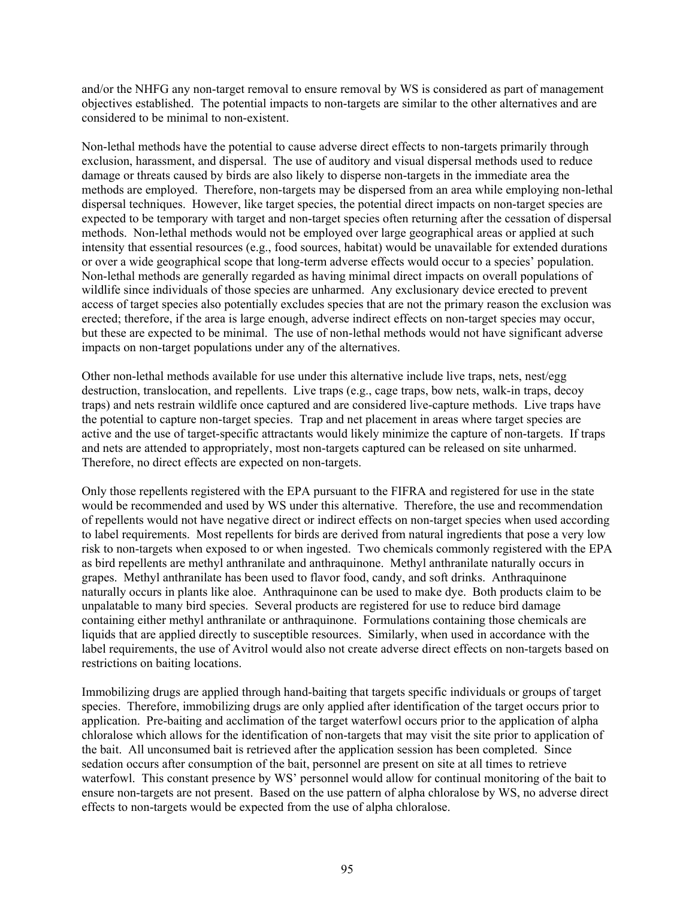and/or the NHFG any non-target removal to ensure removal by WS is considered as part of management objectives established. The potential impacts to non-targets are similar to the other alternatives and are considered to be minimal to non-existent.

Non-lethal methods have the potential to cause adverse direct effects to non-targets primarily through exclusion, harassment, and dispersal. The use of auditory and visual dispersal methods used to reduce damage or threats caused by birds are also likely to disperse non-targets in the immediate area the methods are employed. Therefore, non-targets may be dispersed from an area while employing non-lethal dispersal techniques. However, like target species, the potential direct impacts on non-target species are expected to be temporary with target and non-target species often returning after the cessation of dispersal methods. Non-lethal methods would not be employed over large geographical areas or applied at such intensity that essential resources (e.g., food sources, habitat) would be unavailable for extended durations or over a wide geographical scope that long-term adverse effects would occur to a species' population. Non-lethal methods are generally regarded as having minimal direct impacts on overall populations of wildlife since individuals of those species are unharmed. Any exclusionary device erected to prevent access of target species also potentially excludes species that are not the primary reason the exclusion was erected; therefore, if the area is large enough, adverse indirect effects on non-target species may occur, but these are expected to be minimal. The use of non-lethal methods would not have significant adverse impacts on non-target populations under any of the alternatives.

Other non-lethal methods available for use under this alternative include live traps, nets, nest/egg destruction, translocation, and repellents. Live traps (e.g., cage traps, bow nets, walk-in traps, decoy traps) and nets restrain wildlife once captured and are considered live-capture methods. Live traps have the potential to capture non-target species. Trap and net placement in areas where target species are active and the use of target-specific attractants would likely minimize the capture of non-targets. If traps and nets are attended to appropriately, most non-targets captured can be released on site unharmed. Therefore, no direct effects are expected on non-targets.

Only those repellents registered with the EPA pursuant to the FIFRA and registered for use in the state would be recommended and used by WS under this alternative. Therefore, the use and recommendation of repellents would not have negative direct or indirect effects on non-target species when used according to label requirements. Most repellents for birds are derived from natural ingredients that pose a very low risk to non-targets when exposed to or when ingested. Two chemicals commonly registered with the EPA as bird repellents are methyl anthranilate and anthraquinone. Methyl anthranilate naturally occurs in grapes. Methyl anthranilate has been used to flavor food, candy, and soft drinks. Anthraquinone naturally occurs in plants like aloe. Anthraquinone can be used to make dye. Both products claim to be unpalatable to many bird species. Several products are registered for use to reduce bird damage containing either methyl anthranilate or anthraquinone. Formulations containing those chemicals are liquids that are applied directly to susceptible resources. Similarly, when used in accordance with the label requirements, the use of Avitrol would also not create adverse direct effects on non-targets based on restrictions on baiting locations.

Immobilizing drugs are applied through hand-baiting that targets specific individuals or groups of target species. Therefore, immobilizing drugs are only applied after identification of the target occurs prior to application. Pre-baiting and acclimation of the target waterfowl occurs prior to the application of alpha chloralose which allows for the identification of non-targets that may visit the site prior to application of the bait. All unconsumed bait is retrieved after the application session has been completed. Since sedation occurs after consumption of the bait, personnel are present on site at all times to retrieve waterfowl. This constant presence by WS' personnel would allow for continual monitoring of the bait to ensure non-targets are not present. Based on the use pattern of alpha chloralose by WS, no adverse direct effects to non-targets would be expected from the use of alpha chloralose.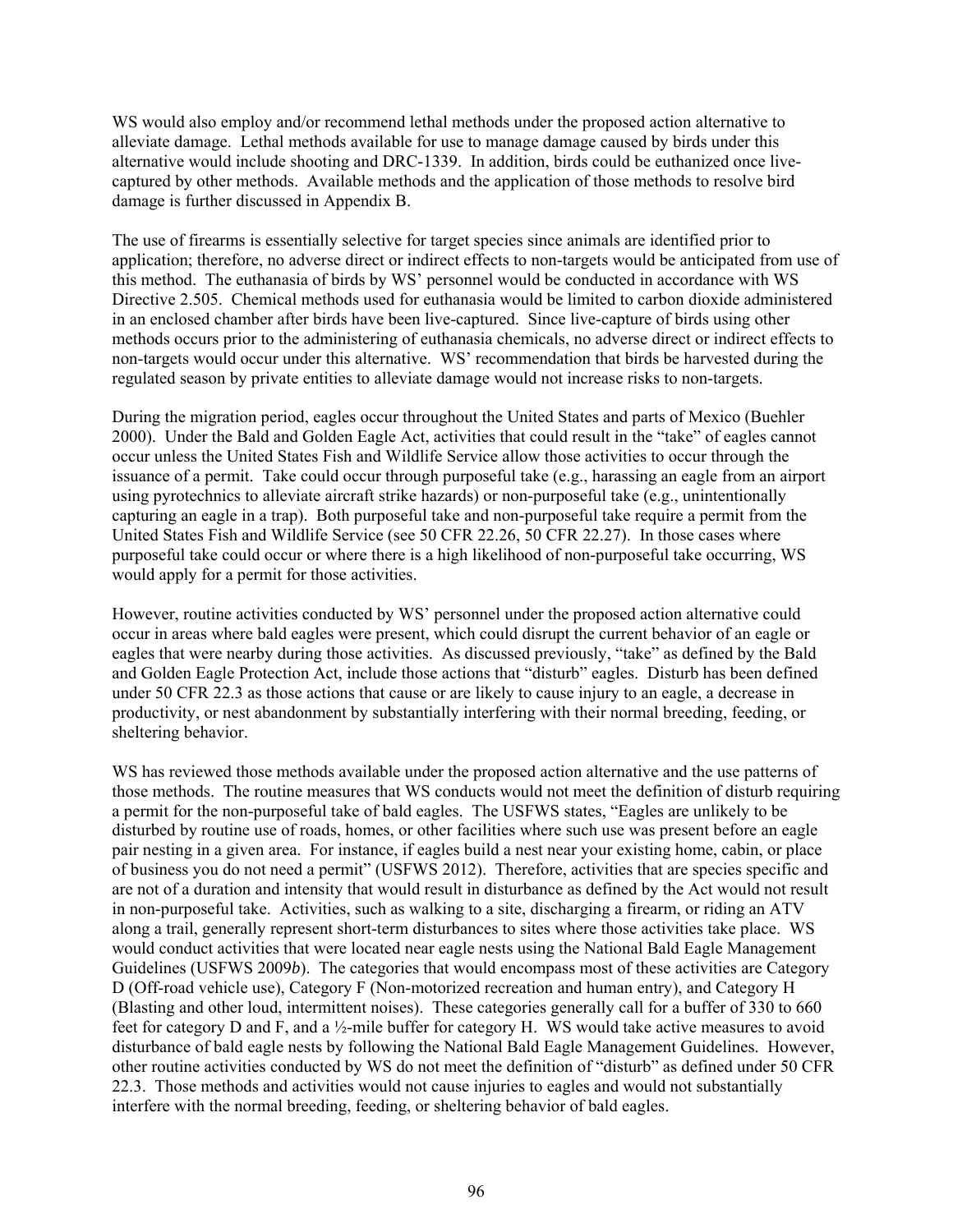WS would also employ and/or recommend lethal methods under the proposed action alternative to alleviate damage. Lethal methods available for use to manage damage caused by birds under this alternative would include shooting and DRC-1339. In addition, birds could be euthanized once live-captured by other methods. Available methods and the application of those methods to resolve bird damage is further discussed in Appendix B.

The use of firearms is essentially selective for target species since animals are identified prior to application; therefore, no adverse direct or indirect effects to non-targets would be anticipated from use of this method. The euthanasia of birds by WS' personnel would be conducted in accordance with WS Directive 2.505. Chemical methods used for euthanasia would be limited to carbon dioxide administered in an enclosed chamber after birds have been live-captured. Since live-capture of birds using other methods occurs prior to the administering of euthanasia chemicals, no adverse direct or indirect effects to non-targets would occur under this alternative. WS' recommendation that birds be harvested during the regulated season by private entities to alleviate damage would not increase risks to non-targets.

During the migration period, eagles occur throughout the United States and parts of Mexico (Buehler 2000). Under the Bald and Golden Eagle Act, activities that could result in the "take" of eagles cannot occur unless the United States Fish and Wildlife Service allow those activities to occur through the issuance of a permit. Take could occur through purposeful take (e.g., harassing an eagle from an airport using pyrotechnics to alleviate aircraft strike hazards) or non-purposeful take (e.g., unintentionally capturing an eagle in a trap). Both purposeful take and non-purposeful take require a permit from the United States Fish and Wildlife Service (see 50 CFR 22.26, 50 CFR 22.27). In those cases where purposeful take could occur or where there is a high likelihood of non-purposeful take occurring, WS would apply for a permit for those activities.

However, routine activities conducted by WS' personnel under the proposed action alternative could occur in areas where bald eagles were present, which could disrupt the current behavior of an eagle or eagles that were nearby during those activities. As discussed previously, "take" as defined by the Bald and Golden Eagle Protection Act, include those actions that "disturb" eagles. Disturb has been defined under 50 CFR 22.3 as those actions that cause or are likely to cause injury to an eagle, a decrease in productivity, or nest abandonment by substantially interfering with their normal breeding, feeding, or sheltering behavior.

WS has reviewed those methods available under the proposed action alternative and the use patterns of those methods. The routine measures that WS conducts would not meet the definition of disturb requiring a permit for the non-purposeful take of bald eagles. The USFWS states, "Eagles are unlikely to be disturbed by routine use of roads, homes, or other facilities where such use was present before an eagle pair nesting in a given area. For instance, if eagles build a nest near your existing home, cabin, or place of business you do not need a permit" (USFWS 2012). Therefore, activities that are species specific and are not of a duration and intensity that would result in disturbance as defined by the Act would not result in non-purposeful take. Activities, such as walking to a site, discharging a firearm, or riding an ATV along a trail, generally represent short-term disturbances to sites where those activities take place. WS would conduct activities that were located near eagle nests using the National Bald Eagle Management Guidelines (USFWS 2009*b*). The categories that would encompass most of these activities are Category D (Off-road vehicle use), Category F (Non-motorized recreation and human entry), and Category H (Blasting and other loud, intermittent noises). These categories generally call for a buffer of 330 to 660 feet for category D and F, and a ½-mile buffer for category H. WS would take active measures to avoid disturbance of bald eagle nests by following the National Bald Eagle Management Guidelines. However, other routine activities conducted by WS do not meet the definition of "disturb" as defined under 50 CFR 22.3. Those methods and activities would not cause injuries to eagles and would not substantially interfere with the normal breeding, feeding, or sheltering behavior of bald eagles.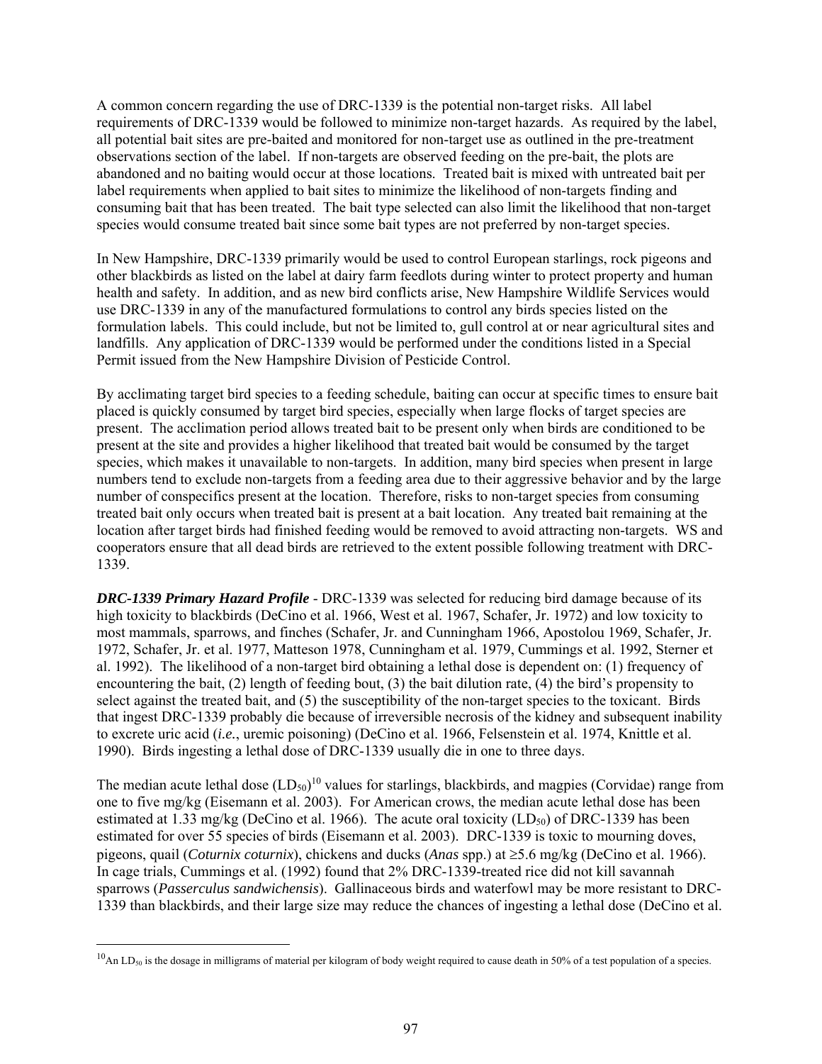A common concern regarding the use of DRC-1339 is the potential non-target risks. All label requirements of DRC-1339 would be followed to minimize non-target hazards. As required by the label, all potential bait sites are pre-baited and monitored for non-target use as outlined in the pre-treatment observations section of the label. If non-targets are observed feeding on the pre-bait, the plots are abandoned and no baiting would occur at those locations. Treated bait is mixed with untreated bait per label requirements when applied to bait sites to minimize the likelihood of non-targets finding and consuming bait that has been treated. The bait type selected can also limit the likelihood that non-target species would consume treated bait since some bait types are not preferred by non-target species.

In New Hampshire, DRC-1339 primarily would be used to control European starlings, rock pigeons and other blackbirds as listed on the label at dairy farm feedlots during winter to protect property and human health and safety. In addition, and as new bird conflicts arise, New Hampshire Wildlife Services would use DRC-1339 in any of the manufactured formulations to control any birds species listed on the formulation labels. This could include, but not be limited to, gull control at or near agricultural sites and landfills. Any application of DRC-1339 would be performed under the conditions listed in a Special Permit issued from the New Hampshire Division of Pesticide Control.

By acclimating target bird species to a feeding schedule, baiting can occur at specific times to ensure bait placed is quickly consumed by target bird species, especially when large flocks of target species are present. The acclimation period allows treated bait to be present only when birds are conditioned to be present at the site and provides a higher likelihood that treated bait would be consumed by the target species, which makes it unavailable to non-targets. In addition, many bird species when present in large numbers tend to exclude non-targets from a feeding area due to their aggressive behavior and by the large number of conspecifics present at the location. Therefore, risks to non-target species from consuming treated bait only occurs when treated bait is present at a bait location. Any treated bait remaining at the location after target birds had finished feeding would be removed to avoid attracting non-targets. WS and cooperators ensure that all dead birds are retrieved to the extent possible following treatment with DRC-1339.

***DRC-1339 Primary Hazard Profile*** - DRC-1339 was selected for reducing bird damage because of its high toxicity to blackbirds (DeCino et al. 1966, West et al. 1967, Schafer, Jr. 1972) and low toxicity to most mammals, sparrows, and finches (Schafer, Jr. and Cunningham 1966, Apostolou 1969, Schafer, Jr. 1972, Schafer, Jr. et al. 1977, Matteson 1978, Cunningham et al. 1979, Cummings et al. 1992, Sterner et al. 1992). The likelihood of a non-target bird obtaining a lethal dose is dependent on: (1) frequency of encountering the bait, (2) length of feeding bout, (3) the bait dilution rate, (4) the bird's propensity to select against the treated bait, and (5) the susceptibility of the non-target species to the toxicant. Birds that ingest DRC-1339 probably die because of irreversible necrosis of the kidney and subsequent inability to excrete uric acid (*i.e.*, uremic poisoning) (DeCino et al. 1966, Felsenstein et al. 1974, Knittle et al. 1990). Birds ingesting a lethal dose of DRC-1339 usually die in one to three days.

The median acute lethal dose ($LD_{50}$)[10] values for starlings, blackbirds, and magpies (Corvidae) range from one to five mg/kg (Eisemann et al. 2003). For American crows, the median acute lethal dose has been estimated at 1.33 mg/kg (DeCino et al. 1966). The acute oral toxicity ($LD_{50}$) of DRC-1339 has been estimated for over 55 species of birds (Eisemann et al. 2003). DRC-1339 is toxic to mourning doves, pigeons, quail (*Coturnix coturnix*), chickens and ducks (*Anas* spp.) at ≥5.6 mg/kg (DeCino et al. 1966). In cage trials, Cummings et al. (1992) found that 2% DRC-1339-treated rice did not kill savannah sparrows (*Passerculus sandwichensis*). Gallinaceous birds and waterfowl may be more resistant to DRC-1339 than blackbirds, and their large size may reduce the chances of ingesting a lethal dose (DeCino et al.

---

[10]An $LD_{50}$ is the dosage in milligrams of material per kilogram of body weight required to cause death in 50% of a test population of a species.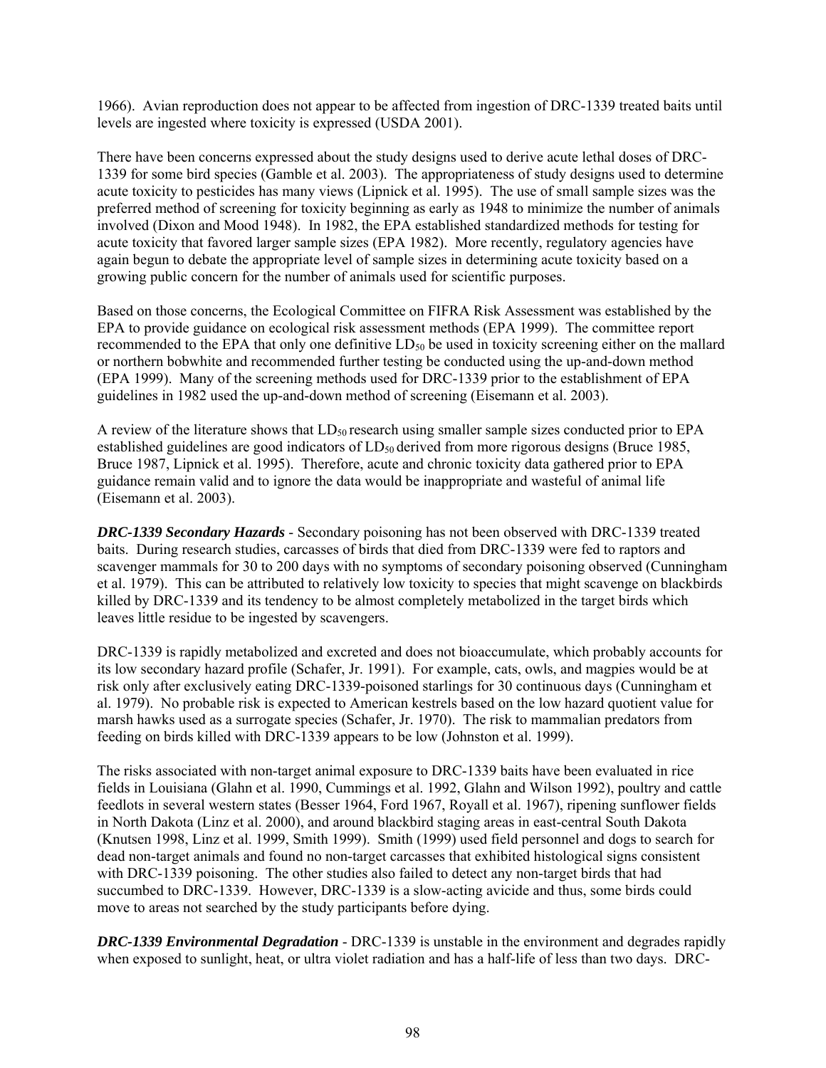1966). Avian reproduction does not appear to be affected from ingestion of DRC-1339 treated baits until levels are ingested where toxicity is expressed (USDA 2001).

There have been concerns expressed about the study designs used to derive acute lethal doses of DRC-1339 for some bird species (Gamble et al. 2003). The appropriateness of study designs used to determine acute toxicity to pesticides has many views (Lipnick et al. 1995). The use of small sample sizes was the preferred method of screening for toxicity beginning as early as 1948 to minimize the number of animals involved (Dixon and Mood 1948). In 1982, the EPA established standardized methods for testing for acute toxicity that favored larger sample sizes (EPA 1982). More recently, regulatory agencies have again begun to debate the appropriate level of sample sizes in determining acute toxicity based on a growing public concern for the number of animals used for scientific purposes.

Based on those concerns, the Ecological Committee on FIFRA Risk Assessment was established by the EPA to provide guidance on ecological risk assessment methods (EPA 1999). The committee report recommended to the EPA that only one definitive $LD_{50}$ be used in toxicity screening either on the mallard or northern bobwhite and recommended further testing be conducted using the up-and-down method (EPA 1999). Many of the screening methods used for DRC-1339 prior to the establishment of EPA guidelines in 1982 used the up-and-down method of screening (Eisemann et al. 2003).

A review of the literature shows that $LD_{50}$ research using smaller sample sizes conducted prior to EPA established guidelines are good indicators of $LD_{50}$ derived from more rigorous designs (Bruce 1985, Bruce 1987, Lipnick et al. 1995). Therefore, acute and chronic toxicity data gathered prior to EPA guidance remain valid and to ignore the data would be inappropriate and wasteful of animal life (Eisemann et al. 2003).

***DRC-1339 Secondary Hazards*** - Secondary poisoning has not been observed with DRC-1339 treated baits. During research studies, carcasses of birds that died from DRC-1339 were fed to raptors and scavenger mammals for 30 to 200 days with no symptoms of secondary poisoning observed (Cunningham et al. 1979). This can be attributed to relatively low toxicity to species that might scavenge on blackbirds killed by DRC-1339 and its tendency to be almost completely metabolized in the target birds which leaves little residue to be ingested by scavengers.

DRC-1339 is rapidly metabolized and excreted and does not bioaccumulate, which probably accounts for its low secondary hazard profile (Schafer, Jr. 1991). For example, cats, owls, and magpies would be at risk only after exclusively eating DRC-1339-poisoned starlings for 30 continuous days (Cunningham et al. 1979). No probable risk is expected to American kestrels based on the low hazard quotient value for marsh hawks used as a surrogate species (Schafer, Jr. 1970). The risk to mammalian predators from feeding on birds killed with DRC-1339 appears to be low (Johnston et al. 1999).

The risks associated with non-target animal exposure to DRC-1339 baits have been evaluated in rice fields in Louisiana (Glahn et al. 1990, Cummings et al. 1992, Glahn and Wilson 1992), poultry and cattle feedlots in several western states (Besser 1964, Ford 1967, Royall et al. 1967), ripening sunflower fields in North Dakota (Linz et al. 2000), and around blackbird staging areas in east-central South Dakota (Knutsen 1998, Linz et al. 1999, Smith 1999). Smith (1999) used field personnel and dogs to search for dead non-target animals and found no non-target carcasses that exhibited histological signs consistent with DRC-1339 poisoning. The other studies also failed to detect any non-target birds that had succumbed to DRC-1339. However, DRC-1339 is a slow-acting avicide and thus, some birds could move to areas not searched by the study participants before dying.

***DRC-1339 Environmental Degradation*** - DRC-1339 is unstable in the environment and degrades rapidly when exposed to sunlight, heat, or ultra violet radiation and has a half-life of less than two days. DRC-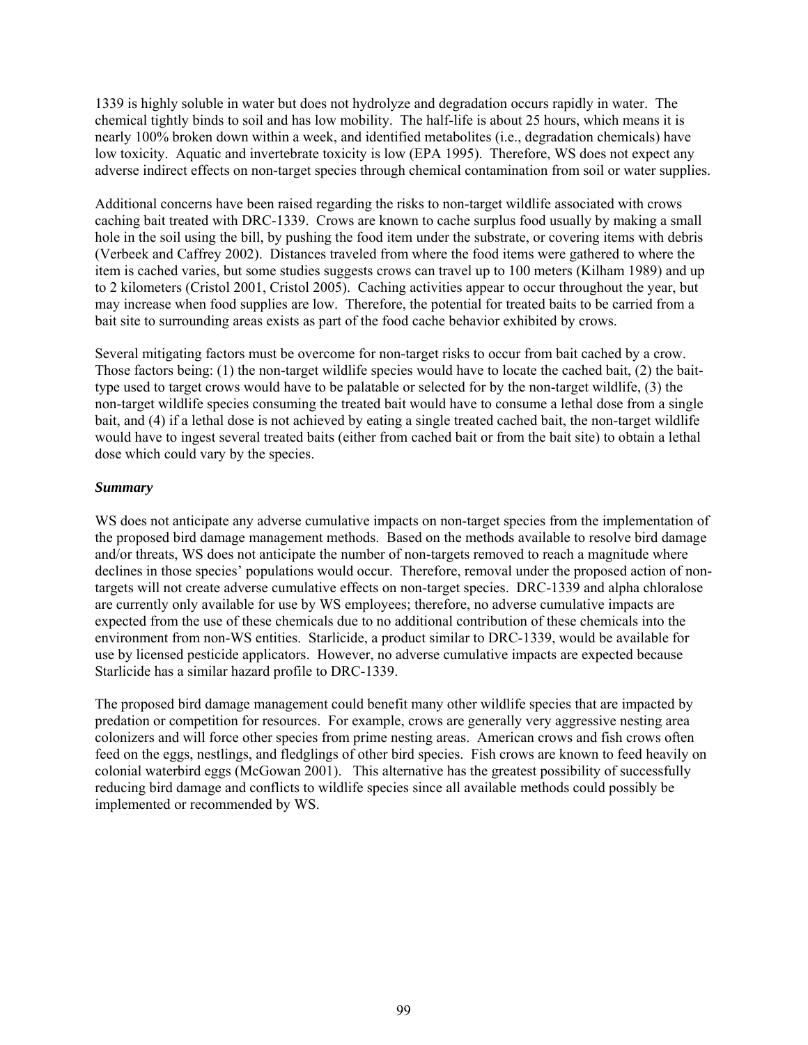1339 is highly soluble in water but does not hydrolyze and degradation occurs rapidly in water. The chemical tightly binds to soil and has low mobility. The half-life is about 25 hours, which means it is nearly 100% broken down within a week, and identified metabolites (i.e., degradation chemicals) have low toxicity. Aquatic and invertebrate toxicity is low (EPA 1995). Therefore, WS does not expect any adverse indirect effects on non-target species through chemical contamination from soil or water supplies.

Additional concerns have been raised regarding the risks to non-target wildlife associated with crows caching bait treated with DRC-1339. Crows are known to cache surplus food usually by making a small hole in the soil using the bill, by pushing the food item under the substrate, or covering items with debris (Verbeek and Caffrey 2002). Distances traveled from where the food items were gathered to where the item is cached varies, but some studies suggests crows can travel up to 100 meters (Kilham 1989) and up to 2 kilometers (Cristol 2001, Cristol 2005). Caching activities appear to occur throughout the year, but may increase when food supplies are low. Therefore, the potential for treated baits to be carried from a bait site to surrounding areas exists as part of the food cache behavior exhibited by crows.

Several mitigating factors must be overcome for non-target risks to occur from bait cached by a crow. Those factors being: (1) the non-target wildlife species would have to locate the cached bait, (2) the bait-type used to target crows would have to be palatable or selected for by the non-target wildlife, (3) the non-target wildlife species consuming the treated bait would have to consume a lethal dose from a single bait, and (4) if a lethal dose is not achieved by eating a single treated cached bait, the non-target wildlife would have to ingest several treated baits (either from cached bait or from the bait site) to obtain a lethal dose which could vary by the species.

***Summary***

WS does not anticipate any adverse cumulative impacts on non-target species from the implementation of the proposed bird damage management methods. Based on the methods available to resolve bird damage and/or threats, WS does not anticipate the number of non-targets removed to reach a magnitude where declines in those species' populations would occur. Therefore, removal under the proposed action of non-targets will not create adverse cumulative effects on non-target species. DRC-1339 and alpha chloralose are currently only available for use by WS employees; therefore, no adverse cumulative impacts are expected from the use of these chemicals due to no additional contribution of these chemicals into the environment from non-WS entities. Starlicide, a product similar to DRC-1339, would be available for use by licensed pesticide applicators. However, no adverse cumulative impacts are expected because Starlicide has a similar hazard profile to DRC-1339.

The proposed bird damage management could benefit many other wildlife species that are impacted by predation or competition for resources. For example, crows are generally very aggressive nesting area colonizers and will force other species from prime nesting areas. American crows and fish crows often feed on the eggs, nestlings, and fledglings of other bird species. Fish crows are known to feed heavily on colonial waterbird eggs (McGowan 2001). This alternative has the greatest possibility of successfully reducing bird damage and conflicts to wildlife species since all available methods could possibly be implemented or recommended by WS.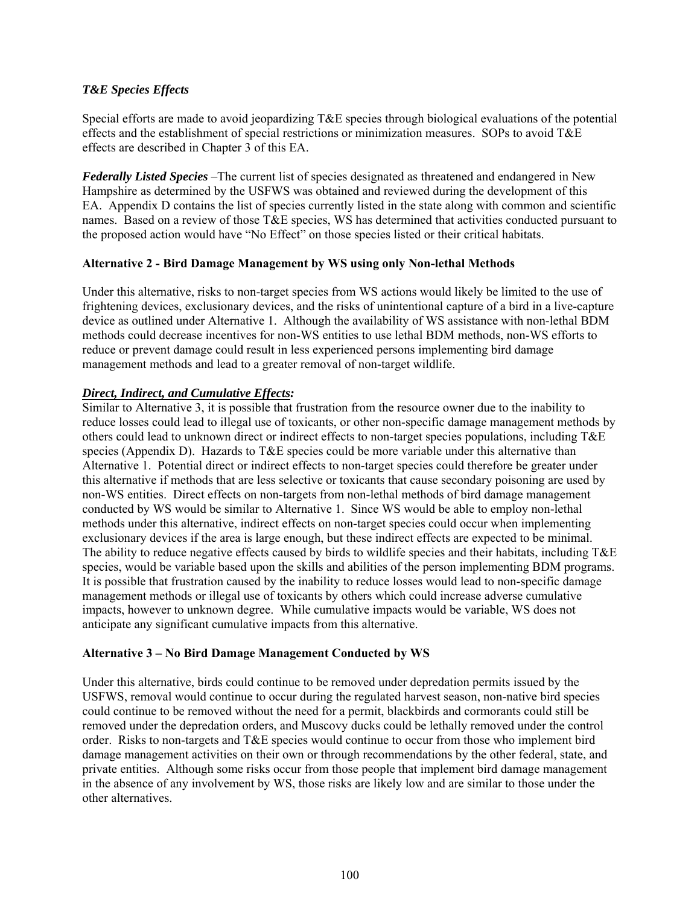***T&E Species Effects***

Special efforts are made to avoid jeopardizing T&E species through biological evaluations of the potential effects and the establishment of special restrictions or minimization measures. SOPs to avoid T&E effects are described in Chapter 3 of this EA.

***Federally Listed Species*** –The current list of species designated as threatened and endangered in New Hampshire as determined by the USFWS was obtained and reviewed during the development of this EA. Appendix D contains the list of species currently listed in the state along with common and scientific names. Based on a review of those T&E species, WS has determined that activities conducted pursuant to the proposed action would have "No Effect" on those species listed or their critical habitats.

**Alternative 2 - Bird Damage Management by WS using only Non-lethal Methods**

Under this alternative, risks to non-target species from WS actions would likely be limited to the use of frightening devices, exclusionary devices, and the risks of unintentional capture of a bird in a live-capture device as outlined under Alternative 1. Although the availability of WS assistance with non-lethal BDM methods could decrease incentives for non-WS entities to use lethal BDM methods, non-WS efforts to reduce or prevent damage could result in less experienced persons implementing bird damage management methods and lead to a greater removal of non-target wildlife.

***<u>Direct, Indirect, and Cumulative Effects</u>:***
Similar to Alternative 3, it is possible that frustration from the resource owner due to the inability to reduce losses could lead to illegal use of toxicants, or other non-specific damage management methods by others could lead to unknown direct or indirect effects to non-target species populations, including T&E species (Appendix D). Hazards to T&E species could be more variable under this alternative than Alternative 1. Potential direct or indirect effects to non-target species could therefore be greater under this alternative if methods that are less selective or toxicants that cause secondary poisoning are used by non-WS entities. Direct effects on non-targets from non-lethal methods of bird damage management conducted by WS would be similar to Alternative 1. Since WS would be able to employ non-lethal methods under this alternative, indirect effects on non-target species could occur when implementing exclusionary devices if the area is large enough, but these indirect effects are expected to be minimal. The ability to reduce negative effects caused by birds to wildlife species and their habitats, including T&E species, would be variable based upon the skills and abilities of the person implementing BDM programs. It is possible that frustration caused by the inability to reduce losses would lead to non-specific damage management methods or illegal use of toxicants by others which could increase adverse cumulative impacts, however to unknown degree. While cumulative impacts would be variable, WS does not anticipate any significant cumulative impacts from this alternative.

**Alternative 3 – No Bird Damage Management Conducted by WS**

Under this alternative, birds could continue to be removed under depredation permits issued by the USFWS, removal would continue to occur during the regulated harvest season, non-native bird species could continue to be removed without the need for a permit, blackbirds and cormorants could still be removed under the depredation orders, and Muscovy ducks could be lethally removed under the control order. Risks to non-targets and T&E species would continue to occur from those who implement bird damage management activities on their own or through recommendations by the other federal, state, and private entities. Although some risks occur from those people that implement bird damage management in the absence of any involvement by WS, those risks are likely low and are similar to those under the other alternatives.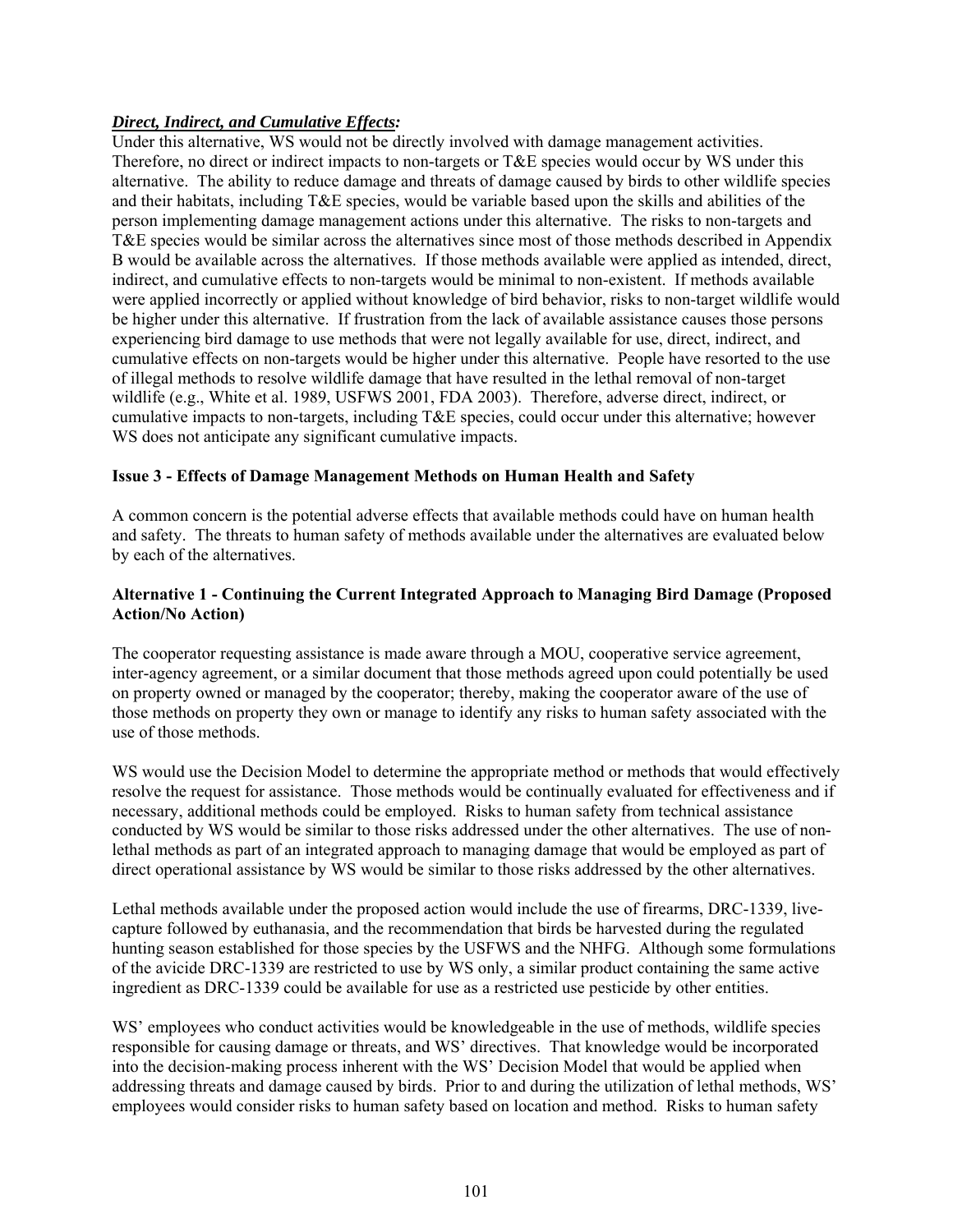***Direct, Indirect, and Cumulative Effects:***
Under this alternative, WS would not be directly involved with damage management activities. Therefore, no direct or indirect impacts to non-targets or T&E species would occur by WS under this alternative. The ability to reduce damage and threats of damage caused by birds to other wildlife species and their habitats, including T&E species, would be variable based upon the skills and abilities of the person implementing damage management actions under this alternative. The risks to non-targets and T&E species would be similar across the alternatives since most of those methods described in Appendix B would be available across the alternatives. If those methods available were applied as intended, direct, indirect, and cumulative effects to non-targets would be minimal to non-existent. If methods available were applied incorrectly or applied without knowledge of bird behavior, risks to non-target wildlife would be higher under this alternative. If frustration from the lack of available assistance causes those persons experiencing bird damage to use methods that were not legally available for use, direct, indirect, and cumulative effects on non-targets would be higher under this alternative. People have resorted to the use of illegal methods to resolve wildlife damage that have resulted in the lethal removal of non-target wildlife (e.g., White et al. 1989, USFWS 2001, FDA 2003). Therefore, adverse direct, indirect, or cumulative impacts to non-targets, including T&E species, could occur under this alternative; however WS does not anticipate any significant cumulative impacts.

**Issue 3 - Effects of Damage Management Methods on Human Health and Safety**

A common concern is the potential adverse effects that available methods could have on human health and safety. The threats to human safety of methods available under the alternatives are evaluated below by each of the alternatives.

**Alternative 1 - Continuing the Current Integrated Approach to Managing Bird Damage (Proposed Action/No Action)**

The cooperator requesting assistance is made aware through a MOU, cooperative service agreement, inter-agency agreement, or a similar document that those methods agreed upon could potentially be used on property owned or managed by the cooperator; thereby, making the cooperator aware of the use of those methods on property they own or manage to identify any risks to human safety associated with the use of those methods.

WS would use the Decision Model to determine the appropriate method or methods that would effectively resolve the request for assistance. Those methods would be continually evaluated for effectiveness and if necessary, additional methods could be employed. Risks to human safety from technical assistance conducted by WS would be similar to those risks addressed under the other alternatives. The use of non-lethal methods as part of an integrated approach to managing damage that would be employed as part of direct operational assistance by WS would be similar to those risks addressed by the other alternatives.

Lethal methods available under the proposed action would include the use of firearms, DRC-1339, live-capture followed by euthanasia, and the recommendation that birds be harvested during the regulated hunting season established for those species by the USFWS and the NHFG. Although some formulations of the avicide DRC-1339 are restricted to use by WS only, a similar product containing the same active ingredient as DRC-1339 could be available for use as a restricted use pesticide by other entities.

WS' employees who conduct activities would be knowledgeable in the use of methods, wildlife species responsible for causing damage or threats, and WS' directives. That knowledge would be incorporated into the decision-making process inherent with the WS' Decision Model that would be applied when addressing threats and damage caused by birds. Prior to and during the utilization of lethal methods, WS' employees would consider risks to human safety based on location and method. Risks to human safety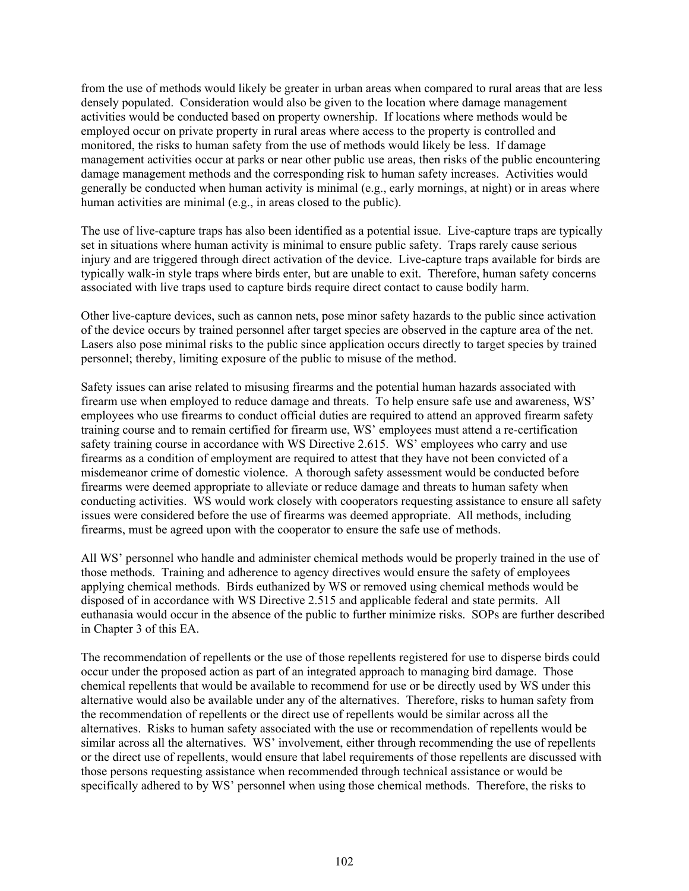from the use of methods would likely be greater in urban areas when compared to rural areas that are less densely populated. Consideration would also be given to the location where damage management activities would be conducted based on property ownership. If locations where methods would be employed occur on private property in rural areas where access to the property is controlled and monitored, the risks to human safety from the use of methods would likely be less. If damage management activities occur at parks or near other public use areas, then risks of the public encountering damage management methods and the corresponding risk to human safety increases. Activities would generally be conducted when human activity is minimal (e.g., early mornings, at night) or in areas where human activities are minimal (e.g., in areas closed to the public).

The use of live-capture traps has also been identified as a potential issue. Live-capture traps are typically set in situations where human activity is minimal to ensure public safety. Traps rarely cause serious injury and are triggered through direct activation of the device. Live-capture traps available for birds are typically walk-in style traps where birds enter, but are unable to exit. Therefore, human safety concerns associated with live traps used to capture birds require direct contact to cause bodily harm.

Other live-capture devices, such as cannon nets, pose minor safety hazards to the public since activation of the device occurs by trained personnel after target species are observed in the capture area of the net. Lasers also pose minimal risks to the public since application occurs directly to target species by trained personnel; thereby, limiting exposure of the public to misuse of the method.

Safety issues can arise related to misusing firearms and the potential human hazards associated with firearm use when employed to reduce damage and threats. To help ensure safe use and awareness, WS' employees who use firearms to conduct official duties are required to attend an approved firearm safety training course and to remain certified for firearm use, WS' employees must attend a re-certification safety training course in accordance with WS Directive 2.615. WS' employees who carry and use firearms as a condition of employment are required to attest that they have not been convicted of a misdemeanor crime of domestic violence. A thorough safety assessment would be conducted before firearms were deemed appropriate to alleviate or reduce damage and threats to human safety when conducting activities. WS would work closely with cooperators requesting assistance to ensure all safety issues were considered before the use of firearms was deemed appropriate. All methods, including firearms, must be agreed upon with the cooperator to ensure the safe use of methods.

All WS' personnel who handle and administer chemical methods would be properly trained in the use of those methods. Training and adherence to agency directives would ensure the safety of employees applying chemical methods. Birds euthanized by WS or removed using chemical methods would be disposed of in accordance with WS Directive 2.515 and applicable federal and state permits. All euthanasia would occur in the absence of the public to further minimize risks. SOPs are further described in Chapter 3 of this EA.

The recommendation of repellents or the use of those repellents registered for use to disperse birds could occur under the proposed action as part of an integrated approach to managing bird damage. Those chemical repellents that would be available to recommend for use or be directly used by WS under this alternative would also be available under any of the alternatives. Therefore, risks to human safety from the recommendation of repellents or the direct use of repellents would be similar across all the alternatives. Risks to human safety associated with the use or recommendation of repellents would be similar across all the alternatives. WS' involvement, either through recommending the use of repellents or the direct use of repellents, would ensure that label requirements of those repellents are discussed with those persons requesting assistance when recommended through technical assistance or would be specifically adhered to by WS' personnel when using those chemical methods. Therefore, the risks to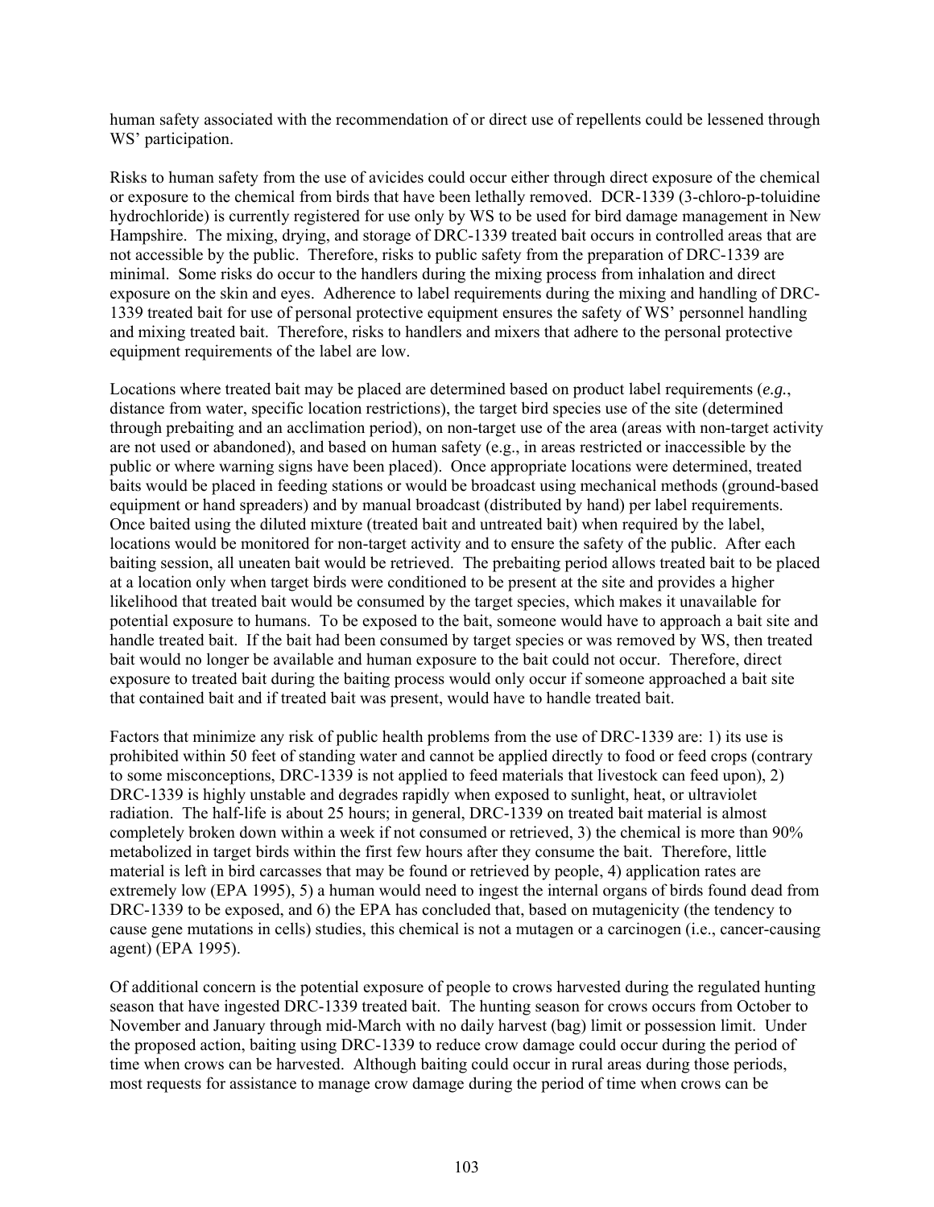human safety associated with the recommendation of or direct use of repellents could be lessened through WS' participation.

Risks to human safety from the use of avicides could occur either through direct exposure of the chemical or exposure to the chemical from birds that have been lethally removed. DCR-1339 (3-chloro-p-toluidine hydrochloride) is currently registered for use only by WS to be used for bird damage management in New Hampshire. The mixing, drying, and storage of DRC-1339 treated bait occurs in controlled areas that are not accessible by the public. Therefore, risks to public safety from the preparation of DRC-1339 are minimal. Some risks do occur to the handlers during the mixing process from inhalation and direct exposure on the skin and eyes. Adherence to label requirements during the mixing and handling of DRC-1339 treated bait for use of personal protective equipment ensures the safety of WS' personnel handling and mixing treated bait. Therefore, risks to handlers and mixers that adhere to the personal protective equipment requirements of the label are low.

Locations where treated bait may be placed are determined based on product label requirements (*e.g.*, distance from water, specific location restrictions), the target bird species use of the site (determined through prebaiting and an acclimation period), on non-target use of the area (areas with non-target activity are not used or abandoned), and based on human safety (e.g., in areas restricted or inaccessible by the public or where warning signs have been placed). Once appropriate locations were determined, treated baits would be placed in feeding stations or would be broadcast using mechanical methods (ground-based equipment or hand spreaders) and by manual broadcast (distributed by hand) per label requirements. Once baited using the diluted mixture (treated bait and untreated bait) when required by the label, locations would be monitored for non-target activity and to ensure the safety of the public. After each baiting session, all uneaten bait would be retrieved. The prebaiting period allows treated bait to be placed at a location only when target birds were conditioned to be present at the site and provides a higher likelihood that treated bait would be consumed by the target species, which makes it unavailable for potential exposure to humans. To be exposed to the bait, someone would have to approach a bait site and handle treated bait. If the bait had been consumed by target species or was removed by WS, then treated bait would no longer be available and human exposure to the bait could not occur. Therefore, direct exposure to treated bait during the baiting process would only occur if someone approached a bait site that contained bait and if treated bait was present, would have to handle treated bait.

Factors that minimize any risk of public health problems from the use of DRC-1339 are: 1) its use is prohibited within 50 feet of standing water and cannot be applied directly to food or feed crops (contrary to some misconceptions, DRC-1339 is not applied to feed materials that livestock can feed upon), 2) DRC-1339 is highly unstable and degrades rapidly when exposed to sunlight, heat, or ultraviolet radiation. The half-life is about 25 hours; in general, DRC-1339 on treated bait material is almost completely broken down within a week if not consumed or retrieved, 3) the chemical is more than 90% metabolized in target birds within the first few hours after they consume the bait. Therefore, little material is left in bird carcasses that may be found or retrieved by people, 4) application rates are extremely low (EPA 1995), 5) a human would need to ingest the internal organs of birds found dead from DRC-1339 to be exposed, and 6) the EPA has concluded that, based on mutagenicity (the tendency to cause gene mutations in cells) studies, this chemical is not a mutagen or a carcinogen (i.e., cancer-causing agent) (EPA 1995).

Of additional concern is the potential exposure of people to crows harvested during the regulated hunting season that have ingested DRC-1339 treated bait. The hunting season for crows occurs from October to November and January through mid-March with no daily harvest (bag) limit or possession limit. Under the proposed action, baiting using DRC-1339 to reduce crow damage could occur during the period of time when crows can be harvested. Although baiting could occur in rural areas during those periods, most requests for assistance to manage crow damage during the period of time when crows can be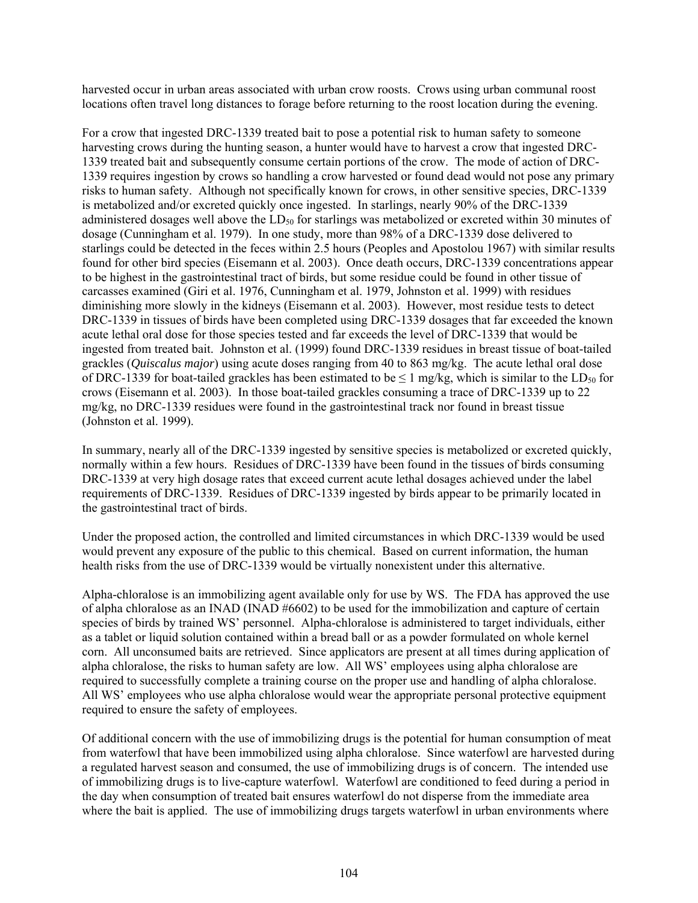harvested occur in urban areas associated with urban crow roosts. Crows using urban communal roost locations often travel long distances to forage before returning to the roost location during the evening.

For a crow that ingested DRC-1339 treated bait to pose a potential risk to human safety to someone harvesting crows during the hunting season, a hunter would have to harvest a crow that ingested DRC-1339 treated bait and subsequently consume certain portions of the crow. The mode of action of DRC-1339 requires ingestion by crows so handling a crow harvested or found dead would not pose any primary risks to human safety. Although not specifically known for crows, in other sensitive species, DRC-1339 is metabolized and/or excreted quickly once ingested. In starlings, nearly 90% of the DRC-1339 administered dosages well above the $LD_{50}$ for starlings was metabolized or excreted within 30 minutes of dosage (Cunningham et al. 1979). In one study, more than 98% of a DRC-1339 dose delivered to starlings could be detected in the feces within 2.5 hours (Peoples and Apostolou 1967) with similar results found for other bird species (Eisemann et al. 2003). Once death occurs, DRC-1339 concentrations appear to be highest in the gastrointestinal tract of birds, but some residue could be found in other tissue of carcasses examined (Giri et al. 1976, Cunningham et al. 1979, Johnston et al. 1999) with residues diminishing more slowly in the kidneys (Eisemann et al. 2003). However, most residue tests to detect DRC-1339 in tissues of birds have been completed using DRC-1339 dosages that far exceeded the known acute lethal oral dose for those species tested and far exceeds the level of DRC-1339 that would be ingested from treated bait. Johnston et al. (1999) found DRC-1339 residues in breast tissue of boat-tailed grackles (*Quiscalus major*) using acute doses ranging from 40 to 863 mg/kg. The acute lethal oral dose of DRC-1339 for boat-tailed grackles has been estimated to be ≤ 1 mg/kg, which is similar to the $LD_{50}$ for crows (Eisemann et al. 2003). In those boat-tailed grackles consuming a trace of DRC-1339 up to 22 mg/kg, no DRC-1339 residues were found in the gastrointestinal track nor found in breast tissue (Johnston et al. 1999).

In summary, nearly all of the DRC-1339 ingested by sensitive species is metabolized or excreted quickly, normally within a few hours. Residues of DRC-1339 have been found in the tissues of birds consuming DRC-1339 at very high dosage rates that exceed current acute lethal dosages achieved under the label requirements of DRC-1339. Residues of DRC-1339 ingested by birds appear to be primarily located in the gastrointestinal tract of birds.

Under the proposed action, the controlled and limited circumstances in which DRC-1339 would be used would prevent any exposure of the public to this chemical. Based on current information, the human health risks from the use of DRC-1339 would be virtually nonexistent under this alternative.

Alpha-chloralose is an immobilizing agent available only for use by WS. The FDA has approved the use of alpha chloralose as an INAD (INAD #6602) to be used for the immobilization and capture of certain species of birds by trained WS' personnel. Alpha-chloralose is administered to target individuals, either as a tablet or liquid solution contained within a bread ball or as a powder formulated on whole kernel corn. All unconsumed baits are retrieved. Since applicators are present at all times during application of alpha chloralose, the risks to human safety are low. All WS' employees using alpha chloralose are required to successfully complete a training course on the proper use and handling of alpha chloralose. All WS' employees who use alpha chloralose would wear the appropriate personal protective equipment required to ensure the safety of employees.

Of additional concern with the use of immobilizing drugs is the potential for human consumption of meat from waterfowl that have been immobilized using alpha chloralose. Since waterfowl are harvested during a regulated harvest season and consumed, the use of immobilizing drugs is of concern. The intended use of immobilizing drugs is to live-capture waterfowl. Waterfowl are conditioned to feed during a period in the day when consumption of treated bait ensures waterfowl do not disperse from the immediate area where the bait is applied. The use of immobilizing drugs targets waterfowl in urban environments where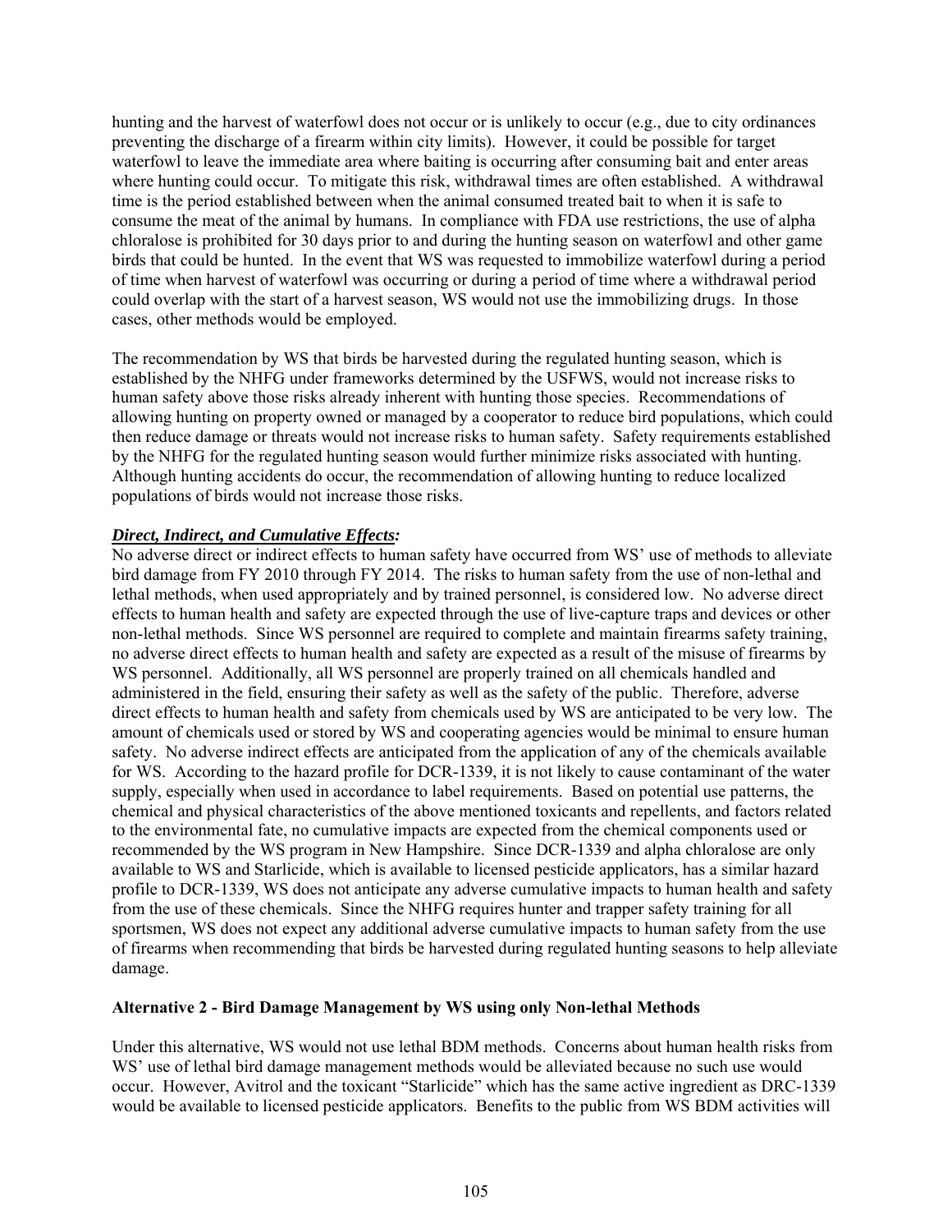hunting and the harvest of waterfowl does not occur or is unlikely to occur (e.g., due to city ordinances preventing the discharge of a firearm within city limits). However, it could be possible for target waterfowl to leave the immediate area where baiting is occurring after consuming bait and enter areas where hunting could occur. To mitigate this risk, withdrawal times are often established. A withdrawal time is the period established between when the animal consumed treated bait to when it is safe to consume the meat of the animal by humans. In compliance with FDA use restrictions, the use of alpha chloralose is prohibited for 30 days prior to and during the hunting season on waterfowl and other game birds that could be hunted. In the event that WS was requested to immobilize waterfowl during a period of time when harvest of waterfowl was occurring or during a period of time where a withdrawal period could overlap with the start of a harvest season, WS would not use the immobilizing drugs. In those cases, other methods would be employed.

The recommendation by WS that birds be harvested during the regulated hunting season, which is established by the NHFG under frameworks determined by the USFWS, would not increase risks to human safety above those risks already inherent with hunting those species. Recommendations of allowing hunting on property owned or managed by a cooperator to reduce bird populations, which could then reduce damage or threats would not increase risks to human safety. Safety requirements established by the NHFG for the regulated hunting season would further minimize risks associated with hunting. Although hunting accidents do occur, the recommendation of allowing hunting to reduce localized populations of birds would not increase those risks.

***Direct, Indirect, and Cumulative Effects:***

No adverse direct or indirect effects to human safety have occurred from WS' use of methods to alleviate bird damage from FY 2010 through FY 2014. The risks to human safety from the use of non-lethal and lethal methods, when used appropriately and by trained personnel, is considered low. No adverse direct effects to human health and safety are expected through the use of live-capture traps and devices or other non-lethal methods. Since WS personnel are required to complete and maintain firearms safety training, no adverse direct effects to human health and safety are expected as a result of the misuse of firearms by WS personnel. Additionally, all WS personnel are properly trained on all chemicals handled and administered in the field, ensuring their safety as well as the safety of the public. Therefore, adverse direct effects to human health and safety from chemicals used by WS are anticipated to be very low. The amount of chemicals used or stored by WS and cooperating agencies would be minimal to ensure human safety. No adverse indirect effects are anticipated from the application of any of the chemicals available for WS. According to the hazard profile for DCR-1339, it is not likely to cause contaminant of the water supply, especially when used in accordance to label requirements. Based on potential use patterns, the chemical and physical characteristics of the above mentioned toxicants and repellents, and factors related to the environmental fate, no cumulative impacts are expected from the chemical components used or recommended by the WS program in New Hampshire. Since DCR-1339 and alpha chloralose are only available to WS and Starlicide, which is available to licensed pesticide applicators, has a similar hazard profile to DCR-1339, WS does not anticipate any adverse cumulative impacts to human health and safety from the use of these chemicals. Since the NHFG requires hunter and trapper safety training for all sportsmen, WS does not expect any additional adverse cumulative impacts to human safety from the use of firearms when recommending that birds be harvested during regulated hunting seasons to help alleviate damage.

**Alternative 2 - Bird Damage Management by WS using only Non-lethal Methods**

Under this alternative, WS would not use lethal BDM methods. Concerns about human health risks from WS' use of lethal bird damage management methods would be alleviated because no such use would occur. However, Avitrol and the toxicant "Starlicide" which has the same active ingredient as DRC-1339 would be available to licensed pesticide applicators. Benefits to the public from WS BDM activities will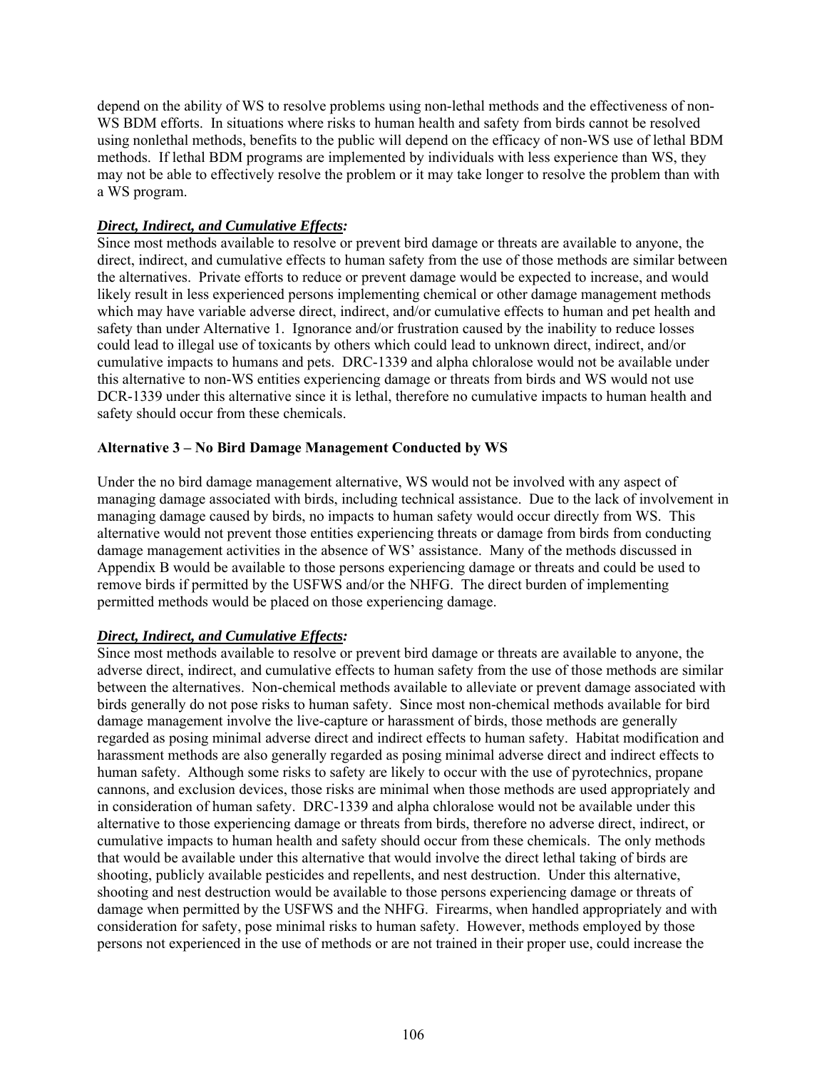depend on the ability of WS to resolve problems using non-lethal methods and the effectiveness of non-WS BDM efforts. In situations where risks to human health and safety from birds cannot be resolved using nonlethal methods, benefits to the public will depend on the efficacy of non-WS use of lethal BDM methods. If lethal BDM programs are implemented by individuals with less experience than WS, they may not be able to effectively resolve the problem or it may take longer to resolve the problem than with a WS program.

***Direct, Indirect, and Cumulative Effects:***

Since most methods available to resolve or prevent bird damage or threats are available to anyone, the direct, indirect, and cumulative effects to human safety from the use of those methods are similar between the alternatives. Private efforts to reduce or prevent damage would be expected to increase, and would likely result in less experienced persons implementing chemical or other damage management methods which may have variable adverse direct, indirect, and/or cumulative effects to human and pet health and safety than under Alternative 1. Ignorance and/or frustration caused by the inability to reduce losses could lead to illegal use of toxicants by others which could lead to unknown direct, indirect, and/or cumulative impacts to humans and pets. DRC-1339 and alpha chloralose would not be available under this alternative to non-WS entities experiencing damage or threats from birds and WS would not use DCR-1339 under this alternative since it is lethal, therefore no cumulative impacts to human health and safety should occur from these chemicals.

**Alternative 3 – No Bird Damage Management Conducted by WS**

Under the no bird damage management alternative, WS would not be involved with any aspect of managing damage associated with birds, including technical assistance. Due to the lack of involvement in managing damage caused by birds, no impacts to human safety would occur directly from WS. This alternative would not prevent those entities experiencing threats or damage from birds from conducting damage management activities in the absence of WS' assistance. Many of the methods discussed in Appendix B would be available to those persons experiencing damage or threats and could be used to remove birds if permitted by the USFWS and/or the NHFG. The direct burden of implementing permitted methods would be placed on those experiencing damage.

***Direct, Indirect, and Cumulative Effects:***

Since most methods available to resolve or prevent bird damage or threats are available to anyone, the adverse direct, indirect, and cumulative effects to human safety from the use of those methods are similar between the alternatives. Non-chemical methods available to alleviate or prevent damage associated with birds generally do not pose risks to human safety. Since most non-chemical methods available for bird damage management involve the live-capture or harassment of birds, those methods are generally regarded as posing minimal adverse direct and indirect effects to human safety. Habitat modification and harassment methods are also generally regarded as posing minimal adverse direct and indirect effects to human safety. Although some risks to safety are likely to occur with the use of pyrotechnics, propane cannons, and exclusion devices, those risks are minimal when those methods are used appropriately and in consideration of human safety. DRC-1339 and alpha chloralose would not be available under this alternative to those experiencing damage or threats from birds, therefore no adverse direct, indirect, or cumulative impacts to human health and safety should occur from these chemicals. The only methods that would be available under this alternative that would involve the direct lethal taking of birds are shooting, publicly available pesticides and repellents, and nest destruction. Under this alternative, shooting and nest destruction would be available to those persons experiencing damage or threats of damage when permitted by the USFWS and the NHFG. Firearms, when handled appropriately and with consideration for safety, pose minimal risks to human safety. However, methods employed by those persons not experienced in the use of methods or are not trained in their proper use, could increase the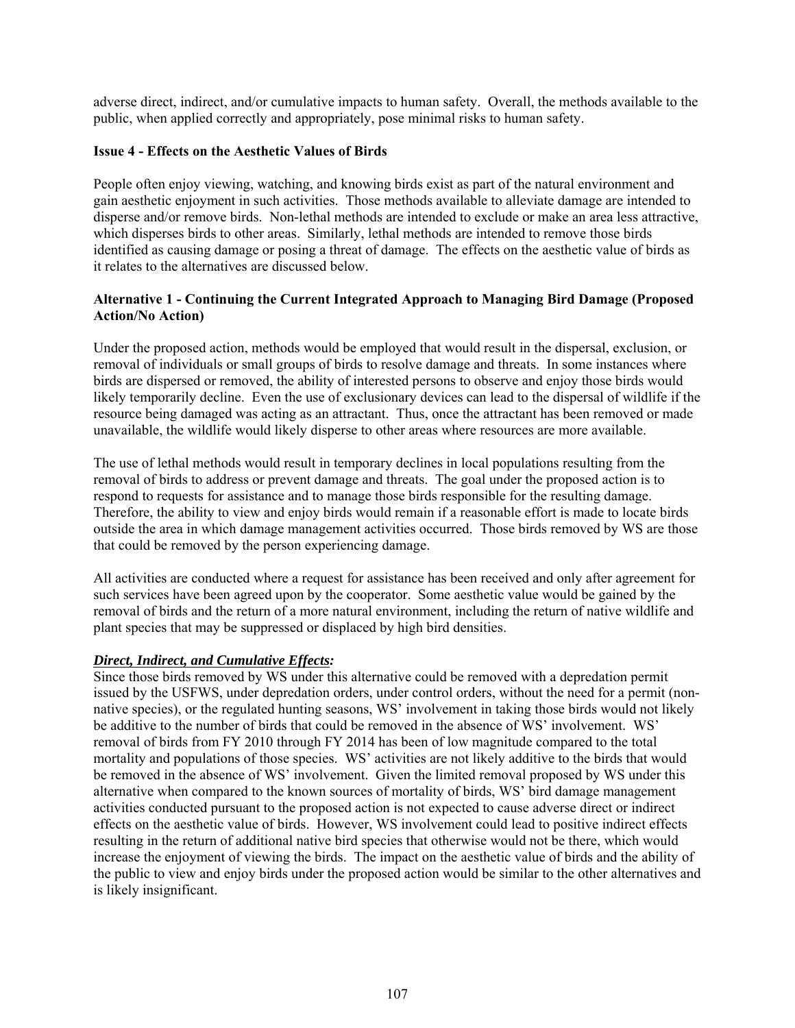adverse direct, indirect, and/or cumulative impacts to human safety. Overall, the methods available to the public, when applied correctly and appropriately, pose minimal risks to human safety.

**Issue 4 - Effects on the Aesthetic Values of Birds**

People often enjoy viewing, watching, and knowing birds exist as part of the natural environment and gain aesthetic enjoyment in such activities. Those methods available to alleviate damage are intended to disperse and/or remove birds. Non-lethal methods are intended to exclude or make an area less attractive, which disperses birds to other areas. Similarly, lethal methods are intended to remove those birds identified as causing damage or posing a threat of damage. The effects on the aesthetic value of birds as it relates to the alternatives are discussed below.

**Alternative 1 - Continuing the Current Integrated Approach to Managing Bird Damage (Proposed Action/No Action)**

Under the proposed action, methods would be employed that would result in the dispersal, exclusion, or removal of individuals or small groups of birds to resolve damage and threats. In some instances where birds are dispersed or removed, the ability of interested persons to observe and enjoy those birds would likely temporarily decline. Even the use of exclusionary devices can lead to the dispersal of wildlife if the resource being damaged was acting as an attractant. Thus, once the attractant has been removed or made unavailable, the wildlife would likely disperse to other areas where resources are more available.

The use of lethal methods would result in temporary declines in local populations resulting from the removal of birds to address or prevent damage and threats. The goal under the proposed action is to respond to requests for assistance and to manage those birds responsible for the resulting damage. Therefore, the ability to view and enjoy birds would remain if a reasonable effort is made to locate birds outside the area in which damage management activities occurred. Those birds removed by WS are those that could be removed by the person experiencing damage.

All activities are conducted where a request for assistance has been received and only after agreement for such services have been agreed upon by the cooperator. Some aesthetic value would be gained by the removal of birds and the return of a more natural environment, including the return of native wildlife and plant species that may be suppressed or displaced by high bird densities.

***Direct, Indirect, and Cumulative Effects:***
Since those birds removed by WS under this alternative could be removed with a depredation permit issued by the USFWS, under depredation orders, under control orders, without the need for a permit (non-native species), or the regulated hunting seasons, WS' involvement in taking those birds would not likely be additive to the number of birds that could be removed in the absence of WS' involvement. WS' removal of birds from FY 2010 through FY 2014 has been of low magnitude compared to the total mortality and populations of those species. WS' activities are not likely additive to the birds that would be removed in the absence of WS' involvement. Given the limited removal proposed by WS under this alternative when compared to the known sources of mortality of birds, WS' bird damage management activities conducted pursuant to the proposed action is not expected to cause adverse direct or indirect effects on the aesthetic value of birds. However, WS involvement could lead to positive indirect effects resulting in the return of additional native bird species that otherwise would not be there, which would increase the enjoyment of viewing the birds. The impact on the aesthetic value of birds and the ability of the public to view and enjoy birds under the proposed action would be similar to the other alternatives and is likely insignificant.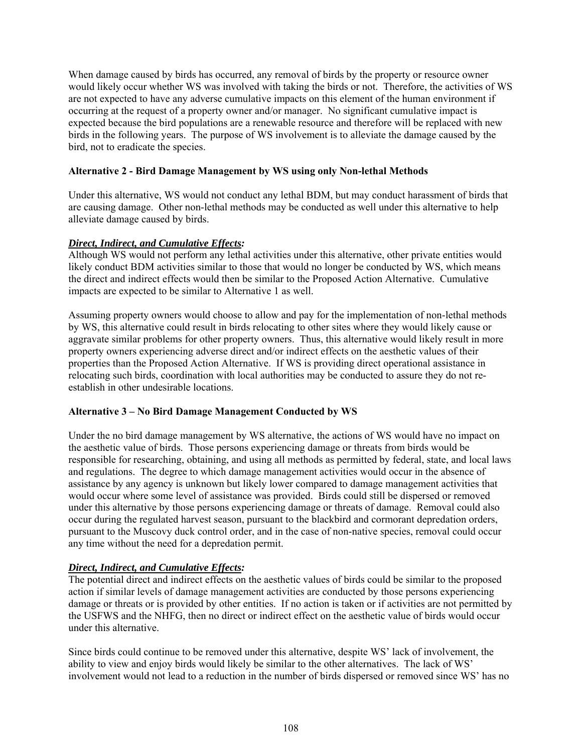When damage caused by birds has occurred, any removal of birds by the property or resource owner would likely occur whether WS was involved with taking the birds or not. Therefore, the activities of WS are not expected to have any adverse cumulative impacts on this element of the human environment if occurring at the request of a property owner and/or manager. No significant cumulative impact is expected because the bird populations are a renewable resource and therefore will be replaced with new birds in the following years. The purpose of WS involvement is to alleviate the damage caused by the bird, not to eradicate the species.

**Alternative 2 - Bird Damage Management by WS using only Non-lethal Methods**

Under this alternative, WS would not conduct any lethal BDM, but may conduct harassment of birds that are causing damage. Other non-lethal methods may be conducted as well under this alternative to help alleviate damage caused by birds.

***Direct, Indirect, and Cumulative Effects:***
Although WS would not perform any lethal activities under this alternative, other private entities would likely conduct BDM activities similar to those that would no longer be conducted by WS, which means the direct and indirect effects would then be similar to the Proposed Action Alternative. Cumulative impacts are expected to be similar to Alternative 1 as well.

Assuming property owners would choose to allow and pay for the implementation of non-lethal methods by WS, this alternative could result in birds relocating to other sites where they would likely cause or aggravate similar problems for other property owners. Thus, this alternative would likely result in more property owners experiencing adverse direct and/or indirect effects on the aesthetic values of their properties than the Proposed Action Alternative. If WS is providing direct operational assistance in relocating such birds, coordination with local authorities may be conducted to assure they do not re-establish in other undesirable locations.

**Alternative 3 – No Bird Damage Management Conducted by WS**

Under the no bird damage management by WS alternative, the actions of WS would have no impact on the aesthetic value of birds. Those persons experiencing damage or threats from birds would be responsible for researching, obtaining, and using all methods as permitted by federal, state, and local laws and regulations. The degree to which damage management activities would occur in the absence of assistance by any agency is unknown but likely lower compared to damage management activities that would occur where some level of assistance was provided. Birds could still be dispersed or removed under this alternative by those persons experiencing damage or threats of damage. Removal could also occur during the regulated harvest season, pursuant to the blackbird and cormorant depredation orders, pursuant to the Muscovy duck control order, and in the case of non-native species, removal could occur any time without the need for a depredation permit.

***Direct, Indirect, and Cumulative Effects:***
The potential direct and indirect effects on the aesthetic values of birds could be similar to the proposed action if similar levels of damage management activities are conducted by those persons experiencing damage or threats or is provided by other entities. If no action is taken or if activities are not permitted by the USFWS and the NHFG, then no direct or indirect effect on the aesthetic value of birds would occur under this alternative.

Since birds could continue to be removed under this alternative, despite WS' lack of involvement, the ability to view and enjoy birds would likely be similar to the other alternatives. The lack of WS' involvement would not lead to a reduction in the number of birds dispersed or removed since WS' has no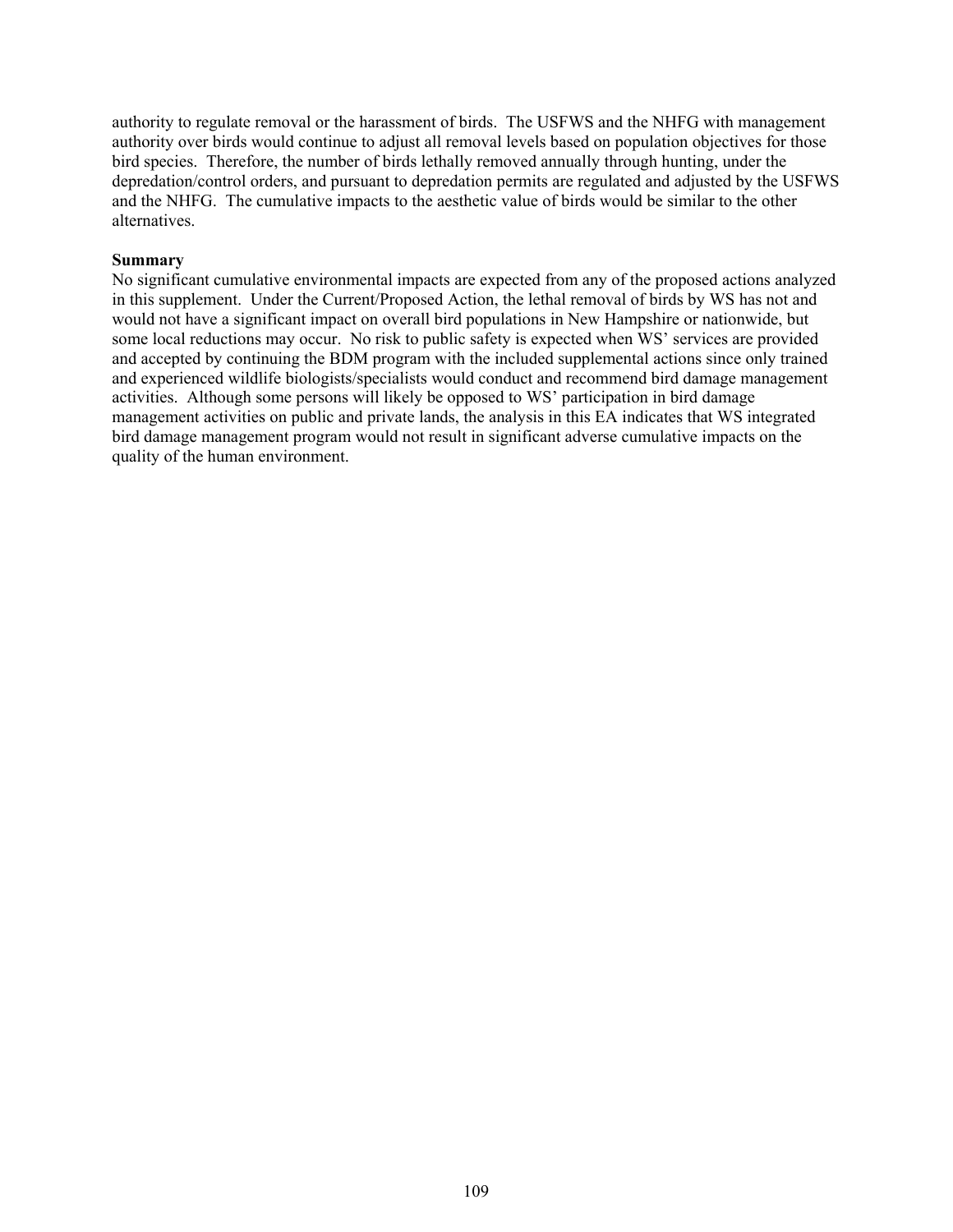authority to regulate removal or the harassment of birds. The USFWS and the NHFG with management authority over birds would continue to adjust all removal levels based on population objectives for those bird species. Therefore, the number of birds lethally removed annually through hunting, under the depredation/control orders, and pursuant to depredation permits are regulated and adjusted by the USFWS and the NHFG. The cumulative impacts to the aesthetic value of birds would be similar to the other alternatives.

**Summary**

No significant cumulative environmental impacts are expected from any of the proposed actions analyzed in this supplement. Under the Current/Proposed Action, the lethal removal of birds by WS has not and would not have a significant impact on overall bird populations in New Hampshire or nationwide, but some local reductions may occur. No risk to public safety is expected when WS' services are provided and accepted by continuing the BDM program with the included supplemental actions since only trained and experienced wildlife biologists/specialists would conduct and recommend bird damage management activities. Although some persons will likely be opposed to WS' participation in bird damage management activities on public and private lands, the analysis in this EA indicates that WS integrated bird damage management program would not result in significant adverse cumulative impacts on the quality of the human environment.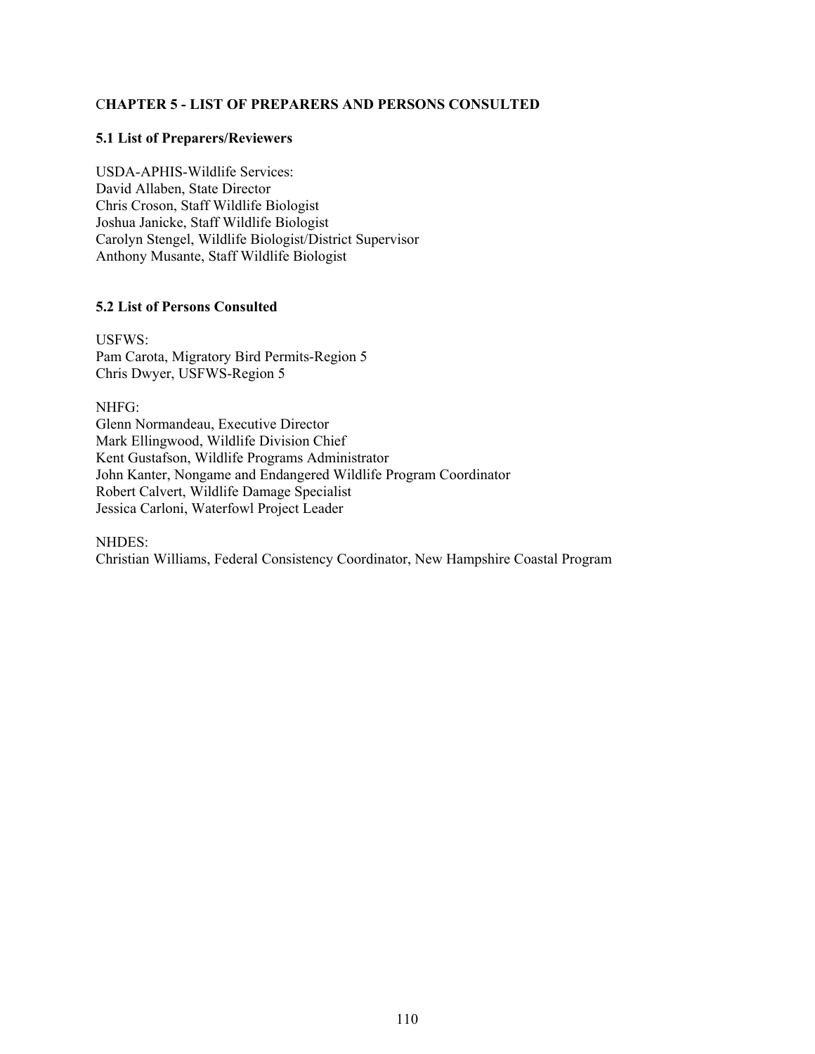## CHAPTER 5 - LIST OF PREPARERS AND PERSONS CONSULTED

### 5.1 List of Preparers/Reviewers

USDA-APHIS-Wildlife Services:
David Allaben, State Director
Chris Croson, Staff Wildlife Biologist
Joshua Janicke, Staff Wildlife Biologist
Carolyn Stengel, Wildlife Biologist/District Supervisor
Anthony Musante, Staff Wildlife Biologist

### 5.2 List of Persons Consulted

USFWS:
Pam Carota, Migratory Bird Permits-Region 5
Chris Dwyer, USFWS-Region 5

NHFG:
Glenn Normandeau, Executive Director
Mark Ellingwood, Wildlife Division Chief
Kent Gustafson, Wildlife Programs Administrator
John Kanter, Nongame and Endangered Wildlife Program Coordinator
Robert Calvert, Wildlife Damage Specialist
Jessica Carloni, Waterfowl Project Leader

NHDES:
Christian Williams, Federal Consistency Coordinator, New Hampshire Coastal Program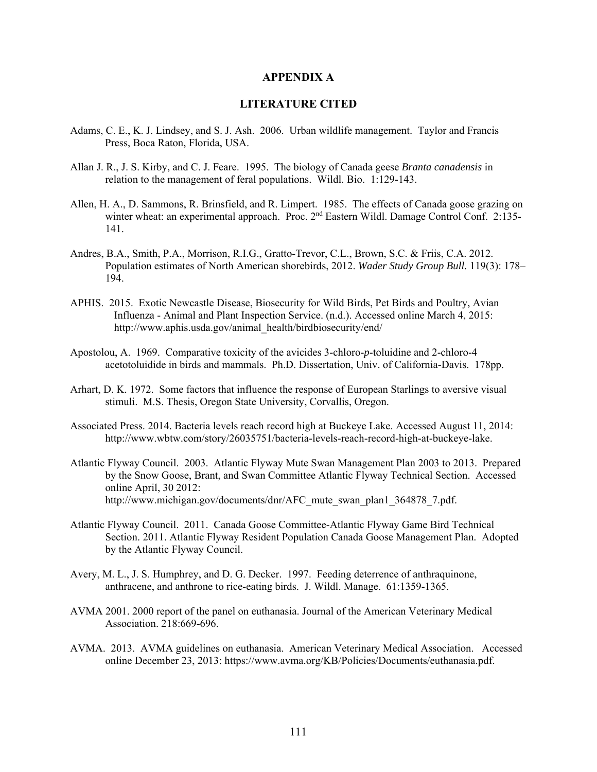# APPENDIX A

## LITERATURE CITED

Adams, C. E., K. J. Lindsey, and S. J. Ash. 2006. Urban wildlife management. Taylor and Francis Press, Boca Raton, Florida, USA.

Allan J. R., J. S. Kirby, and C. J. Feare. 1995. The biology of Canada geese *Branta canadensis* in relation to the management of feral populations. Wildl. Bio. 1:129-143.

Allen, H. A., D. Sammons, R. Brinsfield, and R. Limpert. 1985. The effects of Canada goose grazing on winter wheat: an experimental approach. Proc. 2nd Eastern Wildl. Damage Control Conf. 2:135-141.

Andres, B.A., Smith, P.A., Morrison, R.I.G., Gratto-Trevor, C.L., Brown, S.C. & Friis, C.A. 2012. Population estimates of North American shorebirds, 2012. *Wader Study Group Bull.* 119(3): 178–194.

APHIS. 2015. Exotic Newcastle Disease, Biosecurity for Wild Birds, Pet Birds and Poultry, Avian Influenza - Animal and Plant Inspection Service. (n.d.). Accessed online March 4, 2015: http://www.aphis.usda.gov/animal_health/birdbiosecurity/end/

Apostolou, A. 1969. Comparative toxicity of the avicides 3-chloro-*p*-toluidine and 2-chloro-4 acetotoluidide in birds and mammals. Ph.D. Dissertation, Univ. of California-Davis. 178pp.

Arhart, D. K. 1972. Some factors that influence the response of European Starlings to aversive visual stimuli. M.S. Thesis, Oregon State University, Corvallis, Oregon.

Associated Press. 2014. Bacteria levels reach record high at Buckeye Lake. Accessed August 11, 2014: http://www.wbtw.com/story/26035751/bacteria-levels-reach-record-high-at-buckeye-lake.

Atlantic Flyway Council. 2003. Atlantic Flyway Mute Swan Management Plan 2003 to 2013. Prepared by the Snow Goose, Brant, and Swan Committee Atlantic Flyway Technical Section. Accessed online April, 30 2012: http://www.michigan.gov/documents/dnr/AFC_mute_swan_plan1_364878_7.pdf.

Atlantic Flyway Council. 2011. Canada Goose Committee-Atlantic Flyway Game Bird Technical Section. 2011. Atlantic Flyway Resident Population Canada Goose Management Plan. Adopted by the Atlantic Flyway Council.

Avery, M. L., J. S. Humphrey, and D. G. Decker. 1997. Feeding deterrence of anthraquinone, anthracene, and anthrone to rice-eating birds. J. Wildl. Manage. 61:1359-1365.

AVMA 2001. 2000 report of the panel on euthanasia. Journal of the American Veterinary Medical Association. 218:669-696.

AVMA. 2013. AVMA guidelines on euthanasia. American Veterinary Medical Association. Accessed online December 23, 2013: https://www.avma.org/KB/Policies/Documents/euthanasia.pdf.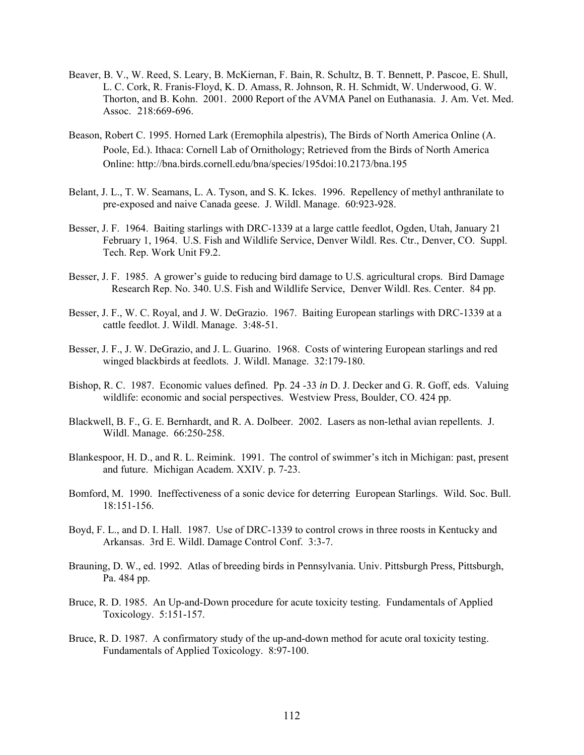Beaver, B. V., W. Reed, S. Leary, B. McKiernan, F. Bain, R. Schultz, B. T. Bennett, P. Pascoe, E. Shull, L. C. Cork, R. Franis-Floyd, K. D. Amass, R. Johnson, R. H. Schmidt, W. Underwood, G. W. Thorton, and B. Kohn. 2001. 2000 Report of the AVMA Panel on Euthanasia. J. Am. Vet. Med. Assoc. 218:669-696.

Beason, Robert C. 1995. Horned Lark (Eremophila alpestris), The Birds of North America Online (A. Poole, Ed.). Ithaca: Cornell Lab of Ornithology; Retrieved from the Birds of North America Online: http://bna.birds.cornell.edu/bna/species/195doi:10.2173/bna.195

Belant, J. L., T. W. Seamans, L. A. Tyson, and S. K. Ickes. 1996. Repellency of methyl anthranilate to pre-exposed and naive Canada geese. J. Wildl. Manage. 60:923-928.

Besser, J. F. 1964. Baiting starlings with DRC-1339 at a large cattle feedlot, Ogden, Utah, January 21 February 1, 1964. U.S. Fish and Wildlife Service, Denver Wildl. Res. Ctr., Denver, CO. Suppl. Tech. Rep. Work Unit F9.2.

Besser, J. F. 1985. A grower's guide to reducing bird damage to U.S. agricultural crops. Bird Damage Research Rep. No. 340. U.S. Fish and Wildlife Service, Denver Wildl. Res. Center. 84 pp.

Besser, J. F., W. C. Royal, and J. W. DeGrazio. 1967. Baiting European starlings with DRC-1339 at a cattle feedlot. J. Wildl. Manage. 3:48-51.

Besser, J. F., J. W. DeGrazio, and J. L. Guarino. 1968. Costs of wintering European starlings and red winged blackbirds at feedlots. J. Wildl. Manage. 32:179-180.

Bishop, R. C. 1987. Economic values defined. Pp. 24 -33 *in* D. J. Decker and G. R. Goff, eds. Valuing wildlife: economic and social perspectives. Westview Press, Boulder, CO. 424 pp.

Blackwell, B. F., G. E. Bernhardt, and R. A. Dolbeer. 2002. Lasers as non-lethal avian repellents. J. Wildl. Manage. 66:250-258.

Blankespoor, H. D., and R. L. Reimink. 1991. The control of swimmer's itch in Michigan: past, present and future. Michigan Academ. XXIV. p. 7-23.

Bomford, M. 1990. Ineffectiveness of a sonic device for deterring European Starlings. Wild. Soc. Bull. 18:151-156.

Boyd, F. L., and D. I. Hall. 1987. Use of DRC-1339 to control crows in three roosts in Kentucky and Arkansas. 3rd E. Wildl. Damage Control Conf. 3:3-7.

Brauning, D. W., ed. 1992. Atlas of breeding birds in Pennsylvania. Univ. Pittsburgh Press, Pittsburgh, Pa. 484 pp.

Bruce, R. D. 1985. An Up-and-Down procedure for acute toxicity testing. Fundamentals of Applied Toxicology. 5:151-157.

Bruce, R. D. 1987. A confirmatory study of the up-and-down method for acute oral toxicity testing. Fundamentals of Applied Toxicology. 8:97-100.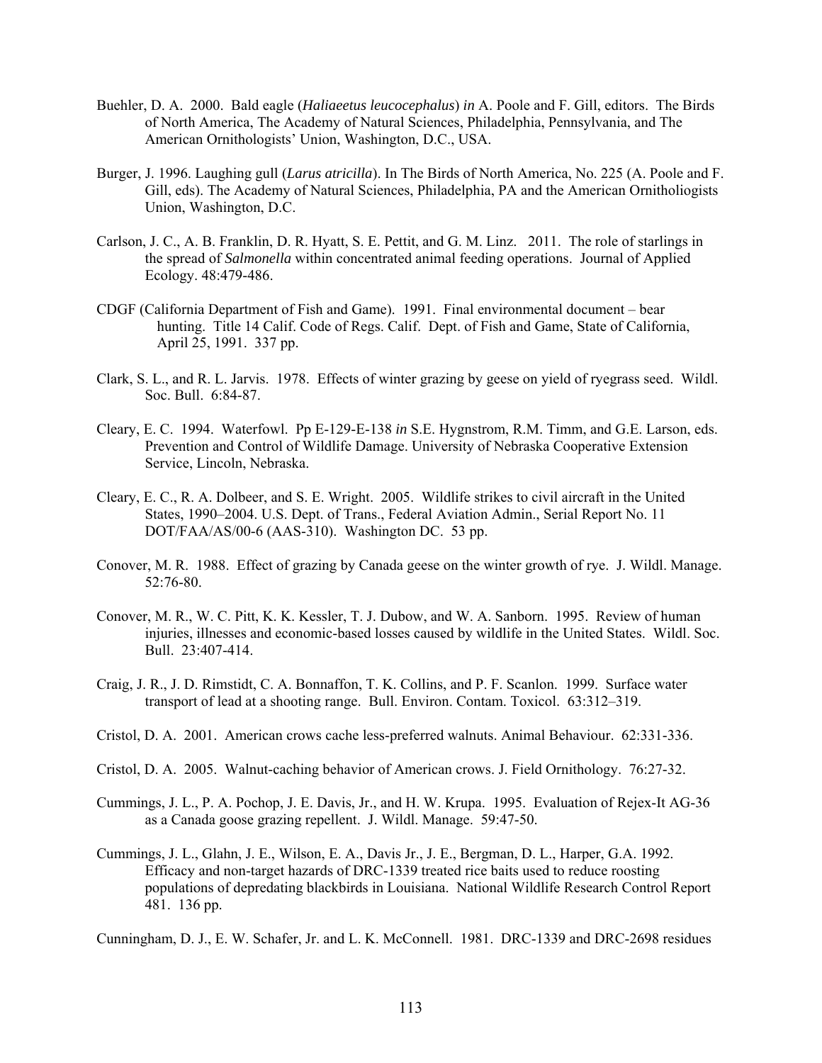Buehler, D. A. 2000. Bald eagle (*Haliaeetus leucocephalus*) *in* A. Poole and F. Gill, editors. The Birds of North America, The Academy of Natural Sciences, Philadelphia, Pennsylvania, and The American Ornithologists' Union, Washington, D.C., USA.

Burger, J. 1996. Laughing gull (*Larus atricilla*). In The Birds of North America, No. 225 (A. Poole and F. Gill, eds). The Academy of Natural Sciences, Philadelphia, PA and the American Ornitholiogists Union, Washington, D.C.

Carlson, J. C., A. B. Franklin, D. R. Hyatt, S. E. Pettit, and G. M. Linz. 2011. The role of starlings in the spread of *Salmonella* within concentrated animal feeding operations. Journal of Applied Ecology. 48:479-486.

CDGF (California Department of Fish and Game). 1991. Final environmental document – bear hunting. Title 14 Calif. Code of Regs. Calif. Dept. of Fish and Game, State of California, April 25, 1991. 337 pp.

Clark, S. L., and R. L. Jarvis. 1978. Effects of winter grazing by geese on yield of ryegrass seed. Wildl. Soc. Bull. 6:84-87.

Cleary, E. C. 1994. Waterfowl. Pp E-129-E-138 *in* S.E. Hygnstrom, R.M. Timm, and G.E. Larson, eds. Prevention and Control of Wildlife Damage. University of Nebraska Cooperative Extension Service, Lincoln, Nebraska.

Cleary, E. C., R. A. Dolbeer, and S. E. Wright. 2005. Wildlife strikes to civil aircraft in the United States, 1990–2004. U.S. Dept. of Trans., Federal Aviation Admin., Serial Report No. 11 DOT/FAA/AS/00-6 (AAS-310). Washington DC. 53 pp.

Conover, M. R. 1988. Effect of grazing by Canada geese on the winter growth of rye. J. Wildl. Manage. 52:76-80.

Conover, M. R., W. C. Pitt, K. K. Kessler, T. J. Dubow, and W. A. Sanborn. 1995. Review of human injuries, illnesses and economic-based losses caused by wildlife in the United States. Wildl. Soc. Bull. 23:407-414.

Craig, J. R., J. D. Rimstidt, C. A. Bonnaffon, T. K. Collins, and P. F. Scanlon. 1999. Surface water transport of lead at a shooting range. Bull. Environ. Contam. Toxicol. 63:312–319.

Cristol, D. A. 2001. American crows cache less-preferred walnuts. Animal Behaviour. 62:331-336.

Cristol, D. A. 2005. Walnut-caching behavior of American crows. J. Field Ornithology. 76:27-32.

Cummings, J. L., P. A. Pochop, J. E. Davis, Jr., and H. W. Krupa. 1995. Evaluation of Rejex-It AG-36 as a Canada goose grazing repellent. J. Wildl. Manage. 59:47-50.

Cummings, J. L., Glahn, J. E., Wilson, E. A., Davis Jr., J. E., Bergman, D. L., Harper, G.A. 1992. Efficacy and non-target hazards of DRC-1339 treated rice baits used to reduce roosting populations of depredating blackbirds in Louisiana. National Wildlife Research Control Report 481. 136 pp.

Cunningham, D. J., E. W. Schafer, Jr. and L. K. McConnell. 1981. DRC-1339 and DRC-2698 residues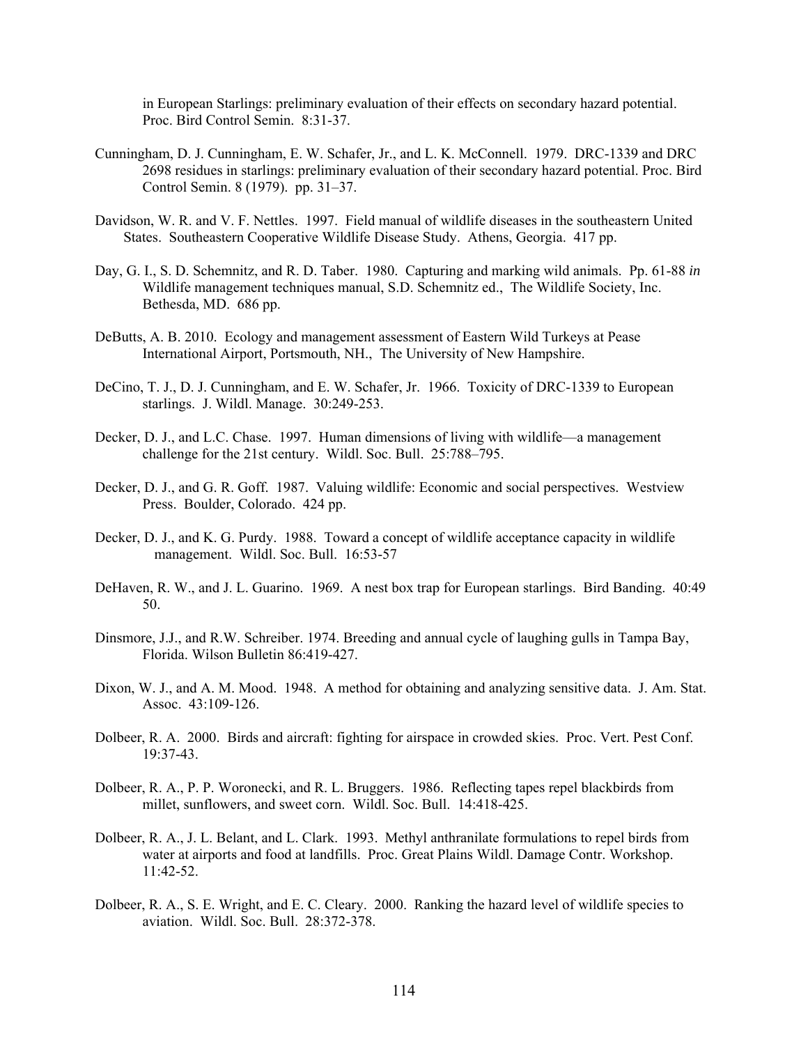in European Starlings: preliminary evaluation of their effects on secondary hazard potential. Proc. Bird Control Semin. 8:31-37.

Cunningham, D. J. Cunningham, E. W. Schafer, Jr., and L. K. McConnell. 1979. DRC-1339 and DRC 2698 residues in starlings: preliminary evaluation of their secondary hazard potential. Proc. Bird Control Semin. 8 (1979). pp. 31–37.

Davidson, W. R. and V. F. Nettles. 1997. Field manual of wildlife diseases in the southeastern United States. Southeastern Cooperative Wildlife Disease Study. Athens, Georgia. 417 pp.

Day, G. I., S. D. Schemnitz, and R. D. Taber. 1980. Capturing and marking wild animals. Pp. 61-88 *in* Wildlife management techniques manual, S.D. Schemnitz ed., The Wildlife Society, Inc. Bethesda, MD. 686 pp.

DeButts, A. B. 2010. Ecology and management assessment of Eastern Wild Turkeys at Pease International Airport, Portsmouth, NH., The University of New Hampshire.

DeCino, T. J., D. J. Cunningham, and E. W. Schafer, Jr. 1966. Toxicity of DRC-1339 to European starlings. J. Wildl. Manage. 30:249-253.

Decker, D. J., and L.C. Chase. 1997. Human dimensions of living with wildlife—a management challenge for the 21st century. Wildl. Soc. Bull. 25:788–795.

Decker, D. J., and G. R. Goff. 1987. Valuing wildlife: Economic and social perspectives. Westview Press. Boulder, Colorado. 424 pp.

Decker, D. J., and K. G. Purdy. 1988. Toward a concept of wildlife acceptance capacity in wildlife management. Wildl. Soc. Bull. 16:53-57

DeHaven, R. W., and J. L. Guarino. 1969. A nest box trap for European starlings. Bird Banding. 40:49 50.

Dinsmore, J.J., and R.W. Schreiber. 1974. Breeding and annual cycle of laughing gulls in Tampa Bay, Florida. Wilson Bulletin 86:419-427.

Dixon, W. J., and A. M. Mood. 1948. A method for obtaining and analyzing sensitive data. J. Am. Stat. Assoc. 43:109-126.

Dolbeer, R. A. 2000. Birds and aircraft: fighting for airspace in crowded skies. Proc. Vert. Pest Conf. 19:37-43.

Dolbeer, R. A., P. P. Woronecki, and R. L. Bruggers. 1986. Reflecting tapes repel blackbirds from millet, sunflowers, and sweet corn. Wildl. Soc. Bull. 14:418-425.

Dolbeer, R. A., J. L. Belant, and L. Clark. 1993. Methyl anthranilate formulations to repel birds from water at airports and food at landfills. Proc. Great Plains Wildl. Damage Contr. Workshop. 11:42-52.

Dolbeer, R. A., S. E. Wright, and E. C. Cleary. 2000. Ranking the hazard level of wildlife species to aviation. Wildl. Soc. Bull. 28:372-378.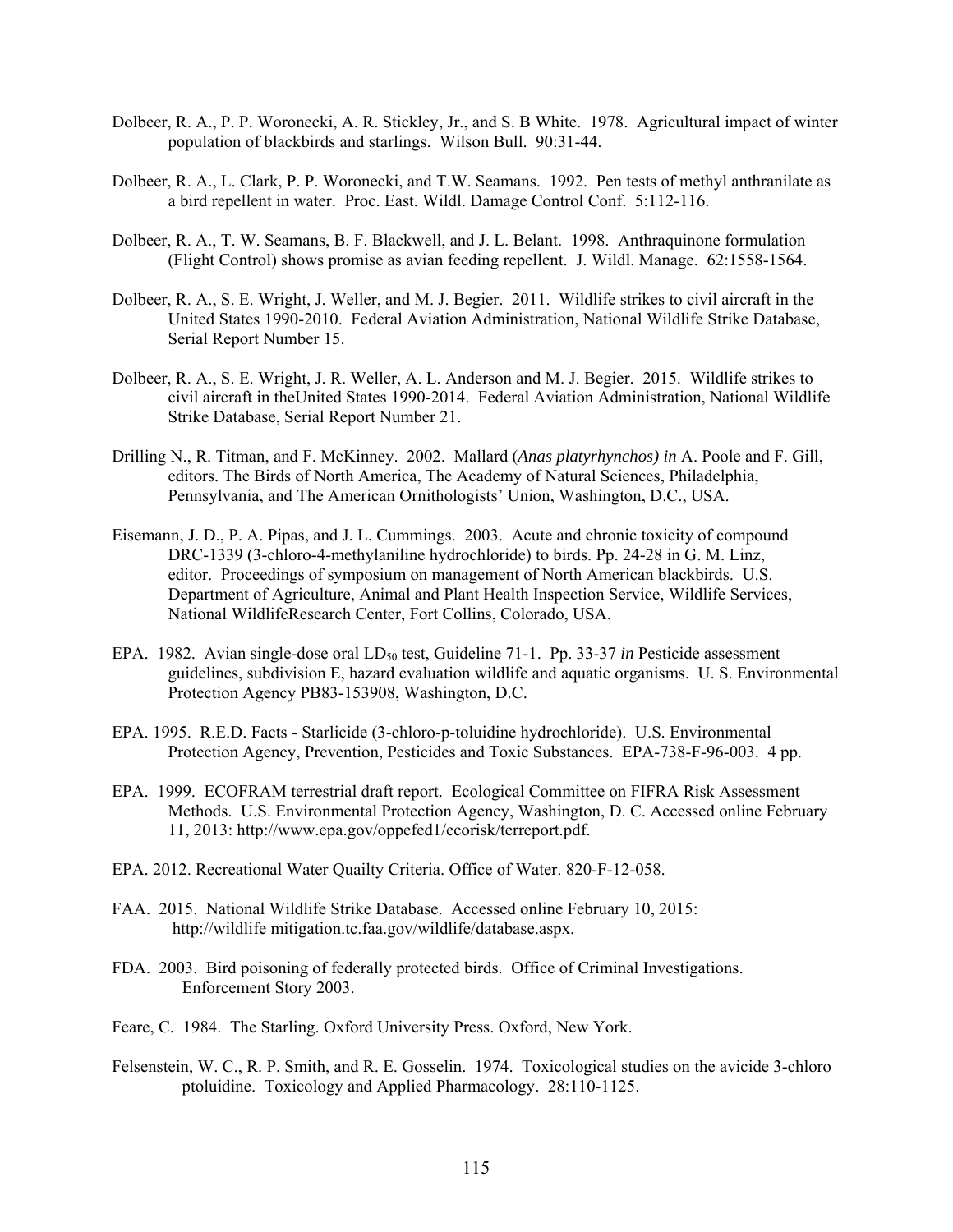Dolbeer, R. A., P. P. Woronecki, A. R. Stickley, Jr., and S. B White. 1978. Agricultural impact of winter population of blackbirds and starlings. Wilson Bull. 90:31-44.

Dolbeer, R. A., L. Clark, P. P. Woronecki, and T.W. Seamans. 1992. Pen tests of methyl anthranilate as a bird repellent in water. Proc. East. Wildl. Damage Control Conf. 5:112-116.

Dolbeer, R. A., T. W. Seamans, B. F. Blackwell, and J. L. Belant. 1998. Anthraquinone formulation (Flight Control) shows promise as avian feeding repellent. J. Wildl. Manage. 62:1558-1564.

Dolbeer, R. A., S. E. Wright, J. Weller, and M. J. Begier. 2011. Wildlife strikes to civil aircraft in the United States 1990-2010. Federal Aviation Administration, National Wildlife Strike Database, Serial Report Number 15.

Dolbeer, R. A., S. E. Wright, J. R. Weller, A. L. Anderson and M. J. Begier. 2015. Wildlife strikes to civil aircraft in theUnited States 1990-2014. Federal Aviation Administration, National Wildlife Strike Database, Serial Report Number 21.

Drilling N., R. Titman, and F. McKinney. 2002. Mallard (*Anas platyrhynchos) in* A. Poole and F. Gill, editors. The Birds of North America, The Academy of Natural Sciences, Philadelphia, Pennsylvania, and The American Ornithologists' Union, Washington, D.C., USA.

Eisemann, J. D., P. A. Pipas, and J. L. Cummings. 2003. Acute and chronic toxicity of compound DRC-1339 (3-chloro-4-methylaniline hydrochloride) to birds. Pp. 24-28 in G. M. Linz, editor. Proceedings of symposium on management of North American blackbirds. U.S. Department of Agriculture, Animal and Plant Health Inspection Service, Wildlife Services, National WildlifeResearch Center, Fort Collins, Colorado, USA.

EPA. 1982. Avian single-dose oral $LD_{50}$ test, Guideline 71-1. Pp. 33-37 *in* Pesticide assessment guidelines, subdivision E, hazard evaluation wildlife and aquatic organisms. U. S. Environmental Protection Agency PB83-153908, Washington, D.C.

EPA. 1995. R.E.D. Facts - Starlicide (3-chloro-p-toluidine hydrochloride). U.S. Environmental Protection Agency, Prevention, Pesticides and Toxic Substances. EPA-738-F-96-003. 4 pp.

EPA. 1999. ECOFRAM terrestrial draft report. Ecological Committee on FIFRA Risk Assessment Methods. U.S. Environmental Protection Agency, Washington, D. C. Accessed online February 11, 2013: http://www.epa.gov/oppefed1/ecorisk/terreport.pdf.

EPA. 2012. Recreational Water Quailty Criteria. Office of Water. 820-F-12-058.

FAA. 2015. National Wildlife Strike Database. Accessed online February 10, 2015: http://wildlife mitigation.tc.faa.gov/wildlife/database.aspx.

FDA. 2003. Bird poisoning of federally protected birds. Office of Criminal Investigations. Enforcement Story 2003.

Feare, C. 1984. The Starling. Oxford University Press. Oxford, New York.

Felsenstein, W. C., R. P. Smith, and R. E. Gosselin. 1974. Toxicological studies on the avicide 3-chloro ptoluidine. Toxicology and Applied Pharmacology. 28:110-1125.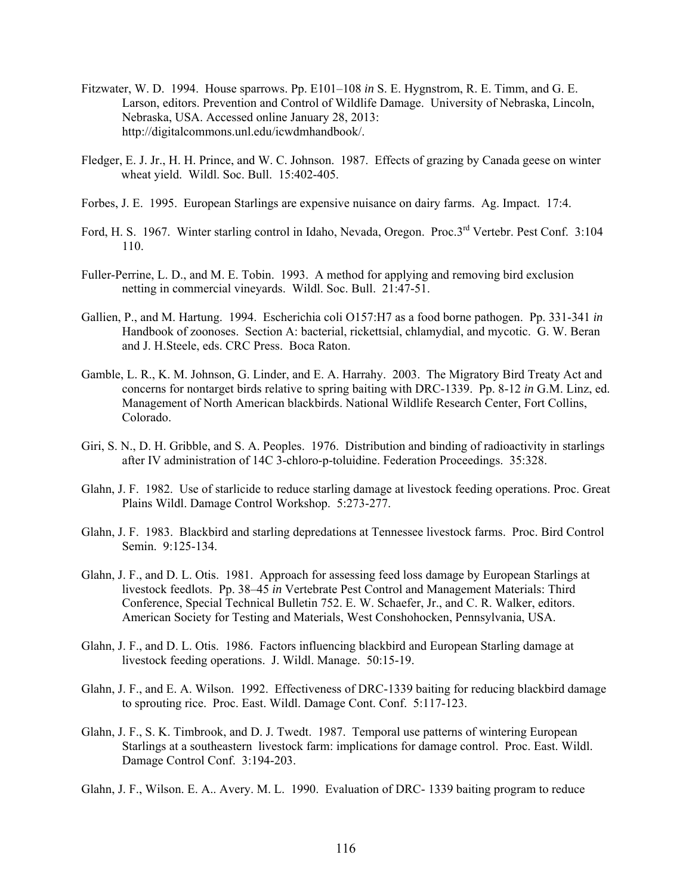Fitzwater, W. D. 1994. House sparrows. Pp. E101–108 *in* S. E. Hygnstrom, R. E. Timm, and G. E. Larson, editors. Prevention and Control of Wildlife Damage. University of Nebraska, Lincoln, Nebraska, USA. Accessed online January 28, 2013: http://digitalcommons.unl.edu/icwdmhandbook/.

Fledger, E. J. Jr., H. H. Prince, and W. C. Johnson. 1987. Effects of grazing by Canada geese on winter wheat yield. Wildl. Soc. Bull. 15:402-405.

Forbes, J. E. 1995. European Starlings are expensive nuisance on dairy farms. Ag. Impact. 17:4.

Ford, H. S. 1967. Winter starling control in Idaho, Nevada, Oregon. Proc.3rd Vertebr. Pest Conf. 3:104 110.

Fuller-Perrine, L. D., and M. E. Tobin. 1993. A method for applying and removing bird exclusion netting in commercial vineyards. Wildl. Soc. Bull. 21:47-51.

Gallien, P., and M. Hartung. 1994. Escherichia coli O157:H7 as a food borne pathogen. Pp. 331-341 *in* Handbook of zoonoses. Section A: bacterial, rickettsial, chlamydial, and mycotic. G. W. Beran and J. H.Steele, eds. CRC Press. Boca Raton.

Gamble, L. R., K. M. Johnson, G. Linder, and E. A. Harrahy. 2003. The Migratory Bird Treaty Act and concerns for nontarget birds relative to spring baiting with DRC-1339. Pp. 8-12 *in* G.M. Linz, ed. Management of North American blackbirds. National Wildlife Research Center, Fort Collins, Colorado.

Giri, S. N., D. H. Gribble, and S. A. Peoples. 1976. Distribution and binding of radioactivity in starlings after IV administration of 14C 3-chloro-p-toluidine. Federation Proceedings. 35:328.

Glahn, J. F. 1982. Use of starlicide to reduce starling damage at livestock feeding operations. Proc. Great Plains Wildl. Damage Control Workshop. 5:273-277.

Glahn, J. F. 1983. Blackbird and starling depredations at Tennessee livestock farms. Proc. Bird Control Semin. 9:125-134.

Glahn, J. F., and D. L. Otis. 1981. Approach for assessing feed loss damage by European Starlings at livestock feedlots. Pp. 38–45 *in* Vertebrate Pest Control and Management Materials: Third Conference, Special Technical Bulletin 752. E. W. Schaefer, Jr., and C. R. Walker, editors. American Society for Testing and Materials, West Conshohocken, Pennsylvania, USA.

Glahn, J. F., and D. L. Otis. 1986. Factors influencing blackbird and European Starling damage at livestock feeding operations. J. Wildl. Manage. 50:15-19.

Glahn, J. F., and E. A. Wilson. 1992. Effectiveness of DRC-1339 baiting for reducing blackbird damage to sprouting rice. Proc. East. Wildl. Damage Cont. Conf. 5:117-123.

Glahn, J. F., S. K. Timbrook, and D. J. Twedt. 1987. Temporal use patterns of wintering European Starlings at a southeastern livestock farm: implications for damage control. Proc. East. Wildl. Damage Control Conf. 3:194-203.

Glahn, J. F., Wilson. E. A.. Avery. M. L. 1990. Evaluation of DRC- 1339 baiting program to reduce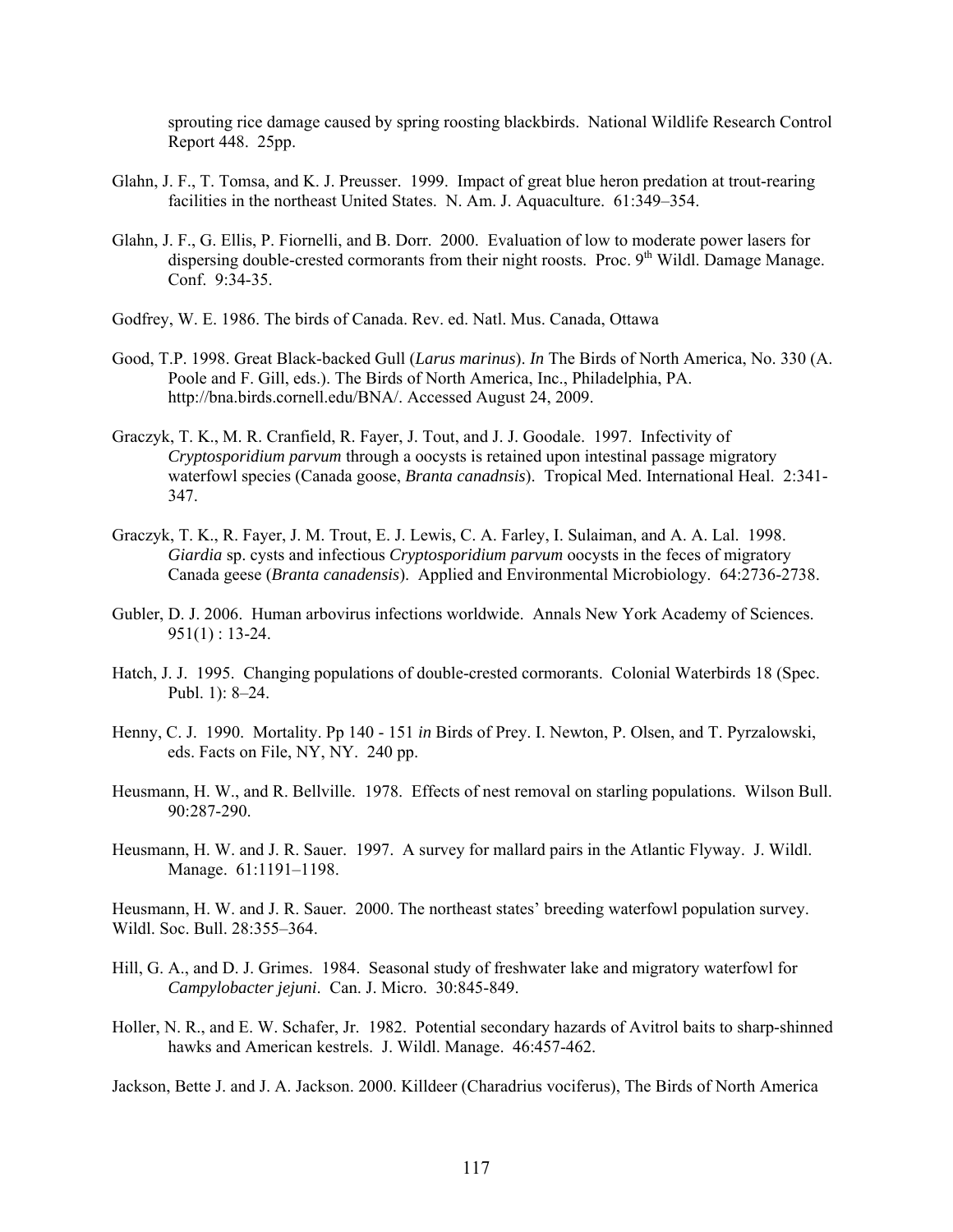sprouting rice damage caused by spring roosting blackbirds. National Wildlife Research Control Report 448. 25pp.

Glahn, J. F., T. Tomsa, and K. J. Preusser. 1999. Impact of great blue heron predation at trout-rearing facilities in the northeast United States. N. Am. J. Aquaculture. 61:349–354.

Glahn, J. F., G. Ellis, P. Fiornelli, and B. Dorr. 2000. Evaluation of low to moderate power lasers for dispersing double-crested cormorants from their night roosts. Proc. 9th Wildl. Damage Manage. Conf. 9:34-35.

Godfrey, W. E. 1986. The birds of Canada. Rev. ed. Natl. Mus. Canada, Ottawa

Good, T.P. 1998. Great Black-backed Gull (*Larus marinus*). *In* The Birds of North America, No. 330 (A. Poole and F. Gill, eds.). The Birds of North America, Inc., Philadelphia, PA. http://bna.birds.cornell.edu/BNA/. Accessed August 24, 2009.

Graczyk, T. K., M. R. Cranfield, R. Fayer, J. Tout, and J. J. Goodale. 1997. Infectivity of *Cryptosporidium parvum* through a oocysts is retained upon intestinal passage migratory waterfowl species (Canada goose, *Branta canadnsis*). Tropical Med. International Heal. 2:341-347.

Graczyk, T. K., R. Fayer, J. M. Trout, E. J. Lewis, C. A. Farley, I. Sulaiman, and A. A. Lal. 1998. *Giardia* sp. cysts and infectious *Cryptosporidium parvum* oocysts in the feces of migratory Canada geese (*Branta canadensis*). Applied and Environmental Microbiology. 64:2736-2738.

Gubler, D. J. 2006. Human arbovirus infections worldwide. Annals New York Academy of Sciences. 951(1) : 13-24.

Hatch, J. J. 1995. Changing populations of double-crested cormorants. Colonial Waterbirds 18 (Spec. Publ. 1): 8–24.

Henny, C. J. 1990. Mortality. Pp 140 - 151 *in* Birds of Prey. I. Newton, P. Olsen, and T. Pyrzalowski, eds. Facts on File, NY, NY. 240 pp.

Heusmann, H. W., and R. Bellville. 1978. Effects of nest removal on starling populations. Wilson Bull. 90:287-290.

Heusmann, H. W. and J. R. Sauer. 1997. A survey for mallard pairs in the Atlantic Flyway. J. Wildl. Manage. 61:1191–1198.

Heusmann, H. W. and J. R. Sauer. 2000. The northeast states' breeding waterfowl population survey. Wildl. Soc. Bull. 28:355–364.

Hill, G. A., and D. J. Grimes. 1984. Seasonal study of freshwater lake and migratory waterfowl for *Campylobacter jejuni*. Can. J. Micro. 30:845-849.

Holler, N. R., and E. W. Schafer, Jr. 1982. Potential secondary hazards of Avitrol baits to sharp-shinned hawks and American kestrels. J. Wildl. Manage. 46:457-462.

Jackson, Bette J. and J. A. Jackson. 2000. Killdeer (Charadrius vociferus), The Birds of North America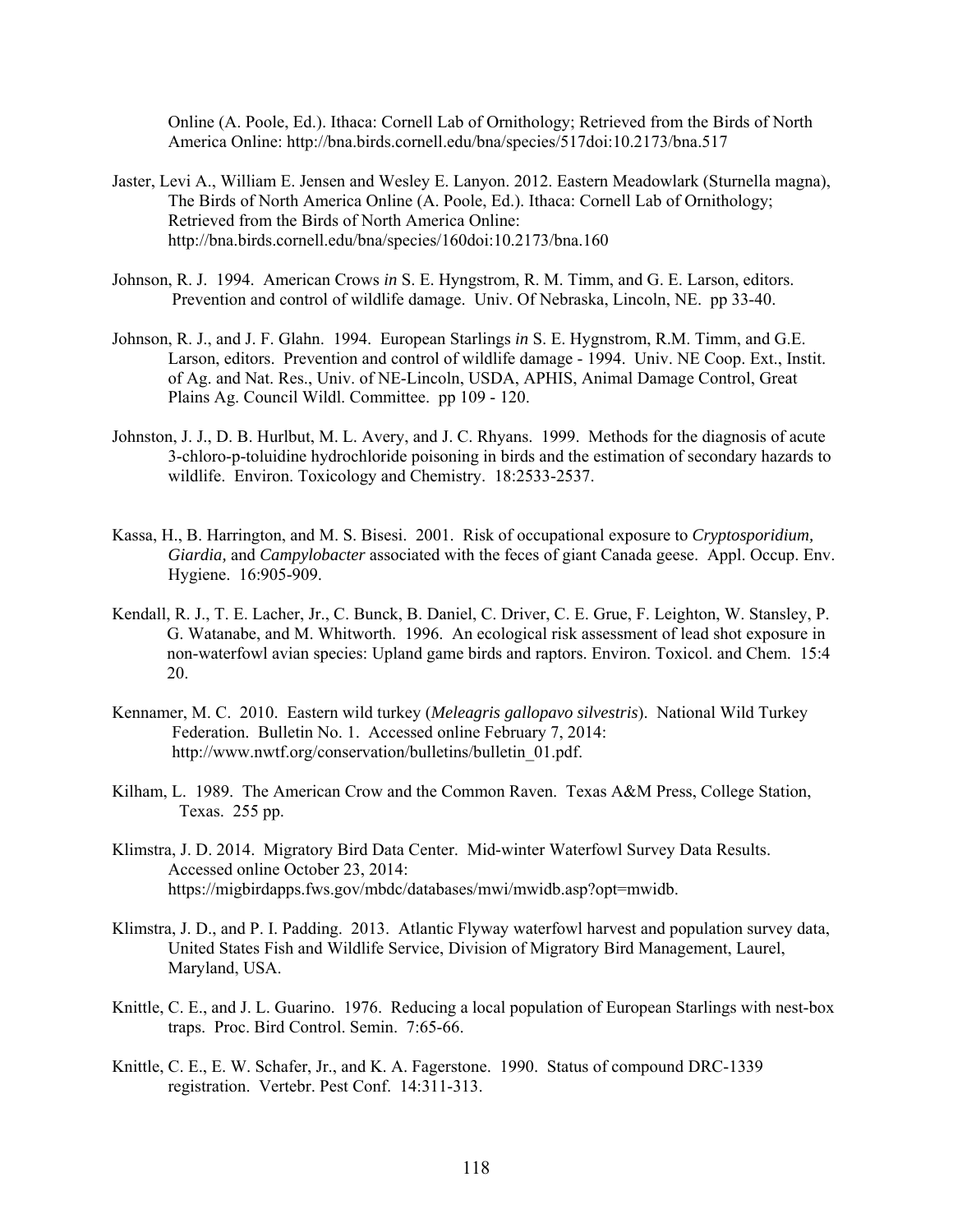Online (A. Poole, Ed.). Ithaca: Cornell Lab of Ornithology; Retrieved from the Birds of North America Online: http://bna.birds.cornell.edu/bna/species/517doi:10.2173/bna.517

Jaster, Levi A., William E. Jensen and Wesley E. Lanyon. 2012. Eastern Meadowlark (Sturnella magna), The Birds of North America Online (A. Poole, Ed.). Ithaca: Cornell Lab of Ornithology; Retrieved from the Birds of North America Online: http://bna.birds.cornell.edu/bna/species/160doi:10.2173/bna.160

Johnson, R. J. 1994. American Crows *in* S. E. Hyngstrom, R. M. Timm, and G. E. Larson, editors. Prevention and control of wildlife damage. Univ. Of Nebraska, Lincoln, NE. pp 33-40.

Johnson, R. J., and J. F. Glahn. 1994. European Starlings *in* S. E. Hygnstrom, R.M. Timm, and G.E. Larson, editors. Prevention and control of wildlife damage - 1994. Univ. NE Coop. Ext., Instit. of Ag. and Nat. Res., Univ. of NE-Lincoln, USDA, APHIS, Animal Damage Control, Great Plains Ag. Council Wildl. Committee. pp 109 - 120.

Johnston, J. J., D. B. Hurlbut, M. L. Avery, and J. C. Rhyans. 1999. Methods for the diagnosis of acute 3-chloro-p-toluidine hydrochloride poisoning in birds and the estimation of secondary hazards to wildlife. Environ. Toxicology and Chemistry. 18:2533-2537.

Kassa, H., B. Harrington, and M. S. Bisesi. 2001. Risk of occupational exposure to *Cryptosporidium, Giardia,* and *Campylobacter* associated with the feces of giant Canada geese. Appl. Occup. Env. Hygiene. 16:905-909.

Kendall, R. J., T. E. Lacher, Jr., C. Bunck, B. Daniel, C. Driver, C. E. Grue, F. Leighton, W. Stansley, P. G. Watanabe, and M. Whitworth. 1996. An ecological risk assessment of lead shot exposure in non-waterfowl avian species: Upland game birds and raptors. Environ. Toxicol. and Chem. 15:4 20.

Kennamer, M. C. 2010. Eastern wild turkey (*Meleagris gallopavo silvestris*). National Wild Turkey Federation. Bulletin No. 1. Accessed online February 7, 2014: http://www.nwtf.org/conservation/bulletins/bulletin_01.pdf.

Kilham, L. 1989. The American Crow and the Common Raven. Texas A&M Press, College Station, Texas. 255 pp.

Klimstra, J. D. 2014. Migratory Bird Data Center. Mid-winter Waterfowl Survey Data Results. Accessed online October 23, 2014: https://migbirdapps.fws.gov/mbdc/databases/mwi/mwidb.asp?opt=mwidb.

Klimstra, J. D., and P. I. Padding. 2013. Atlantic Flyway waterfowl harvest and population survey data, United States Fish and Wildlife Service, Division of Migratory Bird Management, Laurel, Maryland, USA.

Knittle, C. E., and J. L. Guarino. 1976. Reducing a local population of European Starlings with nest-box traps. Proc. Bird Control. Semin. 7:65-66.

Knittle, C. E., E. W. Schafer, Jr., and K. A. Fagerstone. 1990. Status of compound DRC-1339 registration. Vertebr. Pest Conf. 14:311-313.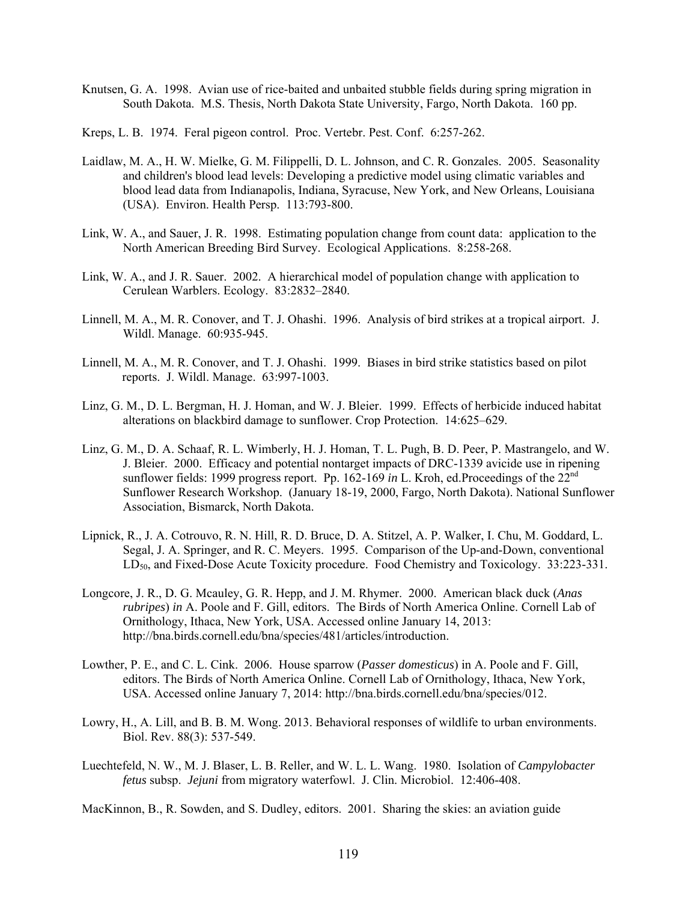Knutsen, G. A. 1998. Avian use of rice-baited and unbaited stubble fields during spring migration in South Dakota. M.S. Thesis, North Dakota State University, Fargo, North Dakota. 160 pp.

Kreps, L. B. 1974. Feral pigeon control. Proc. Vertebr. Pest. Conf. 6:257-262.

Laidlaw, M. A., H. W. Mielke, G. M. Filippelli, D. L. Johnson, and C. R. Gonzales. 2005. Seasonality and children's blood lead levels: Developing a predictive model using climatic variables and blood lead data from Indianapolis, Indiana, Syracuse, New York, and New Orleans, Louisiana (USA). Environ. Health Persp. 113:793-800.

Link, W. A., and Sauer, J. R. 1998. Estimating population change from count data: application to the North American Breeding Bird Survey. Ecological Applications. 8:258-268.

Link, W. A., and J. R. Sauer. 2002. A hierarchical model of population change with application to Cerulean Warblers. Ecology. 83:2832–2840.

Linnell, M. A., M. R. Conover, and T. J. Ohashi. 1996. Analysis of bird strikes at a tropical airport. J. Wildl. Manage. 60:935-945.

Linnell, M. A., M. R. Conover, and T. J. Ohashi. 1999. Biases in bird strike statistics based on pilot reports. J. Wildl. Manage. 63:997-1003.

Linz, G. M., D. L. Bergman, H. J. Homan, and W. J. Bleier. 1999. Effects of herbicide induced habitat alterations on blackbird damage to sunflower. Crop Protection. 14:625–629.

Linz, G. M., D. A. Schaaf, R. L. Wimberly, H. J. Homan, T. L. Pugh, B. D. Peer, P. Mastrangelo, and W. J. Bleier. 2000. Efficacy and potential nontarget impacts of DRC-1339 avicide use in ripening sunflower fields: 1999 progress report. Pp. 162-169 *in* L. Kroh, ed.Proceedings of the 22nd Sunflower Research Workshop. (January 18-19, 2000, Fargo, North Dakota). National Sunflower Association, Bismarck, North Dakota.

Lipnick, R., J. A. Cotrouvo, R. N. Hill, R. D. Bruce, D. A. Stitzel, A. P. Walker, I. Chu, M. Goddard, L. Segal, J. A. Springer, and R. C. Meyers. 1995. Comparison of the Up-and-Down, conventional $LD_{50}$, and Fixed-Dose Acute Toxicity procedure. Food Chemistry and Toxicology. 33:223-331.

Longcore, J. R., D. G. Mcauley, G. R. Hepp, and J. M. Rhymer. 2000. American black duck (*Anas rubripes*) *in* A. Poole and F. Gill, editors. The Birds of North America Online. Cornell Lab of Ornithology, Ithaca, New York, USA. Accessed online January 14, 2013: http://bna.birds.cornell.edu/bna/species/481/articles/introduction.

Lowther, P. E., and C. L. Cink. 2006. House sparrow (*Passer domesticus*) in A. Poole and F. Gill, editors. The Birds of North America Online. Cornell Lab of Ornithology, Ithaca, New York, USA. Accessed online January 7, 2014: http://bna.birds.cornell.edu/bna/species/012.

Lowry, H., A. Lill, and B. B. M. Wong. 2013. Behavioral responses of wildlife to urban environments. Biol. Rev. 88(3): 537-549.

Luechtefeld, N. W., M. J. Blaser, L. B. Reller, and W. L. L. Wang. 1980. Isolation of *Campylobacter fetus* subsp. *Jejuni* from migratory waterfowl. J. Clin. Microbiol. 12:406-408.

MacKinnon, B., R. Sowden, and S. Dudley, editors. 2001. Sharing the skies: an aviation guide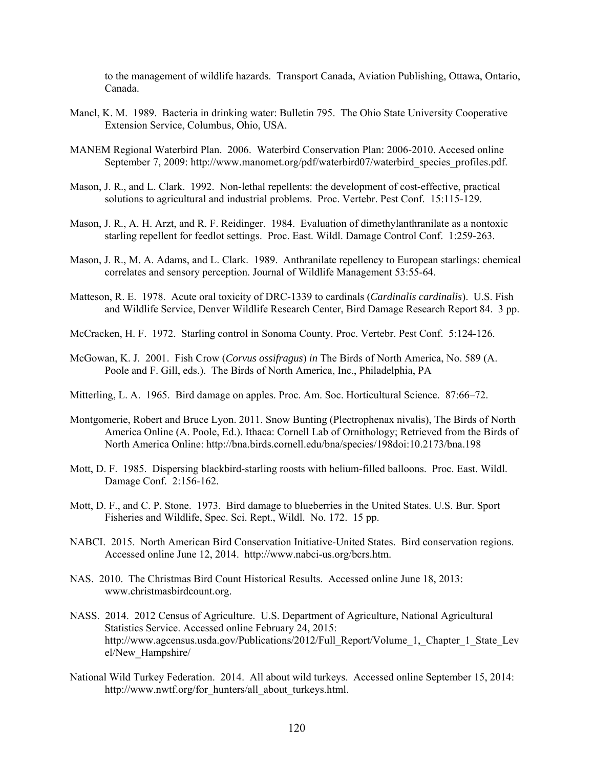to the management of wildlife hazards. Transport Canada, Aviation Publishing, Ottawa, Ontario, Canada.

Mancl, K. M. 1989. Bacteria in drinking water: Bulletin 795. The Ohio State University Cooperative Extension Service, Columbus, Ohio, USA.

MANEM Regional Waterbird Plan. 2006. Waterbird Conservation Plan: 2006-2010. Accesed online September 7, 2009: http://www.manomet.org/pdf/waterbird07/waterbird_species_profiles.pdf.

Mason, J. R., and L. Clark. 1992. Non-lethal repellents: the development of cost-effective, practical solutions to agricultural and industrial problems. Proc. Vertebr. Pest Conf. 15:115-129.

Mason, J. R., A. H. Arzt, and R. F. Reidinger. 1984. Evaluation of dimethylanthranilate as a nontoxic starling repellent for feedlot settings. Proc. East. Wildl. Damage Control Conf. 1:259-263.

Mason, J. R., M. A. Adams, and L. Clark. 1989. Anthranilate repellency to European starlings: chemical correlates and sensory perception. Journal of Wildlife Management 53:55-64.

Matteson, R. E. 1978. Acute oral toxicity of DRC-1339 to cardinals (*Cardinalis cardinalis*). U.S. Fish and Wildlife Service, Denver Wildlife Research Center, Bird Damage Research Report 84. 3 pp.

McCracken, H. F. 1972. Starling control in Sonoma County. Proc. Vertebr. Pest Conf. 5:124-126.

McGowan, K. J. 2001. Fish Crow (*Corvus ossifragus*) *in* The Birds of North America, No. 589 (A. Poole and F. Gill, eds.). The Birds of North America, Inc., Philadelphia, PA

Mitterling, L. A. 1965. Bird damage on apples. Proc. Am. Soc. Horticultural Science. 87:66–72.

Montgomerie, Robert and Bruce Lyon. 2011. Snow Bunting (Plectrophenax nivalis), The Birds of North America Online (A. Poole, Ed.). Ithaca: Cornell Lab of Ornithology; Retrieved from the Birds of North America Online: http://bna.birds.cornell.edu/bna/species/198doi:10.2173/bna.198

Mott, D. F. 1985. Dispersing blackbird-starling roosts with helium-filled balloons. Proc. East. Wildl. Damage Conf. 2:156-162.

Mott, D. F., and C. P. Stone. 1973. Bird damage to blueberries in the United States. U.S. Bur. Sport Fisheries and Wildlife, Spec. Sci. Rept., Wildl. No. 172. 15 pp.

NABCI. 2015. North American Bird Conservation Initiative-United States. Bird conservation regions. Accessed online June 12, 2014. http://www.nabci-us.org/bcrs.htm.

NAS. 2010. The Christmas Bird Count Historical Results. Accessed online June 18, 2013: www.christmasbirdcount.org.

NASS. 2014. 2012 Census of Agriculture. U.S. Department of Agriculture, National Agricultural Statistics Service. Accessed online February 24, 2015: http://www.agcensus.usda.gov/Publications/2012/Full_Report/Volume_1,_Chapter_1_State_Level/New_Hampshire/

National Wild Turkey Federation. 2014. All about wild turkeys. Accessed online September 15, 2014: http://www.nwtf.org/for_hunters/all_about_turkeys.html.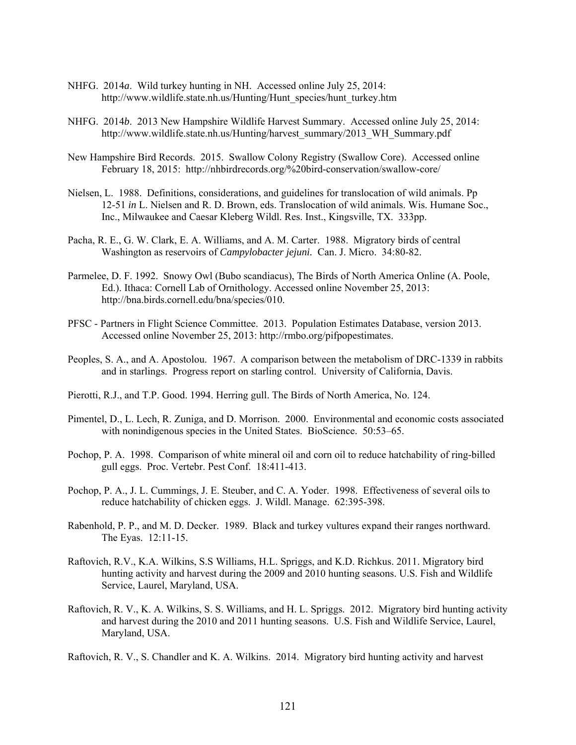NHFG. 2014*a*. Wild turkey hunting in NH. Accessed online July 25, 2014: http://www.wildlife.state.nh.us/Hunting/Hunt_species/hunt_turkey.htm

NHFG. 2014*b*. 2013 New Hampshire Wildlife Harvest Summary. Accessed online July 25, 2014: http://www.wildlife.state.nh.us/Hunting/harvest_summary/2013_WH_Summary.pdf

New Hampshire Bird Records. 2015. Swallow Colony Registry (Swallow Core). Accessed online February 18, 2015: http://nhbirdrecords.org/%20bird-conservation/swallow-core/

Nielsen, L. 1988. Definitions, considerations, and guidelines for translocation of wild animals. Pp 12-51 *in* L. Nielsen and R. D. Brown, eds. Translocation of wild animals. Wis. Humane Soc., Inc., Milwaukee and Caesar Kleberg Wildl. Res. Inst., Kingsville, TX. 333pp.

Pacha, R. E., G. W. Clark, E. A. Williams, and A. M. Carter. 1988. Migratory birds of central Washington as reservoirs of *Campylobacter jejuni*. Can. J. Micro. 34:80-82.

Parmelee, D. F. 1992. Snowy Owl (Bubo scandiacus), The Birds of North America Online (A. Poole, Ed.). Ithaca: Cornell Lab of Ornithology. Accessed online November 25, 2013: http://bna.birds.cornell.edu/bna/species/010.

PFSC - Partners in Flight Science Committee. 2013. Population Estimates Database, version 2013. Accessed online November 25, 2013: http://rmbo.org/pifpopestimates.

Peoples, S. A., and A. Apostolou. 1967. A comparison between the metabolism of DRC-1339 in rabbits and in starlings. Progress report on starling control. University of California, Davis.

Pierotti, R.J., and T.P. Good. 1994. Herring gull. The Birds of North America, No. 124.

Pimentel, D., L. Lech, R. Zuniga, and D. Morrison. 2000. Environmental and economic costs associated with nonindigenous species in the United States. BioScience. 50:53–65.

Pochop, P. A. 1998. Comparison of white mineral oil and corn oil to reduce hatchability of ring-billed gull eggs. Proc. Vertebr. Pest Conf. 18:411-413.

Pochop, P. A., J. L. Cummings, J. E. Steuber, and C. A. Yoder. 1998. Effectiveness of several oils to reduce hatchability of chicken eggs. J. Wildl. Manage. 62:395-398.

Rabenhold, P. P., and M. D. Decker. 1989. Black and turkey vultures expand their ranges northward. The Eyas. 12:11-15.

Raftovich, R.V., K.A. Wilkins, S.S Williams, H.L. Spriggs, and K.D. Richkus. 2011. Migratory bird hunting activity and harvest during the 2009 and 2010 hunting seasons. U.S. Fish and Wildlife Service, Laurel, Maryland, USA.

Raftovich, R. V., K. A. Wilkins, S. S. Williams, and H. L. Spriggs. 2012. Migratory bird hunting activity and harvest during the 2010 and 2011 hunting seasons. U.S. Fish and Wildlife Service, Laurel, Maryland, USA.

Raftovich, R. V., S. Chandler and K. A. Wilkins. 2014. Migratory bird hunting activity and harvest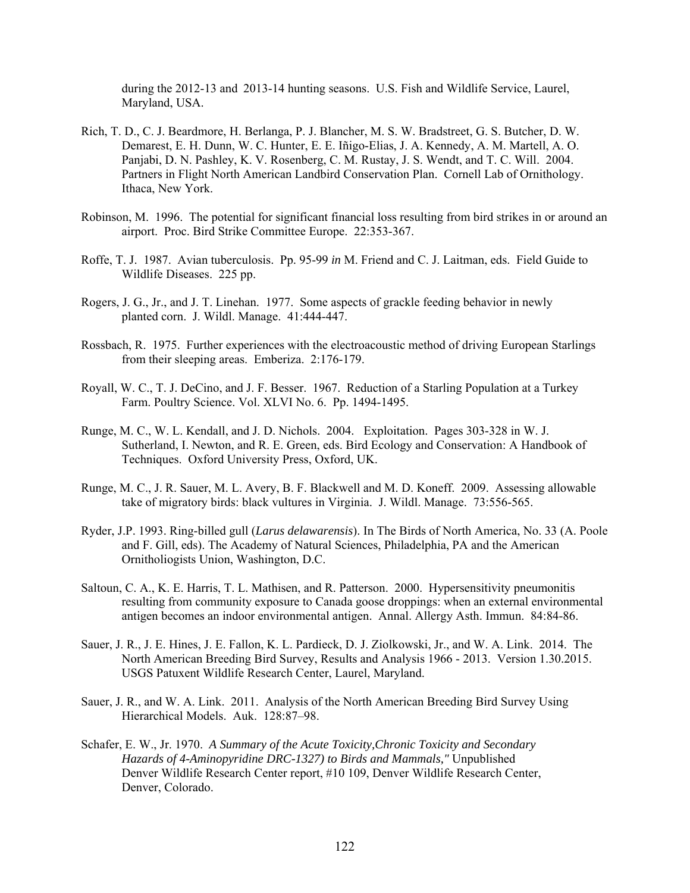during the 2012-13 and 2013-14 hunting seasons. U.S. Fish and Wildlife Service, Laurel, Maryland, USA.

Rich, T. D., C. J. Beardmore, H. Berlanga, P. J. Blancher, M. S. W. Bradstreet, G. S. Butcher, D. W. Demarest, E. H. Dunn, W. C. Hunter, E. E. Iñigo-Elias, J. A. Kennedy, A. M. Martell, A. O. Panjabi, D. N. Pashley, K. V. Rosenberg, C. M. Rustay, J. S. Wendt, and T. C. Will. 2004. Partners in Flight North American Landbird Conservation Plan. Cornell Lab of Ornithology. Ithaca, New York.

Robinson, M. 1996. The potential for significant financial loss resulting from bird strikes in or around an airport. Proc. Bird Strike Committee Europe. 22:353-367.

Roffe, T. J. 1987. Avian tuberculosis. Pp. 95-99 *in* M. Friend and C. J. Laitman, eds. Field Guide to Wildlife Diseases. 225 pp.

Rogers, J. G., Jr., and J. T. Linehan. 1977. Some aspects of grackle feeding behavior in newly planted corn. J. Wildl. Manage. 41:444-447.

Rossbach, R. 1975. Further experiences with the electroacoustic method of driving European Starlings from their sleeping areas. Emberiza. 2:176-179.

Royall, W. C., T. J. DeCino, and J. F. Besser. 1967. Reduction of a Starling Population at a Turkey Farm. Poultry Science. Vol. XLVI No. 6. Pp. 1494-1495.

Runge, M. C., W. L. Kendall, and J. D. Nichols. 2004. Exploitation. Pages 303-328 in W. J. Sutherland, I. Newton, and R. E. Green, eds. Bird Ecology and Conservation: A Handbook of Techniques. Oxford University Press, Oxford, UK.

Runge, M. C., J. R. Sauer, M. L. Avery, B. F. Blackwell and M. D. Koneff. 2009. Assessing allowable take of migratory birds: black vultures in Virginia. J. Wildl. Manage. 73:556-565.

Ryder, J.P. 1993. Ring-billed gull (*Larus delawarensis*). In The Birds of North America, No. 33 (A. Poole and F. Gill, eds). The Academy of Natural Sciences, Philadelphia, PA and the American Ornitholiogists Union, Washington, D.C.

Saltoun, C. A., K. E. Harris, T. L. Mathisen, and R. Patterson. 2000. Hypersensitivity pneumonitis resulting from community exposure to Canada goose droppings: when an external environmental antigen becomes an indoor environmental antigen. Annal. Allergy Asth. Immun. 84:84-86.

Sauer, J. R., J. E. Hines, J. E. Fallon, K. L. Pardieck, D. J. Ziolkowski, Jr., and W. A. Link. 2014. The North American Breeding Bird Survey, Results and Analysis 1966 - 2013. Version 1.30.2015. USGS Patuxent Wildlife Research Center, Laurel, Maryland.

Sauer, J. R., and W. A. Link. 2011. Analysis of the North American Breeding Bird Survey Using Hierarchical Models. Auk. 128:87–98.

Schafer, E. W., Jr. 1970. *A Summary of the Acute Toxicity,Chronic Toxicity and Secondary Hazards of 4-Aminopyridine DRC-1327) to Birds and Mammals,"* Unpublished Denver Wildlife Research Center report, #10 109, Denver Wildlife Research Center, Denver, Colorado.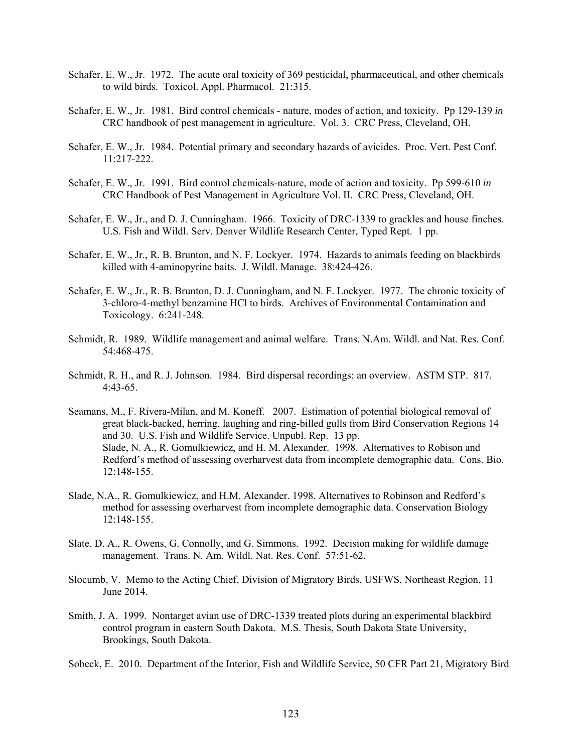Schafer, E. W., Jr. 1972. The acute oral toxicity of 369 pesticidal, pharmaceutical, and other chemicals to wild birds. Toxicol. Appl. Pharmacol. 21:315.

Schafer, E. W., Jr. 1981. Bird control chemicals - nature, modes of action, and toxicity. Pp 129-139 *in* CRC handbook of pest management in agriculture. Vol. 3. CRC Press, Cleveland, OH.

Schafer, E. W., Jr. 1984. Potential primary and secondary hazards of avicides. Proc. Vert. Pest Conf. 11:217-222.

Schafer, E. W., Jr. 1991. Bird control chemicals-nature, mode of action and toxicity. Pp 599-610 *in* CRC Handbook of Pest Management in Agriculture Vol. II. CRC Press, Cleveland, OH.

Schafer, E. W., Jr., and D. J. Cunningham. 1966. Toxicity of DRC-1339 to grackles and house finches. U.S. Fish and Wildl. Serv. Denver Wildlife Research Center, Typed Rept. 1 pp.

Schafer, E. W., Jr., R. B. Brunton, and N. F. Lockyer. 1974. Hazards to animals feeding on blackbirds killed with 4-aminopyrine baits. J. Wildl. Manage. 38:424-426.

Schafer, E. W., Jr., R. B. Brunton, D. J. Cunningham, and N. F. Lockyer. 1977. The chronic toxicity of 3-chloro-4-methyl benzamine HCl to birds. Archives of Environmental Contamination and Toxicology. 6:241-248.

Schmidt, R. 1989. Wildlife management and animal welfare. Trans. N.Am. Wildl. and Nat. Res. Conf. 54:468-475.

Schmidt, R. H., and R. J. Johnson. 1984. Bird dispersal recordings: an overview. ASTM STP. 817. 4:43-65.

Seamans, M., F. Rivera-Milan, and M. Koneff. 2007. Estimation of potential biological removal of great black-backed, herring, laughing and ring-billed gulls from Bird Conservation Regions 14 and 30. U.S. Fish and Wildlife Service. Unpubl. Rep. 13 pp.
Slade, N. A., R. Gomulkiewicz, and H. M. Alexander. 1998. Alternatives to Robison and Redford's method of assessing overharvest data from incomplete demographic data. Cons. Bio. 12:148-155.

Slade, N.A., R. Gomulkiewicz, and H.M. Alexander. 1998. Alternatives to Robinson and Redford's method for assessing overharvest from incomplete demographic data. Conservation Biology 12:148-155.

Slate, D. A., R. Owens, G. Connolly, and G. Simmons. 1992. Decision making for wildlife damage management. Trans. N. Am. Wildl. Nat. Res. Conf. 57:51-62.

Slocumb, V. Memo to the Acting Chief, Division of Migratory Birds, USFWS, Northeast Region, 11 June 2014.

Smith, J. A. 1999. Nontarget avian use of DRC-1339 treated plots during an experimental blackbird control program in eastern South Dakota. M.S. Thesis, South Dakota State University, Brookings, South Dakota.

Sobeck, E. 2010. Department of the Interior, Fish and Wildlife Service, 50 CFR Part 21, Migratory Bird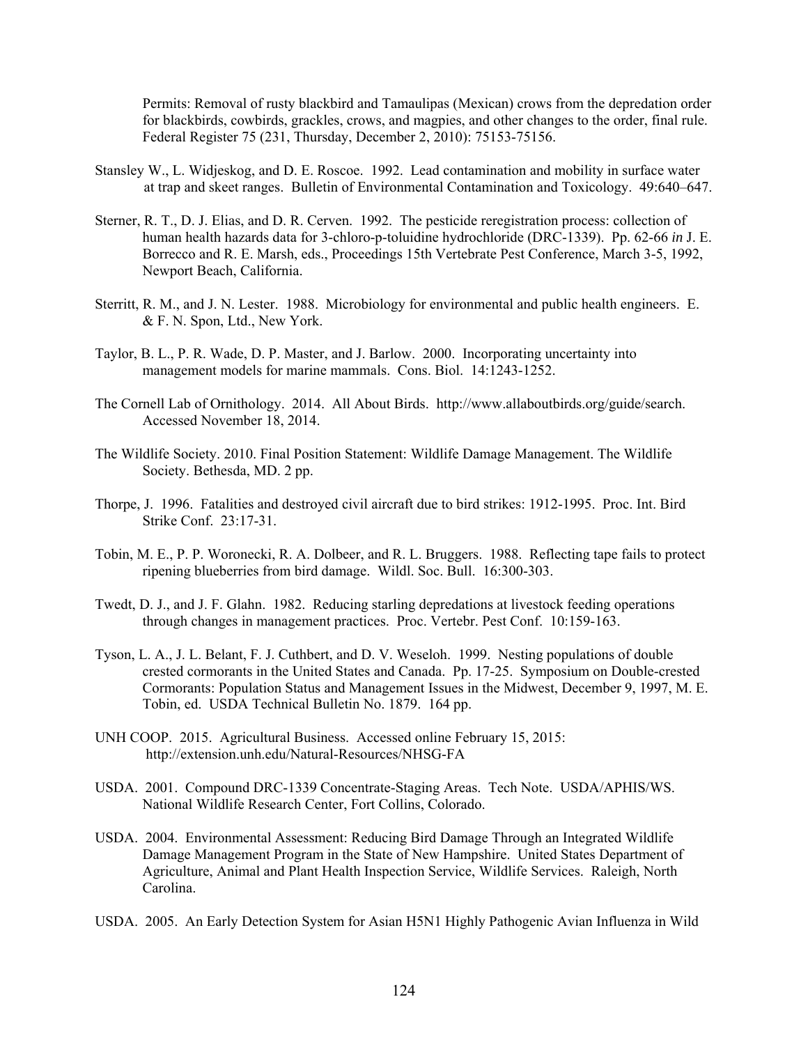Permits: Removal of rusty blackbird and Tamaulipas (Mexican) crows from the depredation order for blackbirds, cowbirds, grackles, crows, and magpies, and other changes to the order, final rule. Federal Register 75 (231, Thursday, December 2, 2010): 75153-75156.

Stansley W., L. Widjeskog, and D. E. Roscoe. 1992. Lead contamination and mobility in surface water at trap and skeet ranges. Bulletin of Environmental Contamination and Toxicology. 49:640–647.

Sterner, R. T., D. J. Elias, and D. R. Cerven. 1992. The pesticide reregistration process: collection of human health hazards data for 3-chloro-p-toluidine hydrochloride (DRC-1339). Pp. 62-66 *in* J. E. Borrecco and R. E. Marsh, eds., Proceedings 15th Vertebrate Pest Conference, March 3-5, 1992, Newport Beach, California.

Sterritt, R. M., and J. N. Lester. 1988. Microbiology for environmental and public health engineers. E. & F. N. Spon, Ltd., New York.

Taylor, B. L., P. R. Wade, D. P. Master, and J. Barlow. 2000. Incorporating uncertainty into management models for marine mammals. Cons. Biol. 14:1243-1252.

The Cornell Lab of Ornithology. 2014. All About Birds. http://www.allaboutbirds.org/guide/search. Accessed November 18, 2014.

The Wildlife Society. 2010. Final Position Statement: Wildlife Damage Management. The Wildlife Society. Bethesda, MD. 2 pp.

Thorpe, J. 1996. Fatalities and destroyed civil aircraft due to bird strikes: 1912-1995. Proc. Int. Bird Strike Conf. 23:17-31.

Tobin, M. E., P. P. Woronecki, R. A. Dolbeer, and R. L. Bruggers. 1988. Reflecting tape fails to protect ripening blueberries from bird damage. Wildl. Soc. Bull. 16:300-303.

Twedt, D. J., and J. F. Glahn. 1982. Reducing starling depredations at livestock feeding operations through changes in management practices. Proc. Vertebr. Pest Conf. 10:159-163.

Tyson, L. A., J. L. Belant, F. J. Cuthbert, and D. V. Weseloh. 1999. Nesting populations of double crested cormorants in the United States and Canada. Pp. 17-25. Symposium on Double-crested Cormorants: Population Status and Management Issues in the Midwest, December 9, 1997, M. E. Tobin, ed. USDA Technical Bulletin No. 1879. 164 pp.

UNH COOP. 2015. Agricultural Business. Accessed online February 15, 2015: http://extension.unh.edu/Natural-Resources/NHSG-FA

USDA. 2001. Compound DRC-1339 Concentrate-Staging Areas. Tech Note. USDA/APHIS/WS. National Wildlife Research Center, Fort Collins, Colorado.

USDA. 2004. Environmental Assessment: Reducing Bird Damage Through an Integrated Wildlife Damage Management Program in the State of New Hampshire. United States Department of Agriculture, Animal and Plant Health Inspection Service, Wildlife Services. Raleigh, North Carolina.

USDA. 2005. An Early Detection System for Asian H5N1 Highly Pathogenic Avian Influenza in Wild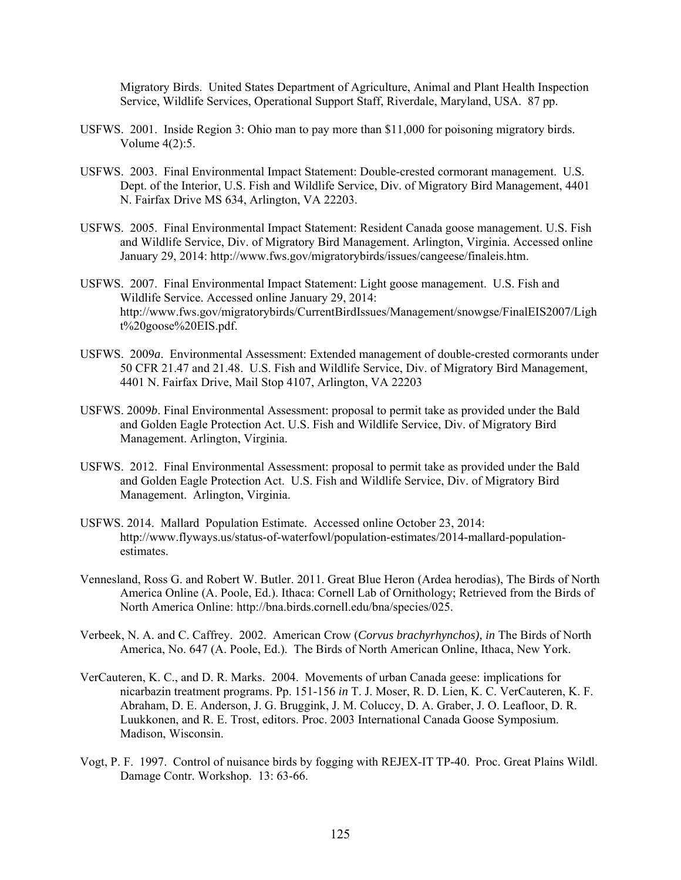Migratory Birds. United States Department of Agriculture, Animal and Plant Health Inspection Service, Wildlife Services, Operational Support Staff, Riverdale, Maryland, USA. 87 pp.

USFWS. 2001. Inside Region 3: Ohio man to pay more than $11,000 for poisoning migratory birds. Volume 4(2):5.

USFWS. 2003. Final Environmental Impact Statement: Double-crested cormorant management. U.S. Dept. of the Interior, U.S. Fish and Wildlife Service, Div. of Migratory Bird Management, 4401 N. Fairfax Drive MS 634, Arlington, VA 22203.

USFWS. 2005. Final Environmental Impact Statement: Resident Canada goose management. U.S. Fish and Wildlife Service, Div. of Migratory Bird Management. Arlington, Virginia. Accessed online January 29, 2014: http://www.fws.gov/migratorybirds/issues/cangeese/finaleis.htm.

USFWS. 2007. Final Environmental Impact Statement: Light goose management. U.S. Fish and Wildlife Service. Accessed online January 29, 2014: http://www.fws.gov/migratorybirds/CurrentBirdIssues/Management/snowgse/FinalEIS2007/Light%20goose%20EIS.pdf.

USFWS. 2009*a*. Environmental Assessment: Extended management of double-crested cormorants under 50 CFR 21.47 and 21.48. U.S. Fish and Wildlife Service, Div. of Migratory Bird Management, 4401 N. Fairfax Drive, Mail Stop 4107, Arlington, VA 22203

USFWS. 2009*b*. Final Environmental Assessment: proposal to permit take as provided under the Bald and Golden Eagle Protection Act. U.S. Fish and Wildlife Service, Div. of Migratory Bird Management. Arlington, Virginia.

USFWS. 2012. Final Environmental Assessment: proposal to permit take as provided under the Bald and Golden Eagle Protection Act. U.S. Fish and Wildlife Service, Div. of Migratory Bird Management. Arlington, Virginia.

USFWS. 2014. Mallard Population Estimate. Accessed online October 23, 2014: http://www.flyways.us/status-of-waterfowl/population-estimates/2014-mallard-population-estimates.

Vennesland, Ross G. and Robert W. Butler. 2011. Great Blue Heron (Ardea herodias), The Birds of North America Online (A. Poole, Ed.). Ithaca: Cornell Lab of Ornithology; Retrieved from the Birds of North America Online: http://bna.birds.cornell.edu/bna/species/025.

Verbeek, N. A. and C. Caffrey. 2002. American Crow (*Corvus brachyrhynchos), in* The Birds of North America, No. 647 (A. Poole, Ed.). The Birds of North American Online, Ithaca, New York.

VerCauteren, K. C., and D. R. Marks. 2004. Movements of urban Canada geese: implications for nicarbazin treatment programs. Pp. 151-156 *in* T. J. Moser, R. D. Lien, K. C. VerCauteren, K. F. Abraham, D. E. Anderson, J. G. Bruggink, J. M. Coluccy, D. A. Graber, J. O. Leafloor, D. R. Luukkonen, and R. E. Trost, editors. Proc. 2003 International Canada Goose Symposium. Madison, Wisconsin.

Vogt, P. F. 1997. Control of nuisance birds by fogging with REJEX-IT TP-40. Proc. Great Plains Wildl. Damage Contr. Workshop. 13: 63-66.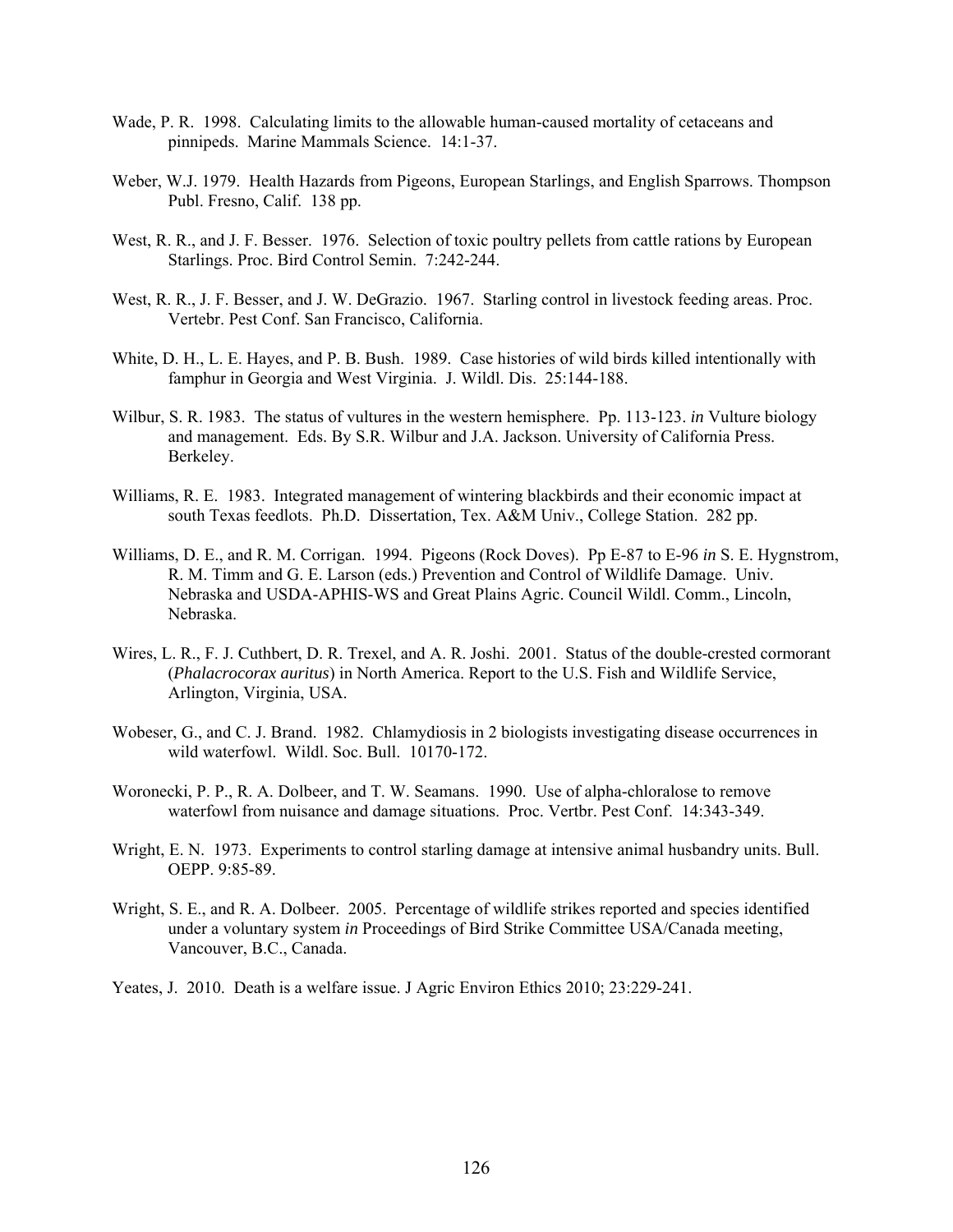Wade, P. R. 1998. Calculating limits to the allowable human-caused mortality of cetaceans and pinnipeds. Marine Mammals Science. 14:1-37.

Weber, W.J. 1979. Health Hazards from Pigeons, European Starlings, and English Sparrows. Thompson Publ. Fresno, Calif. 138 pp.

West, R. R., and J. F. Besser. 1976. Selection of toxic poultry pellets from cattle rations by European Starlings. Proc. Bird Control Semin. 7:242-244.

West, R. R., J. F. Besser, and J. W. DeGrazio. 1967. Starling control in livestock feeding areas. Proc. Vertebr. Pest Conf. San Francisco, California.

White, D. H., L. E. Hayes, and P. B. Bush. 1989. Case histories of wild birds killed intentionally with famphur in Georgia and West Virginia. J. Wildl. Dis. 25:144-188.

Wilbur, S. R. 1983. The status of vultures in the western hemisphere. Pp. 113-123. *in* Vulture biology and management. Eds. By S.R. Wilbur and J.A. Jackson. University of California Press. Berkeley.

Williams, R. E. 1983. Integrated management of wintering blackbirds and their economic impact at south Texas feedlots. Ph.D. Dissertation, Tex. A&M Univ., College Station. 282 pp.

Williams, D. E., and R. M. Corrigan. 1994. Pigeons (Rock Doves). Pp E-87 to E-96 *in* S. E. Hygnstrom, R. M. Timm and G. E. Larson (eds.) Prevention and Control of Wildlife Damage. Univ. Nebraska and USDA-APHIS-WS and Great Plains Agric. Council Wildl. Comm., Lincoln, Nebraska.

Wires, L. R., F. J. Cuthbert, D. R. Trexel, and A. R. Joshi. 2001. Status of the double-crested cormorant (*Phalacrocorax auritus*) in North America. Report to the U.S. Fish and Wildlife Service, Arlington, Virginia, USA.

Wobeser, G., and C. J. Brand. 1982. Chlamydiosis in 2 biologists investigating disease occurrences in wild waterfowl. Wildl. Soc. Bull. 10170-172.

Woronecki, P. P., R. A. Dolbeer, and T. W. Seamans. 1990. Use of alpha-chloralose to remove waterfowl from nuisance and damage situations. Proc. Vertbr. Pest Conf. 14:343-349.

Wright, E. N. 1973. Experiments to control starling damage at intensive animal husbandry units. Bull. OEPP. 9:85-89.

Wright, S. E., and R. A. Dolbeer. 2005. Percentage of wildlife strikes reported and species identified under a voluntary system *in* Proceedings of Bird Strike Committee USA/Canada meeting, Vancouver, B.C., Canada.

Yeates, J. 2010. Death is a welfare issue. J Agric Environ Ethics 2010; 23:229-241.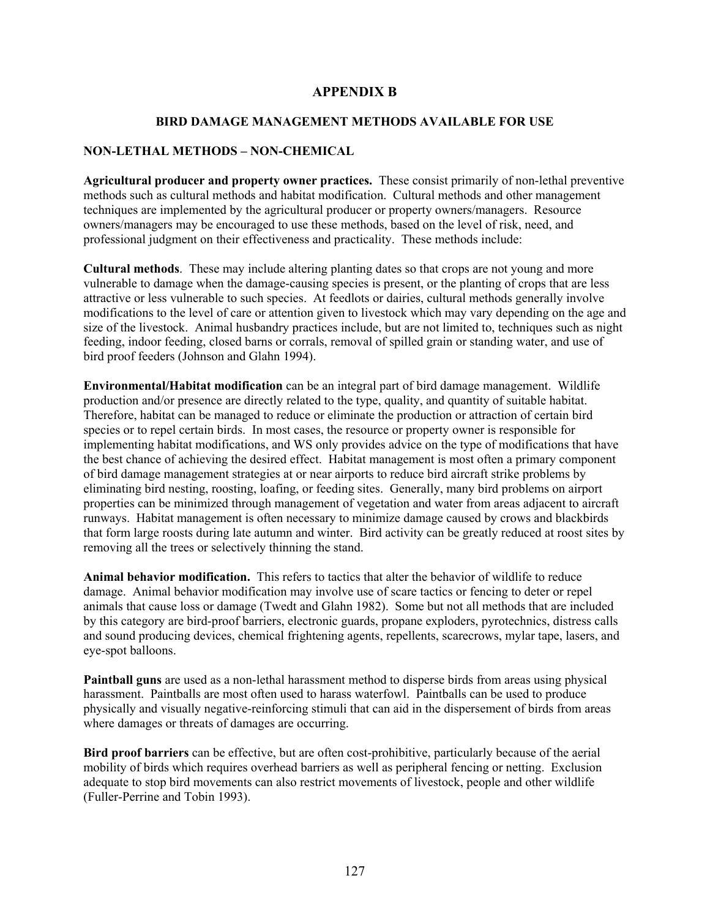# APPENDIX B

## BIRD DAMAGE MANAGEMENT METHODS AVAILABLE FOR USE

### NON-LETHAL METHODS – NON-CHEMICAL

**Agricultural producer and property owner practices.** These consist primarily of non-lethal preventive methods such as cultural methods and habitat modification. Cultural methods and other management techniques are implemented by the agricultural producer or property owners/managers. Resource owners/managers may be encouraged to use these methods, based on the level of risk, need, and professional judgment on their effectiveness and practicality. These methods include:

**Cultural methods**. These may include altering planting dates so that crops are not young and more vulnerable to damage when the damage-causing species is present, or the planting of crops that are less attractive or less vulnerable to such species. At feedlots or dairies, cultural methods generally involve modifications to the level of care or attention given to livestock which may vary depending on the age and size of the livestock. Animal husbandry practices include, but are not limited to, techniques such as night feeding, indoor feeding, closed barns or corrals, removal of spilled grain or standing water, and use of bird proof feeders (Johnson and Glahn 1994).

**Environmental/Habitat modification** can be an integral part of bird damage management. Wildlife production and/or presence are directly related to the type, quality, and quantity of suitable habitat. Therefore, habitat can be managed to reduce or eliminate the production or attraction of certain bird species or to repel certain birds. In most cases, the resource or property owner is responsible for implementing habitat modifications, and WS only provides advice on the type of modifications that have the best chance of achieving the desired effect. Habitat management is most often a primary component of bird damage management strategies at or near airports to reduce bird aircraft strike problems by eliminating bird nesting, roosting, loafing, or feeding sites. Generally, many bird problems on airport properties can be minimized through management of vegetation and water from areas adjacent to aircraft runways. Habitat management is often necessary to minimize damage caused by crows and blackbirds that form large roosts during late autumn and winter. Bird activity can be greatly reduced at roost sites by removing all the trees or selectively thinning the stand.

**Animal behavior modification.** This refers to tactics that alter the behavior of wildlife to reduce damage. Animal behavior modification may involve use of scare tactics or fencing to deter or repel animals that cause loss or damage (Twedt and Glahn 1982). Some but not all methods that are included by this category are bird-proof barriers, electronic guards, propane exploders, pyrotechnics, distress calls and sound producing devices, chemical frightening agents, repellents, scarecrows, mylar tape, lasers, and eye-spot balloons.

**Paintball guns** are used as a non-lethal harassment method to disperse birds from areas using physical harassment. Paintballs are most often used to harass waterfowl. Paintballs can be used to produce physically and visually negative-reinforcing stimuli that can aid in the dispersement of birds from areas where damages or threats of damages are occurring.

**Bird proof barriers** can be effective, but are often cost-prohibitive, particularly because of the aerial mobility of birds which requires overhead barriers as well as peripheral fencing or netting. Exclusion adequate to stop bird movements can also restrict movements of livestock, people and other wildlife (Fuller-Perrine and Tobin 1993).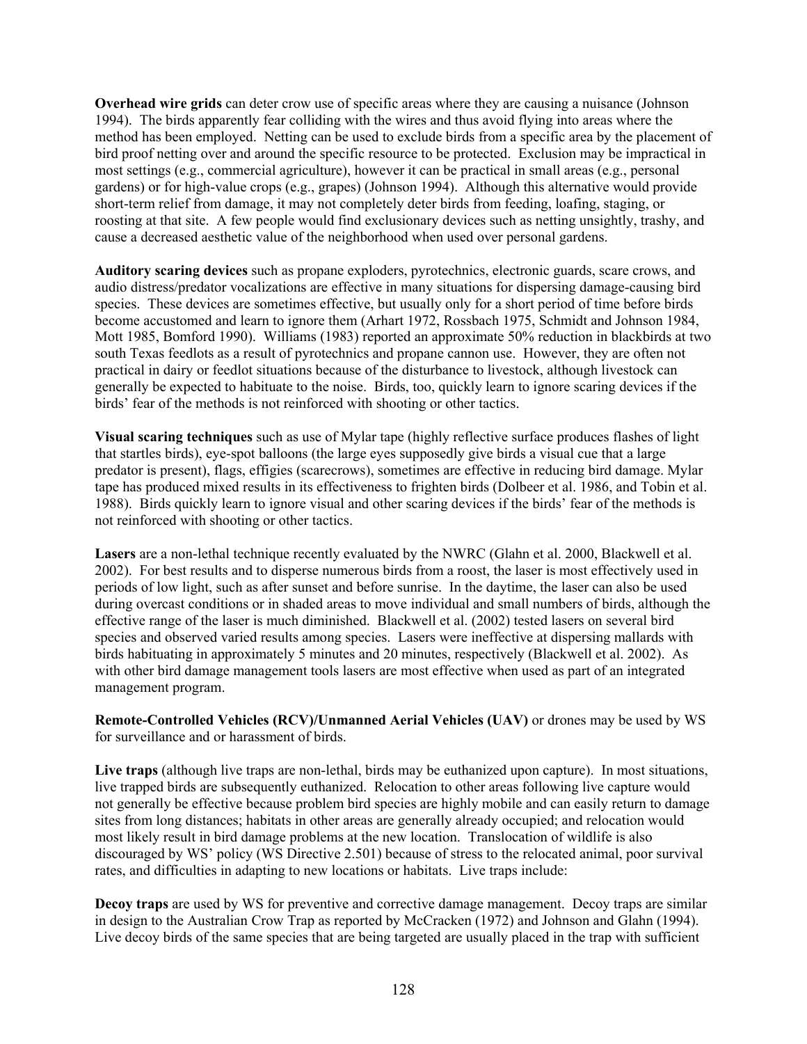**Overhead wire grids** can deter crow use of specific areas where they are causing a nuisance (Johnson 1994). The birds apparently fear colliding with the wires and thus avoid flying into areas where the method has been employed. Netting can be used to exclude birds from a specific area by the placement of bird proof netting over and around the specific resource to be protected. Exclusion may be impractical in most settings (e.g., commercial agriculture), however it can be practical in small areas (e.g., personal gardens) or for high-value crops (e.g., grapes) (Johnson 1994). Although this alternative would provide short-term relief from damage, it may not completely deter birds from feeding, loafing, staging, or roosting at that site. A few people would find exclusionary devices such as netting unsightly, trashy, and cause a decreased aesthetic value of the neighborhood when used over personal gardens.

**Auditory scaring devices** such as propane exploders, pyrotechnics, electronic guards, scare crows, and audio distress/predator vocalizations are effective in many situations for dispersing damage-causing bird species. These devices are sometimes effective, but usually only for a short period of time before birds become accustomed and learn to ignore them (Arhart 1972, Rossbach 1975, Schmidt and Johnson 1984, Mott 1985, Bomford 1990). Williams (1983) reported an approximate 50% reduction in blackbirds at two south Texas feedlots as a result of pyrotechnics and propane cannon use. However, they are often not practical in dairy or feedlot situations because of the disturbance to livestock, although livestock can generally be expected to habituate to the noise. Birds, too, quickly learn to ignore scaring devices if the birds' fear of the methods is not reinforced with shooting or other tactics.

**Visual scaring techniques** such as use of Mylar tape (highly reflective surface produces flashes of light that startles birds), eye-spot balloons (the large eyes supposedly give birds a visual cue that a large predator is present), flags, effigies (scarecrows), sometimes are effective in reducing bird damage. Mylar tape has produced mixed results in its effectiveness to frighten birds (Dolbeer et al. 1986, and Tobin et al. 1988). Birds quickly learn to ignore visual and other scaring devices if the birds' fear of the methods is not reinforced with shooting or other tactics.

**Lasers** are a non-lethal technique recently evaluated by the NWRC (Glahn et al. 2000, Blackwell et al. 2002). For best results and to disperse numerous birds from a roost, the laser is most effectively used in periods of low light, such as after sunset and before sunrise. In the daytime, the laser can also be used during overcast conditions or in shaded areas to move individual and small numbers of birds, although the effective range of the laser is much diminished. Blackwell et al. (2002) tested lasers on several bird species and observed varied results among species. Lasers were ineffective at dispersing mallards with birds habituating in approximately 5 minutes and 20 minutes, respectively (Blackwell et al. 2002). As with other bird damage management tools lasers are most effective when used as part of an integrated management program.

**Remote-Controlled Vehicles (RCV)/Unmanned Aerial Vehicles (UAV)** or drones may be used by WS for surveillance and or harassment of birds.

**Live traps** (although live traps are non-lethal, birds may be euthanized upon capture). In most situations, live trapped birds are subsequently euthanized. Relocation to other areas following live capture would not generally be effective because problem bird species are highly mobile and can easily return to damage sites from long distances; habitats in other areas are generally already occupied; and relocation would most likely result in bird damage problems at the new location. Translocation of wildlife is also discouraged by WS' policy (WS Directive 2.501) because of stress to the relocated animal, poor survival rates, and difficulties in adapting to new locations or habitats. Live traps include:

**Decoy traps** are used by WS for preventive and corrective damage management. Decoy traps are similar in design to the Australian Crow Trap as reported by McCracken (1972) and Johnson and Glahn (1994). Live decoy birds of the same species that are being targeted are usually placed in the trap with sufficient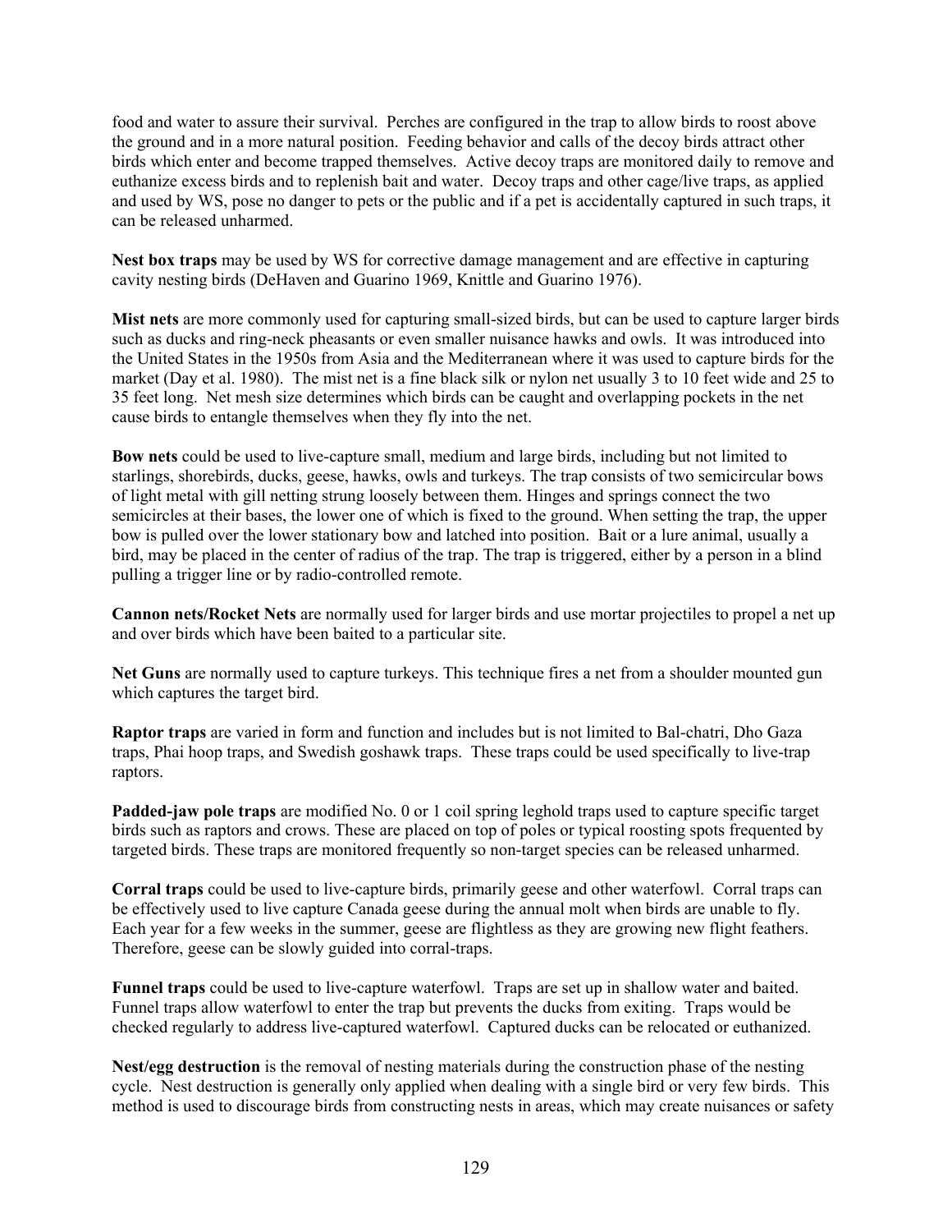food and water to assure their survival. Perches are configured in the trap to allow birds to roost above the ground and in a more natural position. Feeding behavior and calls of the decoy birds attract other birds which enter and become trapped themselves. Active decoy traps are monitored daily to remove and euthanize excess birds and to replenish bait and water. Decoy traps and other cage/live traps, as applied and used by WS, pose no danger to pets or the public and if a pet is accidentally captured in such traps, it can be released unharmed.

**Nest box traps** may be used by WS for corrective damage management and are effective in capturing cavity nesting birds (DeHaven and Guarino 1969, Knittle and Guarino 1976).

**Mist nets** are more commonly used for capturing small-sized birds, but can be used to capture larger birds such as ducks and ring-neck pheasants or even smaller nuisance hawks and owls. It was introduced into the United States in the 1950s from Asia and the Mediterranean where it was used to capture birds for the market (Day et al. 1980). The mist net is a fine black silk or nylon net usually 3 to 10 feet wide and 25 to 35 feet long. Net mesh size determines which birds can be caught and overlapping pockets in the net cause birds to entangle themselves when they fly into the net.

**Bow nets** could be used to live-capture small, medium and large birds, including but not limited to starlings, shorebirds, ducks, geese, hawks, owls and turkeys. The trap consists of two semicircular bows of light metal with gill netting strung loosely between them. Hinges and springs connect the two semicircles at their bases, the lower one of which is fixed to the ground. When setting the trap, the upper bow is pulled over the lower stationary bow and latched into position. Bait or a lure animal, usually a bird, may be placed in the center of radius of the trap. The trap is triggered, either by a person in a blind pulling a trigger line or by radio-controlled remote.

**Cannon nets/Rocket Nets** are normally used for larger birds and use mortar projectiles to propel a net up and over birds which have been baited to a particular site.

**Net Guns** are normally used to capture turkeys. This technique fires a net from a shoulder mounted gun which captures the target bird.

**Raptor traps** are varied in form and function and includes but is not limited to Bal-chatri, Dho Gaza traps, Phai hoop traps, and Swedish goshawk traps. These traps could be used specifically to live-trap raptors.

**Padded-jaw pole traps** are modified No. 0 or 1 coil spring leghold traps used to capture specific target birds such as raptors and crows. These are placed on top of poles or typical roosting spots frequented by targeted birds. These traps are monitored frequently so non-target species can be released unharmed.

**Corral traps** could be used to live-capture birds, primarily geese and other waterfowl. Corral traps can be effectively used to live capture Canada geese during the annual molt when birds are unable to fly. Each year for a few weeks in the summer, geese are flightless as they are growing new flight feathers. Therefore, geese can be slowly guided into corral-traps.

**Funnel traps** could be used to live-capture waterfowl. Traps are set up in shallow water and baited. Funnel traps allow waterfowl to enter the trap but prevents the ducks from exiting. Traps would be checked regularly to address live-captured waterfowl. Captured ducks can be relocated or euthanized.

**Nest/egg destruction** is the removal of nesting materials during the construction phase of the nesting cycle. Nest destruction is generally only applied when dealing with a single bird or very few birds. This method is used to discourage birds from constructing nests in areas, which may create nuisances or safety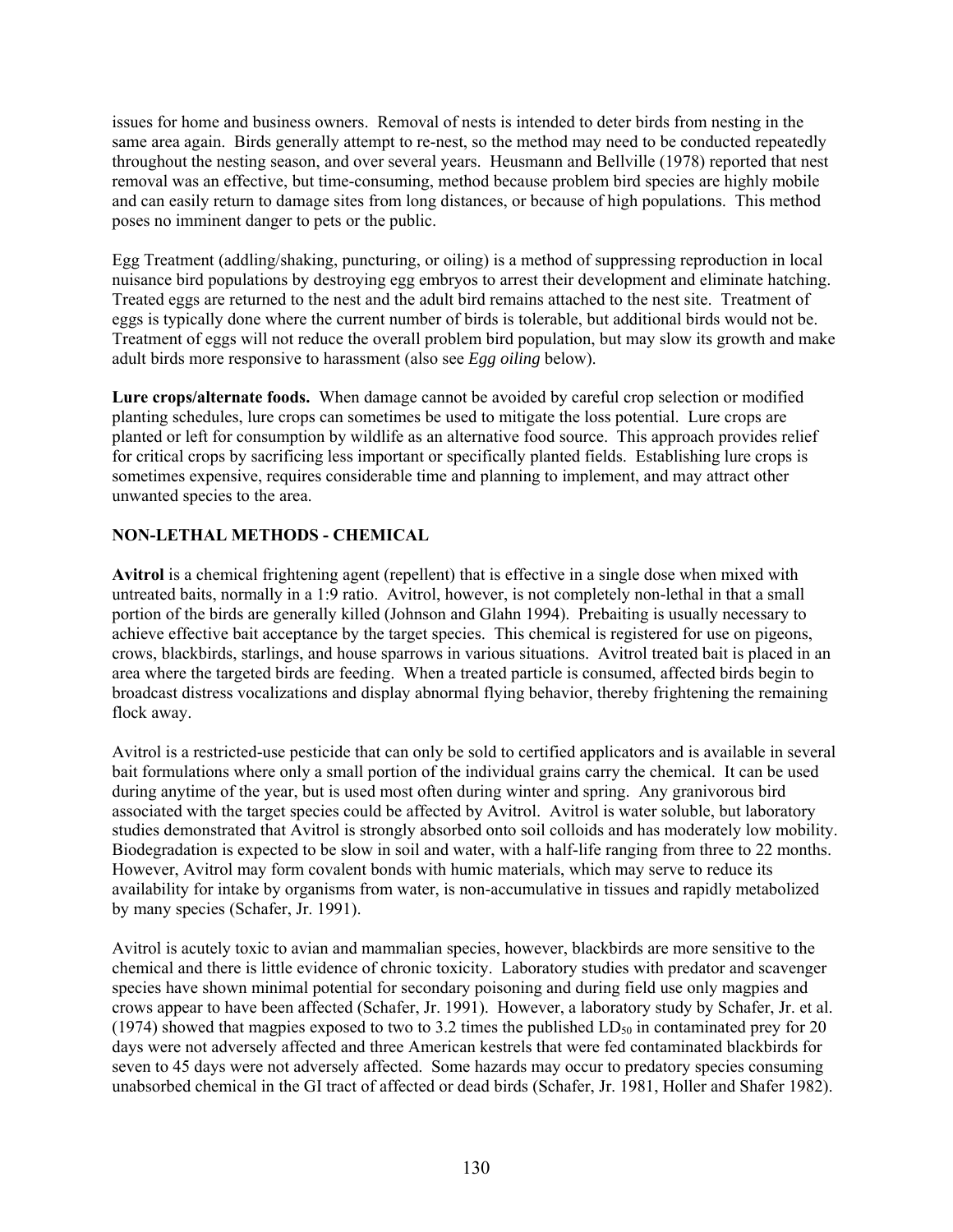issues for home and business owners. Removal of nests is intended to deter birds from nesting in the same area again. Birds generally attempt to re-nest, so the method may need to be conducted repeatedly throughout the nesting season, and over several years. Heusmann and Bellville (1978) reported that nest removal was an effective, but time-consuming, method because problem bird species are highly mobile and can easily return to damage sites from long distances, or because of high populations. This method poses no imminent danger to pets or the public.

Egg Treatment (addling/shaking, puncturing, or oiling) is a method of suppressing reproduction in local nuisance bird populations by destroying egg embryos to arrest their development and eliminate hatching. Treated eggs are returned to the nest and the adult bird remains attached to the nest site. Treatment of eggs is typically done where the current number of birds is tolerable, but additional birds would not be. Treatment of eggs will not reduce the overall problem bird population, but may slow its growth and make adult birds more responsive to harassment (also see *Egg oiling* below).

**Lure crops/alternate foods.** When damage cannot be avoided by careful crop selection or modified planting schedules, lure crops can sometimes be used to mitigate the loss potential. Lure crops are planted or left for consumption by wildlife as an alternative food source. This approach provides relief for critical crops by sacrificing less important or specifically planted fields. Establishing lure crops is sometimes expensive, requires considerable time and planning to implement, and may attract other unwanted species to the area.

## NON-LETHAL METHODS - CHEMICAL

**Avitrol** is a chemical frightening agent (repellent) that is effective in a single dose when mixed with untreated baits, normally in a 1:9 ratio. Avitrol, however, is not completely non-lethal in that a small portion of the birds are generally killed (Johnson and Glahn 1994). Prebaiting is usually necessary to achieve effective bait acceptance by the target species. This chemical is registered for use on pigeons, crows, blackbirds, starlings, and house sparrows in various situations. Avitrol treated bait is placed in an area where the targeted birds are feeding. When a treated particle is consumed, affected birds begin to broadcast distress vocalizations and display abnormal flying behavior, thereby frightening the remaining flock away.

Avitrol is a restricted-use pesticide that can only be sold to certified applicators and is available in several bait formulations where only a small portion of the individual grains carry the chemical. It can be used during anytime of the year, but is used most often during winter and spring. Any granivorous bird associated with the target species could be affected by Avitrol. Avitrol is water soluble, but laboratory studies demonstrated that Avitrol is strongly absorbed onto soil colloids and has moderately low mobility. Biodegradation is expected to be slow in soil and water, with a half-life ranging from three to 22 months. However, Avitrol may form covalent bonds with humic materials, which may serve to reduce its availability for intake by organisms from water, is non-accumulative in tissues and rapidly metabolized by many species (Schafer, Jr. 1991).

Avitrol is acutely toxic to avian and mammalian species, however, blackbirds are more sensitive to the chemical and there is little evidence of chronic toxicity. Laboratory studies with predator and scavenger species have shown minimal potential for secondary poisoning and during field use only magpies and crows appear to have been affected (Schafer, Jr. 1991). However, a laboratory study by Schafer, Jr. et al. (1974) showed that magpies exposed to two to 3.2 times the published $LD_{50}$ in contaminated prey for 20 days were not adversely affected and three American kestrels that were fed contaminated blackbirds for seven to 45 days were not adversely affected. Some hazards may occur to predatory species consuming unabsorbed chemical in the GI tract of affected or dead birds (Schafer, Jr. 1981, Holler and Shafer 1982).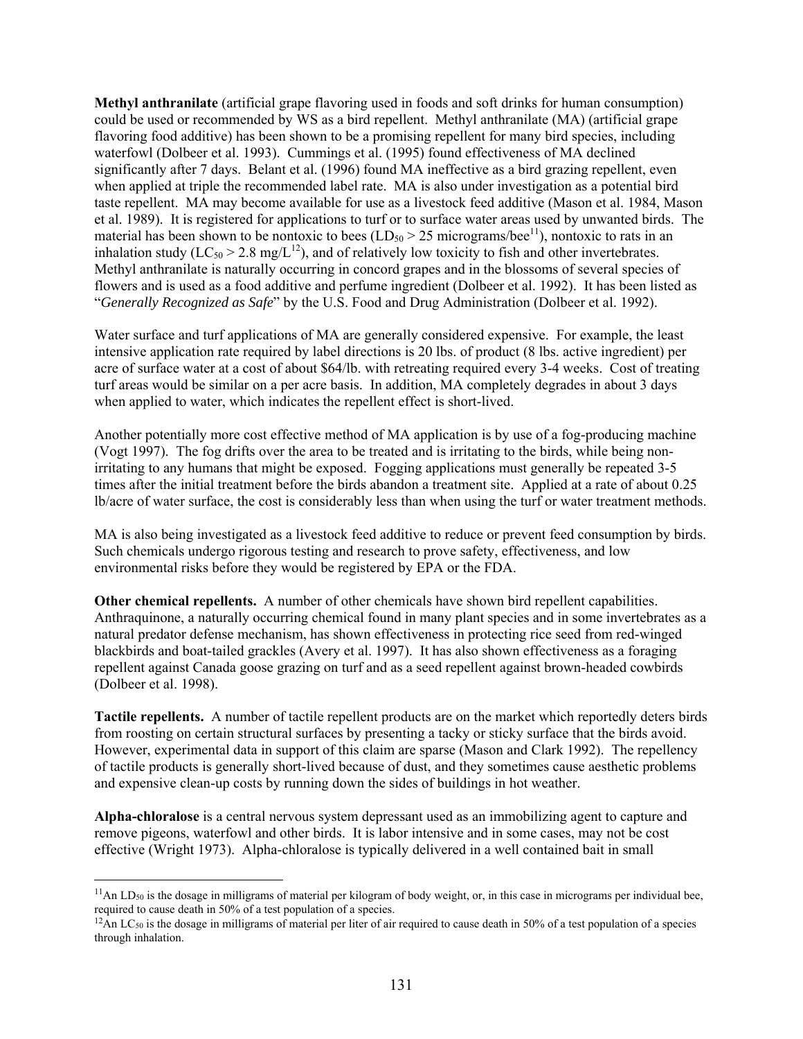**Methyl anthranilate** (artificial grape flavoring used in foods and soft drinks for human consumption) could be used or recommended by WS as a bird repellent. Methyl anthranilate (MA) (artificial grape flavoring food additive) has been shown to be a promising repellent for many bird species, including waterfowl (Dolbeer et al. 1993). Cummings et al. (1995) found effectiveness of MA declined significantly after 7 days. Belant et al. (1996) found MA ineffective as a bird grazing repellent, even when applied at triple the recommended label rate. MA is also under investigation as a potential bird taste repellent. MA may become available for use as a livestock feed additive (Mason et al. 1984, Mason et al. 1989). It is registered for applications to turf or to surface water areas used by unwanted birds. The material has been shown to be nontoxic to bees ($LD_{50}$ > 25 micrograms/bee[11]), nontoxic to rats in an inhalation study ($LC_{50}$ > 2.8 mg/L[12]), and of relatively low toxicity to fish and other invertebrates. Methyl anthranilate is naturally occurring in concord grapes and in the blossoms of several species of flowers and is used as a food additive and perfume ingredient (Dolbeer et al. 1992). It has been listed as "*Generally Recognized as Safe*" by the U.S. Food and Drug Administration (Dolbeer et al. 1992).

Water surface and turf applications of MA are generally considered expensive. For example, the least intensive application rate required by label directions is 20 lbs. of product (8 lbs. active ingredient) per acre of surface water at a cost of about $64/lb. with retreating required every 3-4 weeks. Cost of treating turf areas would be similar on a per acre basis. In addition, MA completely degrades in about 3 days when applied to water, which indicates the repellent effect is short-lived.

Another potentially more cost effective method of MA application is by use of a fog-producing machine (Vogt 1997). The fog drifts over the area to be treated and is irritating to the birds, while being non-irritating to any humans that might be exposed. Fogging applications must generally be repeated 3-5 times after the initial treatment before the birds abandon a treatment site. Applied at a rate of about 0.25 lb/acre of water surface, the cost is considerably less than when using the turf or water treatment methods.

MA is also being investigated as a livestock feed additive to reduce or prevent feed consumption by birds. Such chemicals undergo rigorous testing and research to prove safety, effectiveness, and low environmental risks before they would be registered by EPA or the FDA.

**Other chemical repellents.** A number of other chemicals have shown bird repellent capabilities. Anthraquinone, a naturally occurring chemical found in many plant species and in some invertebrates as a natural predator defense mechanism, has shown effectiveness in protecting rice seed from red-winged blackbirds and boat-tailed grackles (Avery et al. 1997). It has also shown effectiveness as a foraging repellent against Canada goose grazing on turf and as a seed repellent against brown-headed cowbirds (Dolbeer et al. 1998).

**Tactile repellents.** A number of tactile repellent products are on the market which reportedly deters birds from roosting on certain structural surfaces by presenting a tacky or sticky surface that the birds avoid. However, experimental data in support of this claim are sparse (Mason and Clark 1992). The repellency of tactile products is generally short-lived because of dust, and they sometimes cause aesthetic problems and expensive clean-up costs by running down the sides of buildings in hot weather.

**Alpha-chloralose** is a central nervous system depressant used as an immobilizing agent to capture and remove pigeons, waterfowl and other birds. It is labor intensive and in some cases, may not be cost effective (Wright 1973). Alpha-chloralose is typically delivered in a well contained bait in small

---

[11] An $LD_{50}$ is the dosage in milligrams of material per kilogram of body weight, or, in this case in micrograms per individual bee, required to cause death in 50% of a test population of a species.

[12] An $LC_{50}$ is the dosage in milligrams of material per liter of air required to cause death in 50% of a test population of a species through inhalation.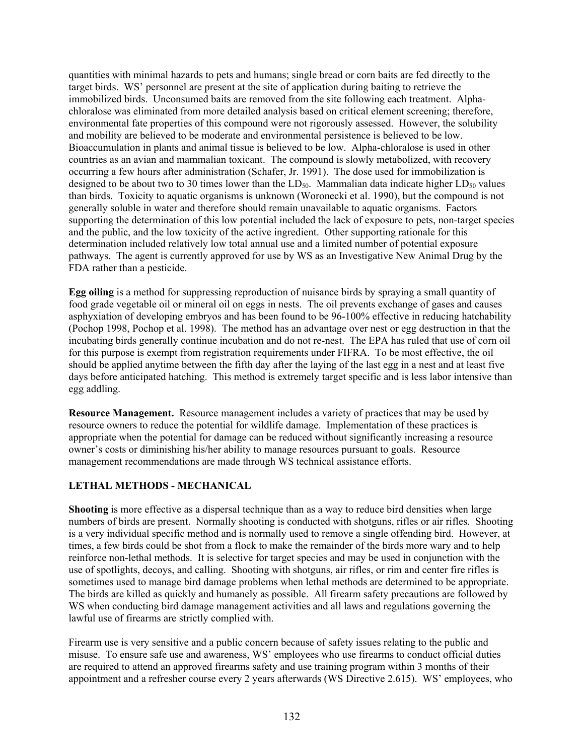quantities with minimal hazards to pets and humans; single bread or corn baits are fed directly to the target birds. WS' personnel are present at the site of application during baiting to retrieve the immobilized birds. Unconsumed baits are removed from the site following each treatment. Alpha-chloralose was eliminated from more detailed analysis based on critical element screening; therefore, environmental fate properties of this compound were not rigorously assessed. However, the solubility and mobility are believed to be moderate and environmental persistence is believed to be low. Bioaccumulation in plants and animal tissue is believed to be low. Alpha-chloralose is used in other countries as an avian and mammalian toxicant. The compound is slowly metabolized, with recovery occurring a few hours after administration (Schafer, Jr. 1991). The dose used for immobilization is designed to be about two to 30 times lower than the $LD_{50}$. Mammalian data indicate higher $LD_{50}$ values than birds. Toxicity to aquatic organisms is unknown (Woronecki et al. 1990), but the compound is not generally soluble in water and therefore should remain unavailable to aquatic organisms. Factors supporting the determination of this low potential included the lack of exposure to pets, non-target species and the public, and the low toxicity of the active ingredient. Other supporting rationale for this determination included relatively low total annual use and a limited number of potential exposure pathways. The agent is currently approved for use by WS as an Investigative New Animal Drug by the FDA rather than a pesticide.

**Egg oiling** is a method for suppressing reproduction of nuisance birds by spraying a small quantity of food grade vegetable oil or mineral oil on eggs in nests. The oil prevents exchange of gases and causes asphyxiation of developing embryos and has been found to be 96-100% effective in reducing hatchability (Pochop 1998, Pochop et al. 1998). The method has an advantage over nest or egg destruction in that the incubating birds generally continue incubation and do not re-nest. The EPA has ruled that use of corn oil for this purpose is exempt from registration requirements under FIFRA. To be most effective, the oil should be applied anytime between the fifth day after the laying of the last egg in a nest and at least five days before anticipated hatching. This method is extremely target specific and is less labor intensive than egg addling.

**Resource Management.** Resource management includes a variety of practices that may be used by resource owners to reduce the potential for wildlife damage. Implementation of these practices is appropriate when the potential for damage can be reduced without significantly increasing a resource owner's costs or diminishing his/her ability to manage resources pursuant to goals. Resource management recommendations are made through WS technical assistance efforts.

### LETHAL METHODS - MECHANICAL

**Shooting** is more effective as a dispersal technique than as a way to reduce bird densities when large numbers of birds are present. Normally shooting is conducted with shotguns, rifles or air rifles. Shooting is a very individual specific method and is normally used to remove a single offending bird. However, at times, a few birds could be shot from a flock to make the remainder of the birds more wary and to help reinforce non-lethal methods. It is selective for target species and may be used in conjunction with the use of spotlights, decoys, and calling. Shooting with shotguns, air rifles, or rim and center fire rifles is sometimes used to manage bird damage problems when lethal methods are determined to be appropriate. The birds are killed as quickly and humanely as possible. All firearm safety precautions are followed by WS when conducting bird damage management activities and all laws and regulations governing the lawful use of firearms are strictly complied with.

Firearm use is very sensitive and a public concern because of safety issues relating to the public and misuse. To ensure safe use and awareness, WS' employees who use firearms to conduct official duties are required to attend an approved firearms safety and use training program within 3 months of their appointment and a refresher course every 2 years afterwards (WS Directive 2.615). WS' employees, who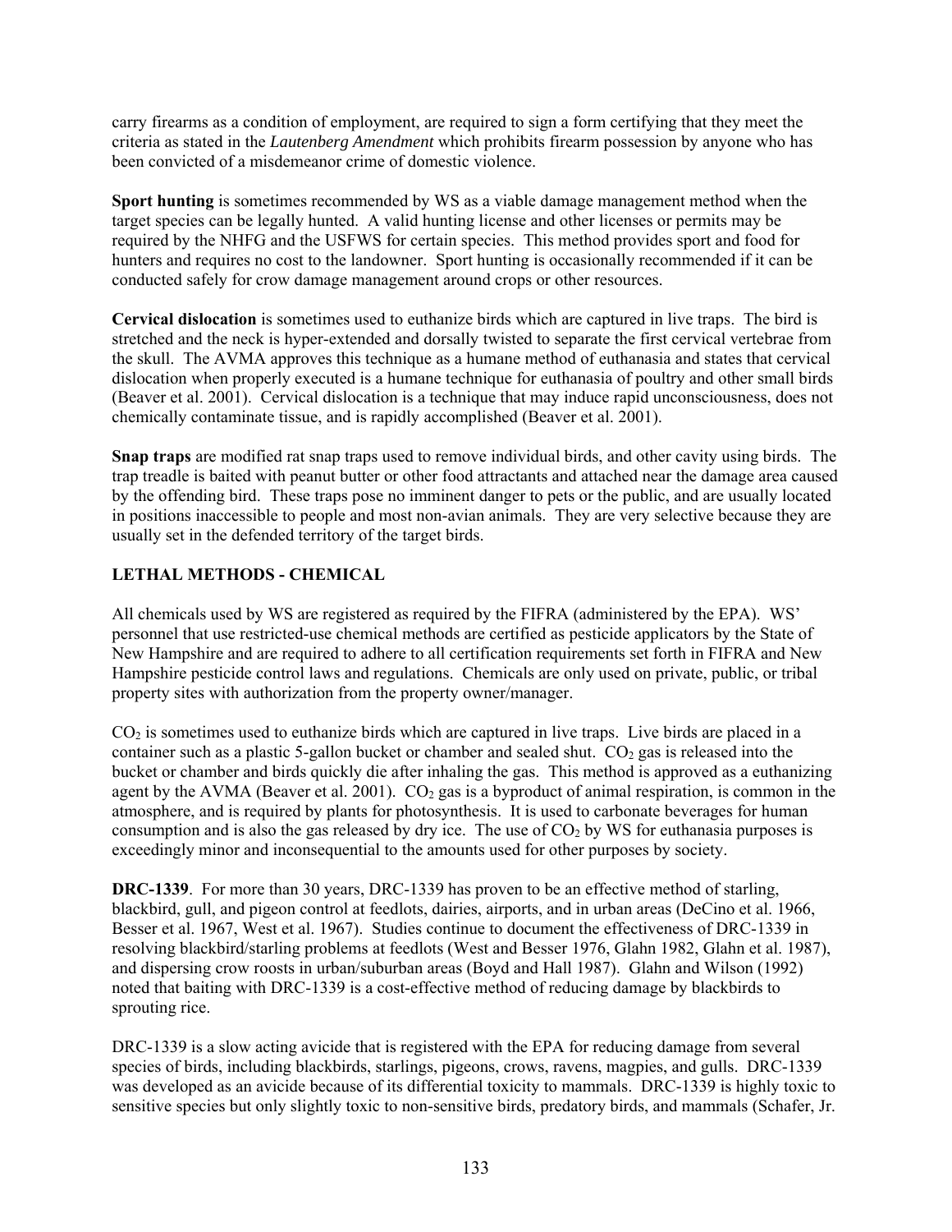carry firearms as a condition of employment, are required to sign a form certifying that they meet the criteria as stated in the *Lautenberg Amendment* which prohibits firearm possession by anyone who has been convicted of a misdemeanor crime of domestic violence.

**Sport hunting** is sometimes recommended by WS as a viable damage management method when the target species can be legally hunted. A valid hunting license and other licenses or permits may be required by the NHFG and the USFWS for certain species. This method provides sport and food for hunters and requires no cost to the landowner. Sport hunting is occasionally recommended if it can be conducted safely for crow damage management around crops or other resources.

**Cervical dislocation** is sometimes used to euthanize birds which are captured in live traps. The bird is stretched and the neck is hyper-extended and dorsally twisted to separate the first cervical vertebrae from the skull. The AVMA approves this technique as a humane method of euthanasia and states that cervical dislocation when properly executed is a humane technique for euthanasia of poultry and other small birds (Beaver et al. 2001). Cervical dislocation is a technique that may induce rapid unconsciousness, does not chemically contaminate tissue, and is rapidly accomplished (Beaver et al. 2001).

**Snap traps** are modified rat snap traps used to remove individual birds, and other cavity using birds. The trap treadle is baited with peanut butter or other food attractants and attached near the damage area caused by the offending bird. These traps pose no imminent danger to pets or the public, and are usually located in positions inaccessible to people and most non-avian animals. They are very selective because they are usually set in the defended territory of the target birds.

## LETHAL METHODS - CHEMICAL

All chemicals used by WS are registered as required by the FIFRA (administered by the EPA). WS' personnel that use restricted-use chemical methods are certified as pesticide applicators by the State of New Hampshire and are required to adhere to all certification requirements set forth in FIFRA and New Hampshire pesticide control laws and regulations. Chemicals are only used on private, public, or tribal property sites with authorization from the property owner/manager.

$CO_2$ is sometimes used to euthanize birds which are captured in live traps. Live birds are placed in a container such as a plastic 5-gallon bucket or chamber and sealed shut. $CO_2$ gas is released into the bucket or chamber and birds quickly die after inhaling the gas. This method is approved as a euthanizing agent by the AVMA (Beaver et al. 2001). $CO_2$ gas is a byproduct of animal respiration, is common in the atmosphere, and is required by plants for photosynthesis. It is used to carbonate beverages for human consumption and is also the gas released by dry ice. The use of $CO_2$ by WS for euthanasia purposes is exceedingly minor and inconsequential to the amounts used for other purposes by society.

**DRC-1339**. For more than 30 years, DRC-1339 has proven to be an effective method of starling, blackbird, gull, and pigeon control at feedlots, dairies, airports, and in urban areas (DeCino et al. 1966, Besser et al. 1967, West et al. 1967). Studies continue to document the effectiveness of DRC-1339 in resolving blackbird/starling problems at feedlots (West and Besser 1976, Glahn 1982, Glahn et al. 1987), and dispersing crow roosts in urban/suburban areas (Boyd and Hall 1987). Glahn and Wilson (1992) noted that baiting with DRC-1339 is a cost-effective method of reducing damage by blackbirds to sprouting rice.

DRC-1339 is a slow acting avicide that is registered with the EPA for reducing damage from several species of birds, including blackbirds, starlings, pigeons, crows, ravens, magpies, and gulls. DRC-1339 was developed as an avicide because of its differential toxicity to mammals. DRC-1339 is highly toxic to sensitive species but only slightly toxic to non-sensitive birds, predatory birds, and mammals (Schafer, Jr.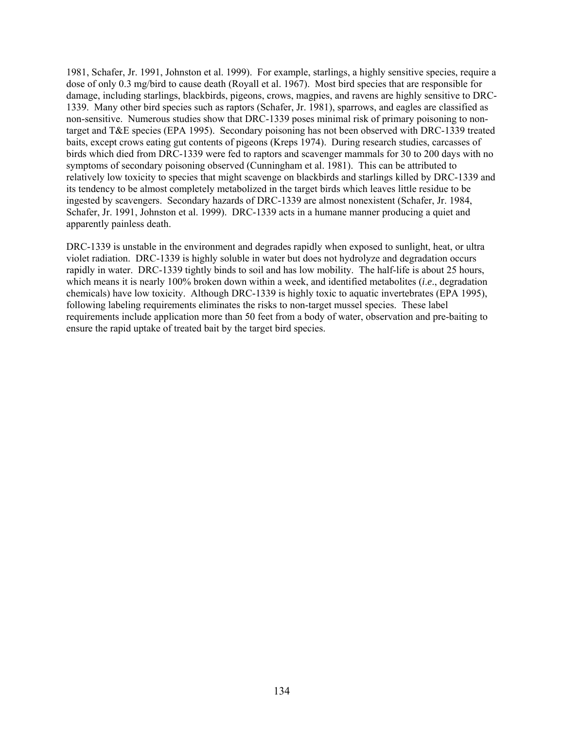1981, Schafer, Jr. 1991, Johnston et al. 1999). For example, starlings, a highly sensitive species, require a dose of only 0.3 mg/bird to cause death (Royall et al. 1967). Most bird species that are responsible for damage, including starlings, blackbirds, pigeons, crows, magpies, and ravens are highly sensitive to DRC-1339. Many other bird species such as raptors (Schafer, Jr. 1981), sparrows, and eagles are classified as non-sensitive. Numerous studies show that DRC-1339 poses minimal risk of primary poisoning to non-target and T&E species (EPA 1995). Secondary poisoning has not been observed with DRC-1339 treated baits, except crows eating gut contents of pigeons (Kreps 1974). During research studies, carcasses of birds which died from DRC-1339 were fed to raptors and scavenger mammals for 30 to 200 days with no symptoms of secondary poisoning observed (Cunningham et al. 1981). This can be attributed to relatively low toxicity to species that might scavenge on blackbirds and starlings killed by DRC-1339 and its tendency to be almost completely metabolized in the target birds which leaves little residue to be ingested by scavengers. Secondary hazards of DRC-1339 are almost nonexistent (Schafer, Jr. 1984, Schafer, Jr. 1991, Johnston et al. 1999). DRC-1339 acts in a humane manner producing a quiet and apparently painless death.

DRC-1339 is unstable in the environment and degrades rapidly when exposed to sunlight, heat, or ultra violet radiation. DRC-1339 is highly soluble in water but does not hydrolyze and degradation occurs rapidly in water. DRC-1339 tightly binds to soil and has low mobility. The half-life is about 25 hours, which means it is nearly 100% broken down within a week, and identified metabolites (*i.e*., degradation chemicals) have low toxicity. Although DRC-1339 is highly toxic to aquatic invertebrates (EPA 1995), following labeling requirements eliminates the risks to non-target mussel species. These label requirements include application more than 50 feet from a body of water, observation and pre-baiting to ensure the rapid uptake of treated bait by the target bird species.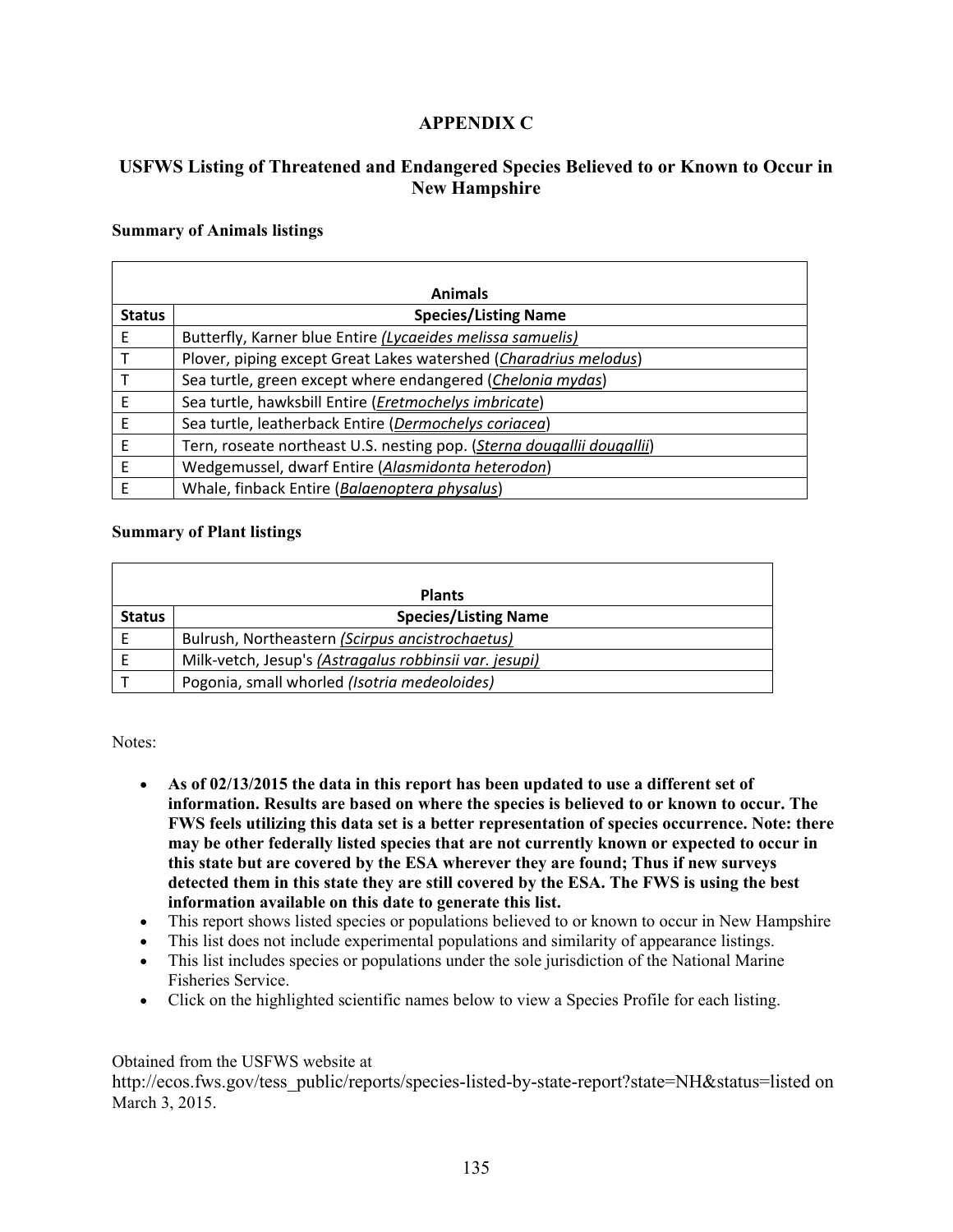# APPENDIX C

## USFWS Listing of Threatened and Endangered Species Believed to or Known to Occur in New Hampshire

**Summary of Animals listings**

| Animals | |
|---|---|
| **Status** | **Species/Listing Name** |
| E | Butterfly, Karner blue Entire *(Lycaeides melissa samuelis)* |
| T | Plover, piping except Great Lakes watershed (*Charadrius melodus*) |
| T | Sea turtle, green except where endangered (*Chelonia mydas*) |
| E | Sea turtle, hawksbill Entire (*Eretmochelys imbricate*) |
| E | Sea turtle, leatherback Entire (*Dermochelys coriacea*) |
| E | Tern, roseate northeast U.S. nesting pop. (*Sterna dougallii dougallii*) |
| E | Wedgemussel, dwarf Entire (*Alasmidonta heterodon*) |
| E | Whale, finback Entire (*Balaenoptera physalus*) |

**Summary of Plant listings**

| Plants | |
|---|---|
| **Status** | **Species/Listing Name** |
| E | Bulrush, Northeastern *(Scirpus ancistrochaetus)* |
| E | Milk-vetch, Jesup's *(Astragalus robbinsii var. jesupi)* |
| T | Pogonia, small whorled *(Isotria medeoloides)* |

Notes:

- **As of 02/13/2015 the data in this report has been updated to use a different set of information. Results are based on where the species is believed to or known to occur. The FWS feels utilizing this data set is a better representation of species occurrence. Note: there may be other federally listed species that are not currently known or expected to occur in this state but are covered by the ESA wherever they are found; Thus if new surveys detected them in this state they are still covered by the ESA. The FWS is using the best information available on this date to generate this list.**
- This report shows listed species or populations believed to or known to occur in New Hampshire
- This list does not include experimental populations and similarity of appearance listings.
- This list includes species or populations under the sole jurisdiction of the National Marine Fisheries Service.
- Click on the highlighted scientific names below to view a Species Profile for each listing.

Obtained from the USFWS website at http://ecos.fws.gov/tess_public/reports/species-listed-by-state-report?state=NH&status=listed on March 3, 2015.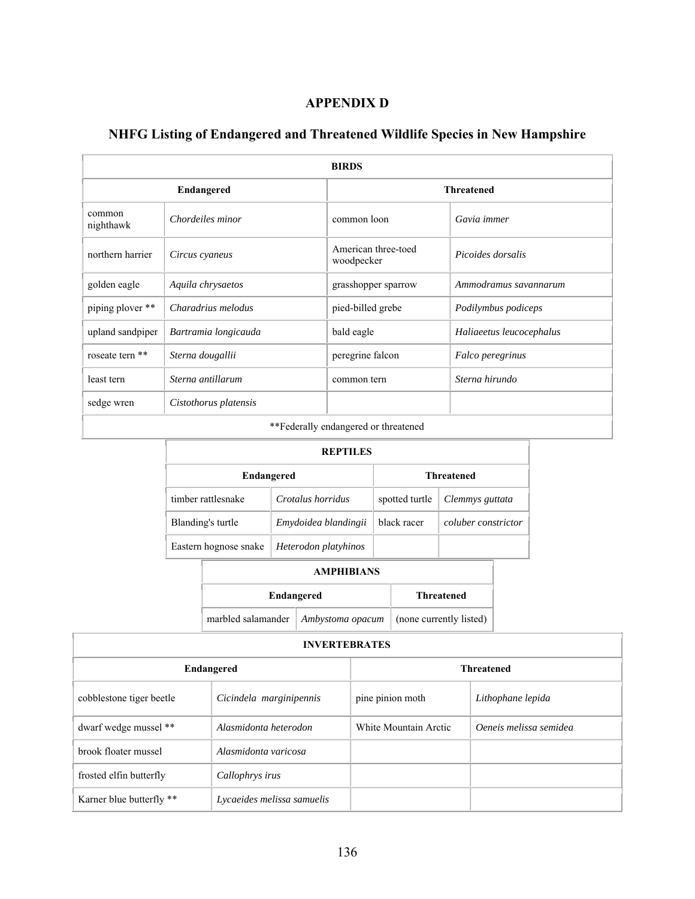# APPENDIX D

## NHFG Listing of Endangered and Threatened Wildlife Species in New Hampshire

| BIRDS | | | |
|---|---|---|---|
| **Endangered** | | **Threatened** | |
| common nighthawk | *Chordeiles minor* | common loon | *Gavia immer* |
| northern harrier | *Circus cyaneus* | American three-toed woodpecker | *Picoides dorsalis* |
| golden eagle | *Aquila chrysaetos* | grasshopper sparrow | *Ammodramus savannarum* |
| piping plover ** | *Charadrius melodus* | pied-billed grebe | *Podilymbus podiceps* |
| upland sandpiper | *Bartramia longicauda* | bald eagle | *Haliaeetus leucocephalus* |
| roseate tern ** | *Sterna dougallii* | peregrine falcon | *Falco peregrinus* |
| least tern | *Sterna antillarum* | common tern | *Sterna hirundo* |
| sedge wren | *Cistothorus platensis* | | |
| **Federally endangered or threatened | | | |

| REPTILES | | | |
|---|---|---|---|
| **Endangered** | | **Threatened** | |
| timber rattlesnake | *Crotalus horridus* | spotted turtle | *Clemmys guttata* |
| Blanding's turtle | *Emydoidea blandingii* | black racer | *coluber constrictor* |
| Eastern hognose snake | *Heterodon platyhinos* | | |

| AMPHIBIANS | | |
|---|---|---|
| **Endangered** | | **Threatened** |
| marbled salamander | *Ambystoma opacum* | (none currently listed) |

| INVERTEBRATES | | | |
|---|---|---|---|
| **Endangered** | | **Threatened** | |
| cobblestone tiger beetle | *Cicindela marginipennis* | pine pinion moth | *Lithophane lepida* |
| dwarf wedge mussel ** | *Alasmidonta heterodon* | White Mountain Arctic | *Oeneis melissa semidea* |
| brook floater mussel | *Alasmidonta varicosa* | | |
| frosted elfin butterfly | *Callophrys irus* | | |
| Karner blue butterfly ** | *Lycaeides melissa samuelis* | | |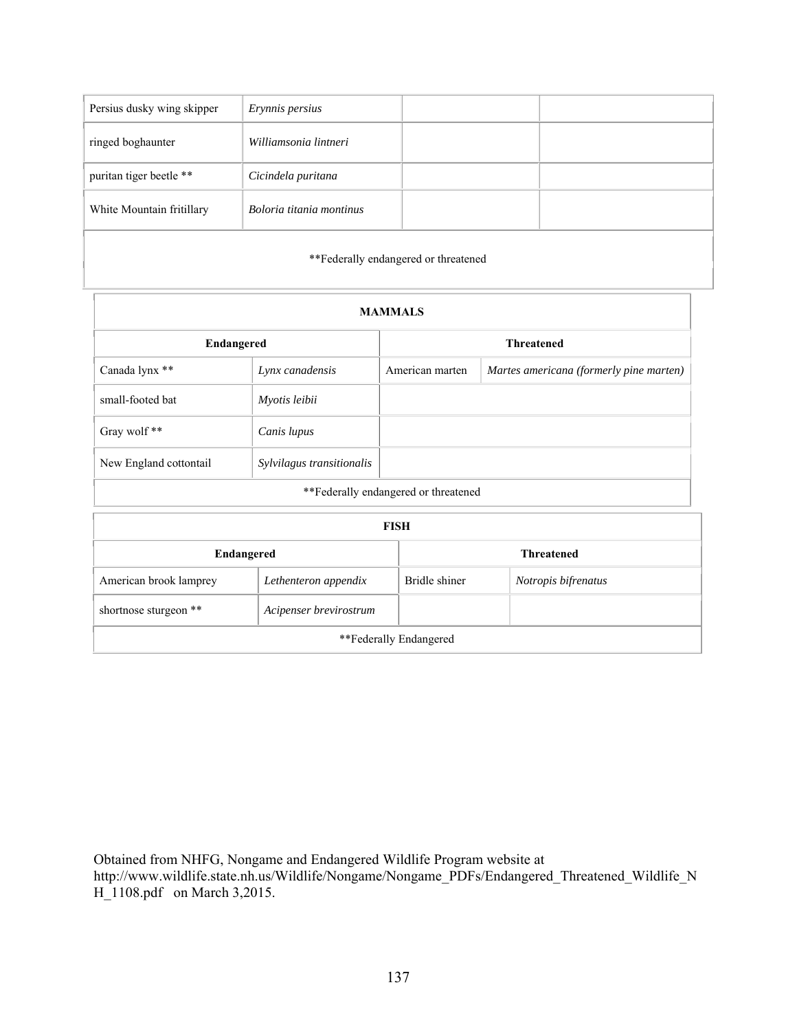| | | | |
|---|---|---|---|
| Persius dusky wing skipper | *Erynnis persius* | | |
| ringed boghaunter | *Williamsonia lintneri* | | |
| puritan tiger beetle ** | *Cicindela puritana* | | |
| White Mountain fritillary | *Boloria titania montinus* | | |
| **Federally endangered or threatened | | | |

| **MAMMALS** | | | |
|---|---|---|---|
| **Endangered** | | **Threatened** | |
| Canada lynx ** | *Lynx canadensis* | American marten | *Martes americana (formerly pine marten)* |
| small-footed bat | *Myotis leibii* | | |
| Gray wolf ** | *Canis lupus* | | |
| New England cottontail | *Sylvilagus transitionalis* | | |
| **Federally endangered or threatened | | | |

| **FISH** | | | |
|---|---|---|---|
| **Endangered** | | **Threatened** | |
| American brook lamprey | *Lethenteron appendix* | Bridle shiner | *Notropis bifrenatus* |
| shortnose sturgeon ** | *Acipenser brevirostrum* | | |
| **Federally Endangered | | | |

Obtained from NHFG, Nongame and Endangered Wildlife Program website at http://www.wildlife.state.nh.us/Wildlife/Nongame/Nongame_PDFs/Endangered_Threatened_Wildlife_NH_1108.pdf on March 3,2015.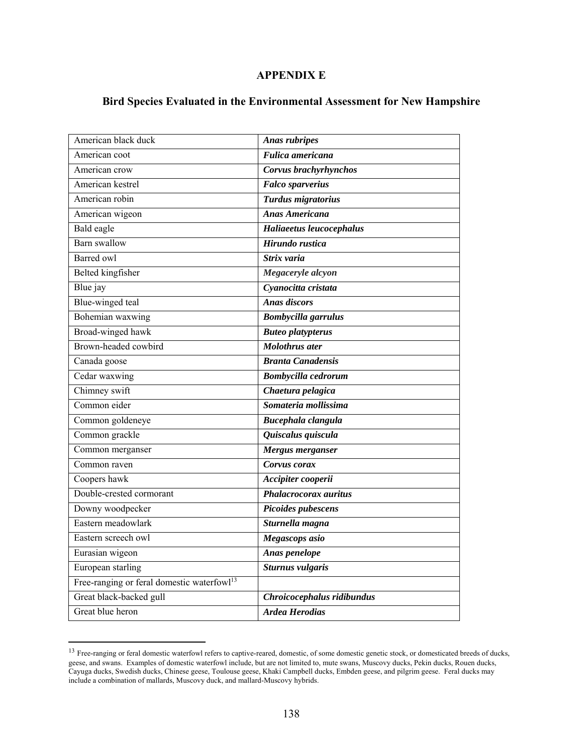**APPENDIX E**

**Bird Species Evaluated in the Environmental Assessment for New Hampshire**

| | |
|---|---|
| American black duck | ***Anas rubripes*** |
| American coot | ***Fulica americana*** |
| American crow | ***Corvus brachyrhynchos*** |
| American kestrel | ***Falco sparverius*** |
| American robin | ***Turdus migratorius*** |
| American wigeon | ***Anas Americana*** |
| Bald eagle | ***Haliaeetus leucocephalus*** |
| Barn swallow | ***Hirundo rustica*** |
| Barred owl | ***Strix varia*** |
| Belted kingfisher | ***Megaceryle alcyon*** |
| Blue jay | ***Cyanocitta cristata*** |
| Blue-winged teal | ***Anas discors*** |
| Bohemian waxwing | ***Bombycilla garrulus*** |
| Broad-winged hawk | ***Buteo platypterus*** |
| Brown-headed cowbird | ***Molothrus ater*** |
| Canada goose | ***Branta Canadensis*** |
| Cedar waxwing | ***Bombycilla cedrorum*** |
| Chimney swift | ***Chaetura pelagica*** |
| Common eider | ***Somateria mollissima*** |
| Common goldeneye | ***Bucephala clangula*** |
| Common grackle | ***Quiscalus quiscula*** |
| Common merganser | ***Mergus merganser*** |
| Common raven | ***Corvus corax*** |
| Coopers hawk | ***Accipiter cooperii*** |
| Double-crested cormorant | ***Phalacrocorax auritus*** |
| Downy woodpecker | ***Picoides pubescens*** |
| Eastern meadowlark | ***Sturnella magna*** |
| Eastern screech owl | ***Megascops asio*** |
| Eurasian wigeon | ***Anas penelope*** |
| European starling | ***Sturnus vulgaris*** |
| Free-ranging or feral domestic waterfowl[13] | |
| Great black-backed gull | ***Chroicocephalus ridibundus*** |
| Great blue heron | ***Ardea Herodias*** |

[13] Free-ranging or feral domestic waterfowl refers to captive-reared, domestic, of some domestic genetic stock, or domesticated breeds of ducks, geese, and swans. Examples of domestic waterfowl include, but are not limited to, mute swans, Muscovy ducks, Pekin ducks, Rouen ducks, Cayuga ducks, Swedish ducks, Chinese geese, Toulouse geese, Khaki Campbell ducks, Embden geese, and pilgrim geese. Feral ducks may include a combination of mallards, Muscovy duck, and mallard-Muscovy hybrids.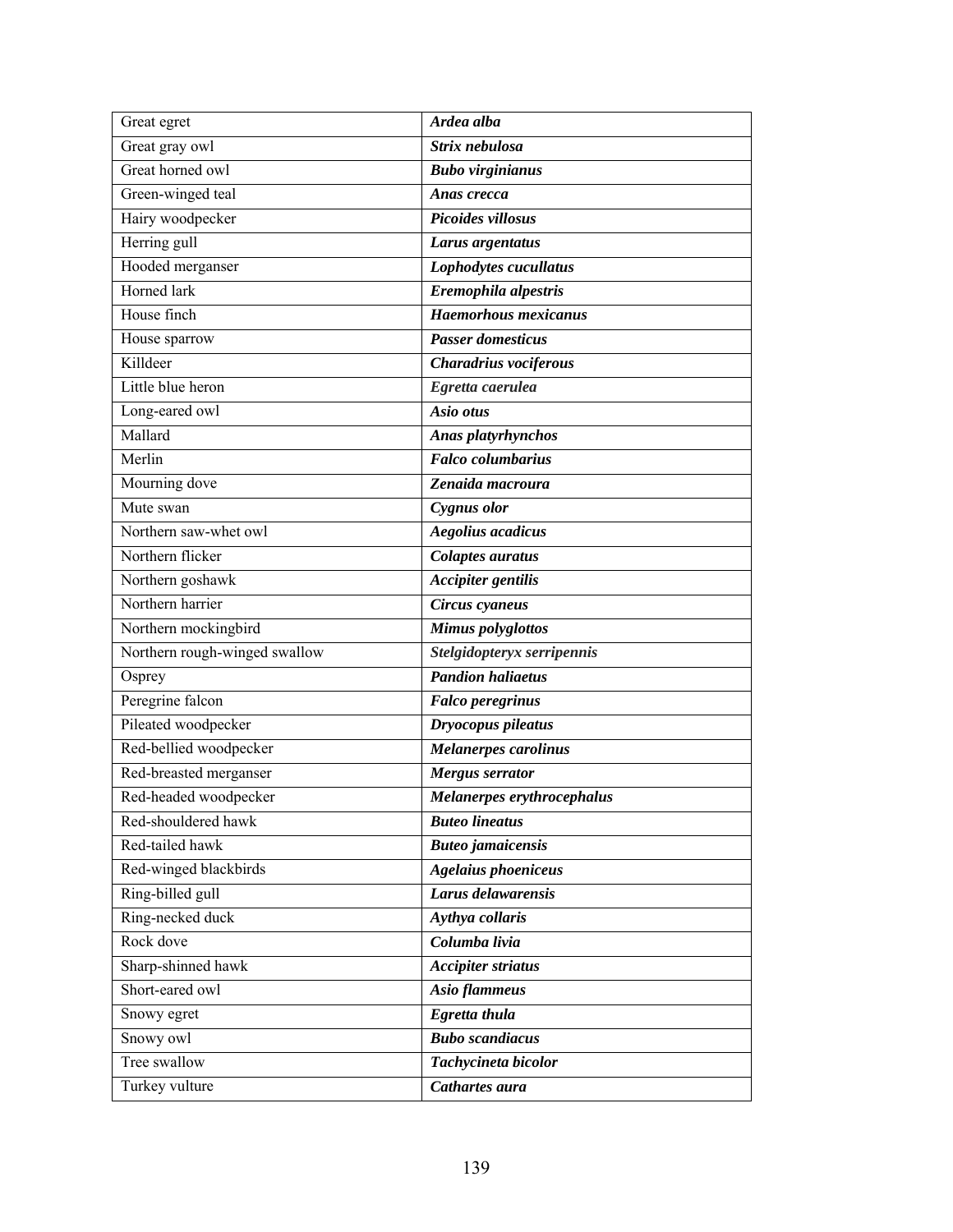| Great egret | ***Ardea alba*** |
|---|---|
| Great gray owl | ***Strix nebulosa*** |
| Great horned owl | ***Bubo virginianus*** |
| Green-winged teal | ***Anas crecca*** |
| Hairy woodpecker | ***Picoides villosus*** |
| Herring gull | ***Larus argentatus*** |
| Hooded merganser | ***Lophodytes cucullatus*** |
| Horned lark | ***Eremophila alpestris*** |
| House finch | ***Haemorhous mexicanus*** |
| House sparrow | ***Passer domesticus*** |
| Killdeer | ***Charadrius vociferous*** |
| Little blue heron | ***Egretta caerulea*** |
| Long-eared owl | ***Asio otus*** |
| Mallard | ***Anas platyrhynchos*** |
| Merlin | ***Falco columbarius*** |
| Mourning dove | ***Zenaida macroura*** |
| Mute swan | ***Cygnus olor*** |
| Northern saw-whet owl | ***Aegolius acadicus*** |
| Northern flicker | ***Colaptes auratus*** |
| Northern goshawk | ***Accipiter gentilis*** |
| Northern harrier | ***Circus cyaneus*** |
| Northern mockingbird | ***Mimus polyglottos*** |
| Northern rough-winged swallow | ***Stelgidopteryx serripennis*** |
| Osprey | ***Pandion haliaetus*** |
| Peregrine falcon | ***Falco peregrinus*** |
| Pileated woodpecker | ***Dryocopus pileatus*** |
| Red-bellied woodpecker | ***Melanerpes carolinus*** |
| Red-breasted merganser | ***Mergus serrator*** |
| Red-headed woodpecker | ***Melanerpes erythrocephalus*** |
| Red-shouldered hawk | ***Buteo lineatus*** |
| Red-tailed hawk | ***Buteo jamaicensis*** |
| Red-winged blackbirds | ***Agelaius phoeniceus*** |
| Ring-billed gull | ***Larus delawarensis*** |
| Ring-necked duck | ***Aythya collaris*** |
| Rock dove | ***Columba livia*** |
| Sharp-shinned hawk | ***Accipiter striatus*** |
| Short-eared owl | ***Asio flammeus*** |
| Snowy egret | ***Egretta thula*** |
| Snowy owl | ***Bubo scandiacus*** |
| Tree swallow | ***Tachycineta bicolor*** |
| Turkey vulture | ***Cathartes aura*** |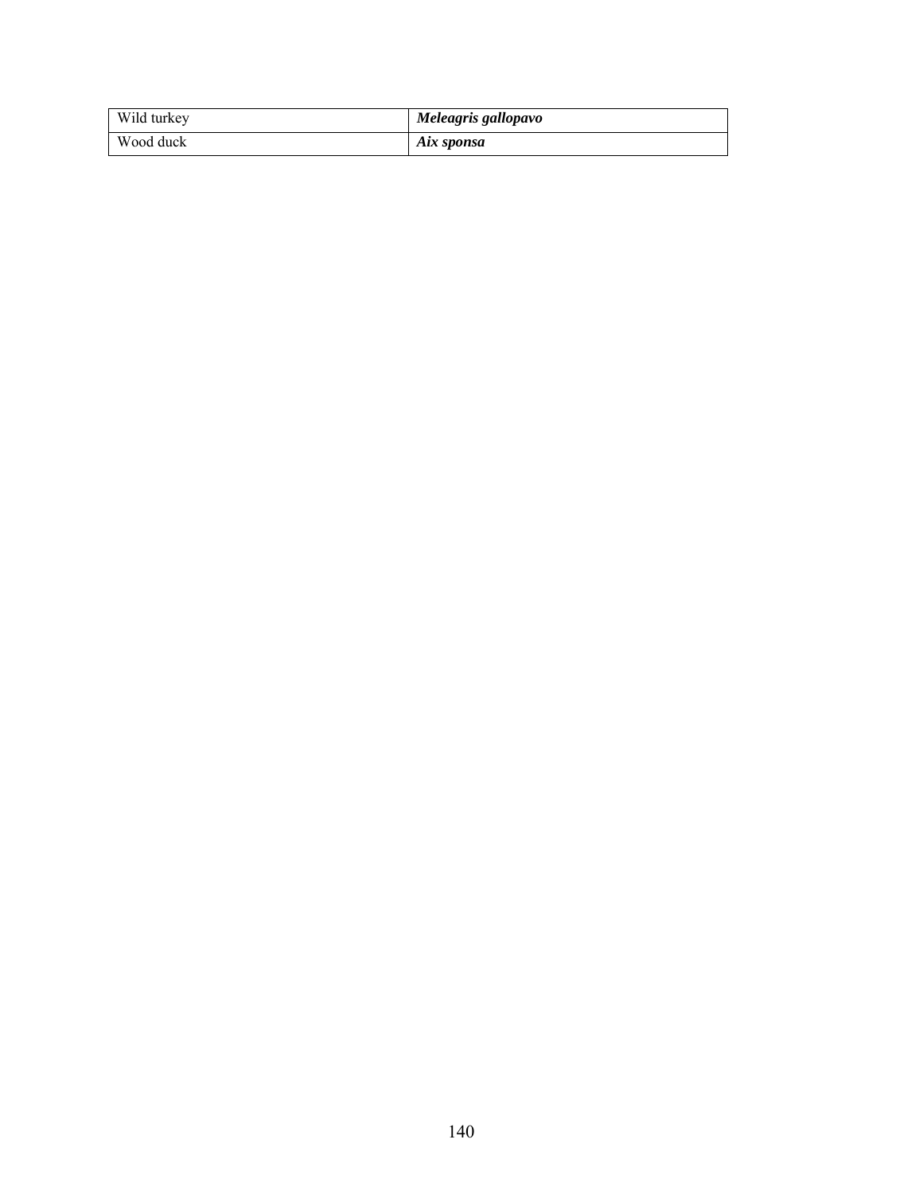| | |
|---|---|
| Wild turkey | ***Meleagris gallopavo*** |
| Wood duck | ***Aix sponsa*** |